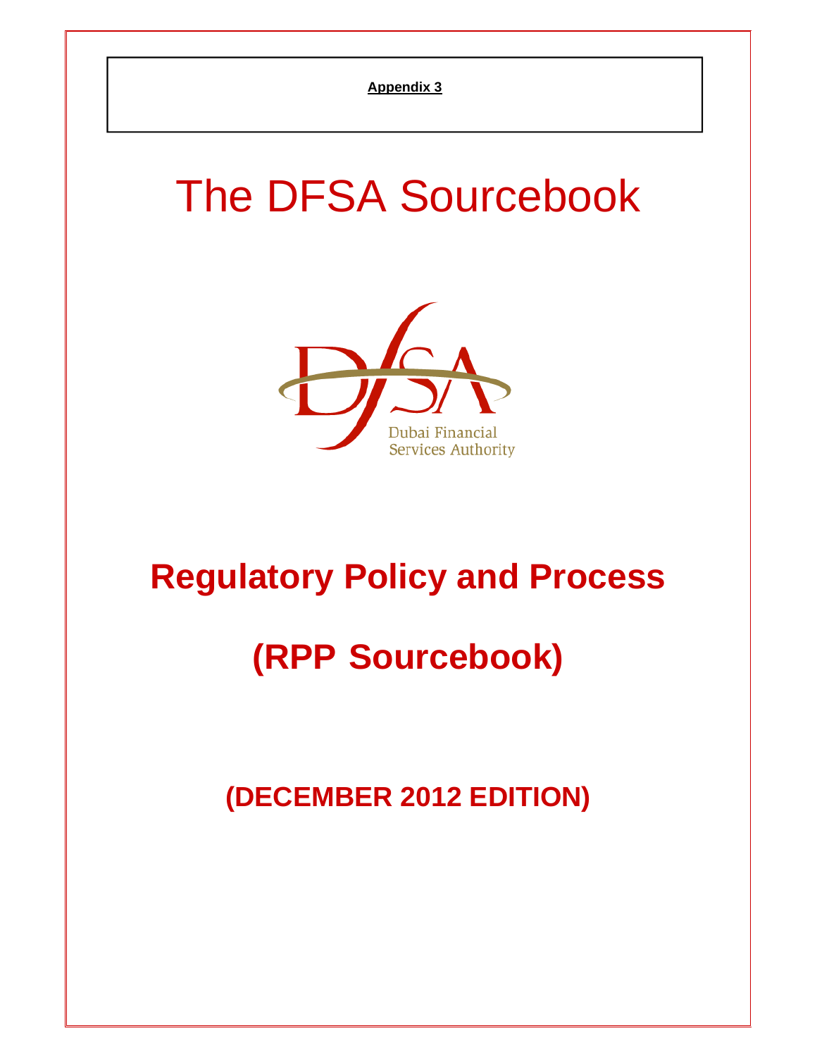**Appendix 3**

# The DFSA Sourcebook

Dubai Financial Services Authority

## Regulatory Policy and Process

## (RPP Sourcebook)

### (DECEMBER 2012 EDITION)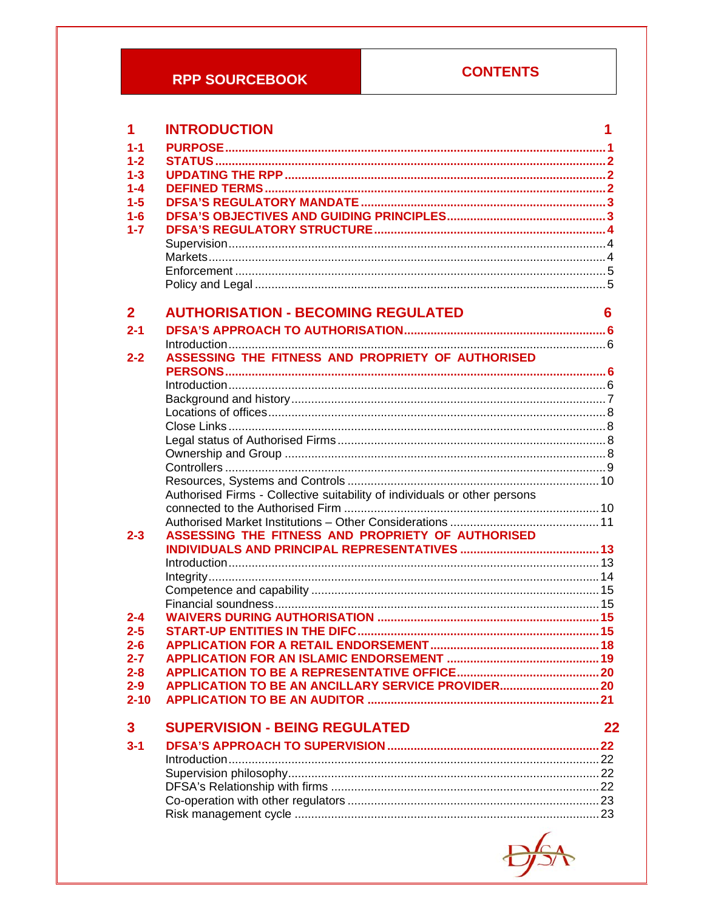# RPP SOURCEBOOK — CONTENTS

| | | |
|---|---|---|
| **1** | **INTRODUCTION** | **1** |
| **1-1** | **PURPOSE** | **1** |
| **1-2** | **STATUS** | **2** |
| **1-3** | **UPDATING THE RPP** | **2** |
| **1-4** | **DEFINED TERMS** | **2** |
| **1-5** | **DFSA'S REGULATORY MANDATE** | **3** |
| **1-6** | **DFSA'S OBJECTIVES AND GUIDING PRINCIPLES** | **3** |
| **1-7** | **DFSA'S REGULATORY STRUCTURE** | **4** |
| | Supervision | 4 |
| | Markets | 4 |
| | Enforcement | 5 |
| | Policy and Legal | 5 |
| **2** | **AUTHORISATION - BECOMING REGULATED** | **6** |
| **2-1** | **DFSA'S APPROACH TO AUTHORISATION** | **6** |
| | Introduction | 6 |
| **2-2** | **ASSESSING THE FITNESS AND PROPRIETY OF AUTHORISED PERSONS** | **6** |
| | Introduction | 6 |
| | Background and history | 7 |
| | Locations of offices | 8 |
| | Close Links | 8 |
| | Legal status of Authorised Firms | 8 |
| | Ownership and Group | 8 |
| | Controllers | 9 |
| | Resources, Systems and Controls | 10 |
| | Authorised Firms - Collective suitability of individuals or other persons connected to the Authorised Firm | 10 |
| | Authorised Market Institutions – Other Considerations | 11 |
| **2-3** | **ASSESSING THE FITNESS AND PROPRIETY OF AUTHORISED INDIVIDUALS AND PRINCIPAL REPRESENTATIVES** | **13** |
| | Introduction | 13 |
| | Integrity | 14 |
| | Competence and capability | 15 |
| | Financial soundness | 15 |
| **2-4** | **WAIVERS DURING AUTHORISATION** | **15** |
| **2-5** | **START-UP ENTITIES IN THE DIFC** | **15** |
| **2-6** | **APPLICATION FOR A RETAIL ENDORSEMENT** | **18** |
| **2-7** | **APPLICATION FOR AN ISLAMIC ENDORSEMENT** | **19** |
| **2-8** | **APPLICATION TO BE A REPRESENTATIVE OFFICE** | **20** |
| **2-9** | **APPLICATION TO BE AN ANCILLARY SERVICE PROVIDER** | **20** |
| **2-10** | **APPLICATION TO BE AN AUDITOR** | **21** |
| **3** | **SUPERVISION - BEING REGULATED** | **22** |
| **3-1** | **DFSA'S APPROACH TO SUPERVISION** | **22** |
| | Introduction | 22 |
| | Supervision philosophy | 22 |
| | DFSA's Relationship with firms | 22 |
| | Co-operation with other regulators | 23 |
| | Risk management cycle | 23 |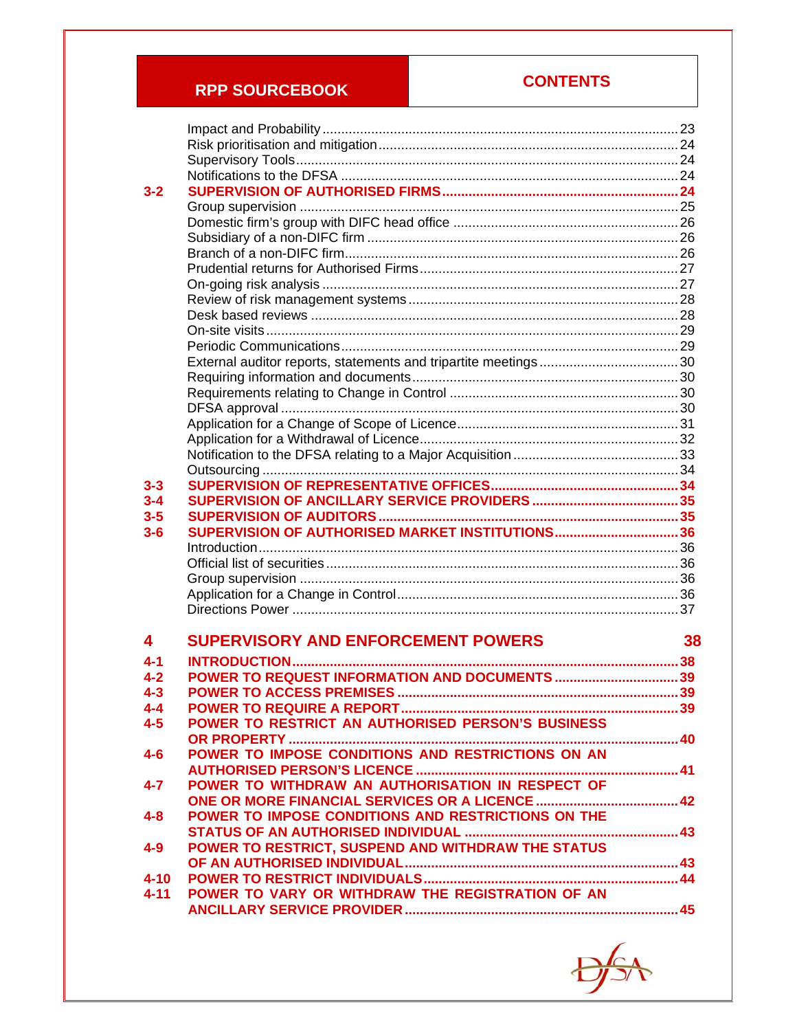| | | |
|---|---|---|
| | Impact and Probability | 23 |
| | Risk prioritisation and mitigation | 24 |
| | Supervisory Tools | 24 |
| | Notifications to the DFSA | 24 |
| **3-2** | **SUPERVISION OF AUTHORISED FIRMS** | **24** |
| | Group supervision | 25 |
| | Domestic firm's group with DIFC head office | 26 |
| | Subsidiary of a non-DIFC firm | 26 |
| | Branch of a non-DIFC firm | 26 |
| | Prudential returns for Authorised Firms | 27 |
| | On-going risk analysis | 27 |
| | Review of risk management systems | 28 |
| | Desk based reviews | 28 |
| | On-site visits | 29 |
| | Periodic Communications | 29 |
| | External auditor reports, statements and tripartite meetings | 30 |
| | Requiring information and documents | 30 |
| | Requirements relating to Change in Control | 30 |
| | DFSA approval | 30 |
| | Application for a Change of Scope of Licence | 31 |
| | Application for a Withdrawal of Licence | 32 |
| | Notification to the DFSA relating to a Major Acquisition | 33 |
| | Outsourcing | 34 |
| **3-3** | **SUPERVISION OF REPRESENTATIVE OFFICES** | **34** |
| **3-4** | **SUPERVISION OF ANCILLARY SERVICE PROVIDERS** | **35** |
| **3-5** | **SUPERVISION OF AUDITORS** | **35** |
| **3-6** | **SUPERVISION OF AUTHORISED MARKET INSTITUTIONS** | **36** |
| | Introduction | 36 |
| | Official list of securities | 36 |
| | Group supervision | 36 |
| | Application for a Change in Control | 36 |
| | Directions Power | 37 |
| **4** | **SUPERVISORY AND ENFORCEMENT POWERS** | **38** |
| **4-1** | **INTRODUCTION** | **38** |
| **4-2** | **POWER TO REQUEST INFORMATION AND DOCUMENTS** | **39** |
| **4-3** | **POWER TO ACCESS PREMISES** | **39** |
| **4-4** | **POWER TO REQUIRE A REPORT** | **39** |
| **4-5** | **POWER TO RESTRICT AN AUTHORISED PERSON'S BUSINESS OR PROPERTY** | **40** |
| **4-6** | **POWER TO IMPOSE CONDITIONS AND RESTRICTIONS ON AN AUTHORISED PERSON'S LICENCE** | **41** |
| **4-7** | **POWER TO WITHDRAW AN AUTHORISATION IN RESPECT OF ONE OR MORE FINANCIAL SERVICES OR A LICENCE** | **42** |
| **4-8** | **POWER TO IMPOSE CONDITIONS AND RESTRICTIONS ON THE STATUS OF AN AUTHORISED INDIVIDUAL** | **43** |
| **4-9** | **POWER TO RESTRICT, SUSPEND AND WITHDRAW THE STATUS OF AN AUTHORISED INDIVIDUAL** | **43** |
| **4-10** | **POWER TO RESTRICT INDIVIDUALS** | **44** |
| **4-11** | **POWER TO VARY OR WITHDRAW THE REGISTRATION OF AN ANCILLARY SERVICE PROVIDER** | **45** |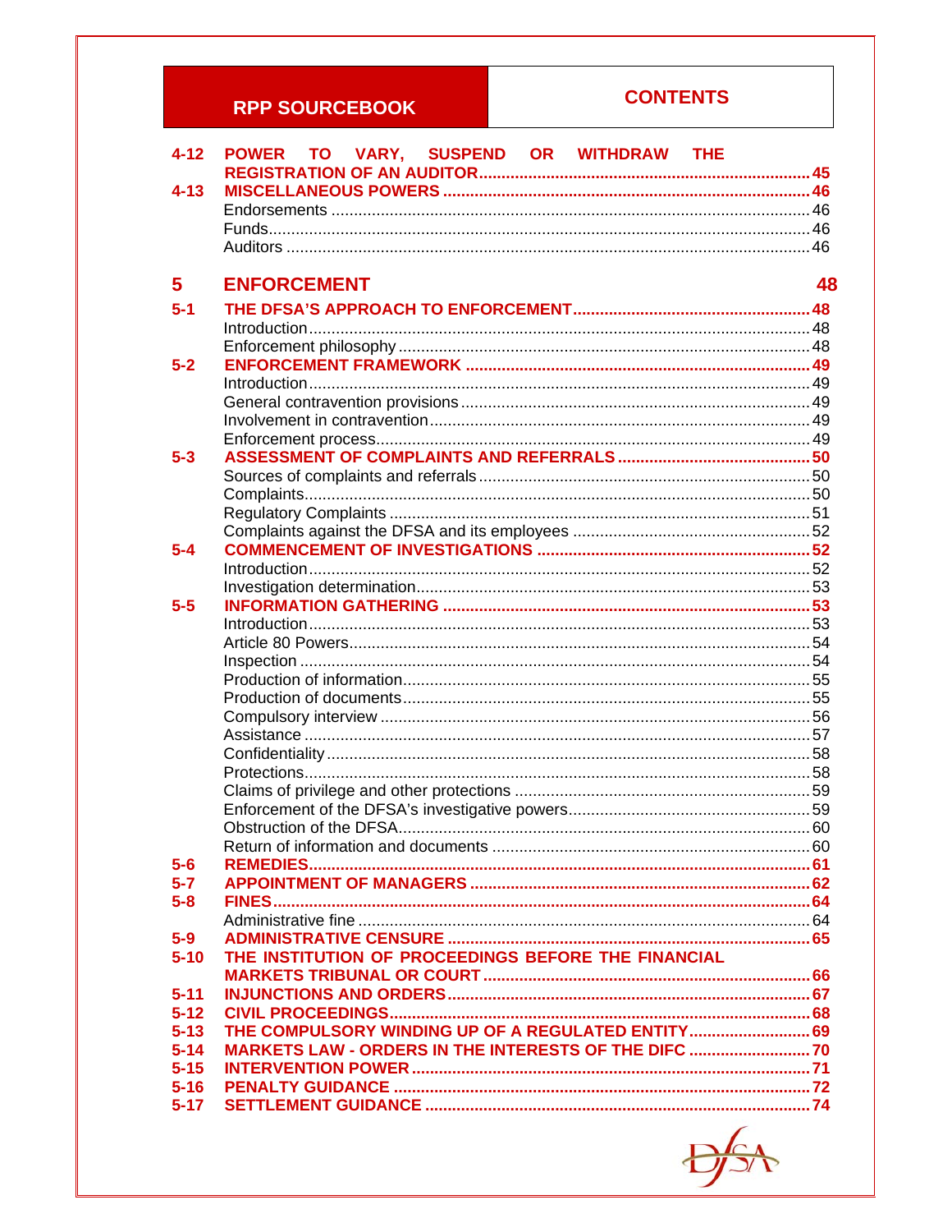| | | |
|---|---|---|
| **4-12** | **POWER TO VARY, SUSPEND OR WITHDRAW THE REGISTRATION OF AN AUDITOR** | **45** |
| **4-13** | **MISCELLANEOUS POWERS** | **46** |
| | Endorsements | 46 |
| | Funds | 46 |
| | Auditors | 46 |

## 5 ENFORCEMENT 48

| | | |
|---|---|---|
| **5-1** | **THE DFSA'S APPROACH TO ENFORCEMENT** | **48** |
| | Introduction | 48 |
| | Enforcement philosophy | 48 |
| **5-2** | **ENFORCEMENT FRAMEWORK** | **49** |
| | Introduction | 49 |
| | General contravention provisions | 49 |
| | Involvement in contravention | 49 |
| | Enforcement process | 49 |
| **5-3** | **ASSESSMENT OF COMPLAINTS AND REFERRALS** | **50** |
| | Sources of complaints and referrals | 50 |
| | Complaints | 50 |
| | Regulatory Complaints | 51 |
| | Complaints against the DFSA and its employees | 52 |
| **5-4** | **COMMENCEMENT OF INVESTIGATIONS** | **52** |
| | Introduction | 52 |
| | Investigation determination | 53 |
| **5-5** | **INFORMATION GATHERING** | **53** |
| | Introduction | 53 |
| | Article 80 Powers | 54 |
| | Inspection | 54 |
| | Production of information | 55 |
| | Production of documents | 55 |
| | Compulsory interview | 56 |
| | Assistance | 57 |
| | Confidentiality | 58 |
| | Protections | 58 |
| | Claims of privilege and other protections | 59 |
| | Enforcement of the DFSA's investigative powers | 59 |
| | Obstruction of the DFSA | 60 |
| | Return of information and documents | 60 |
| **5-6** | **REMEDIES** | **61** |
| **5-7** | **APPOINTMENT OF MANAGERS** | **62** |
| **5-8** | **FINES** | **64** |
| | Administrative fine | 64 |
| **5-9** | **ADMINISTRATIVE CENSURE** | **65** |
| **5-10** | **THE INSTITUTION OF PROCEEDINGS BEFORE THE FINANCIAL MARKETS TRIBUNAL OR COURT** | **66** |
| **5-11** | **INJUNCTIONS AND ORDERS** | **67** |
| **5-12** | **CIVIL PROCEEDINGS** | **68** |
| **5-13** | **THE COMPULSORY WINDING UP OF A REGULATED ENTITY** | **69** |
| **5-14** | **MARKETS LAW - ORDERS IN THE INTERESTS OF THE DIFC** | **70** |
| **5-15** | **INTERVENTION POWER** | **71** |
| **5-16** | **PENALTY GUIDANCE** | **72** |
| **5-17** | **SETTLEMENT GUIDANCE** | **74** |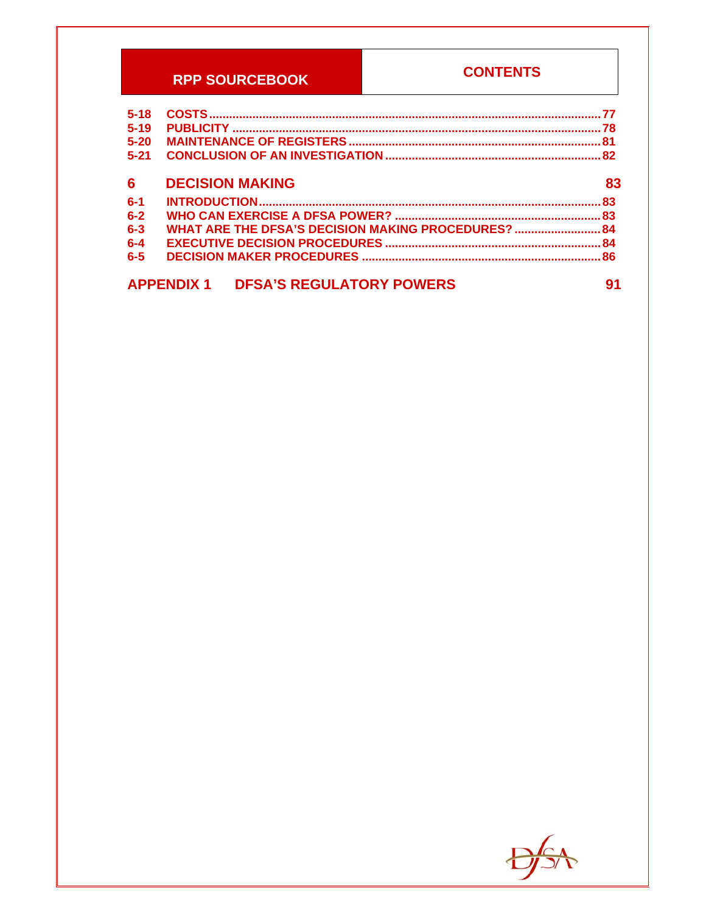| | | |
|---|---|---|
| 5-18 | COSTS | 77 |
| 5-19 | PUBLICITY | 78 |
| 5-20 | MAINTENANCE OF REGISTERS | 81 |
| 5-21 | CONCLUSION OF AN INVESTIGATION | 82 |

## 6 DECISION MAKING 83

| | | |
|---|---|---|
| 6-1 | INTRODUCTION | 83 |
| 6-2 | WHO CAN EXERCISE A DFSA POWER? | 83 |
| 6-3 | WHAT ARE THE DFSA'S DECISION MAKING PROCEDURES? | 84 |
| 6-4 | EXECUTIVE DECISION PROCEDURES | 84 |
| 6-5 | DECISION MAKER PROCEDURES | 86 |

## APPENDIX 1 DFSA'S REGULATORY POWERS 91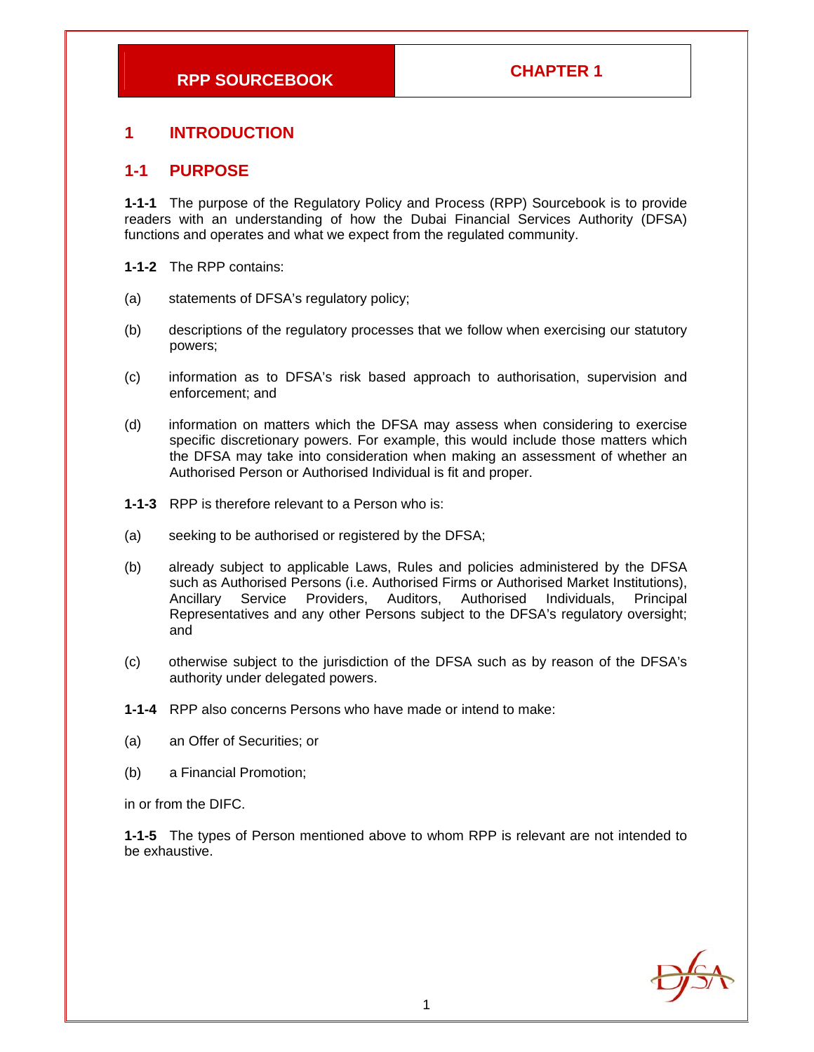# 1 INTRODUCTION

## 1-1 PURPOSE

**1-1-1** The purpose of the Regulatory Policy and Process (RPP) Sourcebook is to provide readers with an understanding of how the Dubai Financial Services Authority (DFSA) functions and operates and what we expect from the regulated community.

**1-1-2** The RPP contains:

(a) statements of DFSA's regulatory policy;

(b) descriptions of the regulatory processes that we follow when exercising our statutory powers;

(c) information as to DFSA's risk based approach to authorisation, supervision and enforcement; and

(d) information on matters which the DFSA may assess when considering to exercise specific discretionary powers. For example, this would include those matters which the DFSA may take into consideration when making an assessment of whether an Authorised Person or Authorised Individual is fit and proper.

**1-1-3** RPP is therefore relevant to a Person who is:

(a) seeking to be authorised or registered by the DFSA;

(b) already subject to applicable Laws, Rules and policies administered by the DFSA such as Authorised Persons (i.e. Authorised Firms or Authorised Market Institutions), Ancillary Service Providers, Auditors, Authorised Individuals, Principal Representatives and any other Persons subject to the DFSA's regulatory oversight; and

(c) otherwise subject to the jurisdiction of the DFSA such as by reason of the DFSA's authority under delegated powers.

**1-1-4** RPP also concerns Persons who have made or intend to make:

(a) an Offer of Securities; or

(b) a Financial Promotion;

in or from the DIFC.

**1-1-5** The types of Person mentioned above to whom RPP is relevant are not intended to be exhaustive.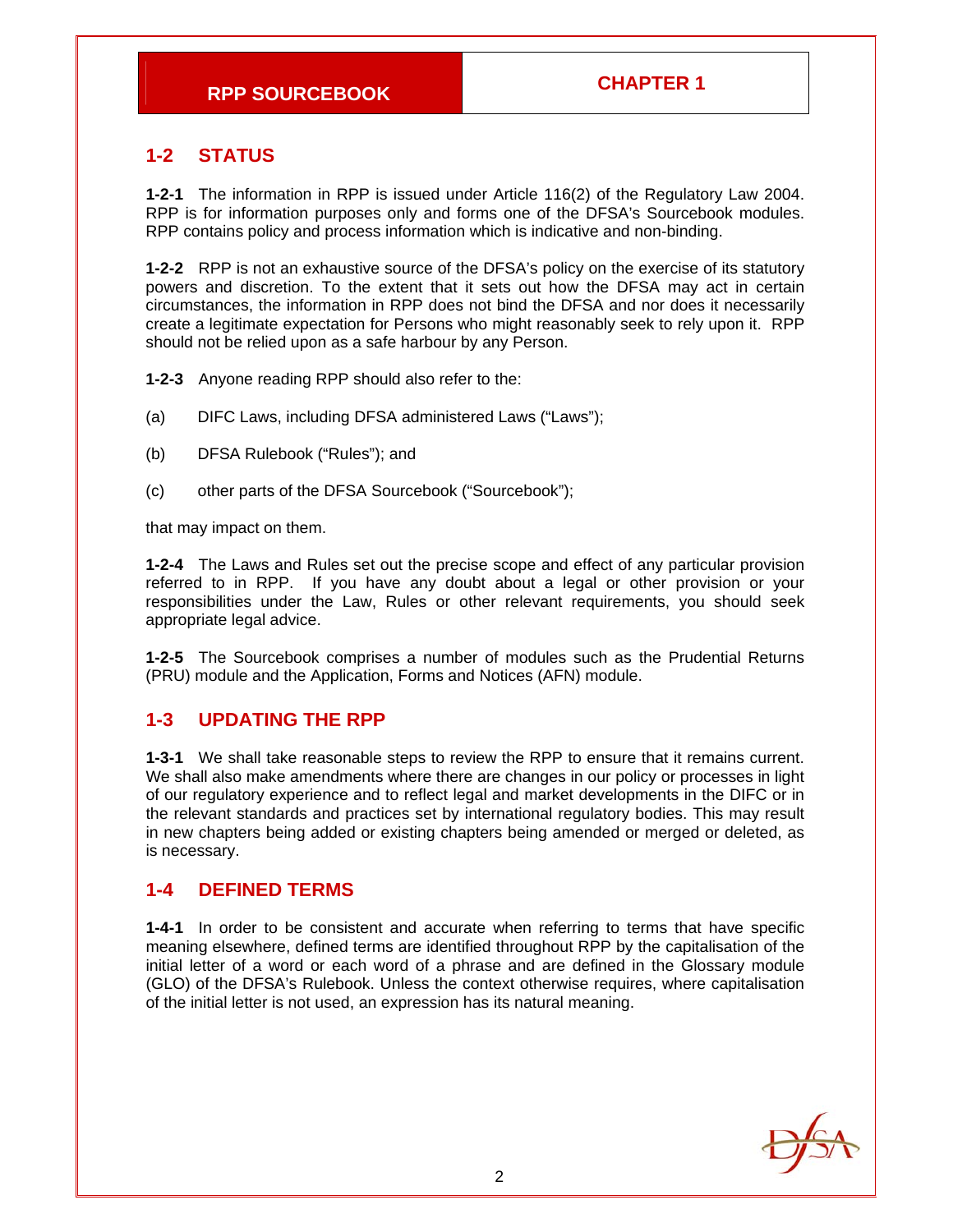## 1-2 STATUS

**1-2-1** The information in RPP is issued under Article 116(2) of the Regulatory Law 2004. RPP is for information purposes only and forms one of the DFSA's Sourcebook modules. RPP contains policy and process information which is indicative and non-binding.

**1-2-2** RPP is not an exhaustive source of the DFSA's policy on the exercise of its statutory powers and discretion. To the extent that it sets out how the DFSA may act in certain circumstances, the information in RPP does not bind the DFSA and nor does it necessarily create a legitimate expectation for Persons who might reasonably seek to rely upon it. RPP should not be relied upon as a safe harbour by any Person.

**1-2-3** Anyone reading RPP should also refer to the:

(a) DIFC Laws, including DFSA administered Laws ("Laws");

(b) DFSA Rulebook ("Rules"); and

(c) other parts of the DFSA Sourcebook ("Sourcebook");

that may impact on them.

**1-2-4** The Laws and Rules set out the precise scope and effect of any particular provision referred to in RPP. If you have any doubt about a legal or other provision or your responsibilities under the Law, Rules or other relevant requirements, you should seek appropriate legal advice.

**1-2-5** The Sourcebook comprises a number of modules such as the Prudential Returns (PRU) module and the Application, Forms and Notices (AFN) module.

## 1-3 UPDATING THE RPP

**1-3-1** We shall take reasonable steps to review the RPP to ensure that it remains current. We shall also make amendments where there are changes in our policy or processes in light of our regulatory experience and to reflect legal and market developments in the DIFC or in the relevant standards and practices set by international regulatory bodies. This may result in new chapters being added or existing chapters being amended or merged or deleted, as is necessary.

## 1-4 DEFINED TERMS

**1-4-1** In order to be consistent and accurate when referring to terms that have specific meaning elsewhere, defined terms are identified throughout RPP by the capitalisation of the initial letter of a word or each word of a phrase and are defined in the Glossary module (GLO) of the DFSA's Rulebook. Unless the context otherwise requires, where capitalisation of the initial letter is not used, an expression has its natural meaning.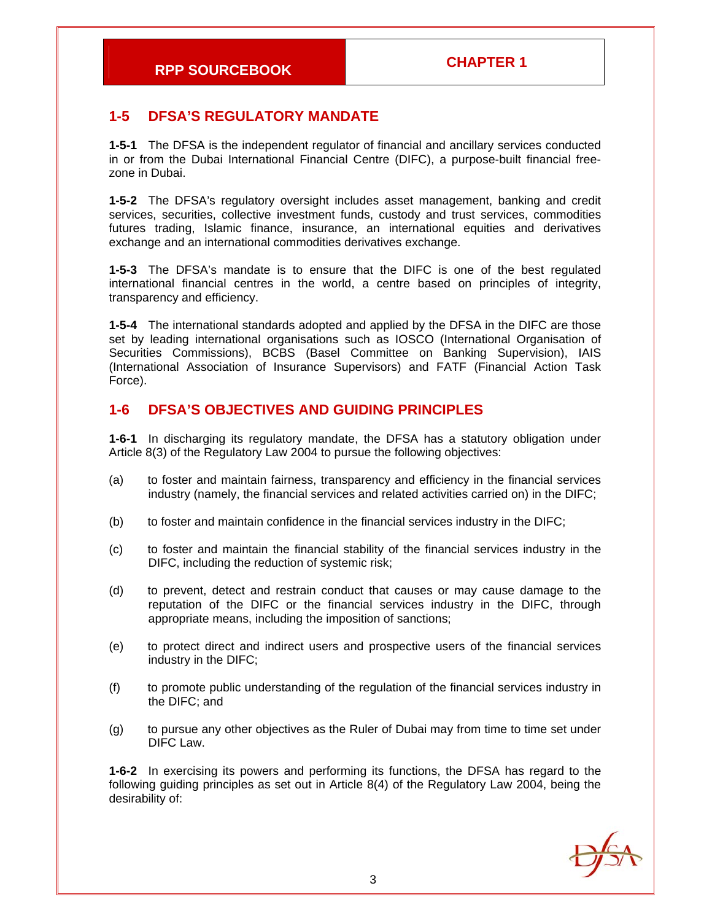## 1-5 DFSA'S REGULATORY MANDATE

**1-5-1** The DFSA is the independent regulator of financial and ancillary services conducted in or from the Dubai International Financial Centre (DIFC), a purpose-built financial free-zone in Dubai.

**1-5-2** The DFSA's regulatory oversight includes asset management, banking and credit services, securities, collective investment funds, custody and trust services, commodities futures trading, Islamic finance, insurance, an international equities and derivatives exchange and an international commodities derivatives exchange.

**1-5-3** The DFSA's mandate is to ensure that the DIFC is one of the best regulated international financial centres in the world, a centre based on principles of integrity, transparency and efficiency.

**1-5-4** The international standards adopted and applied by the DFSA in the DIFC are those set by leading international organisations such as IOSCO (International Organisation of Securities Commissions), BCBS (Basel Committee on Banking Supervision), IAIS (International Association of Insurance Supervisors) and FATF (Financial Action Task Force).

## 1-6 DFSA'S OBJECTIVES AND GUIDING PRINCIPLES

**1-6-1** In discharging its regulatory mandate, the DFSA has a statutory obligation under Article 8(3) of the Regulatory Law 2004 to pursue the following objectives:

(a) to foster and maintain fairness, transparency and efficiency in the financial services industry (namely, the financial services and related activities carried on) in the DIFC;

(b) to foster and maintain confidence in the financial services industry in the DIFC;

(c) to foster and maintain the financial stability of the financial services industry in the DIFC, including the reduction of systemic risk;

(d) to prevent, detect and restrain conduct that causes or may cause damage to the reputation of the DIFC or the financial services industry in the DIFC, through appropriate means, including the imposition of sanctions;

(e) to protect direct and indirect users and prospective users of the financial services industry in the DIFC;

(f) to promote public understanding of the regulation of the financial services industry in the DIFC; and

(g) to pursue any other objectives as the Ruler of Dubai may from time to time set under DIFC Law.

**1-6-2** In exercising its powers and performing its functions, the DFSA has regard to the following guiding principles as set out in Article 8(4) of the Regulatory Law 2004, being the desirability of: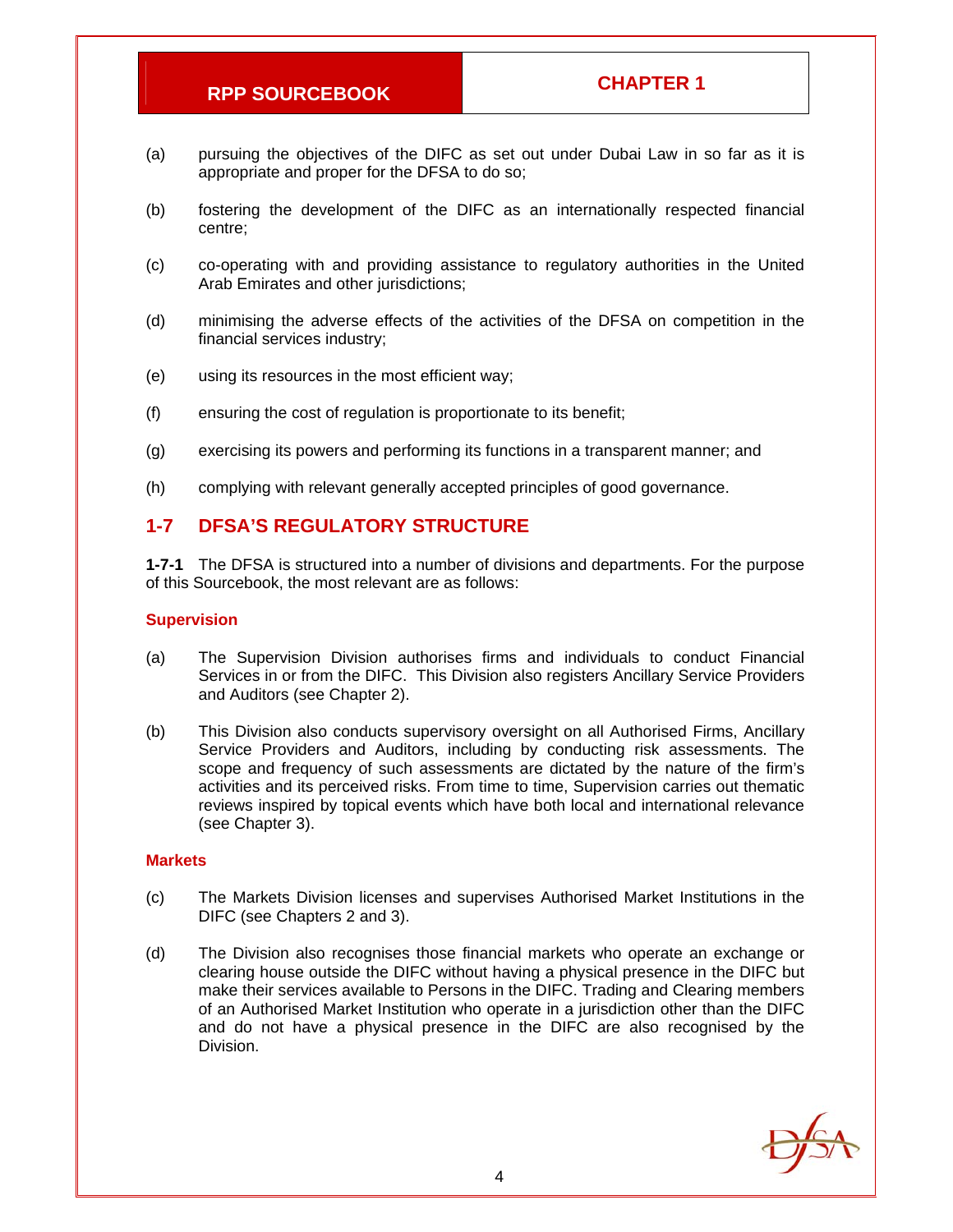(a) pursuing the objectives of the DIFC as set out under Dubai Law in so far as it is appropriate and proper for the DFSA to do so;

(b) fostering the development of the DIFC as an internationally respected financial centre;

(c) co-operating with and providing assistance to regulatory authorities in the United Arab Emirates and other jurisdictions;

(d) minimising the adverse effects of the activities of the DFSA on competition in the financial services industry;

(e) using its resources in the most efficient way;

(f) ensuring the cost of regulation is proportionate to its benefit;

(g) exercising its powers and performing its functions in a transparent manner; and

(h) complying with relevant generally accepted principles of good governance.

## 1-7 DFSA'S REGULATORY STRUCTURE

**1-7-1** The DFSA is structured into a number of divisions and departments. For the purpose of this Sourcebook, the most relevant are as follows:

### Supervision

(a) The Supervision Division authorises firms and individuals to conduct Financial Services in or from the DIFC. This Division also registers Ancillary Service Providers and Auditors (see Chapter 2).

(b) This Division also conducts supervisory oversight on all Authorised Firms, Ancillary Service Providers and Auditors, including by conducting risk assessments. The scope and frequency of such assessments are dictated by the nature of the firm's activities and its perceived risks. From time to time, Supervision carries out thematic reviews inspired by topical events which have both local and international relevance (see Chapter 3).

### Markets

(c) The Markets Division licenses and supervises Authorised Market Institutions in the DIFC (see Chapters 2 and 3).

(d) The Division also recognises those financial markets who operate an exchange or clearing house outside the DIFC without having a physical presence in the DIFC but make their services available to Persons in the DIFC. Trading and Clearing members of an Authorised Market Institution who operate in a jurisdiction other than the DIFC and do not have a physical presence in the DIFC are also recognised by the Division.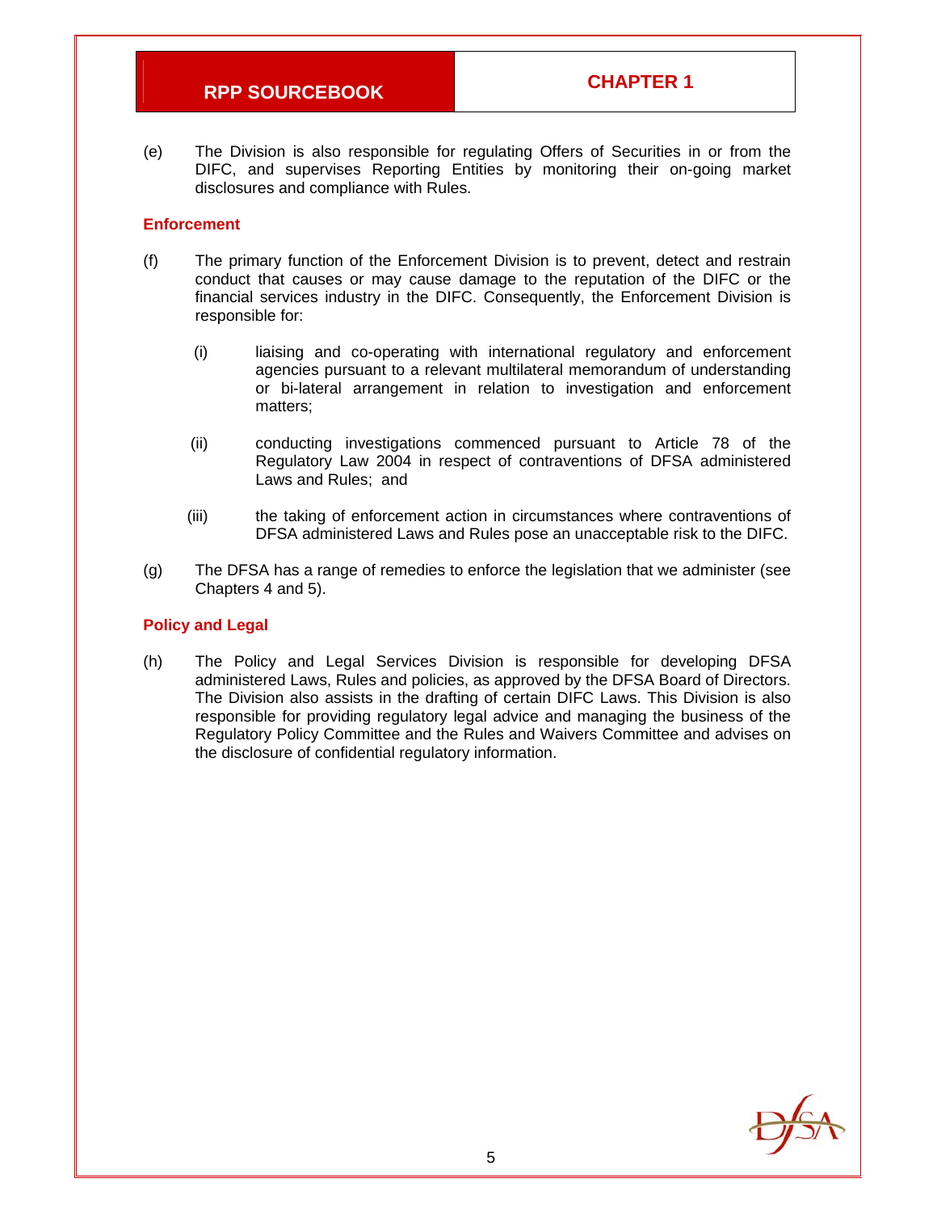(e) The Division is also responsible for regulating Offers of Securities in or from the DIFC, and supervises Reporting Entities by monitoring their on-going market disclosures and compliance with Rules.

### Enforcement

(f) The primary function of the Enforcement Division is to prevent, detect and restrain conduct that causes or may cause damage to the reputation of the DIFC or the financial services industry in the DIFC. Consequently, the Enforcement Division is responsible for:

  (i) liaising and co-operating with international regulatory and enforcement agencies pursuant to a relevant multilateral memorandum of understanding or bi-lateral arrangement in relation to investigation and enforcement matters;

  (ii) conducting investigations commenced pursuant to Article 78 of the Regulatory Law 2004 in respect of contraventions of DFSA administered Laws and Rules; and

  (iii) the taking of enforcement action in circumstances where contraventions of DFSA administered Laws and Rules pose an unacceptable risk to the DIFC.

(g) The DFSA has a range of remedies to enforce the legislation that we administer (see Chapters 4 and 5).

### Policy and Legal

(h) The Policy and Legal Services Division is responsible for developing DFSA administered Laws, Rules and policies, as approved by the DFSA Board of Directors. The Division also assists in the drafting of certain DIFC Laws. This Division is also responsible for providing regulatory legal advice and managing the business of the Regulatory Policy Committee and the Rules and Waivers Committee and advises on the disclosure of confidential regulatory information.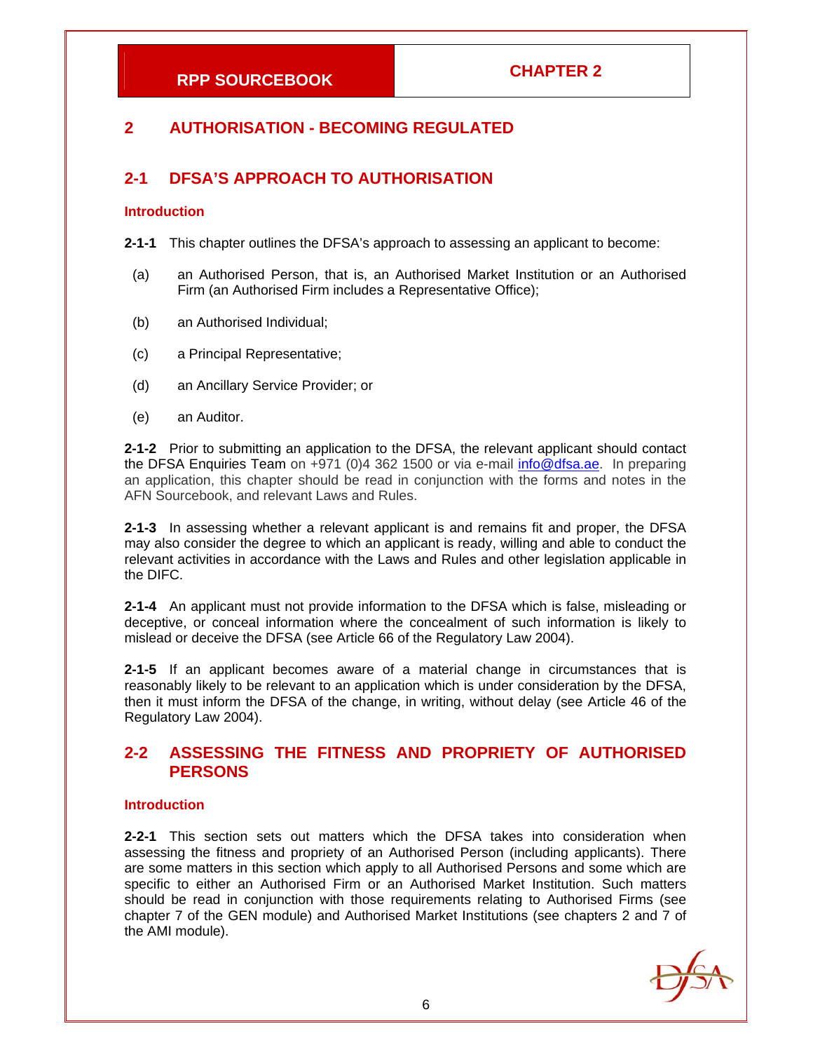# 2 AUTHORISATION - BECOMING REGULATED

## 2-1 DFSA'S APPROACH TO AUTHORISATION

### Introduction

**2-1-1** This chapter outlines the DFSA's approach to assessing an applicant to become:

(a) an Authorised Person, that is, an Authorised Market Institution or an Authorised Firm (an Authorised Firm includes a Representative Office);

(b) an Authorised Individual;

(c) a Principal Representative;

(d) an Ancillary Service Provider; or

(e) an Auditor.

**2-1-2** Prior to submitting an application to the DFSA, the relevant applicant should contact the DFSA Enquiries Team on +971 (0)4 362 1500 or via e-mail info@dfsa.ae. In preparing an application, this chapter should be read in conjunction with the forms and notes in the AFN Sourcebook, and relevant Laws and Rules.

**2-1-3** In assessing whether a relevant applicant is and remains fit and proper, the DFSA may also consider the degree to which an applicant is ready, willing and able to conduct the relevant activities in accordance with the Laws and Rules and other legislation applicable in the DIFC.

**2-1-4** An applicant must not provide information to the DFSA which is false, misleading or deceptive, or conceal information where the concealment of such information is likely to mislead or deceive the DFSA (see Article 66 of the Regulatory Law 2004).

**2-1-5** If an applicant becomes aware of a material change in circumstances that is reasonably likely to be relevant to an application which is under consideration by the DFSA, then it must inform the DFSA of the change, in writing, without delay (see Article 46 of the Regulatory Law 2004).

## 2-2 ASSESSING THE FITNESS AND PROPRIETY OF AUTHORISED PERSONS

### Introduction

**2-2-1** This section sets out matters which the DFSA takes into consideration when assessing the fitness and propriety of an Authorised Person (including applicants). There are some matters in this section which apply to all Authorised Persons and some which are specific to either an Authorised Firm or an Authorised Market Institution. Such matters should be read in conjunction with those requirements relating to Authorised Firms (see chapter 7 of the GEN module) and Authorised Market Institutions (see chapters 2 and 7 of the AMI module).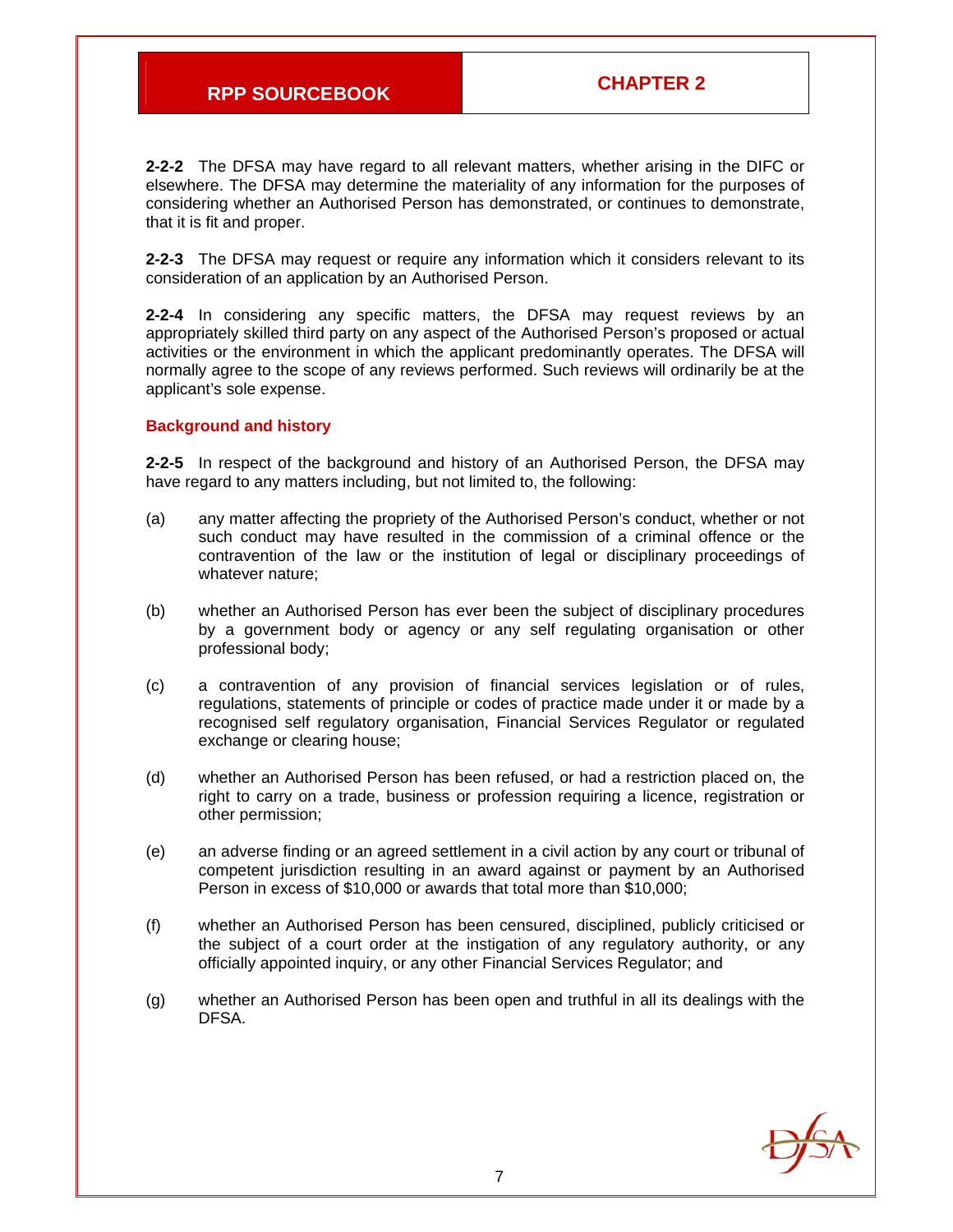**2-2-2** The DFSA may have regard to all relevant matters, whether arising in the DIFC or elsewhere. The DFSA may determine the materiality of any information for the purposes of considering whether an Authorised Person has demonstrated, or continues to demonstrate, that it is fit and proper.

**2-2-3** The DFSA may request or require any information which it considers relevant to its consideration of an application by an Authorised Person.

**2-2-4** In considering any specific matters, the DFSA may request reviews by an appropriately skilled third party on any aspect of the Authorised Person's proposed or actual activities or the environment in which the applicant predominantly operates. The DFSA will normally agree to the scope of any reviews performed. Such reviews will ordinarily be at the applicant's sole expense.

### Background and history

**2-2-5** In respect of the background and history of an Authorised Person, the DFSA may have regard to any matters including, but not limited to, the following:

(a) any matter affecting the propriety of the Authorised Person's conduct, whether or not such conduct may have resulted in the commission of a criminal offence or the contravention of the law or the institution of legal or disciplinary proceedings of whatever nature;

(b) whether an Authorised Person has ever been the subject of disciplinary procedures by a government body or agency or any self regulating organisation or other professional body;

(c) a contravention of any provision of financial services legislation or of rules, regulations, statements of principle or codes of practice made under it or made by a recognised self regulatory organisation, Financial Services Regulator or regulated exchange or clearing house;

(d) whether an Authorised Person has been refused, or had a restriction placed on, the right to carry on a trade, business or profession requiring a licence, registration or other permission;

(e) an adverse finding or an agreed settlement in a civil action by any court or tribunal of competent jurisdiction resulting in an award against or payment by an Authorised Person in excess of $10,000 or awards that total more than $10,000;

(f) whether an Authorised Person has been censured, disciplined, publicly criticised or the subject of a court order at the instigation of any regulatory authority, or any officially appointed inquiry, or any other Financial Services Regulator; and

(g) whether an Authorised Person has been open and truthful in all its dealings with the DFSA.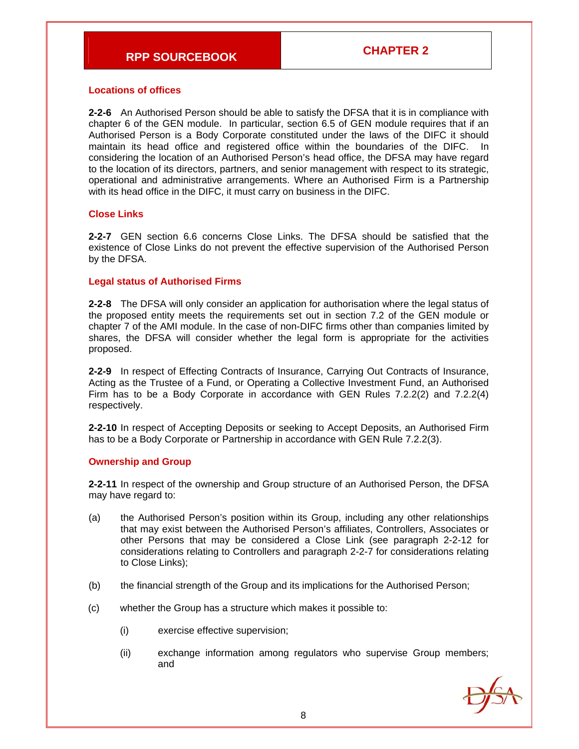#### Locations of offices

**2-2-6** An Authorised Person should be able to satisfy the DFSA that it is in compliance with chapter 6 of the GEN module. In particular, section 6.5 of GEN module requires that if an Authorised Person is a Body Corporate constituted under the laws of the DIFC it should maintain its head office and registered office within the boundaries of the DIFC. In considering the location of an Authorised Person's head office, the DFSA may have regard to the location of its directors, partners, and senior management with respect to its strategic, operational and administrative arrangements. Where an Authorised Firm is a Partnership with its head office in the DIFC, it must carry on business in the DIFC.

#### Close Links

**2-2-7** GEN section 6.6 concerns Close Links. The DFSA should be satisfied that the existence of Close Links do not prevent the effective supervision of the Authorised Person by the DFSA.

#### Legal status of Authorised Firms

**2-2-8** The DFSA will only consider an application for authorisation where the legal status of the proposed entity meets the requirements set out in section 7.2 of the GEN module or chapter 7 of the AMI module. In the case of non-DIFC firms other than companies limited by shares, the DFSA will consider whether the legal form is appropriate for the activities proposed.

**2-2-9** In respect of Effecting Contracts of Insurance, Carrying Out Contracts of Insurance, Acting as the Trustee of a Fund, or Operating a Collective Investment Fund, an Authorised Firm has to be a Body Corporate in accordance with GEN Rules 7.2.2(2) and 7.2.2(4) respectively.

**2-2-10** In respect of Accepting Deposits or seeking to Accept Deposits, an Authorised Firm has to be a Body Corporate or Partnership in accordance with GEN Rule 7.2.2(3).

#### Ownership and Group

**2-2-11** In respect of the ownership and Group structure of an Authorised Person, the DFSA may have regard to:

(a) the Authorised Person's position within its Group, including any other relationships that may exist between the Authorised Person's affiliates, Controllers, Associates or other Persons that may be considered a Close Link (see paragraph 2-2-12 for considerations relating to Controllers and paragraph 2-2-7 for considerations relating to Close Links);

(b) the financial strength of the Group and its implications for the Authorised Person;

(c) whether the Group has a structure which makes it possible to:

   (i) exercise effective supervision;

   (ii) exchange information among regulators who supervise Group members; and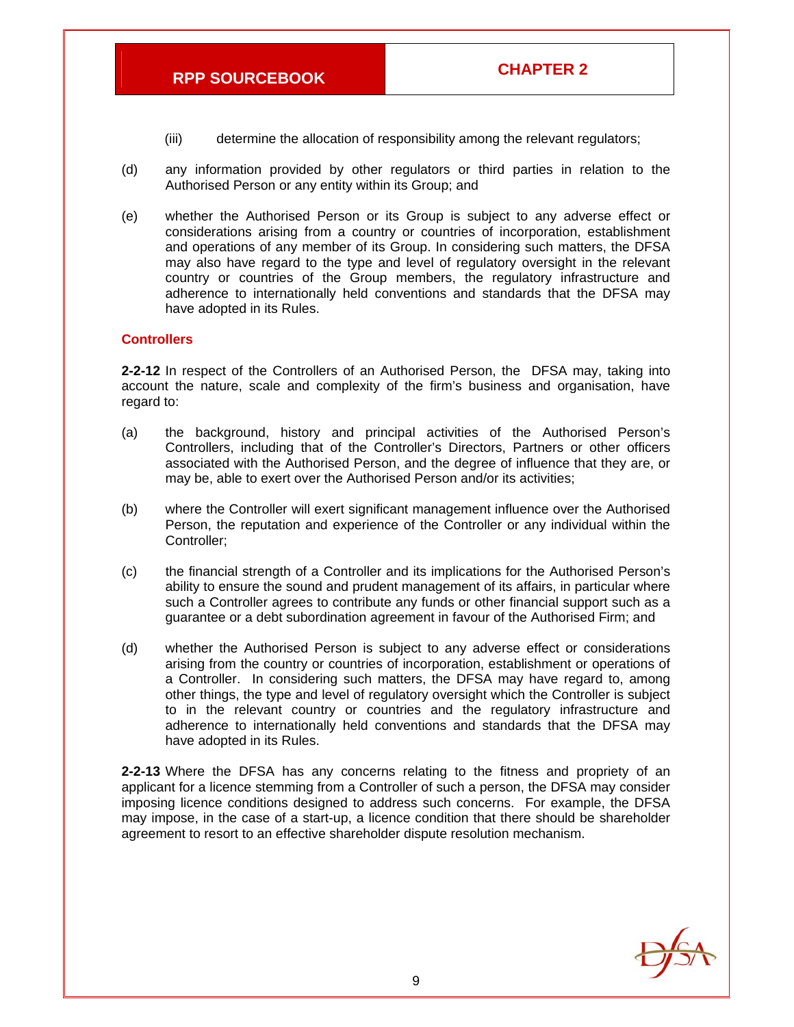(iii) determine the allocation of responsibility among the relevant regulators;

(d) any information provided by other regulators or third parties in relation to the Authorised Person or any entity within its Group; and

(e) whether the Authorised Person or its Group is subject to any adverse effect or considerations arising from a country or countries of incorporation, establishment and operations of any member of its Group. In considering such matters, the DFSA may also have regard to the type and level of regulatory oversight in the relevant country or countries of the Group members, the regulatory infrastructure and adherence to internationally held conventions and standards that the DFSA may have adopted in its Rules.

### Controllers

**2-2-12** In respect of the Controllers of an Authorised Person, the DFSA may, taking into account the nature, scale and complexity of the firm's business and organisation, have regard to:

(a) the background, history and principal activities of the Authorised Person's Controllers, including that of the Controller's Directors, Partners or other officers associated with the Authorised Person, and the degree of influence that they are, or may be, able to exert over the Authorised Person and/or its activities;

(b) where the Controller will exert significant management influence over the Authorised Person, the reputation and experience of the Controller or any individual within the Controller;

(c) the financial strength of a Controller and its implications for the Authorised Person's ability to ensure the sound and prudent management of its affairs, in particular where such a Controller agrees to contribute any funds or other financial support such as a guarantee or a debt subordination agreement in favour of the Authorised Firm; and

(d) whether the Authorised Person is subject to any adverse effect or considerations arising from the country or countries of incorporation, establishment or operations of a Controller. In considering such matters, the DFSA may have regard to, among other things, the type and level of regulatory oversight which the Controller is subject to in the relevant country or countries and the regulatory infrastructure and adherence to internationally held conventions and standards that the DFSA may have adopted in its Rules.

**2-2-13** Where the DFSA has any concerns relating to the fitness and propriety of an applicant for a licence stemming from a Controller of such a person, the DFSA may consider imposing licence conditions designed to address such concerns. For example, the DFSA may impose, in the case of a start-up, a licence condition that there should be shareholder agreement to resort to an effective shareholder dispute resolution mechanism.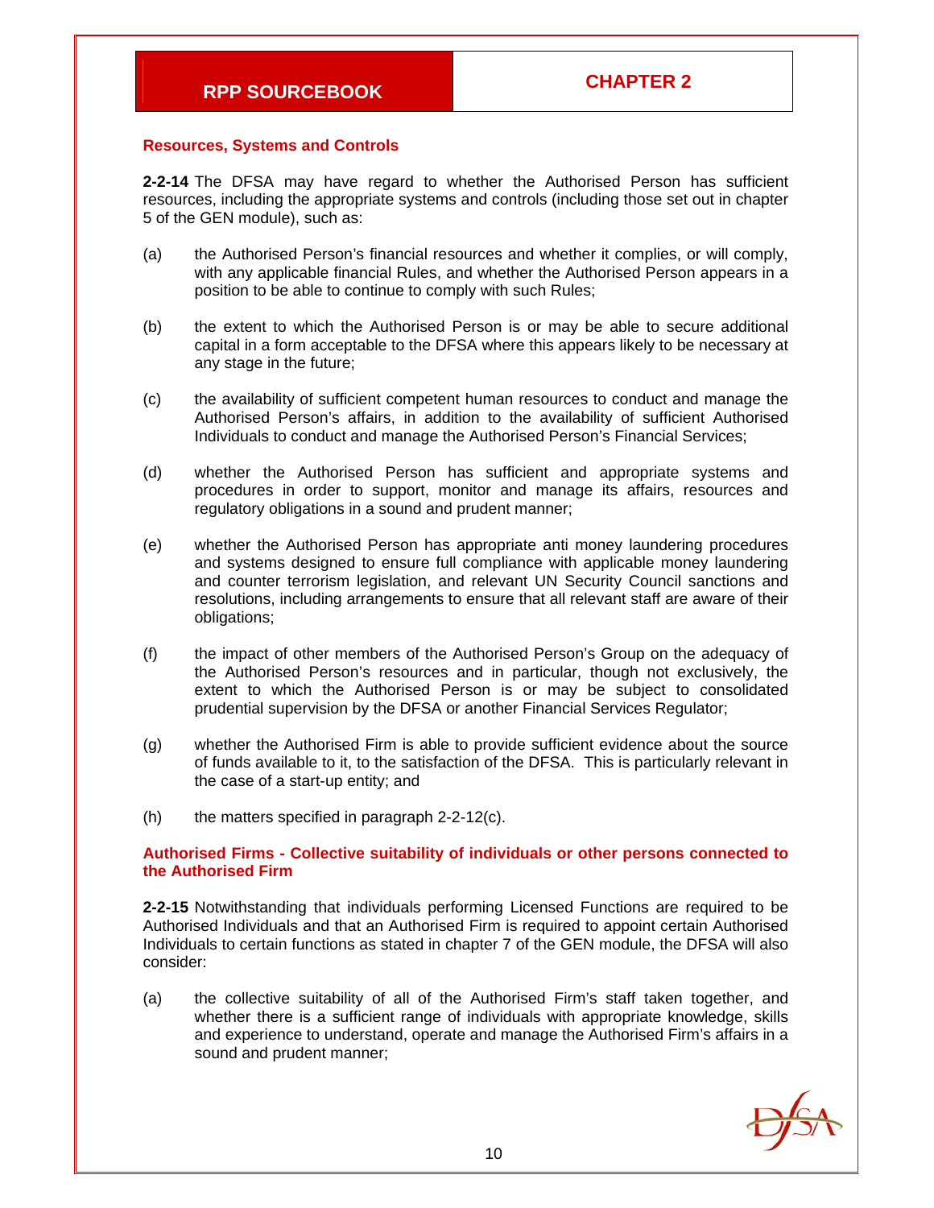### Resources, Systems and Controls

**2-2-14** The DFSA may have regard to whether the Authorised Person has sufficient resources, including the appropriate systems and controls (including those set out in chapter 5 of the GEN module), such as:

(a) the Authorised Person's financial resources and whether it complies, or will comply, with any applicable financial Rules, and whether the Authorised Person appears in a position to be able to continue to comply with such Rules;

(b) the extent to which the Authorised Person is or may be able to secure additional capital in a form acceptable to the DFSA where this appears likely to be necessary at any stage in the future;

(c) the availability of sufficient competent human resources to conduct and manage the Authorised Person's affairs, in addition to the availability of sufficient Authorised Individuals to conduct and manage the Authorised Person's Financial Services;

(d) whether the Authorised Person has sufficient and appropriate systems and procedures in order to support, monitor and manage its affairs, resources and regulatory obligations in a sound and prudent manner;

(e) whether the Authorised Person has appropriate anti money laundering procedures and systems designed to ensure full compliance with applicable money laundering and counter terrorism legislation, and relevant UN Security Council sanctions and resolutions, including arrangements to ensure that all relevant staff are aware of their obligations;

(f) the impact of other members of the Authorised Person's Group on the adequacy of the Authorised Person's resources and in particular, though not exclusively, the extent to which the Authorised Person is or may be subject to consolidated prudential supervision by the DFSA or another Financial Services Regulator;

(g) whether the Authorised Firm is able to provide sufficient evidence about the source of funds available to it, to the satisfaction of the DFSA. This is particularly relevant in the case of a start-up entity; and

(h) the matters specified in paragraph 2-2-12(c).

### Authorised Firms - Collective suitability of individuals or other persons connected to the Authorised Firm

**2-2-15** Notwithstanding that individuals performing Licensed Functions are required to be Authorised Individuals and that an Authorised Firm is required to appoint certain Authorised Individuals to certain functions as stated in chapter 7 of the GEN module, the DFSA will also consider:

(a) the collective suitability of all of the Authorised Firm's staff taken together, and whether there is a sufficient range of individuals with appropriate knowledge, skills and experience to understand, operate and manage the Authorised Firm's affairs in a sound and prudent manner;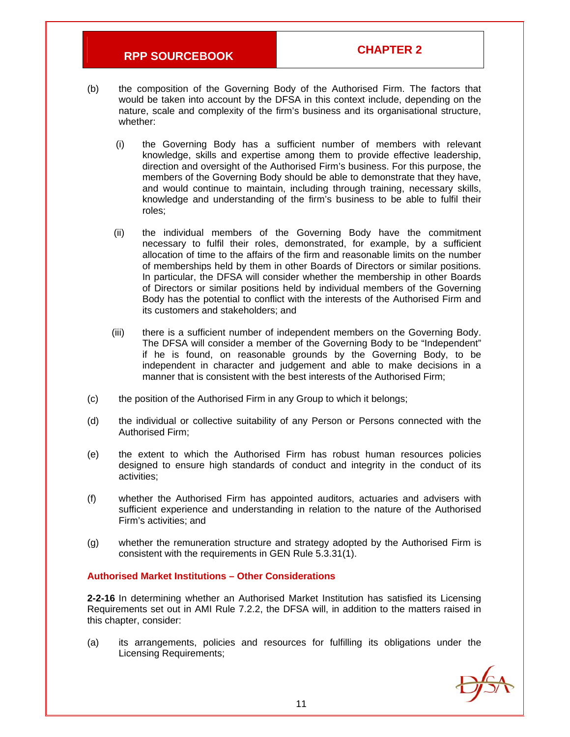(b) the composition of the Governing Body of the Authorised Firm. The factors that would be taken into account by the DFSA in this context include, depending on the nature, scale and complexity of the firm's business and its organisational structure, whether:

   (i) the Governing Body has a sufficient number of members with relevant knowledge, skills and expertise among them to provide effective leadership, direction and oversight of the Authorised Firm's business. For this purpose, the members of the Governing Body should be able to demonstrate that they have, and would continue to maintain, including through training, necessary skills, knowledge and understanding of the firm's business to be able to fulfil their roles;

   (ii) the individual members of the Governing Body have the commitment necessary to fulfil their roles, demonstrated, for example, by a sufficient allocation of time to the affairs of the firm and reasonable limits on the number of memberships held by them in other Boards of Directors or similar positions. In particular, the DFSA will consider whether the membership in other Boards of Directors or similar positions held by individual members of the Governing Body has the potential to conflict with the interests of the Authorised Firm and its customers and stakeholders; and

   (iii) there is a sufficient number of independent members on the Governing Body. The DFSA will consider a member of the Governing Body to be "Independent" if he is found, on reasonable grounds by the Governing Body, to be independent in character and judgement and able to make decisions in a manner that is consistent with the best interests of the Authorised Firm;

(c) the position of the Authorised Firm in any Group to which it belongs;

(d) the individual or collective suitability of any Person or Persons connected with the Authorised Firm;

(e) the extent to which the Authorised Firm has robust human resources policies designed to ensure high standards of conduct and integrity in the conduct of its activities;

(f) whether the Authorised Firm has appointed auditors, actuaries and advisers with sufficient experience and understanding in relation to the nature of the Authorised Firm's activities; and

(g) whether the remuneration structure and strategy adopted by the Authorised Firm is consistent with the requirements in GEN Rule 5.3.31(1).

### Authorised Market Institutions – Other Considerations

**2-2-16** In determining whether an Authorised Market Institution has satisfied its Licensing Requirements set out in AMI Rule 7.2.2, the DFSA will, in addition to the matters raised in this chapter, consider:

(a) its arrangements, policies and resources for fulfilling its obligations under the Licensing Requirements;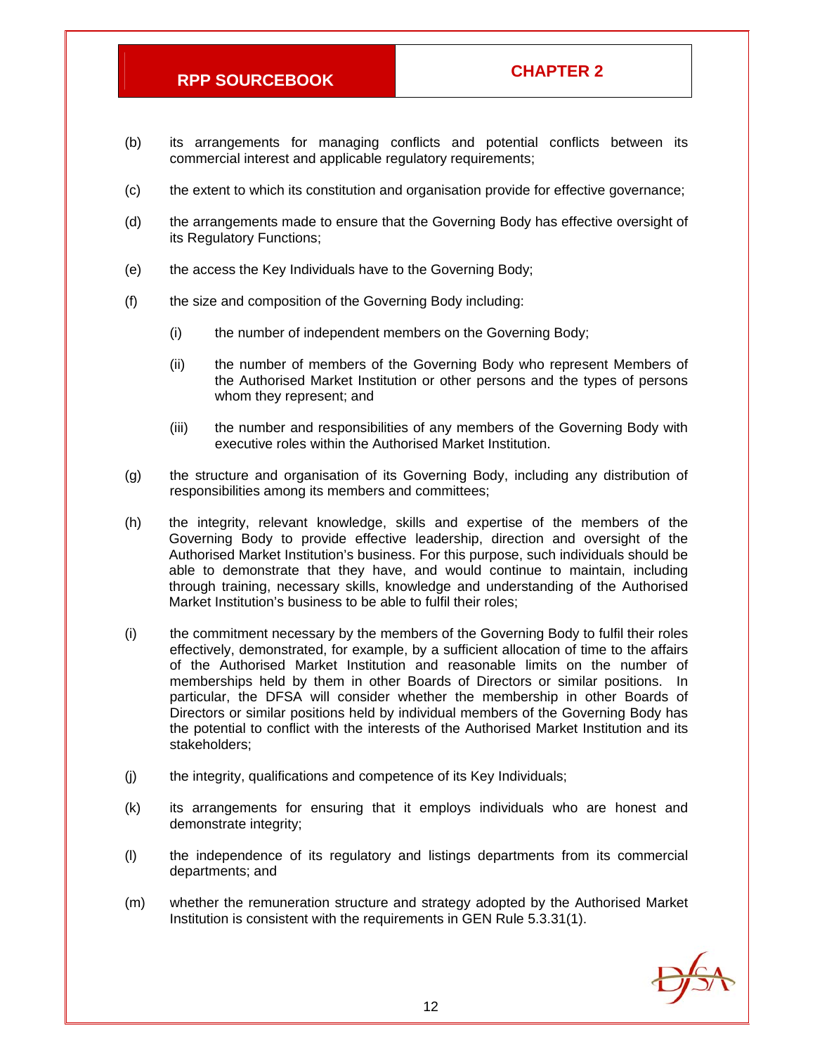(b) its arrangements for managing conflicts and potential conflicts between its commercial interest and applicable regulatory requirements;

(c) the extent to which its constitution and organisation provide for effective governance;

(d) the arrangements made to ensure that the Governing Body has effective oversight of its Regulatory Functions;

(e) the access the Key Individuals have to the Governing Body;

(f) the size and composition of the Governing Body including:

   (i) the number of independent members on the Governing Body;

   (ii) the number of members of the Governing Body who represent Members of the Authorised Market Institution or other persons and the types of persons whom they represent; and

   (iii) the number and responsibilities of any members of the Governing Body with executive roles within the Authorised Market Institution.

(g) the structure and organisation of its Governing Body, including any distribution of responsibilities among its members and committees;

(h) the integrity, relevant knowledge, skills and expertise of the members of the Governing Body to provide effective leadership, direction and oversight of the Authorised Market Institution's business. For this purpose, such individuals should be able to demonstrate that they have, and would continue to maintain, including through training, necessary skills, knowledge and understanding of the Authorised Market Institution's business to be able to fulfil their roles;

(i) the commitment necessary by the members of the Governing Body to fulfil their roles effectively, demonstrated, for example, by a sufficient allocation of time to the affairs of the Authorised Market Institution and reasonable limits on the number of memberships held by them in other Boards of Directors or similar positions. In particular, the DFSA will consider whether the membership in other Boards of Directors or similar positions held by individual members of the Governing Body has the potential to conflict with the interests of the Authorised Market Institution and its stakeholders;

(j) the integrity, qualifications and competence of its Key Individuals;

(k) its arrangements for ensuring that it employs individuals who are honest and demonstrate integrity;

(l) the independence of its regulatory and listings departments from its commercial departments; and

(m) whether the remuneration structure and strategy adopted by the Authorised Market Institution is consistent with the requirements in GEN Rule 5.3.31(1).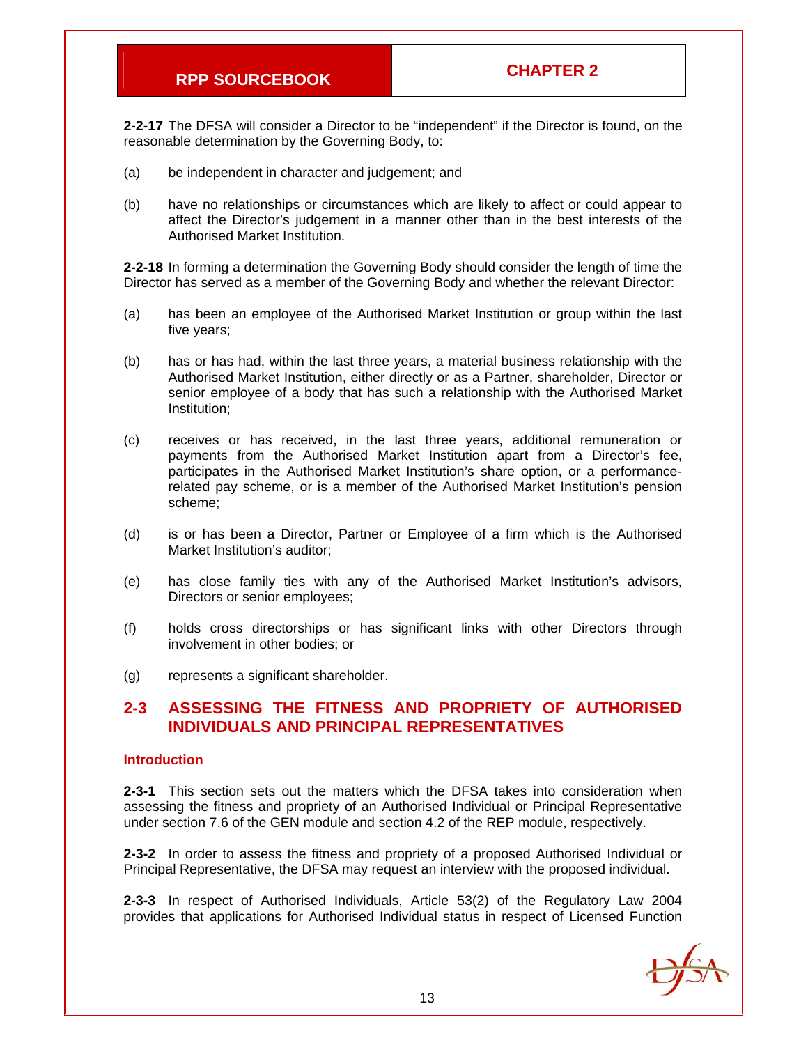**2-2-17** The DFSA will consider a Director to be "independent" if the Director is found, on the reasonable determination by the Governing Body, to:

(a) be independent in character and judgement; and

(b) have no relationships or circumstances which are likely to affect or could appear to affect the Director's judgement in a manner other than in the best interests of the Authorised Market Institution.

**2-2-18** In forming a determination the Governing Body should consider the length of time the Director has served as a member of the Governing Body and whether the relevant Director:

(a) has been an employee of the Authorised Market Institution or group within the last five years;

(b) has or has had, within the last three years, a material business relationship with the Authorised Market Institution, either directly or as a Partner, shareholder, Director or senior employee of a body that has such a relationship with the Authorised Market Institution;

(c) receives or has received, in the last three years, additional remuneration or payments from the Authorised Market Institution apart from a Director's fee, participates in the Authorised Market Institution's share option, or a performance-related pay scheme, or is a member of the Authorised Market Institution's pension scheme;

(d) is or has been a Director, Partner or Employee of a firm which is the Authorised Market Institution's auditor;

(e) has close family ties with any of the Authorised Market Institution's advisors, Directors or senior employees;

(f) holds cross directorships or has significant links with other Directors through involvement in other bodies; or

(g) represents a significant shareholder.

## 2-3 ASSESSING THE FITNESS AND PROPRIETY OF AUTHORISED INDIVIDUALS AND PRINCIPAL REPRESENTATIVES

### Introduction

**2-3-1** This section sets out the matters which the DFSA takes into consideration when assessing the fitness and propriety of an Authorised Individual or Principal Representative under section 7.6 of the GEN module and section 4.2 of the REP module, respectively.

**2-3-2** In order to assess the fitness and propriety of a proposed Authorised Individual or Principal Representative, the DFSA may request an interview with the proposed individual.

**2-3-3** In respect of Authorised Individuals, Article 53(2) of the Regulatory Law 2004 provides that applications for Authorised Individual status in respect of Licensed Function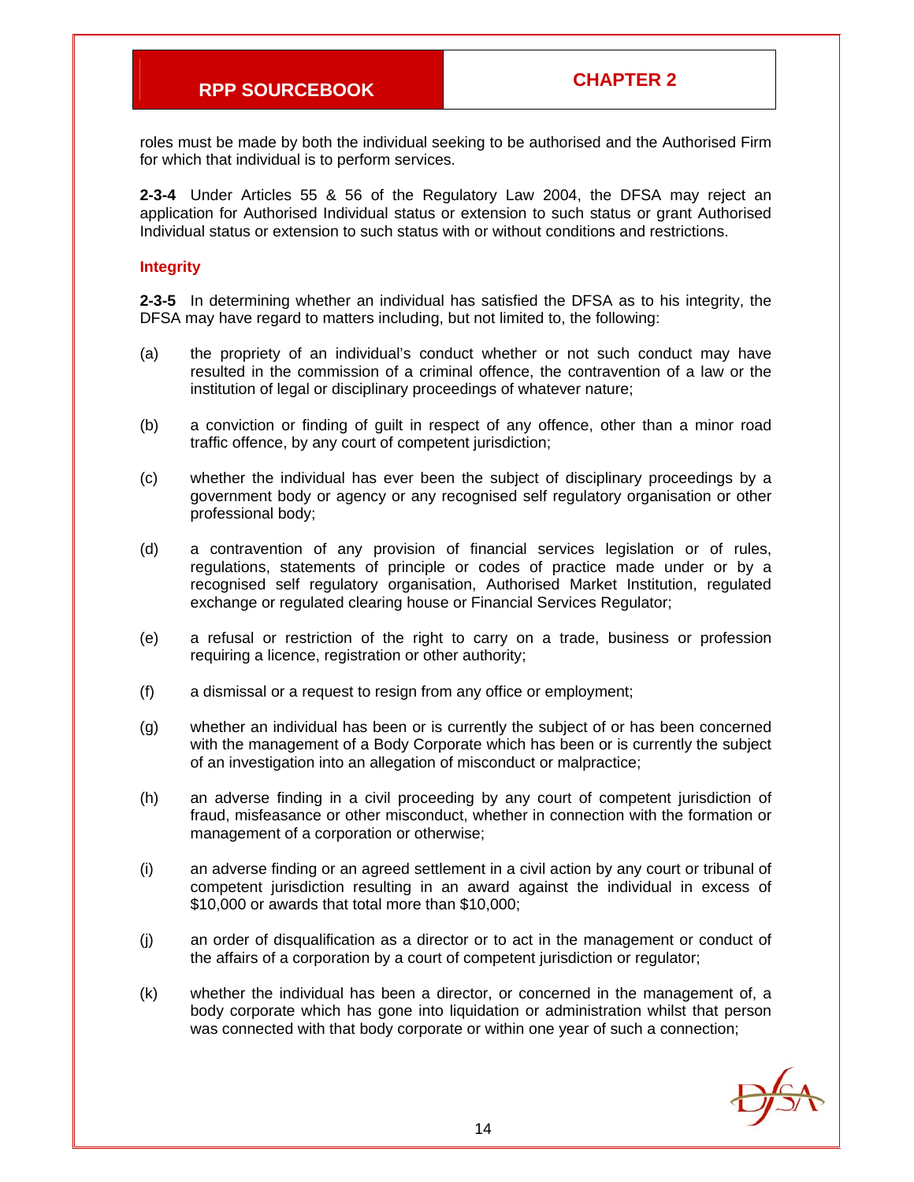roles must be made by both the individual seeking to be authorised and the Authorised Firm for which that individual is to perform services.

**2-3-4** Under Articles 55 & 56 of the Regulatory Law 2004, the DFSA may reject an application for Authorised Individual status or extension to such status or grant Authorised Individual status or extension to such status with or without conditions and restrictions.

### Integrity

**2-3-5** In determining whether an individual has satisfied the DFSA as to his integrity, the DFSA may have regard to matters including, but not limited to, the following:

(a) the propriety of an individual's conduct whether or not such conduct may have resulted in the commission of a criminal offence, the contravention of a law or the institution of legal or disciplinary proceedings of whatever nature;

(b) a conviction or finding of guilt in respect of any offence, other than a minor road traffic offence, by any court of competent jurisdiction;

(c) whether the individual has ever been the subject of disciplinary proceedings by a government body or agency or any recognised self regulatory organisation or other professional body;

(d) a contravention of any provision of financial services legislation or of rules, regulations, statements of principle or codes of practice made under or by a recognised self regulatory organisation, Authorised Market Institution, regulated exchange or regulated clearing house or Financial Services Regulator;

(e) a refusal or restriction of the right to carry on a trade, business or profession requiring a licence, registration or other authority;

(f) a dismissal or a request to resign from any office or employment;

(g) whether an individual has been or is currently the subject of or has been concerned with the management of a Body Corporate which has been or is currently the subject of an investigation into an allegation of misconduct or malpractice;

(h) an adverse finding in a civil proceeding by any court of competent jurisdiction of fraud, misfeasance or other misconduct, whether in connection with the formation or management of a corporation or otherwise;

(i) an adverse finding or an agreed settlement in a civil action by any court or tribunal of competent jurisdiction resulting in an award against the individual in excess of $10,000 or awards that total more than $10,000;

(j) an order of disqualification as a director or to act in the management or conduct of the affairs of a corporation by a court of competent jurisdiction or regulator;

(k) whether the individual has been a director, or concerned in the management of, a body corporate which has gone into liquidation or administration whilst that person was connected with that body corporate or within one year of such a connection;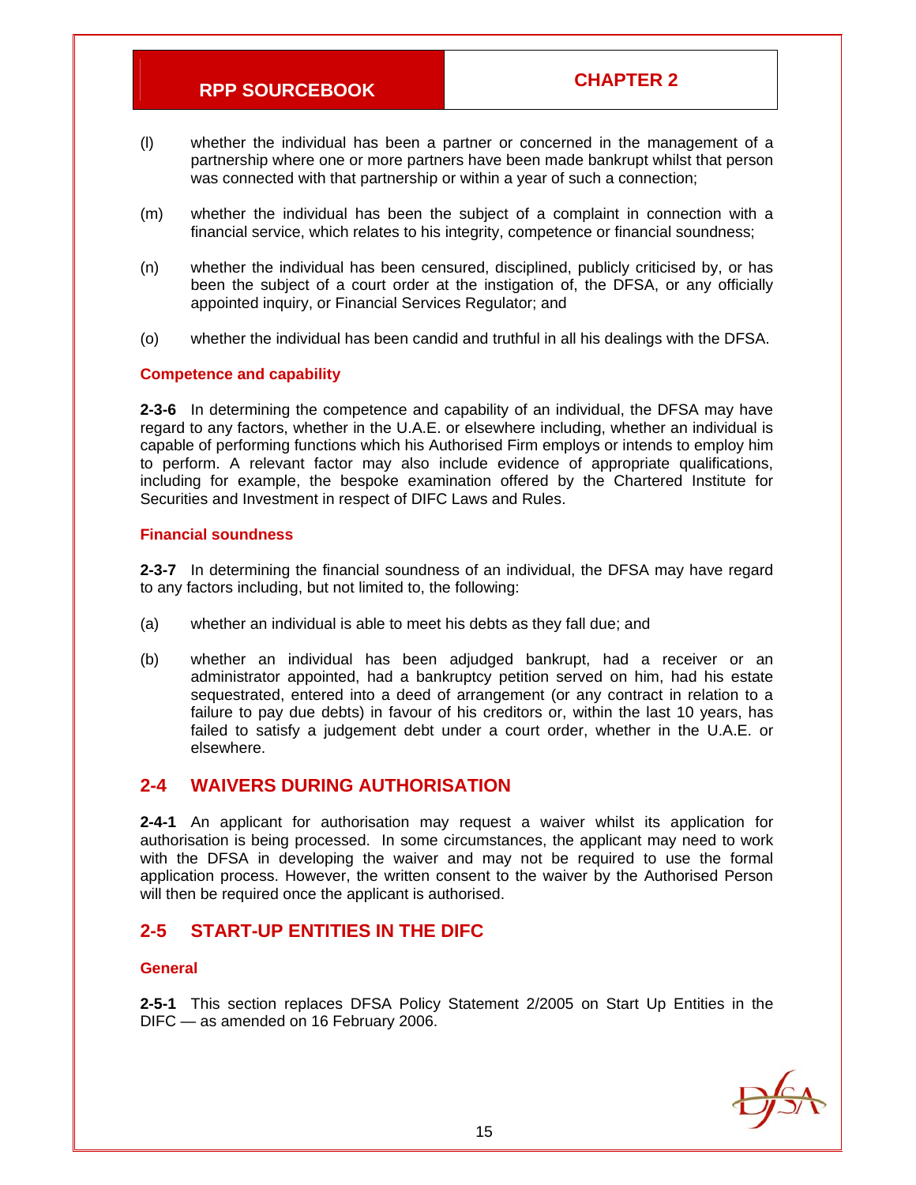(l) whether the individual has been a partner or concerned in the management of a partnership where one or more partners have been made bankrupt whilst that person was connected with that partnership or within a year of such a connection;

(m) whether the individual has been the subject of a complaint in connection with a financial service, which relates to his integrity, competence or financial soundness;

(n) whether the individual has been censured, disciplined, publicly criticised by, or has been the subject of a court order at the instigation of, the DFSA, or any officially appointed inquiry, or Financial Services Regulator; and

(o) whether the individual has been candid and truthful in all his dealings with the DFSA.

### Competence and capability

**2-3-6** In determining the competence and capability of an individual, the DFSA may have regard to any factors, whether in the U.A.E. or elsewhere including, whether an individual is capable of performing functions which his Authorised Firm employs or intends to employ him to perform. A relevant factor may also include evidence of appropriate qualifications, including for example, the bespoke examination offered by the Chartered Institute for Securities and Investment in respect of DIFC Laws and Rules.

### Financial soundness

**2-3-7** In determining the financial soundness of an individual, the DFSA may have regard to any factors including, but not limited to, the following:

(a) whether an individual is able to meet his debts as they fall due; and

(b) whether an individual has been adjudged bankrupt, had a receiver or an administrator appointed, had a bankruptcy petition served on him, had his estate sequestrated, entered into a deed of arrangement (or any contract in relation to a failure to pay due debts) in favour of his creditors or, within the last 10 years, has failed to satisfy a judgement debt under a court order, whether in the U.A.E. or elsewhere.

## 2-4 WAIVERS DURING AUTHORISATION

**2-4-1** An applicant for authorisation may request a waiver whilst its application for authorisation is being processed. In some circumstances, the applicant may need to work with the DFSA in developing the waiver and may not be required to use the formal application process. However, the written consent to the waiver by the Authorised Person will then be required once the applicant is authorised.

## 2-5 START-UP ENTITIES IN THE DIFC

### General

**2-5-1** This section replaces DFSA Policy Statement 2/2005 on Start Up Entities in the DIFC — as amended on 16 February 2006.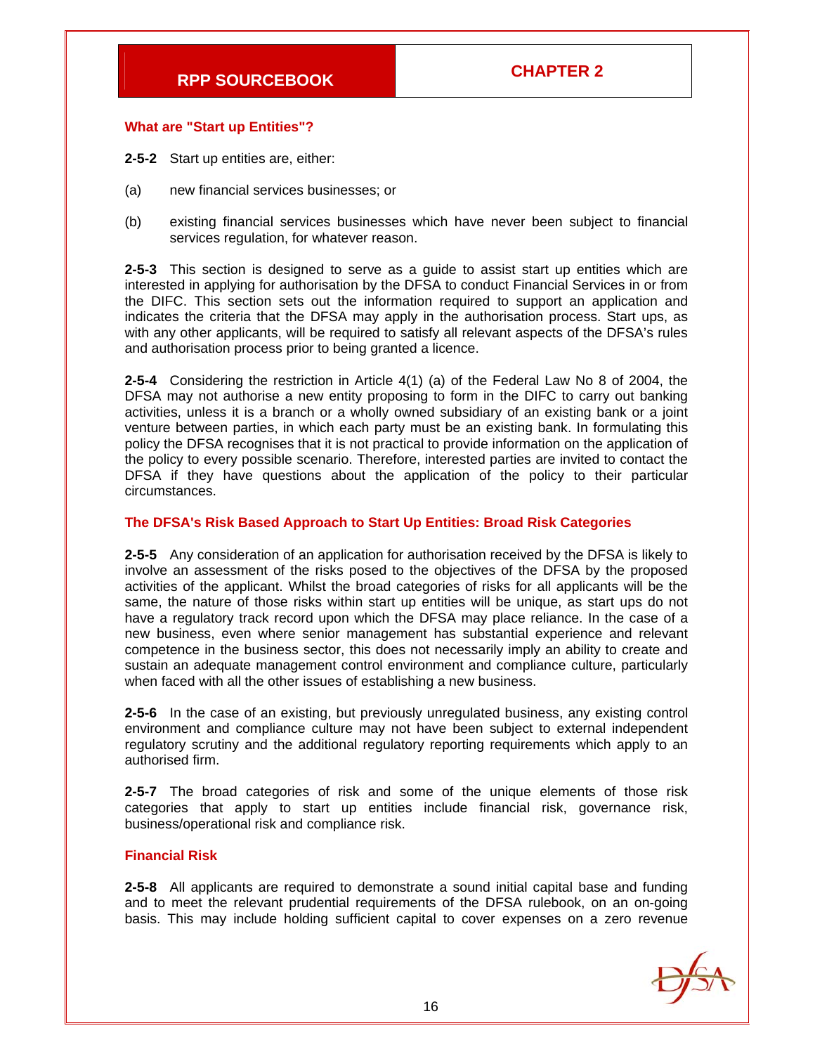### What are "Start up Entities"?

**2-5-2** Start up entities are, either:

(a) new financial services businesses; or

(b) existing financial services businesses which have never been subject to financial services regulation, for whatever reason.

**2-5-3** This section is designed to serve as a guide to assist start up entities which are interested in applying for authorisation by the DFSA to conduct Financial Services in or from the DIFC. This section sets out the information required to support an application and indicates the criteria that the DFSA may apply in the authorisation process. Start ups, as with any other applicants, will be required to satisfy all relevant aspects of the DFSA's rules and authorisation process prior to being granted a licence.

**2-5-4** Considering the restriction in Article 4(1) (a) of the Federal Law No 8 of 2004, the DFSA may not authorise a new entity proposing to form in the DIFC to carry out banking activities, unless it is a branch or a wholly owned subsidiary of an existing bank or a joint venture between parties, in which each party must be an existing bank. In formulating this policy the DFSA recognises that it is not practical to provide information on the application of the policy to every possible scenario. Therefore, interested parties are invited to contact the DFSA if they have questions about the application of the policy to their particular circumstances.

### The DFSA's Risk Based Approach to Start Up Entities: Broad Risk Categories

**2-5-5** Any consideration of an application for authorisation received by the DFSA is likely to involve an assessment of the risks posed to the objectives of the DFSA by the proposed activities of the applicant. Whilst the broad categories of risks for all applicants will be the same, the nature of those risks within start up entities will be unique, as start ups do not have a regulatory track record upon which the DFSA may place reliance. In the case of a new business, even where senior management has substantial experience and relevant competence in the business sector, this does not necessarily imply an ability to create and sustain an adequate management control environment and compliance culture, particularly when faced with all the other issues of establishing a new business.

**2-5-6** In the case of an existing, but previously unregulated business, any existing control environment and compliance culture may not have been subject to external independent regulatory scrutiny and the additional regulatory reporting requirements which apply to an authorised firm.

**2-5-7** The broad categories of risk and some of the unique elements of those risk categories that apply to start up entities include financial risk, governance risk, business/operational risk and compliance risk.

### Financial Risk

**2-5-8** All applicants are required to demonstrate a sound initial capital base and funding and to meet the relevant prudential requirements of the DFSA rulebook, on an on-going basis. This may include holding sufficient capital to cover expenses on a zero revenue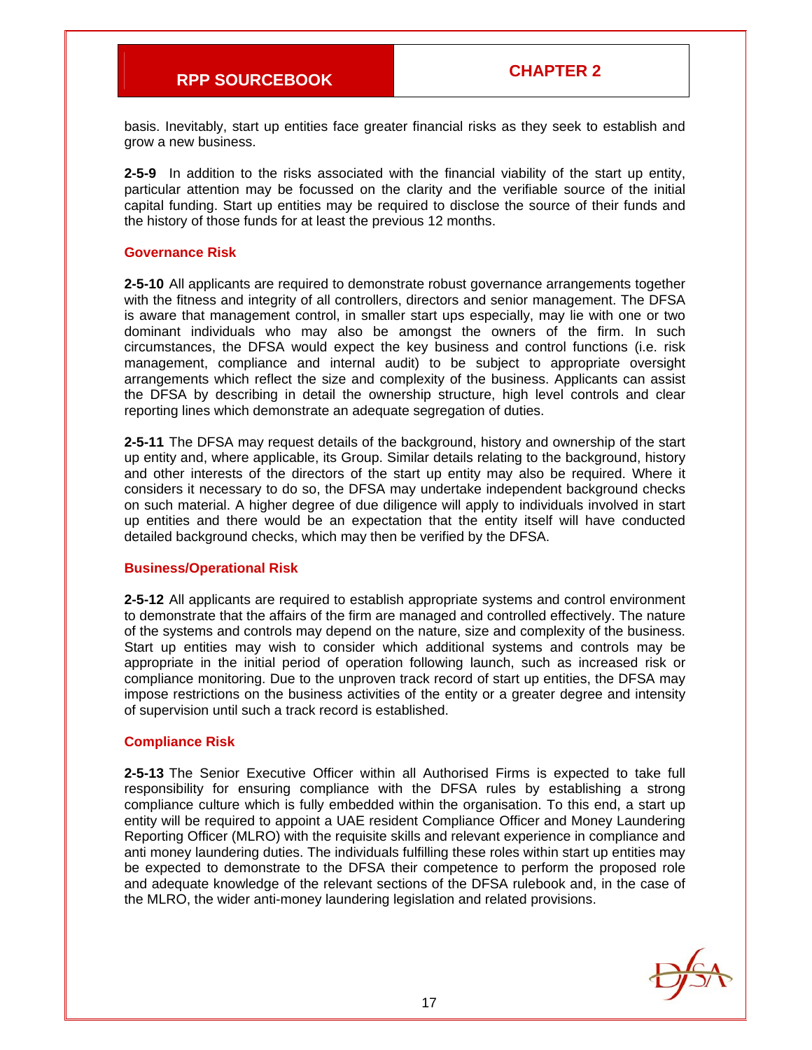basis. Inevitably, start up entities face greater financial risks as they seek to establish and grow a new business.

**2-5-9** In addition to the risks associated with the financial viability of the start up entity, particular attention may be focussed on the clarity and the verifiable source of the initial capital funding. Start up entities may be required to disclose the source of their funds and the history of those funds for at least the previous 12 months.

### Governance Risk

**2-5-10** All applicants are required to demonstrate robust governance arrangements together with the fitness and integrity of all controllers, directors and senior management. The DFSA is aware that management control, in smaller start ups especially, may lie with one or two dominant individuals who may also be amongst the owners of the firm. In such circumstances, the DFSA would expect the key business and control functions (i.e. risk management, compliance and internal audit) to be subject to appropriate oversight arrangements which reflect the size and complexity of the business. Applicants can assist the DFSA by describing in detail the ownership structure, high level controls and clear reporting lines which demonstrate an adequate segregation of duties.

**2-5-11** The DFSA may request details of the background, history and ownership of the start up entity and, where applicable, its Group. Similar details relating to the background, history and other interests of the directors of the start up entity may also be required. Where it considers it necessary to do so, the DFSA may undertake independent background checks on such material. A higher degree of due diligence will apply to individuals involved in start up entities and there would be an expectation that the entity itself will have conducted detailed background checks, which may then be verified by the DFSA.

### Business/Operational Risk

**2-5-12** All applicants are required to establish appropriate systems and control environment to demonstrate that the affairs of the firm are managed and controlled effectively. The nature of the systems and controls may depend on the nature, size and complexity of the business. Start up entities may wish to consider which additional systems and controls may be appropriate in the initial period of operation following launch, such as increased risk or compliance monitoring. Due to the unproven track record of start up entities, the DFSA may impose restrictions on the business activities of the entity or a greater degree and intensity of supervision until such a track record is established.

### Compliance Risk

**2-5-13** The Senior Executive Officer within all Authorised Firms is expected to take full responsibility for ensuring compliance with the DFSA rules by establishing a strong compliance culture which is fully embedded within the organisation. To this end, a start up entity will be required to appoint a UAE resident Compliance Officer and Money Laundering Reporting Officer (MLRO) with the requisite skills and relevant experience in compliance and anti money laundering duties. The individuals fulfilling these roles within start up entities may be expected to demonstrate to the DFSA their competence to perform the proposed role and adequate knowledge of the relevant sections of the DFSA rulebook and, in the case of the MLRO, the wider anti-money laundering legislation and related provisions.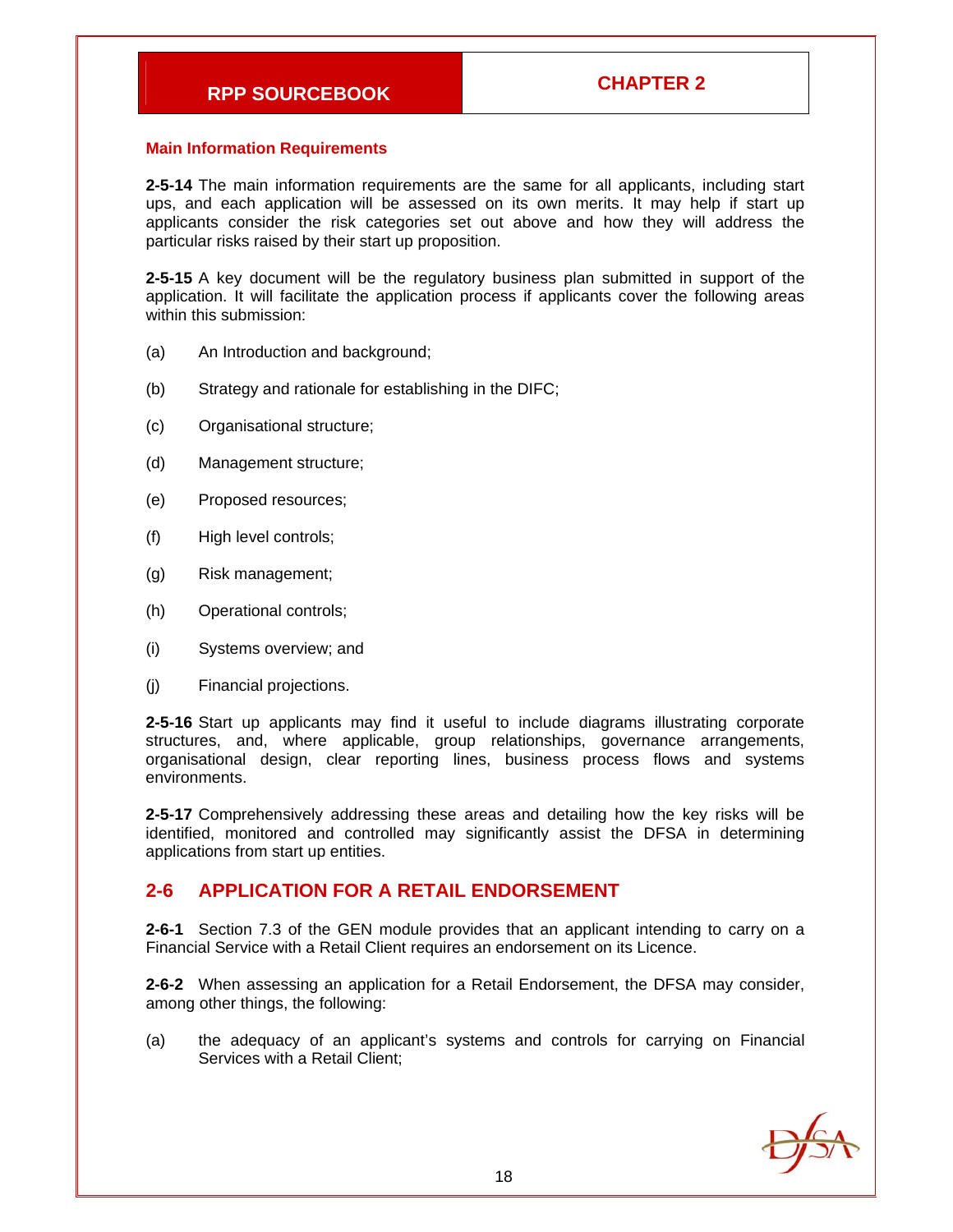### Main Information Requirements

**2-5-14** The main information requirements are the same for all applicants, including start ups, and each application will be assessed on its own merits. It may help if start up applicants consider the risk categories set out above and how they will address the particular risks raised by their start up proposition.

**2-5-15** A key document will be the regulatory business plan submitted in support of the application. It will facilitate the application process if applicants cover the following areas within this submission:

(a) An Introduction and background;

(b) Strategy and rationale for establishing in the DIFC;

(c) Organisational structure;

(d) Management structure;

(e) Proposed resources;

(f) High level controls;

(g) Risk management;

(h) Operational controls;

(i) Systems overview; and

(j) Financial projections.

**2-5-16** Start up applicants may find it useful to include diagrams illustrating corporate structures, and, where applicable, group relationships, governance arrangements, organisational design, clear reporting lines, business process flows and systems environments.

**2-5-17** Comprehensively addressing these areas and detailing how the key risks will be identified, monitored and controlled may significantly assist the DFSA in determining applications from start up entities.

## 2-6 APPLICATION FOR A RETAIL ENDORSEMENT

**2-6-1** Section 7.3 of the GEN module provides that an applicant intending to carry on a Financial Service with a Retail Client requires an endorsement on its Licence.

**2-6-2** When assessing an application for a Retail Endorsement, the DFSA may consider, among other things, the following:

(a) the adequacy of an applicant's systems and controls for carrying on Financial Services with a Retail Client;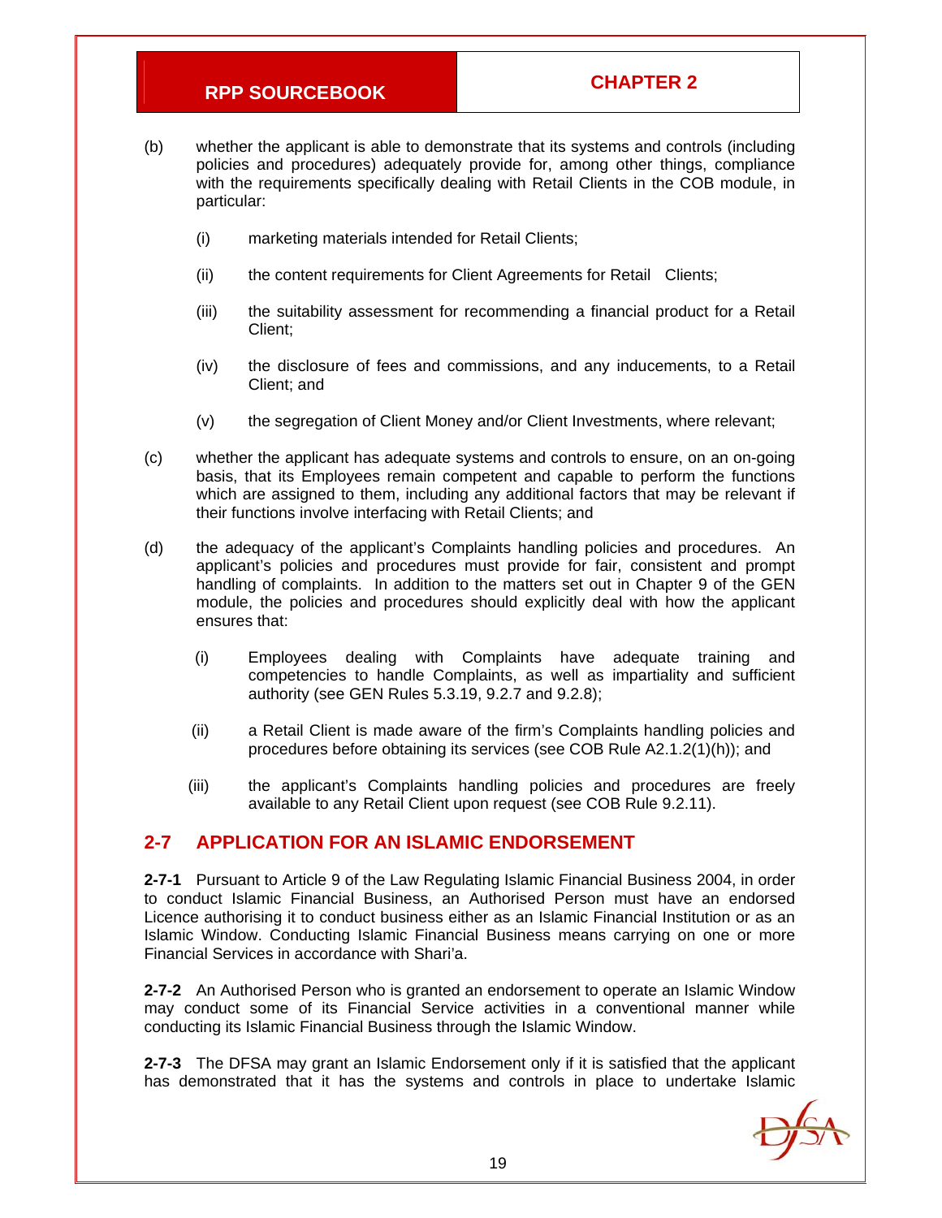(b) whether the applicant is able to demonstrate that its systems and controls (including policies and procedures) adequately provide for, among other things, compliance with the requirements specifically dealing with Retail Clients in the COB module, in particular:

  (i) marketing materials intended for Retail Clients;

  (ii) the content requirements for Client Agreements for Retail Clients;

  (iii) the suitability assessment for recommending a financial product for a Retail Client;

  (iv) the disclosure of fees and commissions, and any inducements, to a Retail Client; and

  (v) the segregation of Client Money and/or Client Investments, where relevant;

(c) whether the applicant has adequate systems and controls to ensure, on an on-going basis, that its Employees remain competent and capable to perform the functions which are assigned to them, including any additional factors that may be relevant if their functions involve interfacing with Retail Clients; and

(d) the adequacy of the applicant's Complaints handling policies and procedures. An applicant's policies and procedures must provide for fair, consistent and prompt handling of complaints. In addition to the matters set out in Chapter 9 of the GEN module, the policies and procedures should explicitly deal with how the applicant ensures that:

  (i) Employees dealing with Complaints have adequate training and competencies to handle Complaints, as well as impartiality and sufficient authority (see GEN Rules 5.3.19, 9.2.7 and 9.2.8);

  (ii) a Retail Client is made aware of the firm's Complaints handling policies and procedures before obtaining its services (see COB Rule A2.1.2(1)(h)); and

  (iii) the applicant's Complaints handling policies and procedures are freely available to any Retail Client upon request (see COB Rule 9.2.11).

## 2-7 APPLICATION FOR AN ISLAMIC ENDORSEMENT

**2-7-1** Pursuant to Article 9 of the Law Regulating Islamic Financial Business 2004, in order to conduct Islamic Financial Business, an Authorised Person must have an endorsed Licence authorising it to conduct business either as an Islamic Financial Institution or as an Islamic Window. Conducting Islamic Financial Business means carrying on one or more Financial Services in accordance with Shari'a.

**2-7-2** An Authorised Person who is granted an endorsement to operate an Islamic Window may conduct some of its Financial Service activities in a conventional manner while conducting its Islamic Financial Business through the Islamic Window.

**2-7-3** The DFSA may grant an Islamic Endorsement only if it is satisfied that the applicant has demonstrated that it has the systems and controls in place to undertake Islamic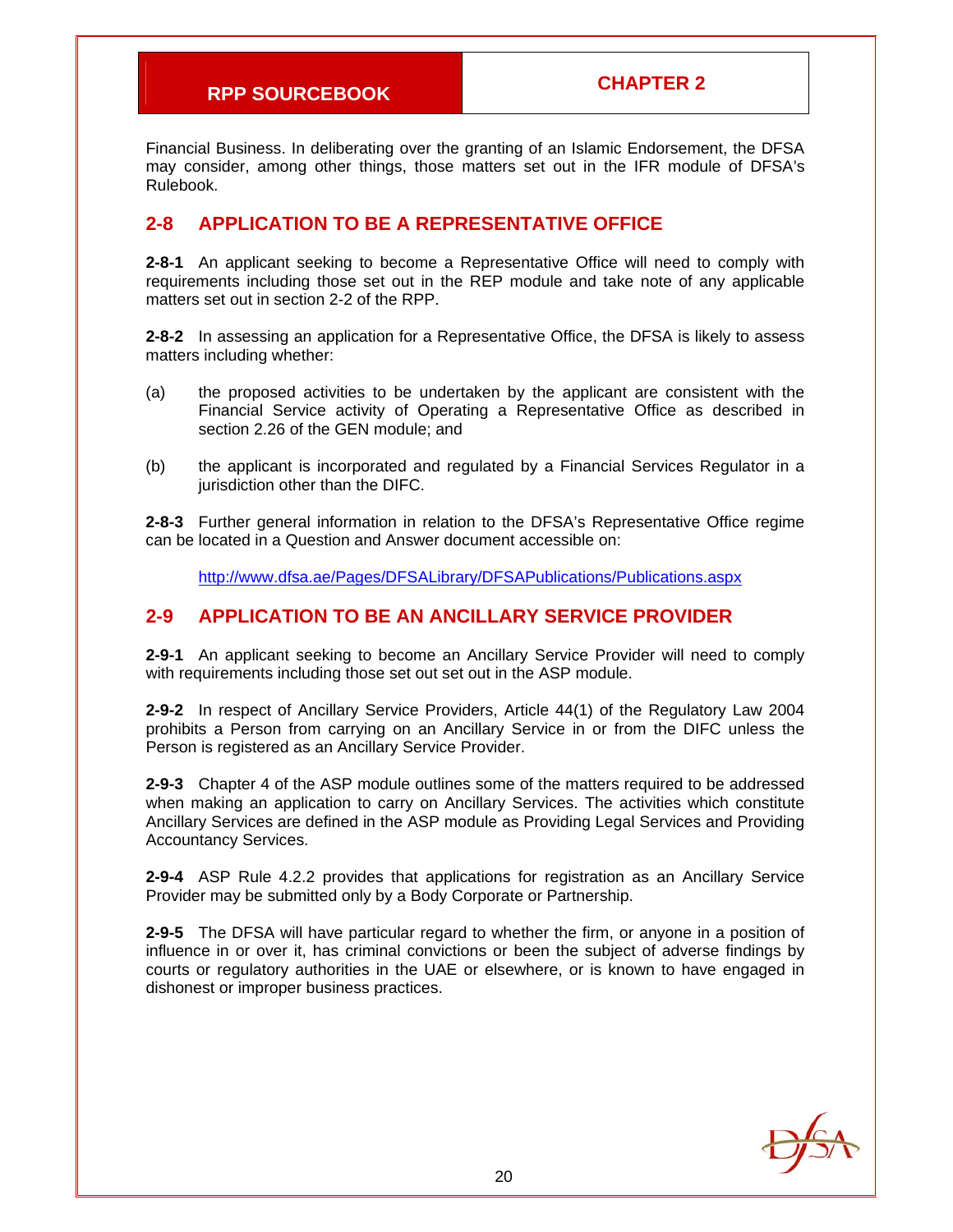Financial Business. In deliberating over the granting of an Islamic Endorsement, the DFSA may consider, among other things, those matters set out in the IFR module of DFSA's Rulebook.

## 2-8 APPLICATION TO BE A REPRESENTATIVE OFFICE

**2-8-1** An applicant seeking to become a Representative Office will need to comply with requirements including those set out in the REP module and take note of any applicable matters set out in section 2-2 of the RPP.

**2-8-2** In assessing an application for a Representative Office, the DFSA is likely to assess matters including whether:

(a) the proposed activities to be undertaken by the applicant are consistent with the Financial Service activity of Operating a Representative Office as described in section 2.26 of the GEN module; and

(b) the applicant is incorporated and regulated by a Financial Services Regulator in a jurisdiction other than the DIFC.

**2-8-3** Further general information in relation to the DFSA's Representative Office regime can be located in a Question and Answer document accessible on:

http://www.dfsa.ae/Pages/DFSALibrary/DFSAPublications/Publications.aspx

## 2-9 APPLICATION TO BE AN ANCILLARY SERVICE PROVIDER

**2-9-1** An applicant seeking to become an Ancillary Service Provider will need to comply with requirements including those set out set out in the ASP module.

**2-9-2** In respect of Ancillary Service Providers, Article 44(1) of the Regulatory Law 2004 prohibits a Person from carrying on an Ancillary Service in or from the DIFC unless the Person is registered as an Ancillary Service Provider.

**2-9-3** Chapter 4 of the ASP module outlines some of the matters required to be addressed when making an application to carry on Ancillary Services. The activities which constitute Ancillary Services are defined in the ASP module as Providing Legal Services and Providing Accountancy Services.

**2-9-4** ASP Rule 4.2.2 provides that applications for registration as an Ancillary Service Provider may be submitted only by a Body Corporate or Partnership.

**2-9-5** The DFSA will have particular regard to whether the firm, or anyone in a position of influence in or over it, has criminal convictions or been the subject of adverse findings by courts or regulatory authorities in the UAE or elsewhere, or is known to have engaged in dishonest or improper business practices.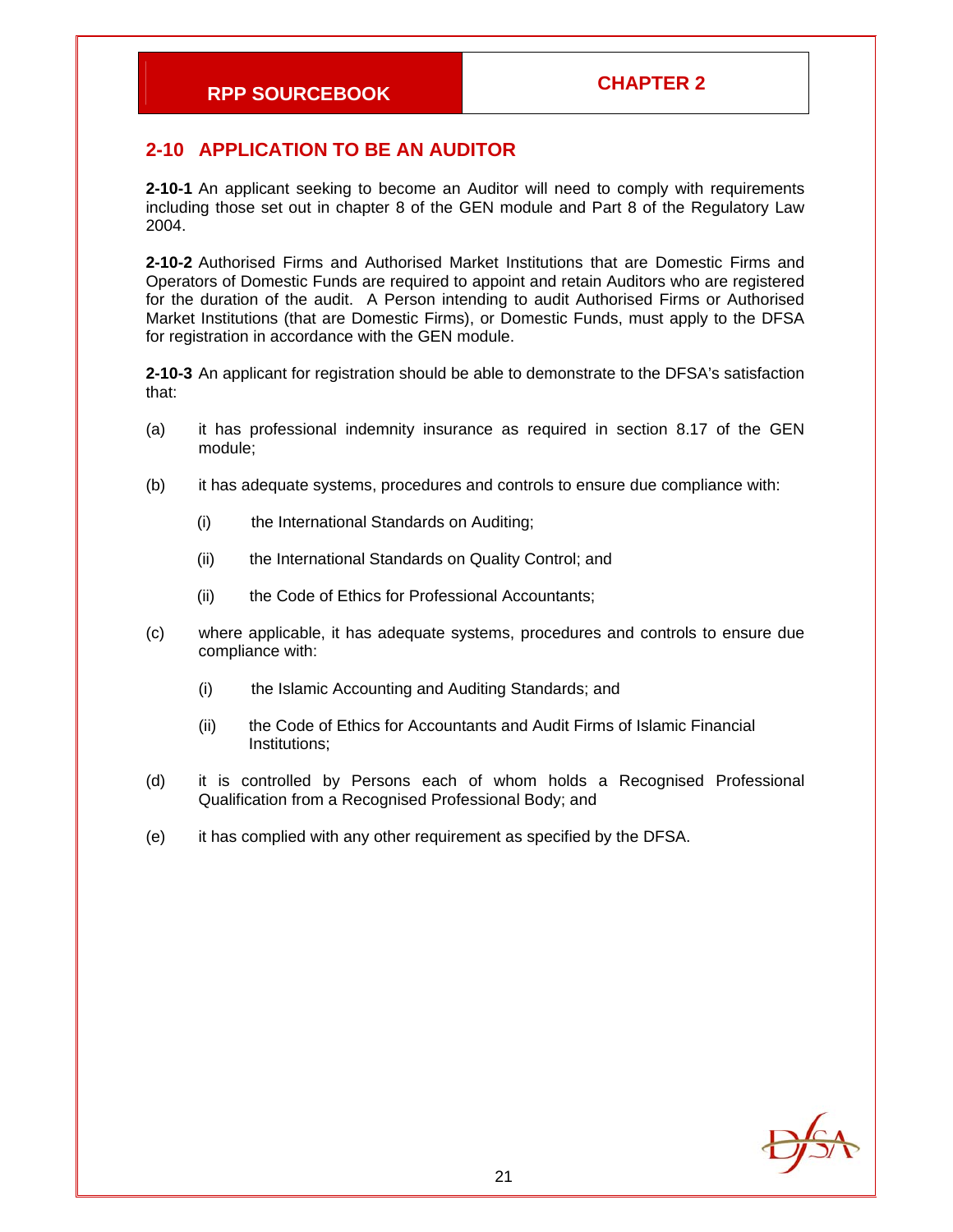## 2-10 APPLICATION TO BE AN AUDITOR

**2-10-1** An applicant seeking to become an Auditor will need to comply with requirements including those set out in chapter 8 of the GEN module and Part 8 of the Regulatory Law 2004.

**2-10-2** Authorised Firms and Authorised Market Institutions that are Domestic Firms and Operators of Domestic Funds are required to appoint and retain Auditors who are registered for the duration of the audit. A Person intending to audit Authorised Firms or Authorised Market Institutions (that are Domestic Firms), or Domestic Funds, must apply to the DFSA for registration in accordance with the GEN module.

**2-10-3** An applicant for registration should be able to demonstrate to the DFSA's satisfaction that:

(a) it has professional indemnity insurance as required in section 8.17 of the GEN module;

(b) it has adequate systems, procedures and controls to ensure due compliance with:

 (i) the International Standards on Auditing;

 (ii) the International Standards on Quality Control; and

 (ii) the Code of Ethics for Professional Accountants;

(c) where applicable, it has adequate systems, procedures and controls to ensure due compliance with:

 (i) the Islamic Accounting and Auditing Standards; and

 (ii) the Code of Ethics for Accountants and Audit Firms of Islamic Financial Institutions;

(d) it is controlled by Persons each of whom holds a Recognised Professional Qualification from a Recognised Professional Body; and

(e) it has complied with any other requirement as specified by the DFSA.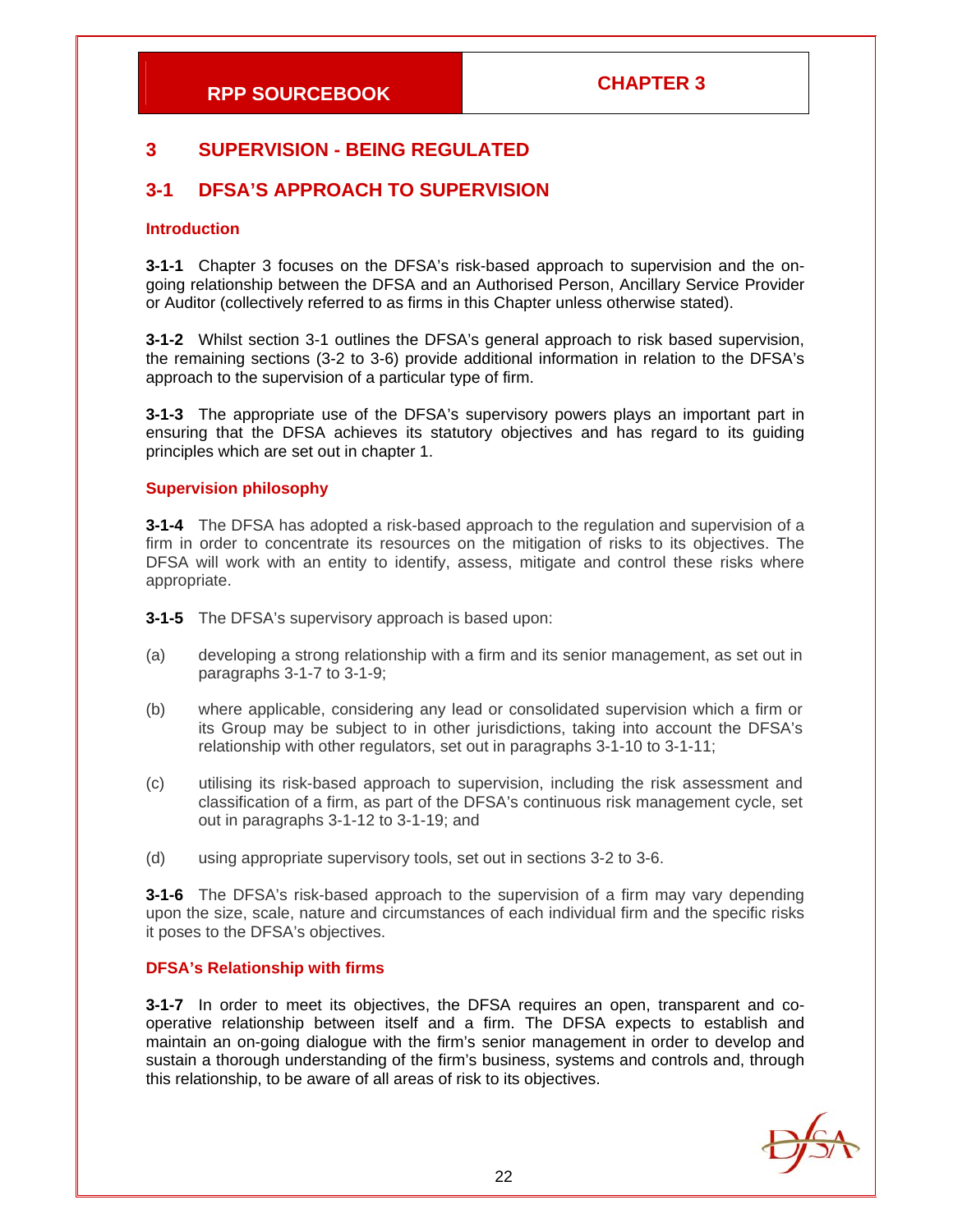# 3 SUPERVISION - BEING REGULATED

## 3-1 DFSA'S APPROACH TO SUPERVISION

### Introduction

**3-1-1** Chapter 3 focuses on the DFSA's risk-based approach to supervision and the on-going relationship between the DFSA and an Authorised Person, Ancillary Service Provider or Auditor (collectively referred to as firms in this Chapter unless otherwise stated).

**3-1-2** Whilst section 3-1 outlines the DFSA's general approach to risk based supervision, the remaining sections (3-2 to 3-6) provide additional information in relation to the DFSA's approach to the supervision of a particular type of firm.

**3-1-3** The appropriate use of the DFSA's supervisory powers plays an important part in ensuring that the DFSA achieves its statutory objectives and has regard to its guiding principles which are set out in chapter 1.

### Supervision philosophy

**3-1-4** The DFSA has adopted a risk-based approach to the regulation and supervision of a firm in order to concentrate its resources on the mitigation of risks to its objectives. The DFSA will work with an entity to identify, assess, mitigate and control these risks where appropriate.

**3-1-5** The DFSA's supervisory approach is based upon:

(a) developing a strong relationship with a firm and its senior management, as set out in paragraphs 3-1-7 to 3-1-9;

(b) where applicable, considering any lead or consolidated supervision which a firm or its Group may be subject to in other jurisdictions, taking into account the DFSA's relationship with other regulators, set out in paragraphs 3-1-10 to 3-1-11;

(c) utilising its risk-based approach to supervision, including the risk assessment and classification of a firm, as part of the DFSA's continuous risk management cycle, set out in paragraphs 3-1-12 to 3-1-19; and

(d) using appropriate supervisory tools, set out in sections 3-2 to 3-6.

**3-1-6** The DFSA's risk-based approach to the supervision of a firm may vary depending upon the size, scale, nature and circumstances of each individual firm and the specific risks it poses to the DFSA's objectives.

### DFSA's Relationship with firms

**3-1-7** In order to meet its objectives, the DFSA requires an open, transparent and co-operative relationship between itself and a firm. The DFSA expects to establish and maintain an on-going dialogue with the firm's senior management in order to develop and sustain a thorough understanding of the firm's business, systems and controls and, through this relationship, to be aware of all areas of risk to its objectives.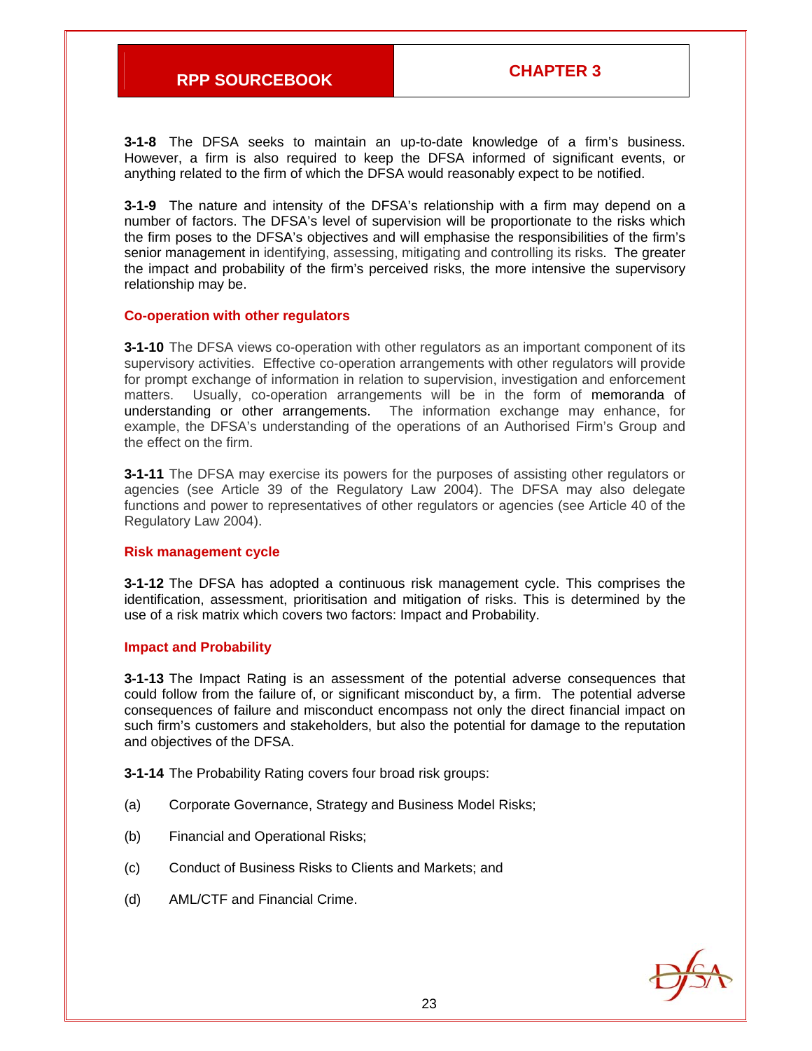**3-1-8** The DFSA seeks to maintain an up-to-date knowledge of a firm's business. However, a firm is also required to keep the DFSA informed of significant events, or anything related to the firm of which the DFSA would reasonably expect to be notified.

**3-1-9** The nature and intensity of the DFSA's relationship with a firm may depend on a number of factors. The DFSA's level of supervision will be proportionate to the risks which the firm poses to the DFSA's objectives and will emphasise the responsibilities of the firm's senior management in identifying, assessing, mitigating and controlling its risks. The greater the impact and probability of the firm's perceived risks, the more intensive the supervisory relationship may be.

### Co-operation with other regulators

**3-1-10** The DFSA views co-operation with other regulators as an important component of its supervisory activities. Effective co-operation arrangements with other regulators will provide for prompt exchange of information in relation to supervision, investigation and enforcement matters. Usually, co-operation arrangements will be in the form of memoranda of understanding or other arrangements. The information exchange may enhance, for example, the DFSA's understanding of the operations of an Authorised Firm's Group and the effect on the firm.

**3-1-11** The DFSA may exercise its powers for the purposes of assisting other regulators or agencies (see Article 39 of the Regulatory Law 2004). The DFSA may also delegate functions and power to representatives of other regulators or agencies (see Article 40 of the Regulatory Law 2004).

### Risk management cycle

**3-1-12** The DFSA has adopted a continuous risk management cycle. This comprises the identification, assessment, prioritisation and mitigation of risks. This is determined by the use of a risk matrix which covers two factors: Impact and Probability.

### Impact and Probability

**3-1-13** The Impact Rating is an assessment of the potential adverse consequences that could follow from the failure of, or significant misconduct by, a firm. The potential adverse consequences of failure and misconduct encompass not only the direct financial impact on such firm's customers and stakeholders, but also the potential for damage to the reputation and objectives of the DFSA.

**3-1-14** The Probability Rating covers four broad risk groups:

(a) Corporate Governance, Strategy and Business Model Risks;

(b) Financial and Operational Risks;

(c) Conduct of Business Risks to Clients and Markets; and

(d) AML/CTF and Financial Crime.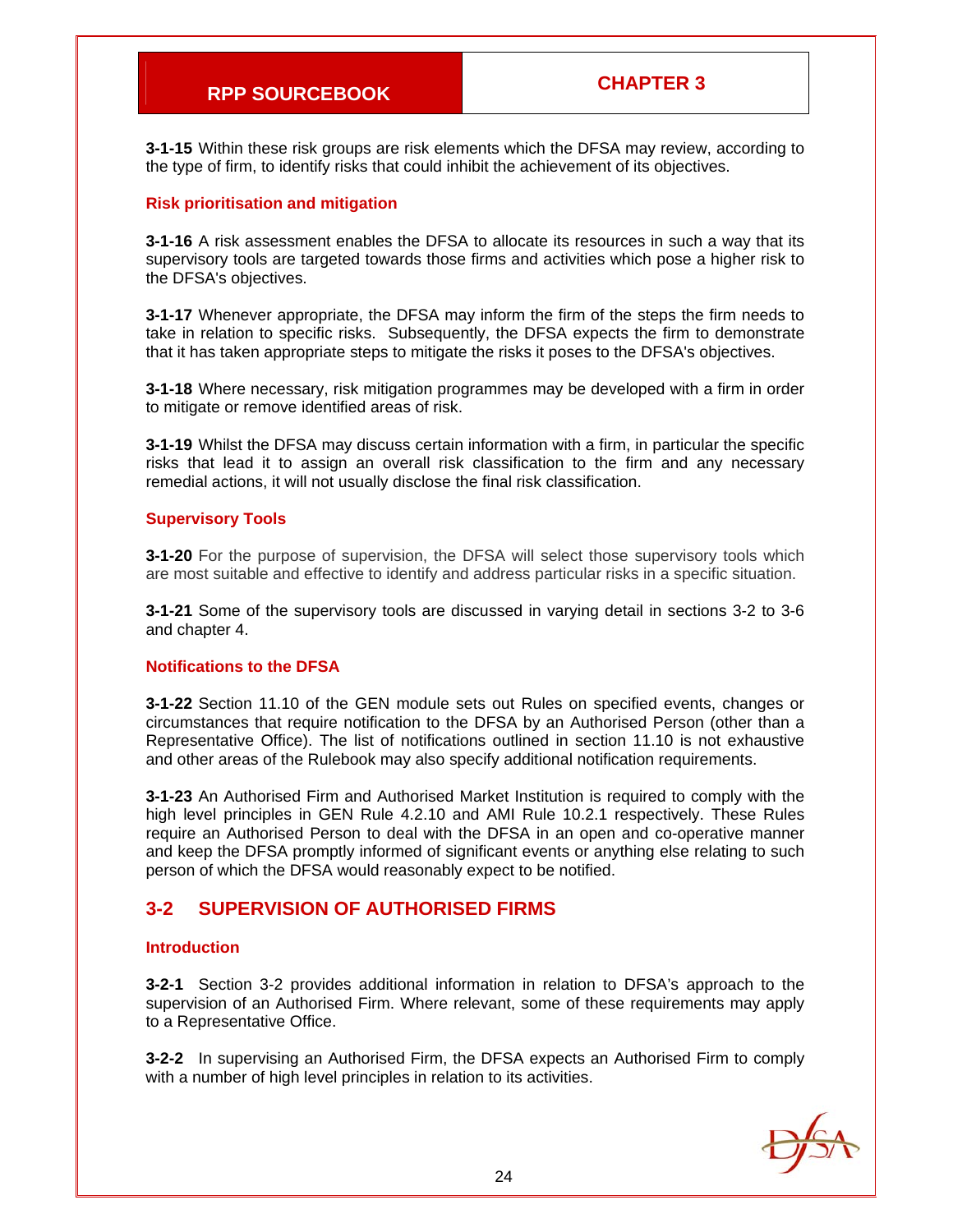**3-1-15** Within these risk groups are risk elements which the DFSA may review, according to the type of firm, to identify risks that could inhibit the achievement of its objectives.

### Risk prioritisation and mitigation

**3-1-16** A risk assessment enables the DFSA to allocate its resources in such a way that its supervisory tools are targeted towards those firms and activities which pose a higher risk to the DFSA's objectives.

**3-1-17** Whenever appropriate, the DFSA may inform the firm of the steps the firm needs to take in relation to specific risks. Subsequently, the DFSA expects the firm to demonstrate that it has taken appropriate steps to mitigate the risks it poses to the DFSA's objectives.

**3-1-18** Where necessary, risk mitigation programmes may be developed with a firm in order to mitigate or remove identified areas of risk.

**3-1-19** Whilst the DFSA may discuss certain information with a firm, in particular the specific risks that lead it to assign an overall risk classification to the firm and any necessary remedial actions, it will not usually disclose the final risk classification.

### Supervisory Tools

**3-1-20** For the purpose of supervision, the DFSA will select those supervisory tools which are most suitable and effective to identify and address particular risks in a specific situation.

**3-1-21** Some of the supervisory tools are discussed in varying detail in sections 3-2 to 3-6 and chapter 4.

### Notifications to the DFSA

**3-1-22** Section 11.10 of the GEN module sets out Rules on specified events, changes or circumstances that require notification to the DFSA by an Authorised Person (other than a Representative Office). The list of notifications outlined in section 11.10 is not exhaustive and other areas of the Rulebook may also specify additional notification requirements.

**3-1-23** An Authorised Firm and Authorised Market Institution is required to comply with the high level principles in GEN Rule 4.2.10 and AMI Rule 10.2.1 respectively. These Rules require an Authorised Person to deal with the DFSA in an open and co-operative manner and keep the DFSA promptly informed of significant events or anything else relating to such person of which the DFSA would reasonably expect to be notified.

## 3-2 SUPERVISION OF AUTHORISED FIRMS

### Introduction

**3-2-1** Section 3-2 provides additional information in relation to DFSA's approach to the supervision of an Authorised Firm. Where relevant, some of these requirements may apply to a Representative Office.

**3-2-2** In supervising an Authorised Firm, the DFSA expects an Authorised Firm to comply with a number of high level principles in relation to its activities.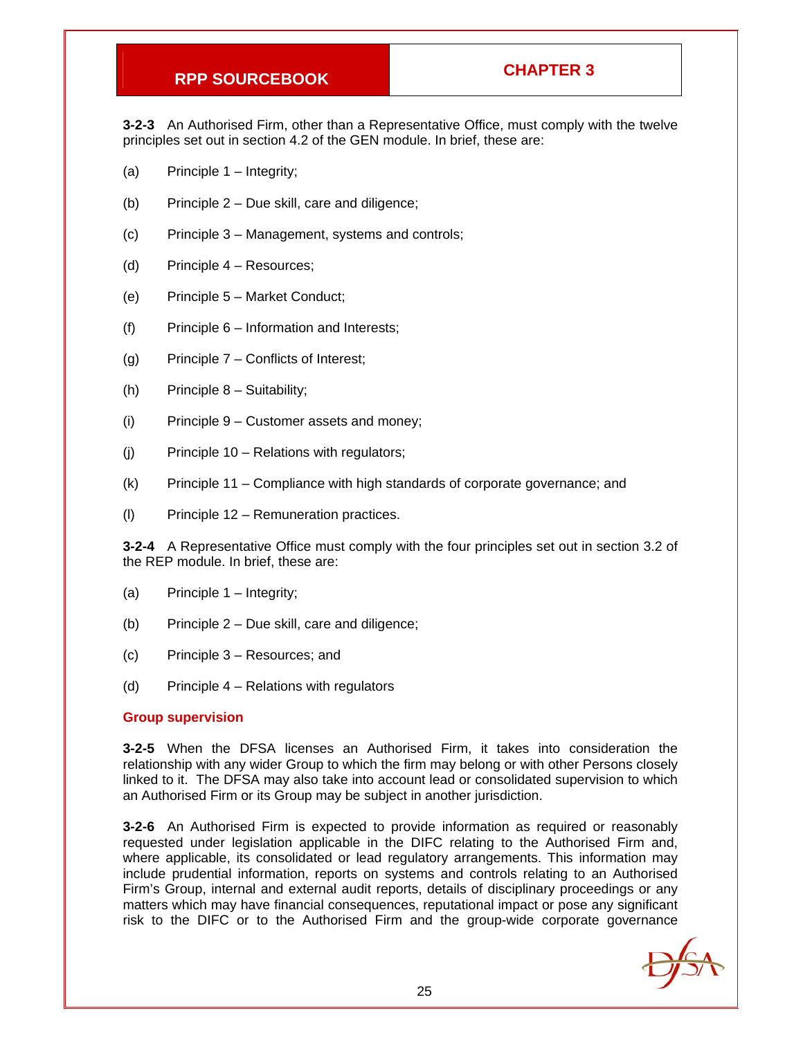**3-2-3** An Authorised Firm, other than a Representative Office, must comply with the twelve principles set out in section 4.2 of the GEN module. In brief, these are:

(a) Principle 1 – Integrity;

(b) Principle 2 – Due skill, care and diligence;

(c) Principle 3 – Management, systems and controls;

(d) Principle 4 – Resources;

(e) Principle 5 – Market Conduct;

(f) Principle 6 – Information and Interests;

(g) Principle 7 – Conflicts of Interest;

(h) Principle 8 – Suitability;

(i) Principle 9 – Customer assets and money;

(j) Principle 10 – Relations with regulators;

(k) Principle 11 – Compliance with high standards of corporate governance; and

(l) Principle 12 – Remuneration practices.

**3-2-4** A Representative Office must comply with the four principles set out in section 3.2 of the REP module. In brief, these are:

(a) Principle 1 – Integrity;

(b) Principle 2 – Due skill, care and diligence;

(c) Principle 3 – Resources; and

(d) Principle 4 – Relations with regulators

### Group supervision

**3-2-5** When the DFSA licenses an Authorised Firm, it takes into consideration the relationship with any wider Group to which the firm may belong or with other Persons closely linked to it. The DFSA may also take into account lead or consolidated supervision to which an Authorised Firm or its Group may be subject in another jurisdiction.

**3-2-6** An Authorised Firm is expected to provide information as required or reasonably requested under legislation applicable in the DIFC relating to the Authorised Firm and, where applicable, its consolidated or lead regulatory arrangements. This information may include prudential information, reports on systems and controls relating to an Authorised Firm's Group, internal and external audit reports, details of disciplinary proceedings or any matters which may have financial consequences, reputational impact or pose any significant risk to the DIFC or to the Authorised Firm and the group-wide corporate governance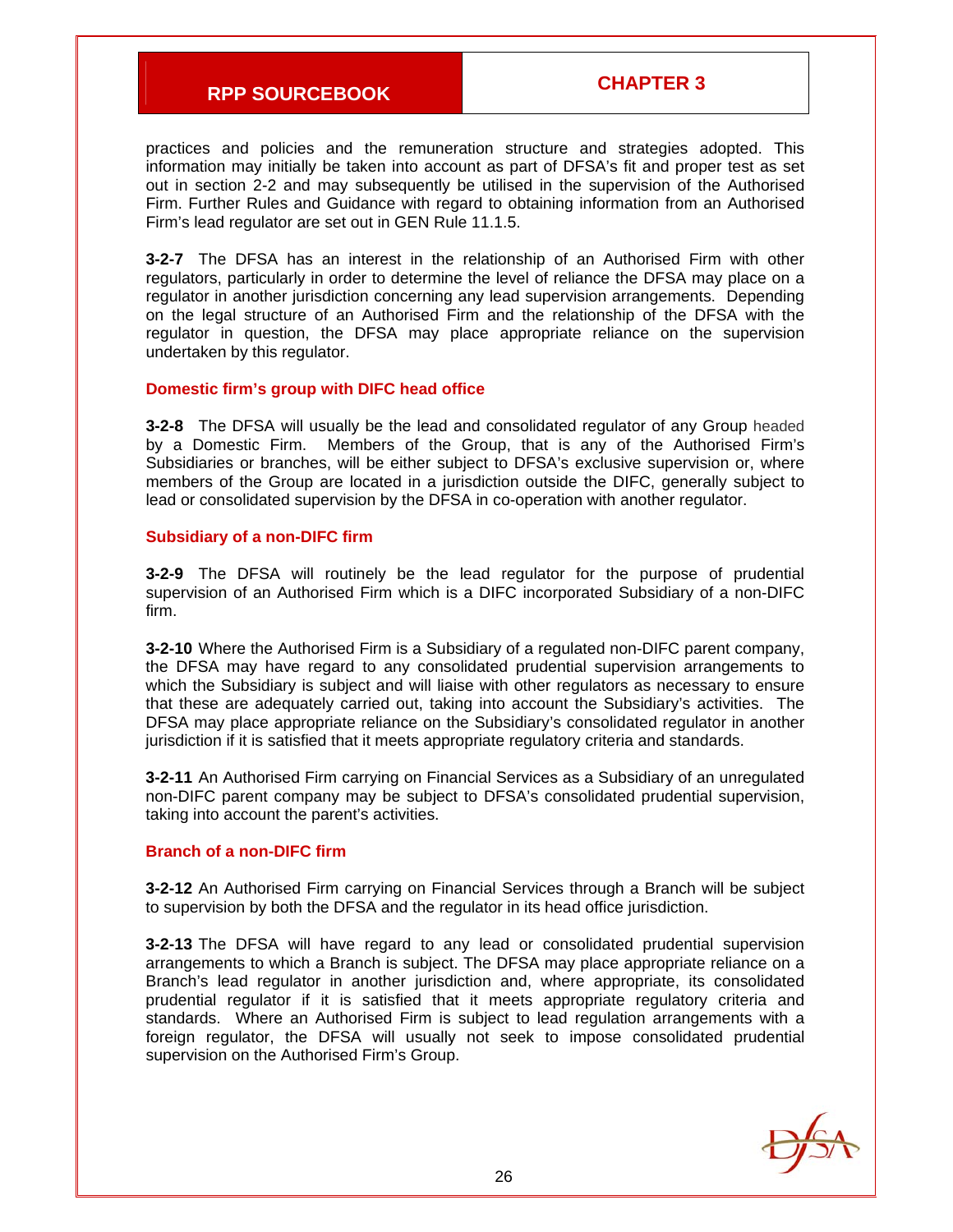practices and policies and the remuneration structure and strategies adopted. This information may initially be taken into account as part of DFSA's fit and proper test as set out in section 2-2 and may subsequently be utilised in the supervision of the Authorised Firm. Further Rules and Guidance with regard to obtaining information from an Authorised Firm's lead regulator are set out in GEN Rule 11.1.5.

**3-2-7** The DFSA has an interest in the relationship of an Authorised Firm with other regulators, particularly in order to determine the level of reliance the DFSA may place on a regulator in another jurisdiction concerning any lead supervision arrangements. Depending on the legal structure of an Authorised Firm and the relationship of the DFSA with the regulator in question, the DFSA may place appropriate reliance on the supervision undertaken by this regulator.

### Domestic firm's group with DIFC head office

**3-2-8** The DFSA will usually be the lead and consolidated regulator of any Group headed by a Domestic Firm. Members of the Group, that is any of the Authorised Firm's Subsidiaries or branches, will be either subject to DFSA's exclusive supervision or, where members of the Group are located in a jurisdiction outside the DIFC, generally subject to lead or consolidated supervision by the DFSA in co-operation with another regulator.

### Subsidiary of a non-DIFC firm

**3-2-9** The DFSA will routinely be the lead regulator for the purpose of prudential supervision of an Authorised Firm which is a DIFC incorporated Subsidiary of a non-DIFC firm.

**3-2-10** Where the Authorised Firm is a Subsidiary of a regulated non-DIFC parent company, the DFSA may have regard to any consolidated prudential supervision arrangements to which the Subsidiary is subject and will liaise with other regulators as necessary to ensure that these are adequately carried out, taking into account the Subsidiary's activities. The DFSA may place appropriate reliance on the Subsidiary's consolidated regulator in another jurisdiction if it is satisfied that it meets appropriate regulatory criteria and standards.

**3-2-11** An Authorised Firm carrying on Financial Services as a Subsidiary of an unregulated non-DIFC parent company may be subject to DFSA's consolidated prudential supervision, taking into account the parent's activities.

### Branch of a non-DIFC firm

**3-2-12** An Authorised Firm carrying on Financial Services through a Branch will be subject to supervision by both the DFSA and the regulator in its head office jurisdiction.

**3-2-13** The DFSA will have regard to any lead or consolidated prudential supervision arrangements to which a Branch is subject. The DFSA may place appropriate reliance on a Branch's lead regulator in another jurisdiction and, where appropriate, its consolidated prudential regulator if it is satisfied that it meets appropriate regulatory criteria and standards. Where an Authorised Firm is subject to lead regulation arrangements with a foreign regulator, the DFSA will usually not seek to impose consolidated prudential supervision on the Authorised Firm's Group.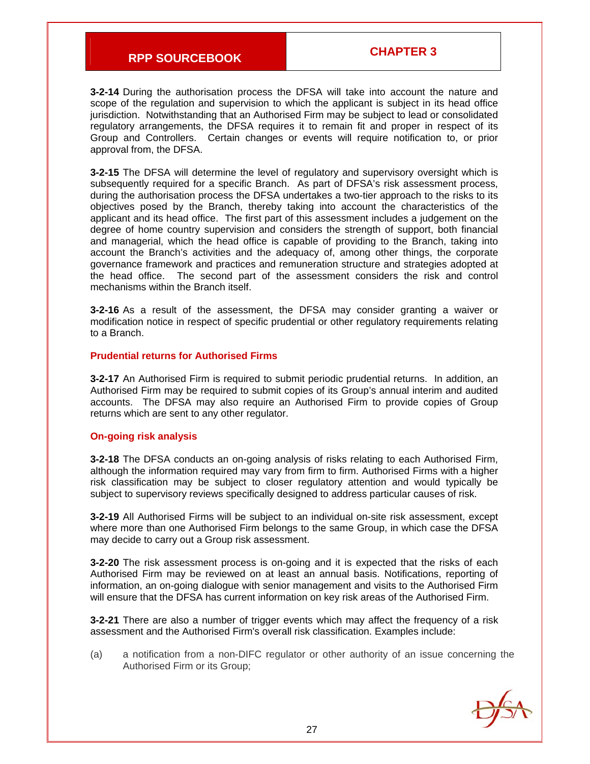**3-2-14** During the authorisation process the DFSA will take into account the nature and scope of the regulation and supervision to which the applicant is subject in its head office jurisdiction. Notwithstanding that an Authorised Firm may be subject to lead or consolidated regulatory arrangements, the DFSA requires it to remain fit and proper in respect of its Group and Controllers. Certain changes or events will require notification to, or prior approval from, the DFSA.

**3-2-15** The DFSA will determine the level of regulatory and supervisory oversight which is subsequently required for a specific Branch. As part of DFSA's risk assessment process, during the authorisation process the DFSA undertakes a two-tier approach to the risks to its objectives posed by the Branch, thereby taking into account the characteristics of the applicant and its head office. The first part of this assessment includes a judgement on the degree of home country supervision and considers the strength of support, both financial and managerial, which the head office is capable of providing to the Branch, taking into account the Branch's activities and the adequacy of, among other things, the corporate governance framework and practices and remuneration structure and strategies adopted at the head office. The second part of the assessment considers the risk and control mechanisms within the Branch itself.

**3-2-16** As a result of the assessment, the DFSA may consider granting a waiver or modification notice in respect of specific prudential or other regulatory requirements relating to a Branch.

### Prudential returns for Authorised Firms

**3-2-17** An Authorised Firm is required to submit periodic prudential returns. In addition, an Authorised Firm may be required to submit copies of its Group's annual interim and audited accounts. The DFSA may also require an Authorised Firm to provide copies of Group returns which are sent to any other regulator.

### On-going risk analysis

**3-2-18** The DFSA conducts an on-going analysis of risks relating to each Authorised Firm, although the information required may vary from firm to firm. Authorised Firms with a higher risk classification may be subject to closer regulatory attention and would typically be subject to supervisory reviews specifically designed to address particular causes of risk.

**3-2-19** All Authorised Firms will be subject to an individual on-site risk assessment, except where more than one Authorised Firm belongs to the same Group, in which case the DFSA may decide to carry out a Group risk assessment.

**3-2-20** The risk assessment process is on-going and it is expected that the risks of each Authorised Firm may be reviewed on at least an annual basis. Notifications, reporting of information, an on-going dialogue with senior management and visits to the Authorised Firm will ensure that the DFSA has current information on key risk areas of the Authorised Firm.

**3-2-21** There are also a number of trigger events which may affect the frequency of a risk assessment and the Authorised Firm's overall risk classification. Examples include:

(a) a notification from a non-DIFC regulator or other authority of an issue concerning the Authorised Firm or its Group;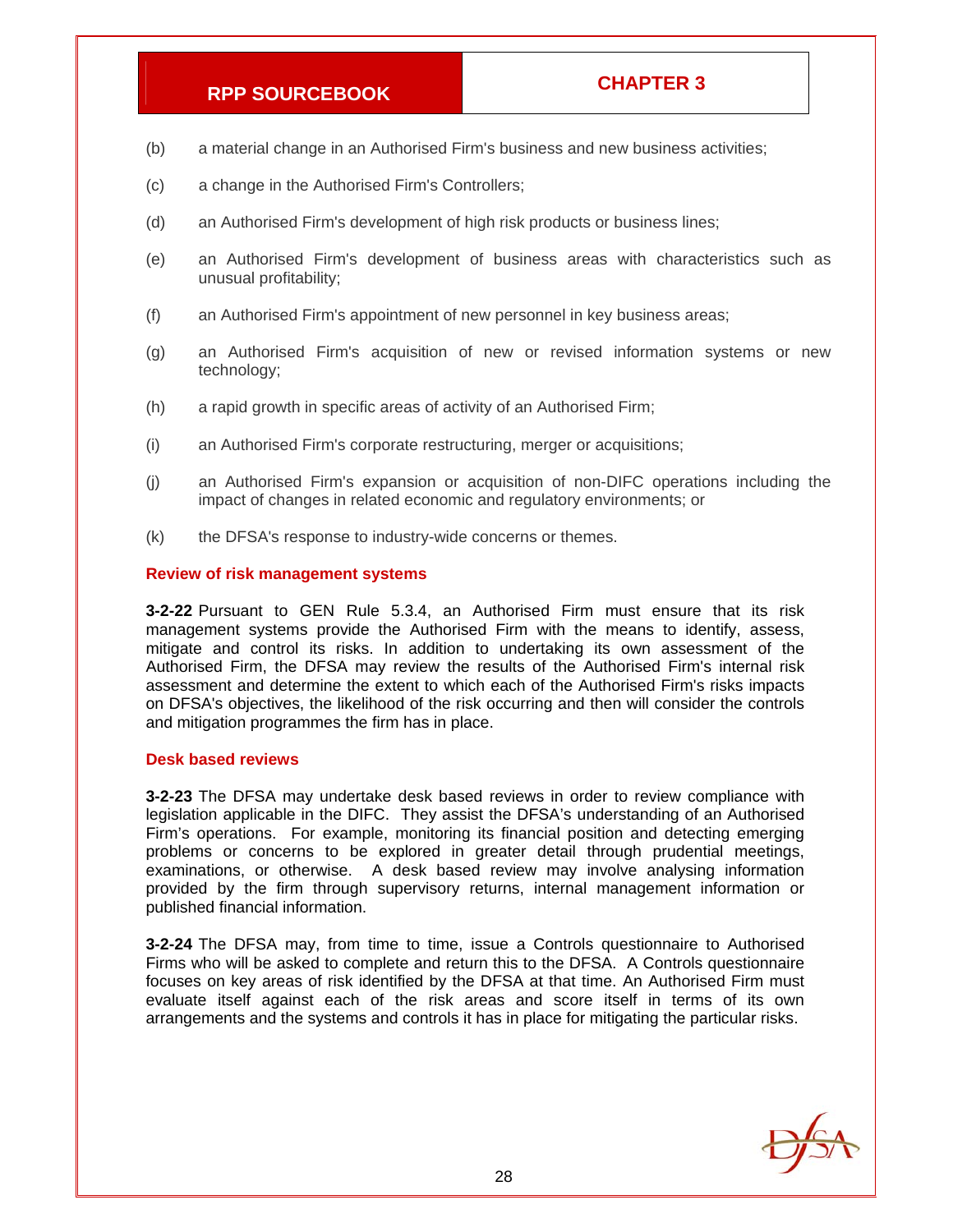(b) a material change in an Authorised Firm's business and new business activities;

(c) a change in the Authorised Firm's Controllers;

(d) an Authorised Firm's development of high risk products or business lines;

(e) an Authorised Firm's development of business areas with characteristics such as unusual profitability;

(f) an Authorised Firm's appointment of new personnel in key business areas;

(g) an Authorised Firm's acquisition of new or revised information systems or new technology;

(h) a rapid growth in specific areas of activity of an Authorised Firm;

(i) an Authorised Firm's corporate restructuring, merger or acquisitions;

(j) an Authorised Firm's expansion or acquisition of non-DIFC operations including the impact of changes in related economic and regulatory environments; or

(k) the DFSA's response to industry-wide concerns or themes.

### Review of risk management systems

**3-2-22** Pursuant to GEN Rule 5.3.4, an Authorised Firm must ensure that its risk management systems provide the Authorised Firm with the means to identify, assess, mitigate and control its risks. In addition to undertaking its own assessment of the Authorised Firm, the DFSA may review the results of the Authorised Firm's internal risk assessment and determine the extent to which each of the Authorised Firm's risks impacts on DFSA's objectives, the likelihood of the risk occurring and then will consider the controls and mitigation programmes the firm has in place.

### Desk based reviews

**3-2-23** The DFSA may undertake desk based reviews in order to review compliance with legislation applicable in the DIFC. They assist the DFSA's understanding of an Authorised Firm's operations. For example, monitoring its financial position and detecting emerging problems or concerns to be explored in greater detail through prudential meetings, examinations, or otherwise. A desk based review may involve analysing information provided by the firm through supervisory returns, internal management information or published financial information.

**3-2-24** The DFSA may, from time to time, issue a Controls questionnaire to Authorised Firms who will be asked to complete and return this to the DFSA. A Controls questionnaire focuses on key areas of risk identified by the DFSA at that time. An Authorised Firm must evaluate itself against each of the risk areas and score itself in terms of its own arrangements and the systems and controls it has in place for mitigating the particular risks.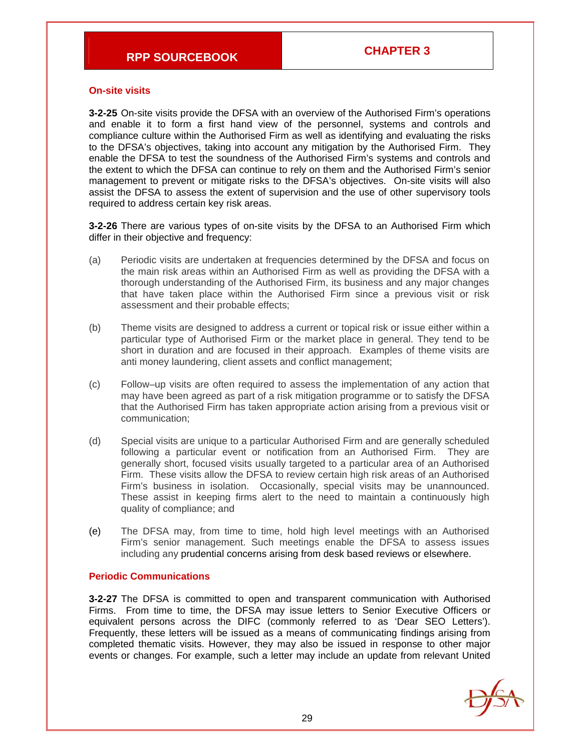### On-site visits

**3-2-25** On-site visits provide the DFSA with an overview of the Authorised Firm's operations and enable it to form a first hand view of the personnel, systems and controls and compliance culture within the Authorised Firm as well as identifying and evaluating the risks to the DFSA's objectives, taking into account any mitigation by the Authorised Firm. They enable the DFSA to test the soundness of the Authorised Firm's systems and controls and the extent to which the DFSA can continue to rely on them and the Authorised Firm's senior management to prevent or mitigate risks to the DFSA's objectives. On-site visits will also assist the DFSA to assess the extent of supervision and the use of other supervisory tools required to address certain key risk areas.

**3-2-26** There are various types of on-site visits by the DFSA to an Authorised Firm which differ in their objective and frequency:

(a) Periodic visits are undertaken at frequencies determined by the DFSA and focus on the main risk areas within an Authorised Firm as well as providing the DFSA with a thorough understanding of the Authorised Firm, its business and any major changes that have taken place within the Authorised Firm since a previous visit or risk assessment and their probable effects;

(b) Theme visits are designed to address a current or topical risk or issue either within a particular type of Authorised Firm or the market place in general. They tend to be short in duration and are focused in their approach. Examples of theme visits are anti money laundering, client assets and conflict management;

(c) Follow–up visits are often required to assess the implementation of any action that may have been agreed as part of a risk mitigation programme or to satisfy the DFSA that the Authorised Firm has taken appropriate action arising from a previous visit or communication;

(d) Special visits are unique to a particular Authorised Firm and are generally scheduled following a particular event or notification from an Authorised Firm. They are generally short, focused visits usually targeted to a particular area of an Authorised Firm. These visits allow the DFSA to review certain high risk areas of an Authorised Firm's business in isolation. Occasionally, special visits may be unannounced. These assist in keeping firms alert to the need to maintain a continuously high quality of compliance; and

(e) The DFSA may, from time to time, hold high level meetings with an Authorised Firm's senior management. Such meetings enable the DFSA to assess issues including any prudential concerns arising from desk based reviews or elsewhere.

### Periodic Communications

**3-2-27** The DFSA is committed to open and transparent communication with Authorised Firms. From time to time, the DFSA may issue letters to Senior Executive Officers or equivalent persons across the DIFC (commonly referred to as 'Dear SEO Letters'). Frequently, these letters will be issued as a means of communicating findings arising from completed thematic visits. However, they may also be issued in response to other major events or changes. For example, such a letter may include an update from relevant United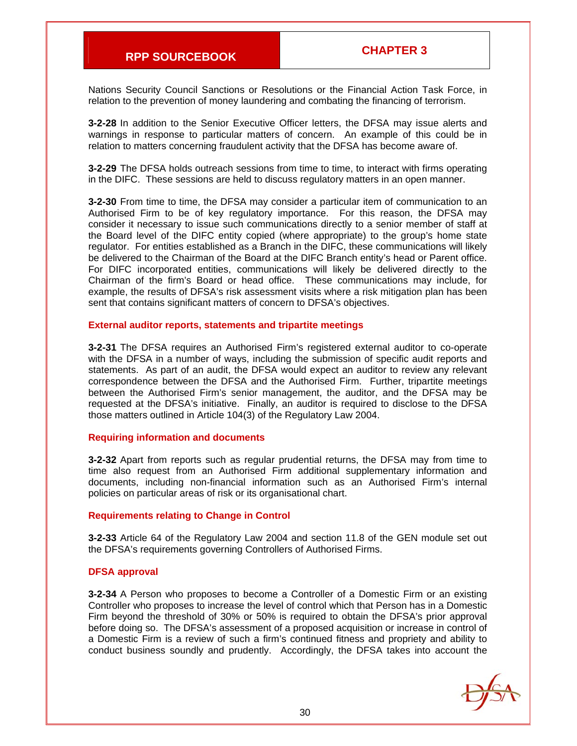Nations Security Council Sanctions or Resolutions or the Financial Action Task Force, in relation to the prevention of money laundering and combating the financing of terrorism.

**3-2-28** In addition to the Senior Executive Officer letters, the DFSA may issue alerts and warnings in response to particular matters of concern. An example of this could be in relation to matters concerning fraudulent activity that the DFSA has become aware of.

**3-2-29** The DFSA holds outreach sessions from time to time, to interact with firms operating in the DIFC. These sessions are held to discuss regulatory matters in an open manner.

**3-2-30** From time to time, the DFSA may consider a particular item of communication to an Authorised Firm to be of key regulatory importance. For this reason, the DFSA may consider it necessary to issue such communications directly to a senior member of staff at the Board level of the DIFC entity copied (where appropriate) to the group's home state regulator. For entities established as a Branch in the DIFC, these communications will likely be delivered to the Chairman of the Board at the DIFC Branch entity's head or Parent office. For DIFC incorporated entities, communications will likely be delivered directly to the Chairman of the firm's Board or head office. These communications may include, for example, the results of DFSA's risk assessment visits where a risk mitigation plan has been sent that contains significant matters of concern to DFSA's objectives.

### External auditor reports, statements and tripartite meetings

**3-2-31** The DFSA requires an Authorised Firm's registered external auditor to co-operate with the DFSA in a number of ways, including the submission of specific audit reports and statements. As part of an audit, the DFSA would expect an auditor to review any relevant correspondence between the DFSA and the Authorised Firm. Further, tripartite meetings between the Authorised Firm's senior management, the auditor, and the DFSA may be requested at the DFSA's initiative. Finally, an auditor is required to disclose to the DFSA those matters outlined in Article 104(3) of the Regulatory Law 2004.

### Requiring information and documents

**3-2-32** Apart from reports such as regular prudential returns, the DFSA may from time to time also request from an Authorised Firm additional supplementary information and documents, including non-financial information such as an Authorised Firm's internal policies on particular areas of risk or its organisational chart.

### Requirements relating to Change in Control

**3-2-33** Article 64 of the Regulatory Law 2004 and section 11.8 of the GEN module set out the DFSA's requirements governing Controllers of Authorised Firms.

### DFSA approval

**3-2-34** A Person who proposes to become a Controller of a Domestic Firm or an existing Controller who proposes to increase the level of control which that Person has in a Domestic Firm beyond the threshold of 30% or 50% is required to obtain the DFSA's prior approval before doing so. The DFSA's assessment of a proposed acquisition or increase in control of a Domestic Firm is a review of such a firm's continued fitness and propriety and ability to conduct business soundly and prudently. Accordingly, the DFSA takes into account the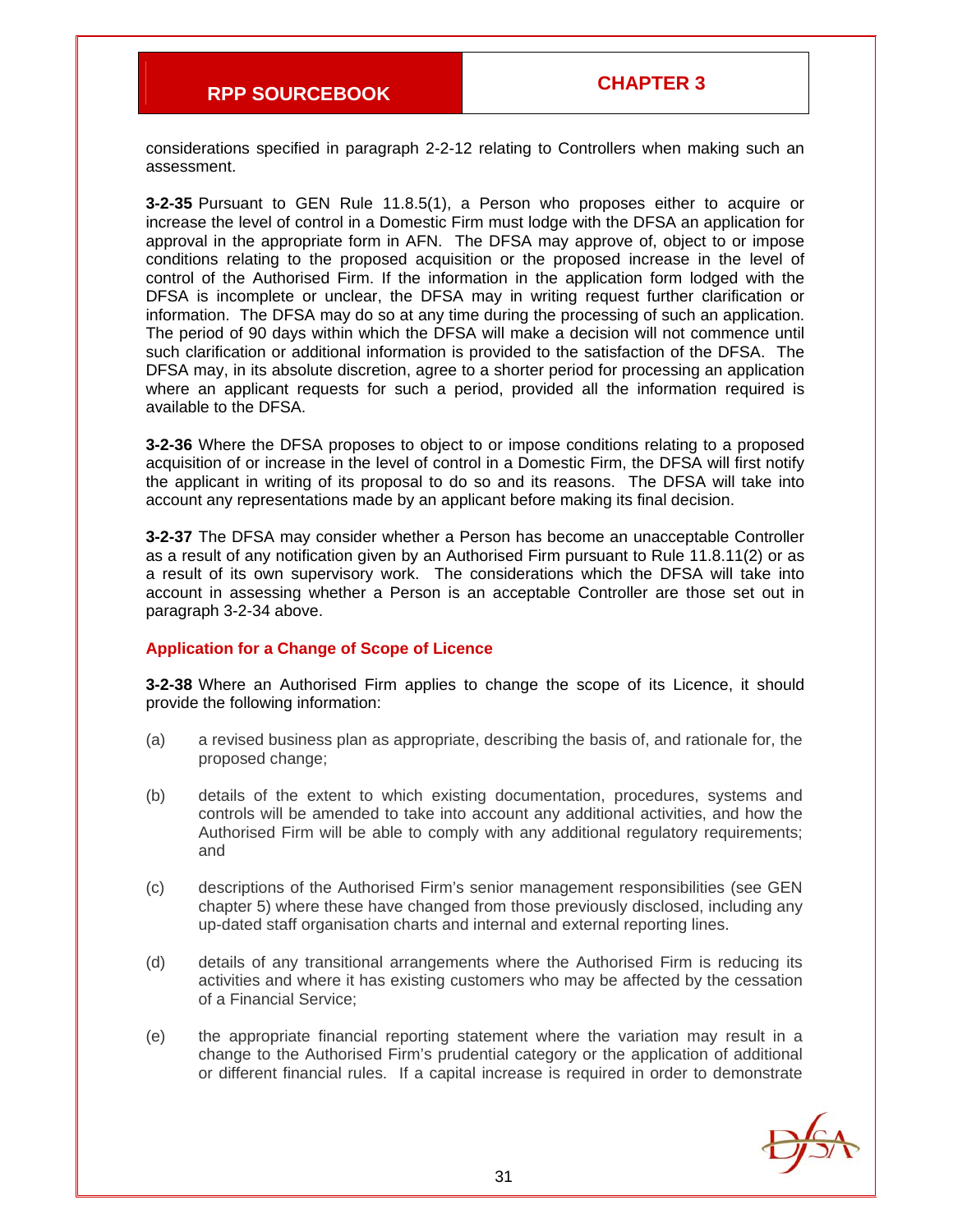considerations specified in paragraph 2-2-12 relating to Controllers when making such an assessment.

**3-2-35** Pursuant to GEN Rule 11.8.5(1), a Person who proposes either to acquire or increase the level of control in a Domestic Firm must lodge with the DFSA an application for approval in the appropriate form in AFN. The DFSA may approve of, object to or impose conditions relating to the proposed acquisition or the proposed increase in the level of control of the Authorised Firm. If the information in the application form lodged with the DFSA is incomplete or unclear, the DFSA may in writing request further clarification or information. The DFSA may do so at any time during the processing of such an application. The period of 90 days within which the DFSA will make a decision will not commence until such clarification or additional information is provided to the satisfaction of the DFSA. The DFSA may, in its absolute discretion, agree to a shorter period for processing an application where an applicant requests for such a period, provided all the information required is available to the DFSA.

**3-2-36** Where the DFSA proposes to object to or impose conditions relating to a proposed acquisition of or increase in the level of control in a Domestic Firm, the DFSA will first notify the applicant in writing of its proposal to do so and its reasons. The DFSA will take into account any representations made by an applicant before making its final decision.

**3-2-37** The DFSA may consider whether a Person has become an unacceptable Controller as a result of any notification given by an Authorised Firm pursuant to Rule 11.8.11(2) or as a result of its own supervisory work. The considerations which the DFSA will take into account in assessing whether a Person is an acceptable Controller are those set out in paragraph 3-2-34 above.

### Application for a Change of Scope of Licence

**3-2-38** Where an Authorised Firm applies to change the scope of its Licence, it should provide the following information:

(a) a revised business plan as appropriate, describing the basis of, and rationale for, the proposed change;

(b) details of the extent to which existing documentation, procedures, systems and controls will be amended to take into account any additional activities, and how the Authorised Firm will be able to comply with any additional regulatory requirements; and

(c) descriptions of the Authorised Firm's senior management responsibilities (see GEN chapter 5) where these have changed from those previously disclosed, including any up-dated staff organisation charts and internal and external reporting lines.

(d) details of any transitional arrangements where the Authorised Firm is reducing its activities and where it has existing customers who may be affected by the cessation of a Financial Service;

(e) the appropriate financial reporting statement where the variation may result in a change to the Authorised Firm's prudential category or the application of additional or different financial rules. If a capital increase is required in order to demonstrate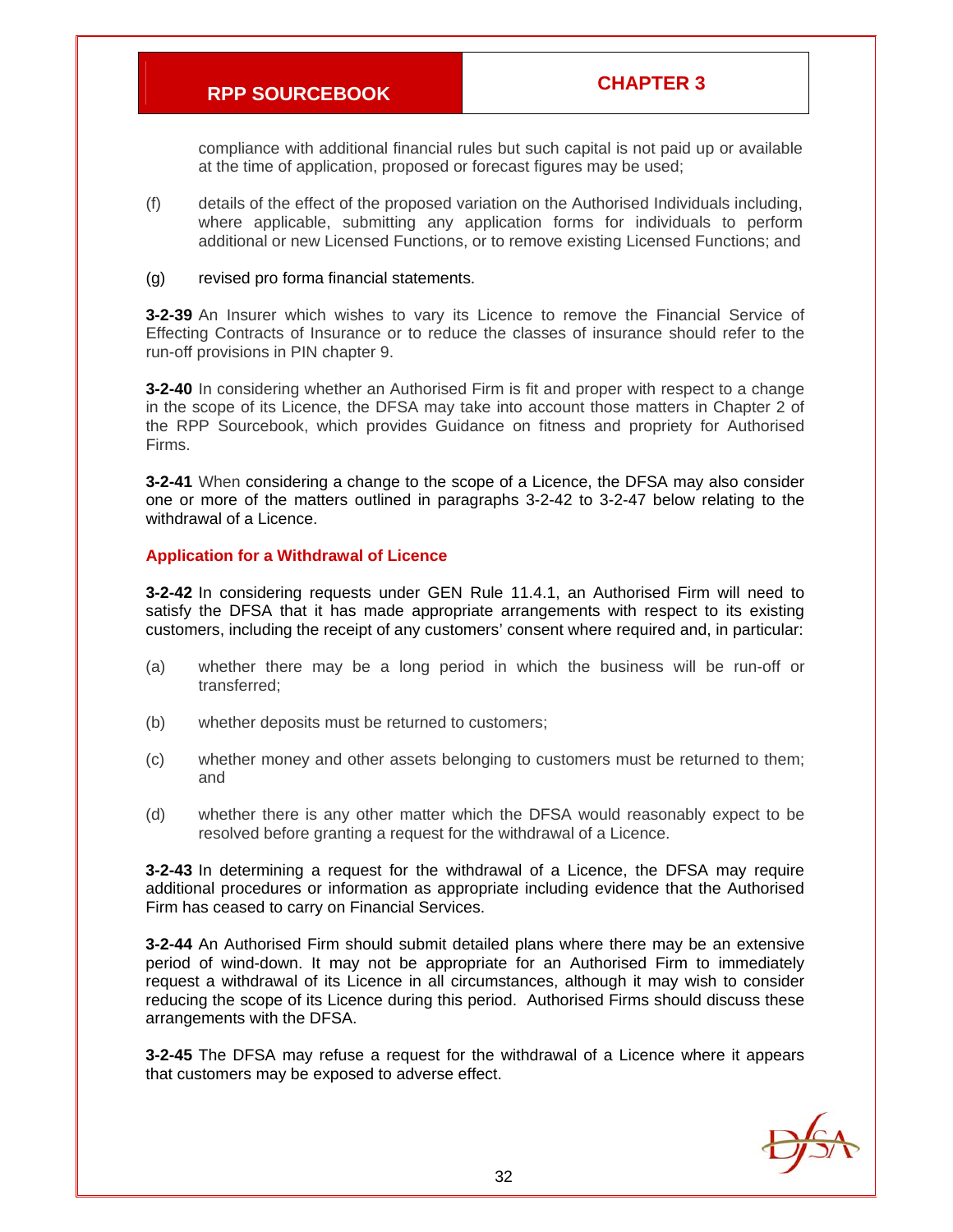compliance with additional financial rules but such capital is not paid up or available at the time of application, proposed or forecast figures may be used;

(f) details of the effect of the proposed variation on the Authorised Individuals including, where applicable, submitting any application forms for individuals to perform additional or new Licensed Functions, or to remove existing Licensed Functions; and

(g) revised pro forma financial statements.

**3-2-39** An Insurer which wishes to vary its Licence to remove the Financial Service of Effecting Contracts of Insurance or to reduce the classes of insurance should refer to the run-off provisions in PIN chapter 9.

**3-2-40** In considering whether an Authorised Firm is fit and proper with respect to a change in the scope of its Licence, the DFSA may take into account those matters in Chapter 2 of the RPP Sourcebook, which provides Guidance on fitness and propriety for Authorised Firms.

**3-2-41** When considering a change to the scope of a Licence, the DFSA may also consider one or more of the matters outlined in paragraphs 3-2-42 to 3-2-47 below relating to the withdrawal of a Licence.

### Application for a Withdrawal of Licence

**3-2-42** In considering requests under GEN Rule 11.4.1, an Authorised Firm will need to satisfy the DFSA that it has made appropriate arrangements with respect to its existing customers, including the receipt of any customers' consent where required and, in particular:

(a) whether there may be a long period in which the business will be run-off or transferred;

(b) whether deposits must be returned to customers;

(c) whether money and other assets belonging to customers must be returned to them; and

(d) whether there is any other matter which the DFSA would reasonably expect to be resolved before granting a request for the withdrawal of a Licence.

**3-2-43** In determining a request for the withdrawal of a Licence, the DFSA may require additional procedures or information as appropriate including evidence that the Authorised Firm has ceased to carry on Financial Services.

**3-2-44** An Authorised Firm should submit detailed plans where there may be an extensive period of wind-down. It may not be appropriate for an Authorised Firm to immediately request a withdrawal of its Licence in all circumstances, although it may wish to consider reducing the scope of its Licence during this period. Authorised Firms should discuss these arrangements with the DFSA.

**3-2-45** The DFSA may refuse a request for the withdrawal of a Licence where it appears that customers may be exposed to adverse effect.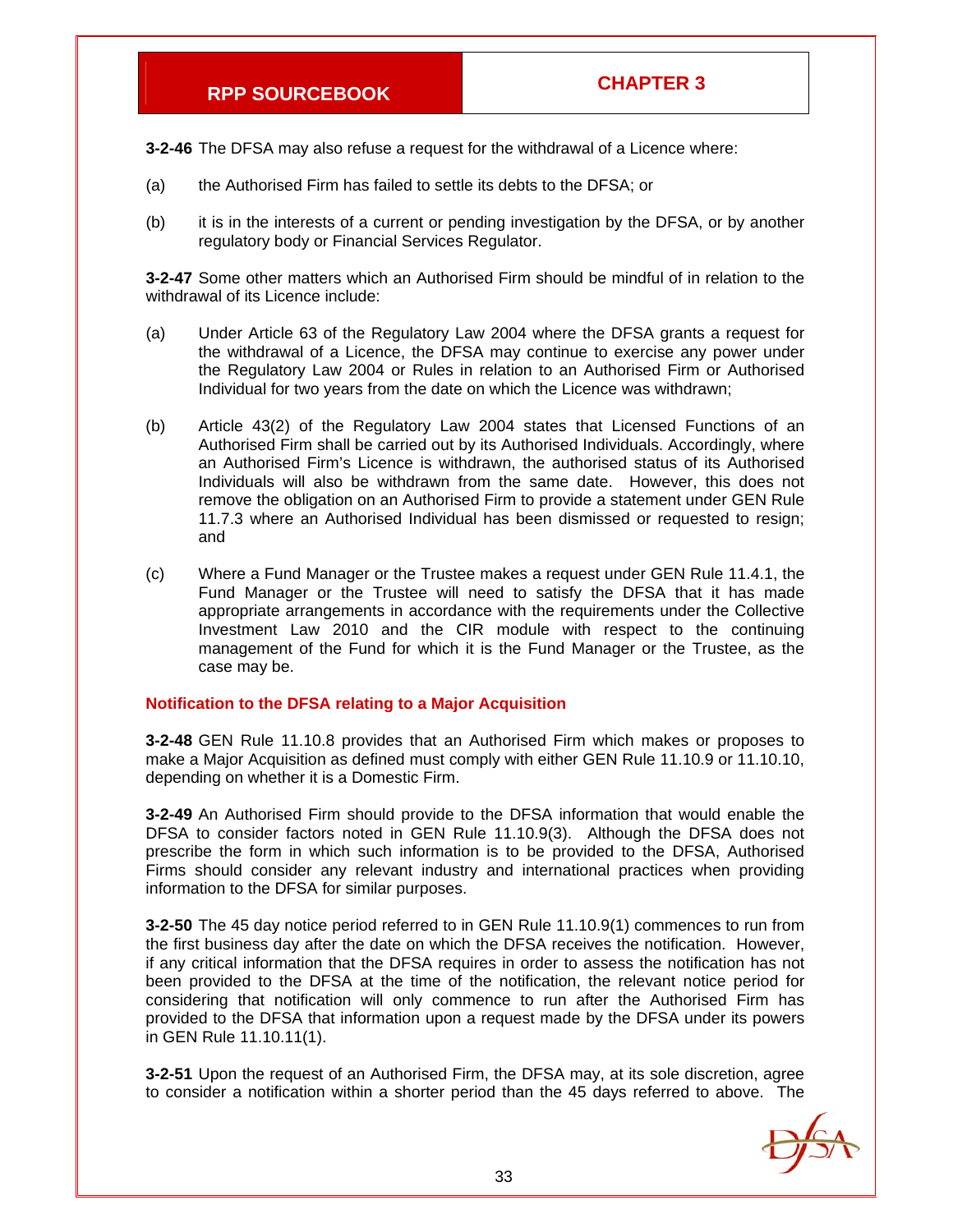**3-2-46** The DFSA may also refuse a request for the withdrawal of a Licence where:

(a) the Authorised Firm has failed to settle its debts to the DFSA; or

(b) it is in the interests of a current or pending investigation by the DFSA, or by another regulatory body or Financial Services Regulator.

**3-2-47** Some other matters which an Authorised Firm should be mindful of in relation to the withdrawal of its Licence include:

(a) Under Article 63 of the Regulatory Law 2004 where the DFSA grants a request for the withdrawal of a Licence, the DFSA may continue to exercise any power under the Regulatory Law 2004 or Rules in relation to an Authorised Firm or Authorised Individual for two years from the date on which the Licence was withdrawn;

(b) Article 43(2) of the Regulatory Law 2004 states that Licensed Functions of an Authorised Firm shall be carried out by its Authorised Individuals. Accordingly, where an Authorised Firm's Licence is withdrawn, the authorised status of its Authorised Individuals will also be withdrawn from the same date. However, this does not remove the obligation on an Authorised Firm to provide a statement under GEN Rule 11.7.3 where an Authorised Individual has been dismissed or requested to resign; and

(c) Where a Fund Manager or the Trustee makes a request under GEN Rule 11.4.1, the Fund Manager or the Trustee will need to satisfy the DFSA that it has made appropriate arrangements in accordance with the requirements under the Collective Investment Law 2010 and the CIR module with respect to the continuing management of the Fund for which it is the Fund Manager or the Trustee, as the case may be.

### Notification to the DFSA relating to a Major Acquisition

**3-2-48** GEN Rule 11.10.8 provides that an Authorised Firm which makes or proposes to make a Major Acquisition as defined must comply with either GEN Rule 11.10.9 or 11.10.10, depending on whether it is a Domestic Firm.

**3-2-49** An Authorised Firm should provide to the DFSA information that would enable the DFSA to consider factors noted in GEN Rule 11.10.9(3). Although the DFSA does not prescribe the form in which such information is to be provided to the DFSA, Authorised Firms should consider any relevant industry and international practices when providing information to the DFSA for similar purposes.

**3-2-50** The 45 day notice period referred to in GEN Rule 11.10.9(1) commences to run from the first business day after the date on which the DFSA receives the notification. However, if any critical information that the DFSA requires in order to assess the notification has not been provided to the DFSA at the time of the notification, the relevant notice period for considering that notification will only commence to run after the Authorised Firm has provided to the DFSA that information upon a request made by the DFSA under its powers in GEN Rule 11.10.11(1).

**3-2-51** Upon the request of an Authorised Firm, the DFSA may, at its sole discretion, agree to consider a notification within a shorter period than the 45 days referred to above. The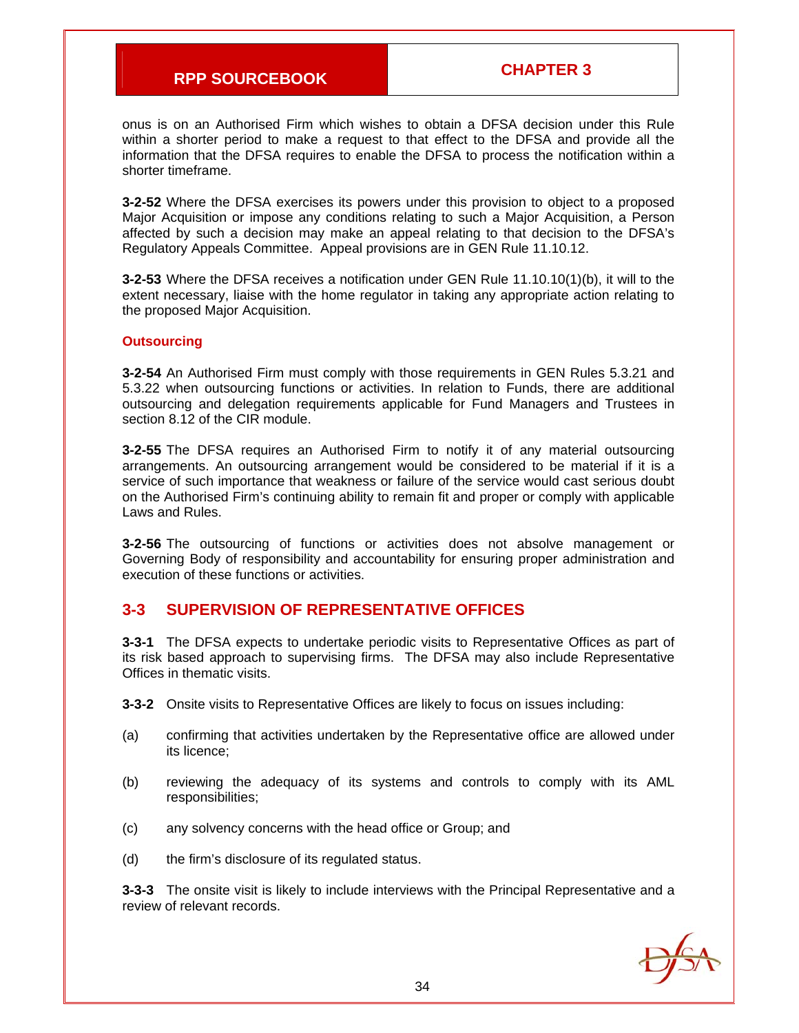onus is on an Authorised Firm which wishes to obtain a DFSA decision under this Rule within a shorter period to make a request to that effect to the DFSA and provide all the information that the DFSA requires to enable the DFSA to process the notification within a shorter timeframe.

**3-2-52** Where the DFSA exercises its powers under this provision to object to a proposed Major Acquisition or impose any conditions relating to such a Major Acquisition, a Person affected by such a decision may make an appeal relating to that decision to the DFSA's Regulatory Appeals Committee. Appeal provisions are in GEN Rule 11.10.12.

**3-2-53** Where the DFSA receives a notification under GEN Rule 11.10.10(1)(b), it will to the extent necessary, liaise with the home regulator in taking any appropriate action relating to the proposed Major Acquisition.

### Outsourcing

**3-2-54** An Authorised Firm must comply with those requirements in GEN Rules 5.3.21 and 5.3.22 when outsourcing functions or activities. In relation to Funds, there are additional outsourcing and delegation requirements applicable for Fund Managers and Trustees in section 8.12 of the CIR module.

**3-2-55** The DFSA requires an Authorised Firm to notify it of any material outsourcing arrangements. An outsourcing arrangement would be considered to be material if it is a service of such importance that weakness or failure of the service would cast serious doubt on the Authorised Firm's continuing ability to remain fit and proper or comply with applicable Laws and Rules.

**3-2-56** The outsourcing of functions or activities does not absolve management or Governing Body of responsibility and accountability for ensuring proper administration and execution of these functions or activities.

## 3-3 SUPERVISION OF REPRESENTATIVE OFFICES

**3-3-1** The DFSA expects to undertake periodic visits to Representative Offices as part of its risk based approach to supervising firms. The DFSA may also include Representative Offices in thematic visits.

**3-3-2** Onsite visits to Representative Offices are likely to focus on issues including:

(a) confirming that activities undertaken by the Representative office are allowed under its licence;

(b) reviewing the adequacy of its systems and controls to comply with its AML responsibilities;

(c) any solvency concerns with the head office or Group; and

(d) the firm's disclosure of its regulated status.

**3-3-3** The onsite visit is likely to include interviews with the Principal Representative and a review of relevant records.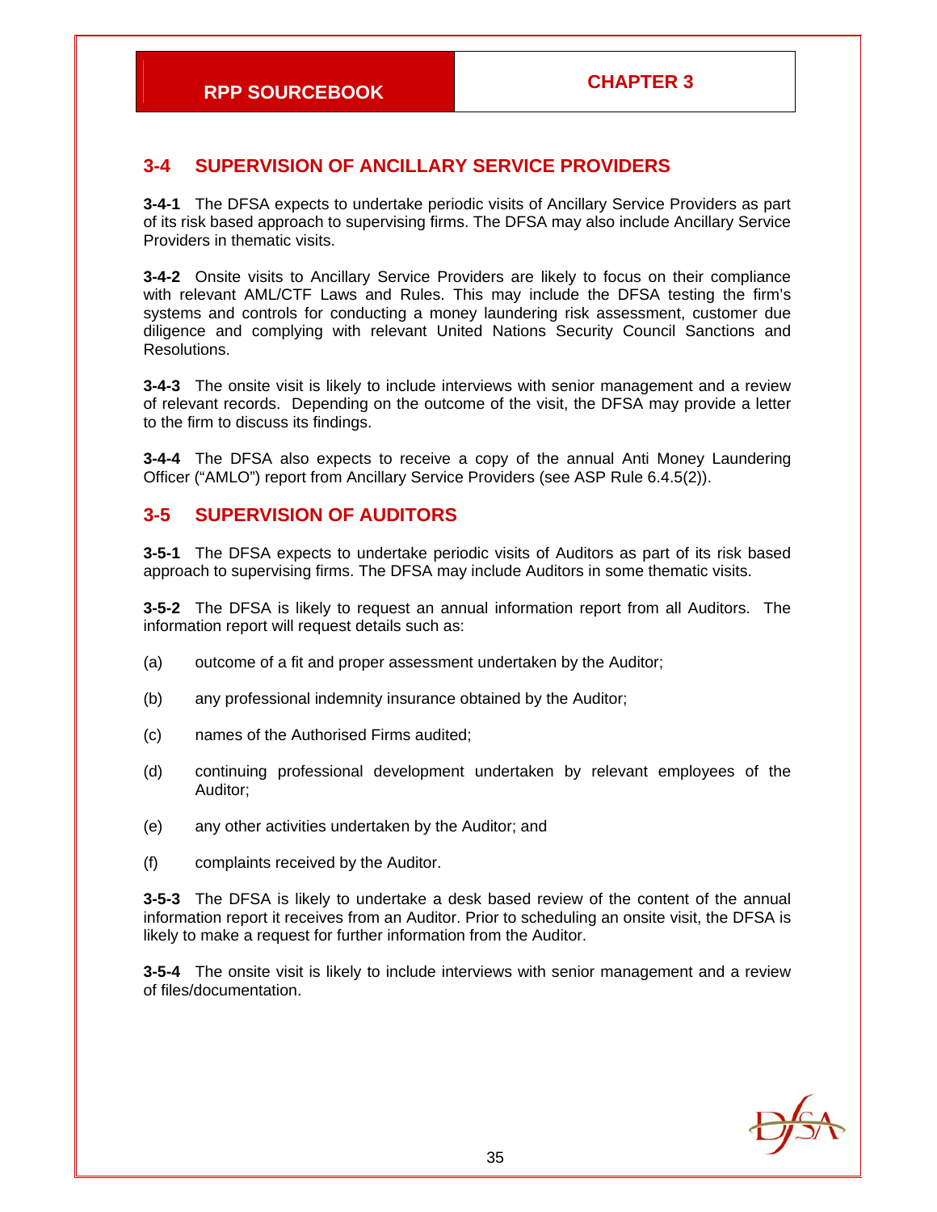## 3-4 SUPERVISION OF ANCILLARY SERVICE PROVIDERS

**3-4-1** The DFSA expects to undertake periodic visits of Ancillary Service Providers as part of its risk based approach to supervising firms. The DFSA may also include Ancillary Service Providers in thematic visits.

**3-4-2** Onsite visits to Ancillary Service Providers are likely to focus on their compliance with relevant AML/CTF Laws and Rules. This may include the DFSA testing the firm's systems and controls for conducting a money laundering risk assessment, customer due diligence and complying with relevant United Nations Security Council Sanctions and Resolutions.

**3-4-3** The onsite visit is likely to include interviews with senior management and a review of relevant records. Depending on the outcome of the visit, the DFSA may provide a letter to the firm to discuss its findings.

**3-4-4** The DFSA also expects to receive a copy of the annual Anti Money Laundering Officer ("AMLO") report from Ancillary Service Providers (see ASP Rule 6.4.5(2)).

## 3-5 SUPERVISION OF AUDITORS

**3-5-1** The DFSA expects to undertake periodic visits of Auditors as part of its risk based approach to supervising firms. The DFSA may include Auditors in some thematic visits.

**3-5-2** The DFSA is likely to request an annual information report from all Auditors. The information report will request details such as:

(a) outcome of a fit and proper assessment undertaken by the Auditor;

(b) any professional indemnity insurance obtained by the Auditor;

(c) names of the Authorised Firms audited;

(d) continuing professional development undertaken by relevant employees of the Auditor;

(e) any other activities undertaken by the Auditor; and

(f) complaints received by the Auditor.

**3-5-3** The DFSA is likely to undertake a desk based review of the content of the annual information report it receives from an Auditor. Prior to scheduling an onsite visit, the DFSA is likely to make a request for further information from the Auditor.

**3-5-4** The onsite visit is likely to include interviews with senior management and a review of files/documentation.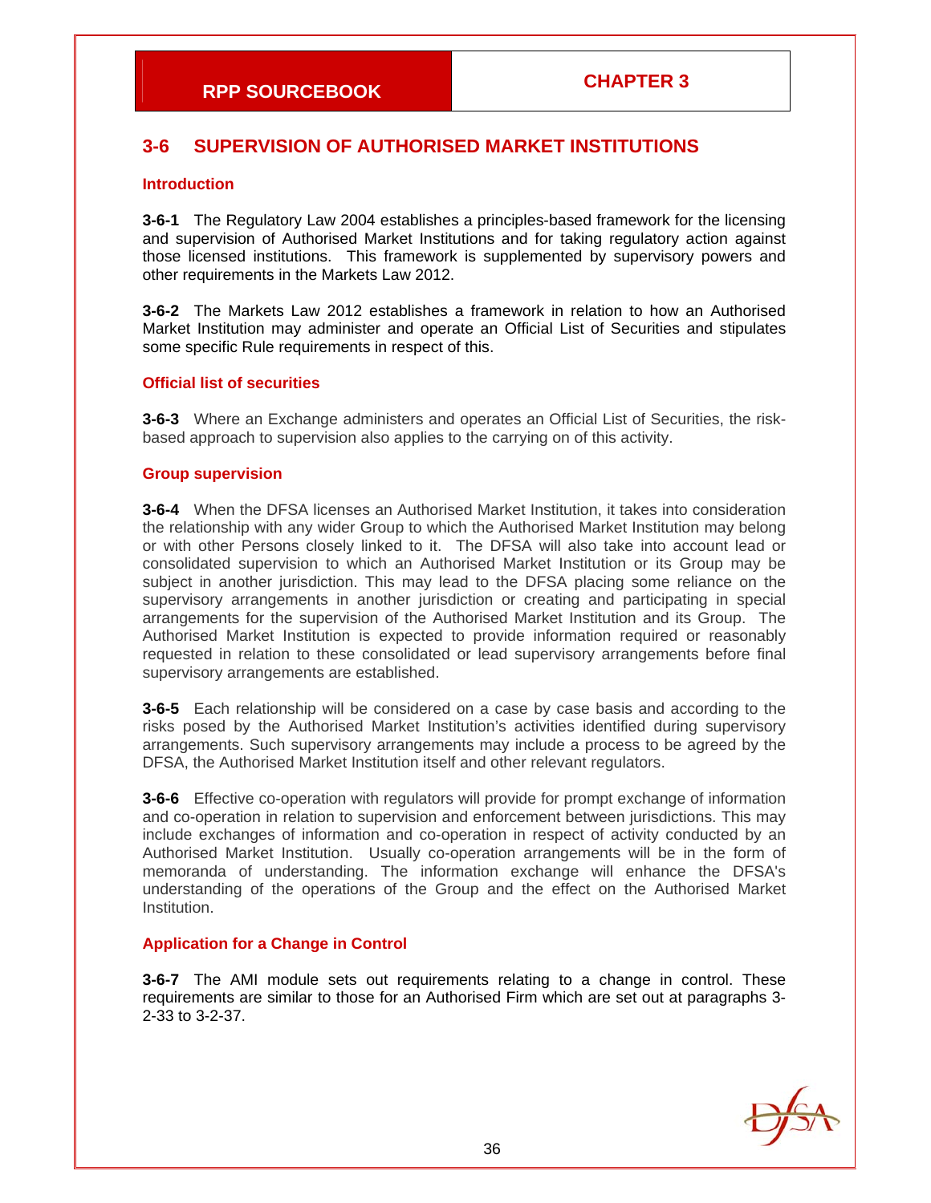## 3-6 SUPERVISION OF AUTHORISED MARKET INSTITUTIONS

### Introduction

**3-6-1** The Regulatory Law 2004 establishes a principles-based framework for the licensing and supervision of Authorised Market Institutions and for taking regulatory action against those licensed institutions. This framework is supplemented by supervisory powers and other requirements in the Markets Law 2012.

**3-6-2** The Markets Law 2012 establishes a framework in relation to how an Authorised Market Institution may administer and operate an Official List of Securities and stipulates some specific Rule requirements in respect of this.

### Official list of securities

**3-6-3** Where an Exchange administers and operates an Official List of Securities, the risk-based approach to supervision also applies to the carrying on of this activity.

### Group supervision

**3-6-4** When the DFSA licenses an Authorised Market Institution, it takes into consideration the relationship with any wider Group to which the Authorised Market Institution may belong or with other Persons closely linked to it. The DFSA will also take into account lead or consolidated supervision to which an Authorised Market Institution or its Group may be subject in another jurisdiction. This may lead to the DFSA placing some reliance on the supervisory arrangements in another jurisdiction or creating and participating in special arrangements for the supervision of the Authorised Market Institution and its Group. The Authorised Market Institution is expected to provide information required or reasonably requested in relation to these consolidated or lead supervisory arrangements before final supervisory arrangements are established.

**3-6-5** Each relationship will be considered on a case by case basis and according to the risks posed by the Authorised Market Institution's activities identified during supervisory arrangements. Such supervisory arrangements may include a process to be agreed by the DFSA, the Authorised Market Institution itself and other relevant regulators.

**3-6-6** Effective co-operation with regulators will provide for prompt exchange of information and co-operation in relation to supervision and enforcement between jurisdictions. This may include exchanges of information and co-operation in respect of activity conducted by an Authorised Market Institution. Usually co-operation arrangements will be in the form of memoranda of understanding. The information exchange will enhance the DFSA's understanding of the operations of the Group and the effect on the Authorised Market Institution.

### Application for a Change in Control

**3-6-7** The AMI module sets out requirements relating to a change in control. These requirements are similar to those for an Authorised Firm which are set out at paragraphs 3-2-33 to 3-2-37.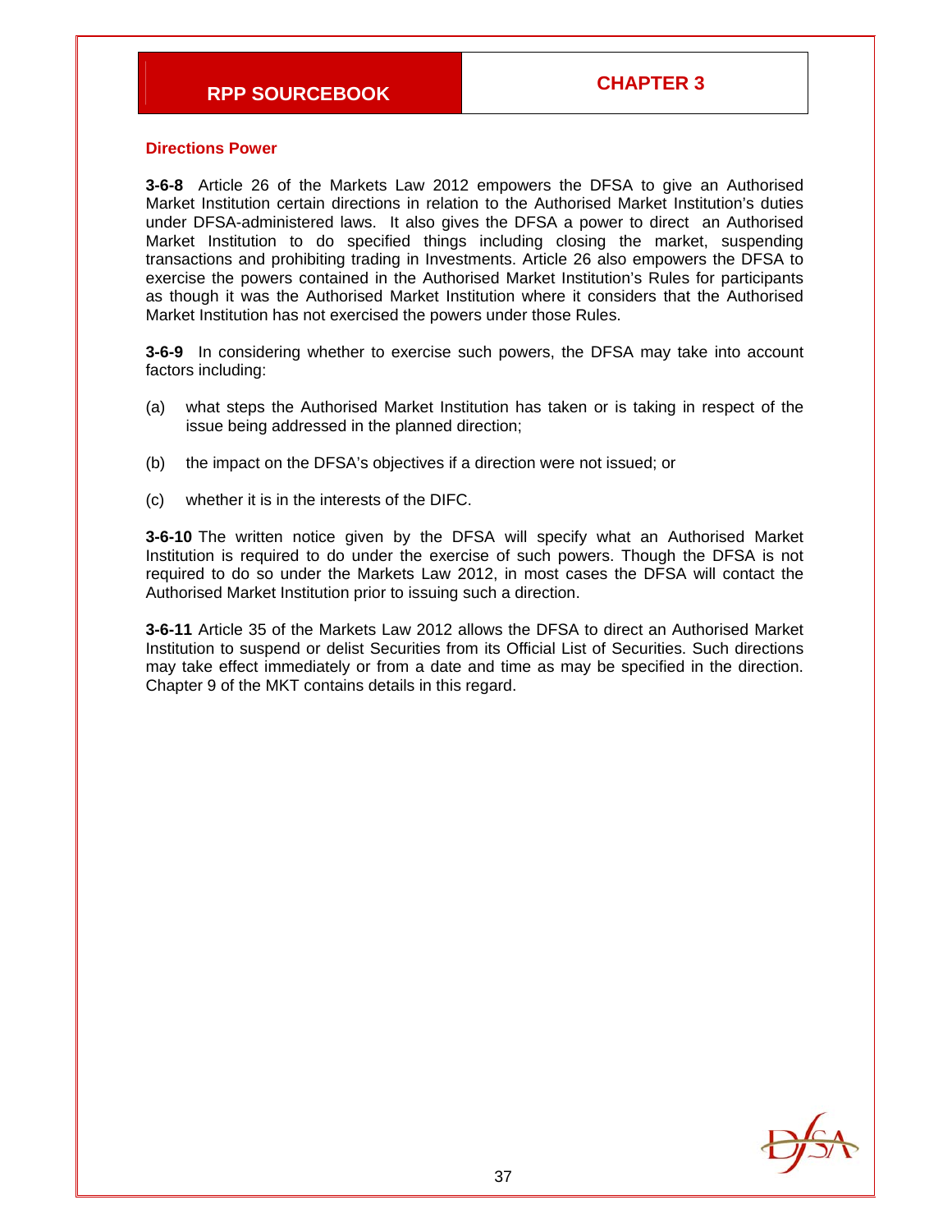### Directions Power

**3-6-8** Article 26 of the Markets Law 2012 empowers the DFSA to give an Authorised Market Institution certain directions in relation to the Authorised Market Institution's duties under DFSA-administered laws. It also gives the DFSA a power to direct an Authorised Market Institution to do specified things including closing the market, suspending transactions and prohibiting trading in Investments. Article 26 also empowers the DFSA to exercise the powers contained in the Authorised Market Institution's Rules for participants as though it was the Authorised Market Institution where it considers that the Authorised Market Institution has not exercised the powers under those Rules.

**3-6-9** In considering whether to exercise such powers, the DFSA may take into account factors including:

(a) what steps the Authorised Market Institution has taken or is taking in respect of the issue being addressed in the planned direction;

(b) the impact on the DFSA's objectives if a direction were not issued; or

(c) whether it is in the interests of the DIFC.

**3-6-10** The written notice given by the DFSA will specify what an Authorised Market Institution is required to do under the exercise of such powers. Though the DFSA is not required to do so under the Markets Law 2012, in most cases the DFSA will contact the Authorised Market Institution prior to issuing such a direction.

**3-6-11** Article 35 of the Markets Law 2012 allows the DFSA to direct an Authorised Market Institution to suspend or delist Securities from its Official List of Securities. Such directions may take effect immediately or from a date and time as may be specified in the direction. Chapter 9 of the MKT contains details in this regard.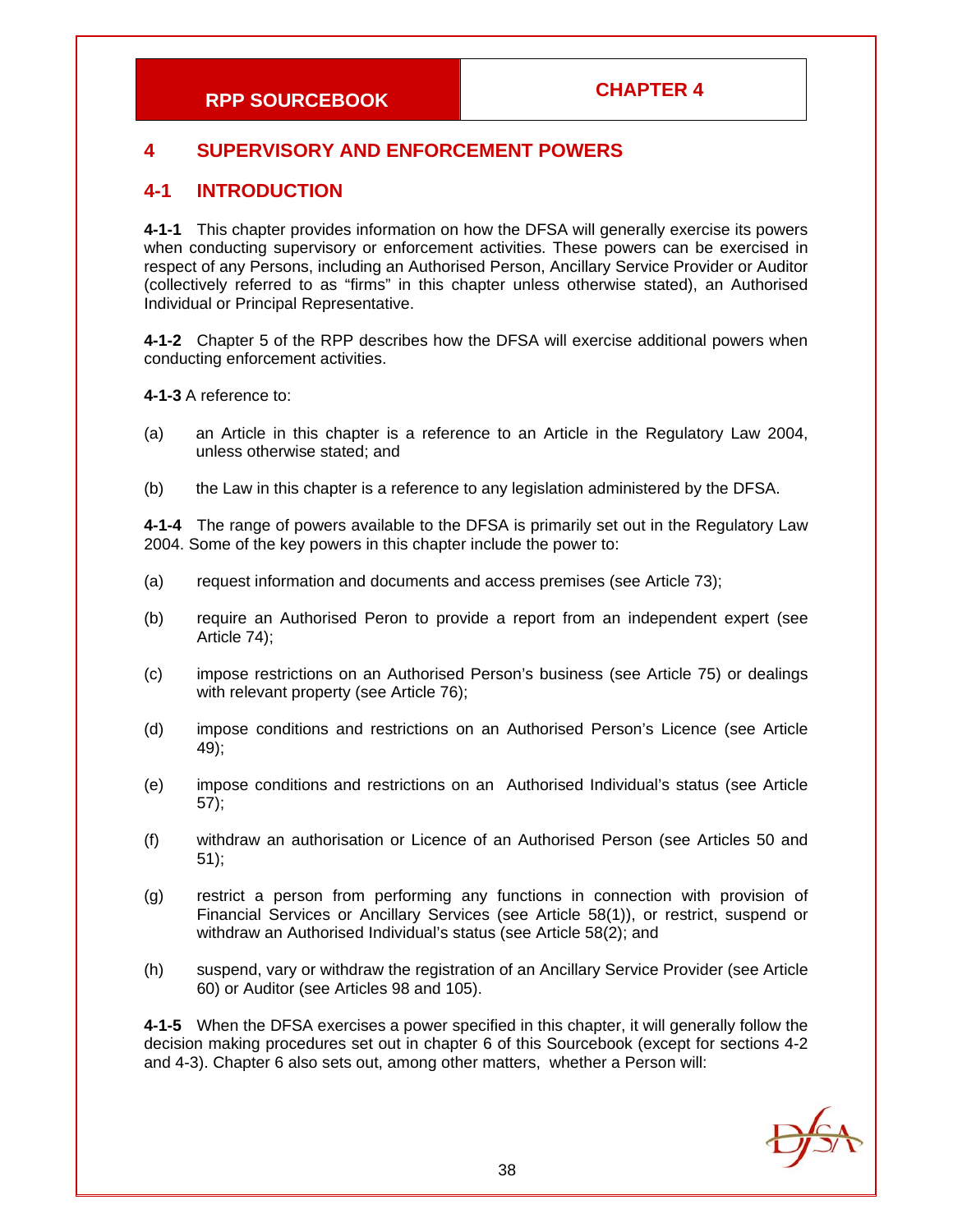# 4 SUPERVISORY AND ENFORCEMENT POWERS

## 4-1 INTRODUCTION

**4-1-1** This chapter provides information on how the DFSA will generally exercise its powers when conducting supervisory or enforcement activities. These powers can be exercised in respect of any Persons, including an Authorised Person, Ancillary Service Provider or Auditor (collectively referred to as "firms" in this chapter unless otherwise stated), an Authorised Individual or Principal Representative.

**4-1-2** Chapter 5 of the RPP describes how the DFSA will exercise additional powers when conducting enforcement activities.

**4-1-3** A reference to:

(a) an Article in this chapter is a reference to an Article in the Regulatory Law 2004, unless otherwise stated; and

(b) the Law in this chapter is a reference to any legislation administered by the DFSA.

**4-1-4** The range of powers available to the DFSA is primarily set out in the Regulatory Law 2004. Some of the key powers in this chapter include the power to:

(a) request information and documents and access premises (see Article 73);

(b) require an Authorised Peron to provide a report from an independent expert (see Article 74);

(c) impose restrictions on an Authorised Person's business (see Article 75) or dealings with relevant property (see Article 76);

(d) impose conditions and restrictions on an Authorised Person's Licence (see Article 49);

(e) impose conditions and restrictions on an Authorised Individual's status (see Article 57);

(f) withdraw an authorisation or Licence of an Authorised Person (see Articles 50 and 51);

(g) restrict a person from performing any functions in connection with provision of Financial Services or Ancillary Services (see Article 58(1)), or restrict, suspend or withdraw an Authorised Individual's status (see Article 58(2); and

(h) suspend, vary or withdraw the registration of an Ancillary Service Provider (see Article 60) or Auditor (see Articles 98 and 105).

**4-1-5** When the DFSA exercises a power specified in this chapter, it will generally follow the decision making procedures set out in chapter 6 of this Sourcebook (except for sections 4-2 and 4-3). Chapter 6 also sets out, among other matters, whether a Person will: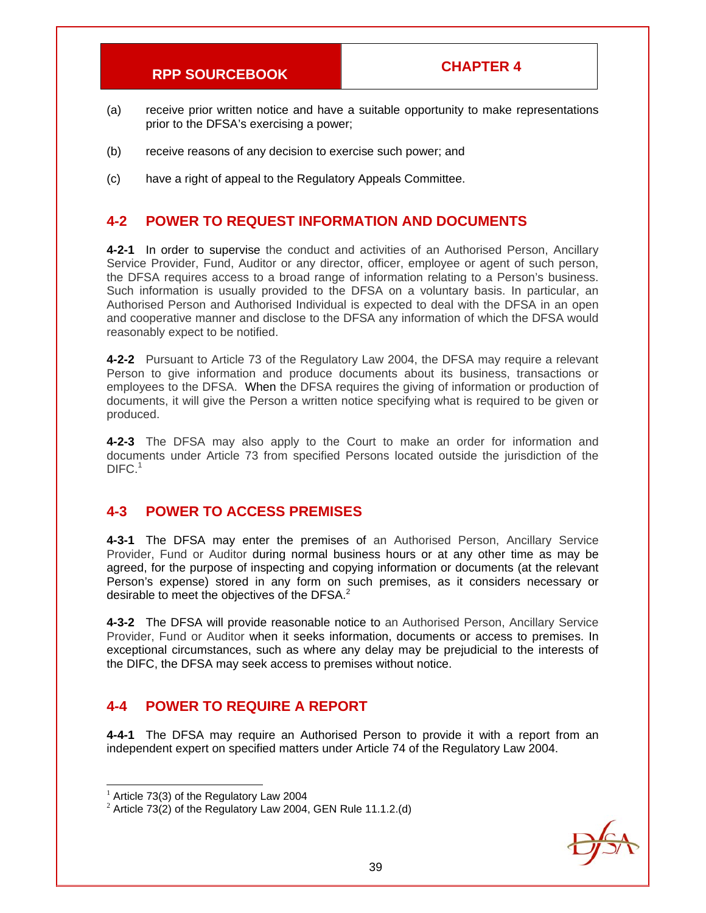(a) receive prior written notice and have a suitable opportunity to make representations prior to the DFSA's exercising a power;

(b) receive reasons of any decision to exercise such power; and

(c) have a right of appeal to the Regulatory Appeals Committee.

## 4-2 POWER TO REQUEST INFORMATION AND DOCUMENTS

**4-2-1** In order to supervise the conduct and activities of an Authorised Person, Ancillary Service Provider, Fund, Auditor or any director, officer, employee or agent of such person, the DFSA requires access to a broad range of information relating to a Person's business. Such information is usually provided to the DFSA on a voluntary basis. In particular, an Authorised Person and Authorised Individual is expected to deal with the DFSA in an open and cooperative manner and disclose to the DFSA any information of which the DFSA would reasonably expect to be notified.

**4-2-2** Pursuant to Article 73 of the Regulatory Law 2004, the DFSA may require a relevant Person to give information and produce documents about its business, transactions or employees to the DFSA. When the DFSA requires the giving of information or production of documents, it will give the Person a written notice specifying what is required to be given or produced.

**4-2-3** The DFSA may also apply to the Court to make an order for information and documents under Article 73 from specified Persons located outside the jurisdiction of the DIFC.[1]

## 4-3 POWER TO ACCESS PREMISES

**4-3-1** The DFSA may enter the premises of an Authorised Person, Ancillary Service Provider, Fund or Auditor during normal business hours or at any other time as may be agreed, for the purpose of inspecting and copying information or documents (at the relevant Person's expense) stored in any form on such premises, as it considers necessary or desirable to meet the objectives of the DFSA.[2]

**4-3-2** The DFSA will provide reasonable notice to an Authorised Person, Ancillary Service Provider, Fund or Auditor when it seeks information, documents or access to premises. In exceptional circumstances, such as where any delay may be prejudicial to the interests of the DIFC, the DFSA may seek access to premises without notice.

## 4-4 POWER TO REQUIRE A REPORT

**4-4-1** The DFSA may require an Authorised Person to provide it with a report from an independent expert on specified matters under Article 74 of the Regulatory Law 2004.

---

[1] Article 73(3) of the Regulatory Law 2004

[2] Article 73(2) of the Regulatory Law 2004, GEN Rule 11.1.2.(d)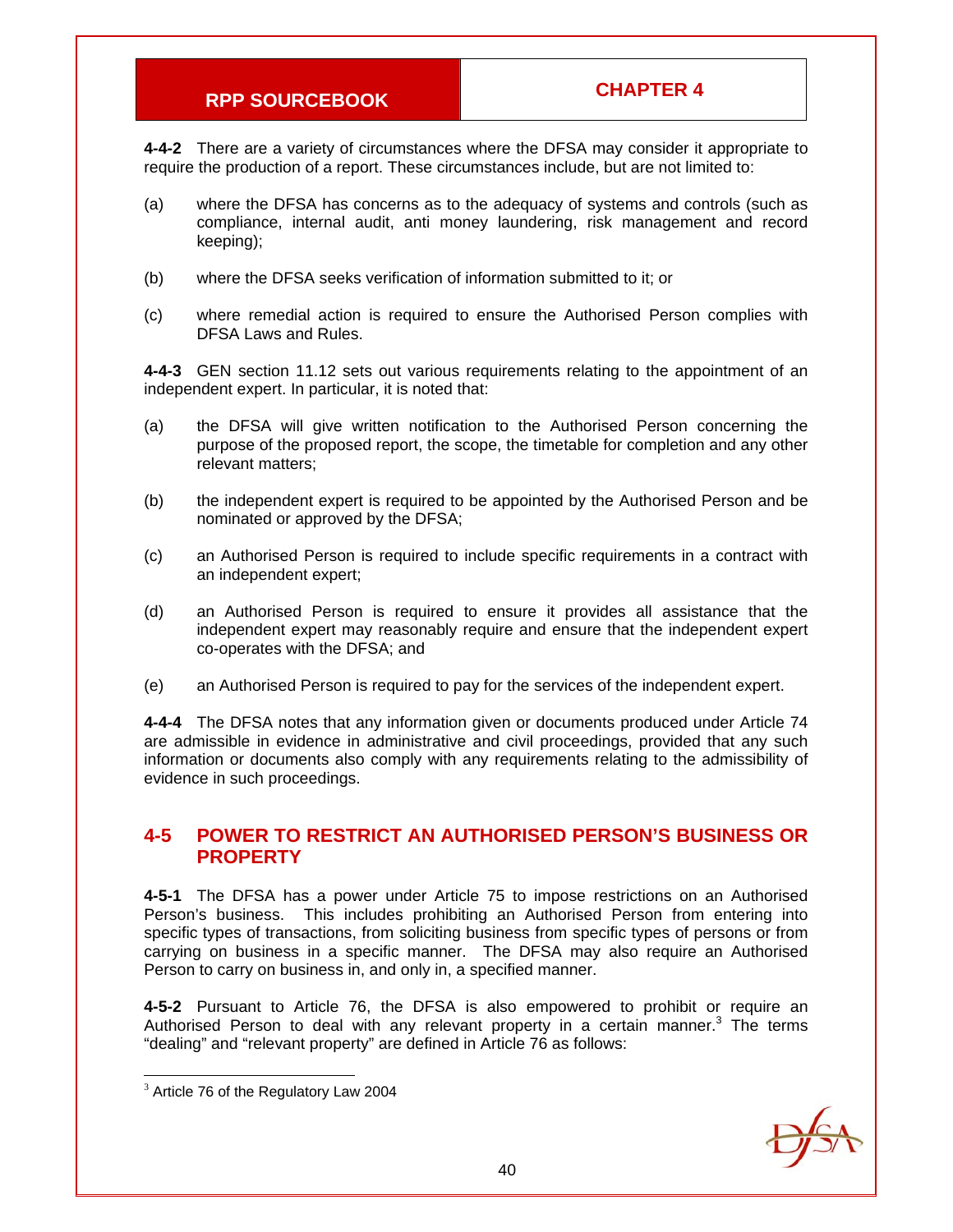**4-4-2** There are a variety of circumstances where the DFSA may consider it appropriate to require the production of a report. These circumstances include, but are not limited to:

(a) where the DFSA has concerns as to the adequacy of systems and controls (such as compliance, internal audit, anti money laundering, risk management and record keeping);

(b) where the DFSA seeks verification of information submitted to it; or

(c) where remedial action is required to ensure the Authorised Person complies with DFSA Laws and Rules.

**4-4-3** GEN section 11.12 sets out various requirements relating to the appointment of an independent expert. In particular, it is noted that:

(a) the DFSA will give written notification to the Authorised Person concerning the purpose of the proposed report, the scope, the timetable for completion and any other relevant matters;

(b) the independent expert is required to be appointed by the Authorised Person and be nominated or approved by the DFSA;

(c) an Authorised Person is required to include specific requirements in a contract with an independent expert;

(d) an Authorised Person is required to ensure it provides all assistance that the independent expert may reasonably require and ensure that the independent expert co-operates with the DFSA; and

(e) an Authorised Person is required to pay for the services of the independent expert.

**4-4-4** The DFSA notes that any information given or documents produced under Article 74 are admissible in evidence in administrative and civil proceedings, provided that any such information or documents also comply with any requirements relating to the admissibility of evidence in such proceedings.

## 4-5 POWER TO RESTRICT AN AUTHORISED PERSON'S BUSINESS OR PROPERTY

**4-5-1** The DFSA has a power under Article 75 to impose restrictions on an Authorised Person's business. This includes prohibiting an Authorised Person from entering into specific types of transactions, from soliciting business from specific types of persons or from carrying on business in a specific manner. The DFSA may also require an Authorised Person to carry on business in, and only in, a specified manner.

**4-5-2** Pursuant to Article 76, the DFSA is also empowered to prohibit or require an Authorised Person to deal with any relevant property in a certain manner.[3] The terms "dealing" and "relevant property" are defined in Article 76 as follows:

[3] Article 76 of the Regulatory Law 2004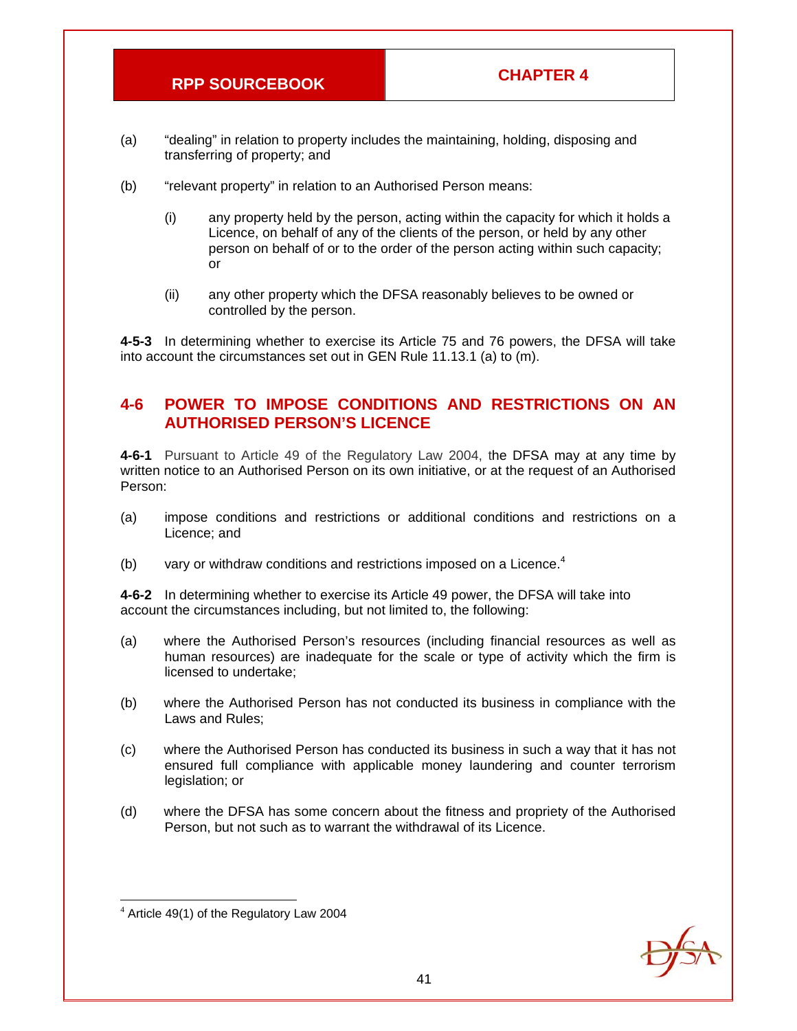(a) "dealing" in relation to property includes the maintaining, holding, disposing and transferring of property; and

(b) "relevant property" in relation to an Authorised Person means:

    (i) any property held by the person, acting within the capacity for which it holds a Licence, on behalf of any of the clients of the person, or held by any other person on behalf of or to the order of the person acting within such capacity; or

    (ii) any other property which the DFSA reasonably believes to be owned or controlled by the person.

**4-5-3** In determining whether to exercise its Article 75 and 76 powers, the DFSA will take into account the circumstances set out in GEN Rule 11.13.1 (a) to (m).

## 4-6 POWER TO IMPOSE CONDITIONS AND RESTRICTIONS ON AN AUTHORISED PERSON'S LICENCE

**4-6-1** Pursuant to Article 49 of the Regulatory Law 2004, the DFSA may at any time by written notice to an Authorised Person on its own initiative, or at the request of an Authorised Person:

(a) impose conditions and restrictions or additional conditions and restrictions on a Licence; and

(b) vary or withdraw conditions and restrictions imposed on a Licence.[4]

**4-6-2** In determining whether to exercise its Article 49 power, the DFSA will take into account the circumstances including, but not limited to, the following:

(a) where the Authorised Person's resources (including financial resources as well as human resources) are inadequate for the scale or type of activity which the firm is licensed to undertake;

(b) where the Authorised Person has not conducted its business in compliance with the Laws and Rules;

(c) where the Authorised Person has conducted its business in such a way that it has not ensured full compliance with applicable money laundering and counter terrorism legislation; or

(d) where the DFSA has some concern about the fitness and propriety of the Authorised Person, but not such as to warrant the withdrawal of its Licence.

---

[4] Article 49(1) of the Regulatory Law 2004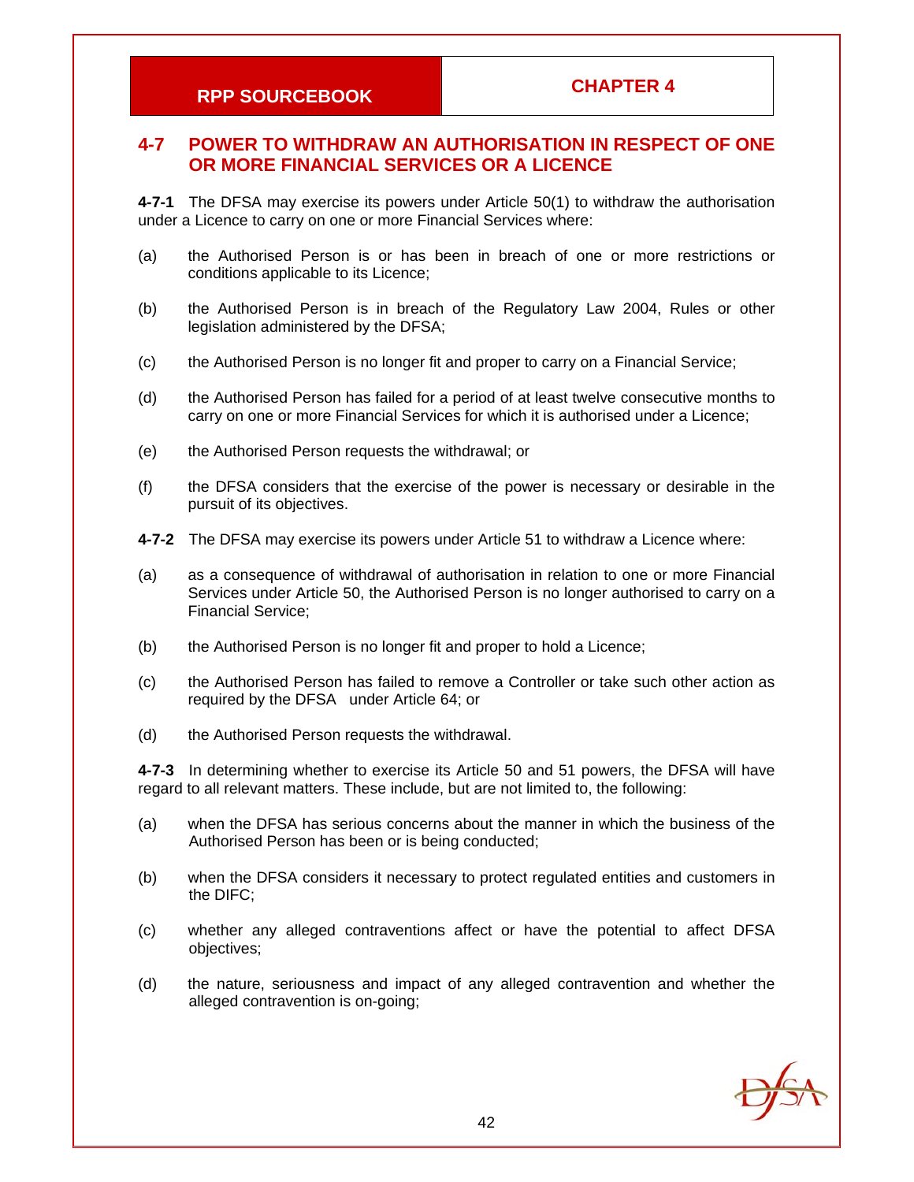## 4-7 POWER TO WITHDRAW AN AUTHORISATION IN RESPECT OF ONE OR MORE FINANCIAL SERVICES OR A LICENCE

**4-7-1** The DFSA may exercise its powers under Article 50(1) to withdraw the authorisation under a Licence to carry on one or more Financial Services where:

(a) the Authorised Person is or has been in breach of one or more restrictions or conditions applicable to its Licence;

(b) the Authorised Person is in breach of the Regulatory Law 2004, Rules or other legislation administered by the DFSA;

(c) the Authorised Person is no longer fit and proper to carry on a Financial Service;

(d) the Authorised Person has failed for a period of at least twelve consecutive months to carry on one or more Financial Services for which it is authorised under a Licence;

(e) the Authorised Person requests the withdrawal; or

(f) the DFSA considers that the exercise of the power is necessary or desirable in the pursuit of its objectives.

**4-7-2** The DFSA may exercise its powers under Article 51 to withdraw a Licence where:

(a) as a consequence of withdrawal of authorisation in relation to one or more Financial Services under Article 50, the Authorised Person is no longer authorised to carry on a Financial Service;

(b) the Authorised Person is no longer fit and proper to hold a Licence;

(c) the Authorised Person has failed to remove a Controller or take such other action as required by the DFSA under Article 64; or

(d) the Authorised Person requests the withdrawal.

**4-7-3** In determining whether to exercise its Article 50 and 51 powers, the DFSA will have regard to all relevant matters. These include, but are not limited to, the following:

(a) when the DFSA has serious concerns about the manner in which the business of the Authorised Person has been or is being conducted;

(b) when the DFSA considers it necessary to protect regulated entities and customers in the DIFC;

(c) whether any alleged contraventions affect or have the potential to affect DFSA objectives;

(d) the nature, seriousness and impact of any alleged contravention and whether the alleged contravention is on-going;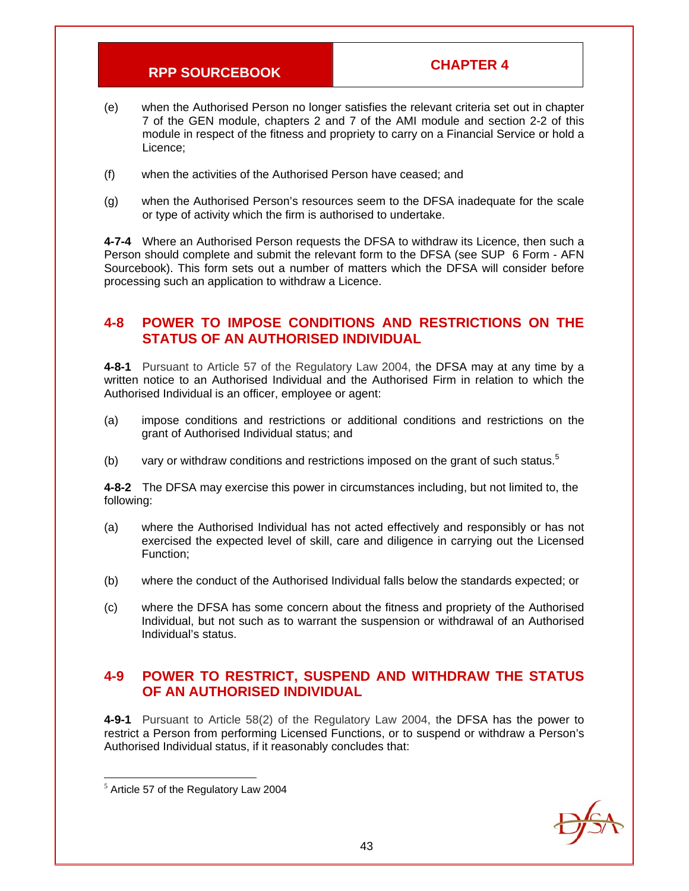(e) when the Authorised Person no longer satisfies the relevant criteria set out in chapter 7 of the GEN module, chapters 2 and 7 of the AMI module and section 2-2 of this module in respect of the fitness and propriety to carry on a Financial Service or hold a Licence;

(f) when the activities of the Authorised Person have ceased; and

(g) when the Authorised Person's resources seem to the DFSA inadequate for the scale or type of activity which the firm is authorised to undertake.

**4-7-4** Where an Authorised Person requests the DFSA to withdraw its Licence, then such a Person should complete and submit the relevant form to the DFSA (see SUP 6 Form - AFN Sourcebook). This form sets out a number of matters which the DFSA will consider before processing such an application to withdraw a Licence.

## 4-8 POWER TO IMPOSE CONDITIONS AND RESTRICTIONS ON THE STATUS OF AN AUTHORISED INDIVIDUAL

**4-8-1** Pursuant to Article 57 of the Regulatory Law 2004, the DFSA may at any time by a written notice to an Authorised Individual and the Authorised Firm in relation to which the Authorised Individual is an officer, employee or agent:

(a) impose conditions and restrictions or additional conditions and restrictions on the grant of Authorised Individual status; and

(b) vary or withdraw conditions and restrictions imposed on the grant of such status.[5]

**4-8-2** The DFSA may exercise this power in circumstances including, but not limited to, the following:

(a) where the Authorised Individual has not acted effectively and responsibly or has not exercised the expected level of skill, care and diligence in carrying out the Licensed Function;

(b) where the conduct of the Authorised Individual falls below the standards expected; or

(c) where the DFSA has some concern about the fitness and propriety of the Authorised Individual, but not such as to warrant the suspension or withdrawal of an Authorised Individual's status.

## 4-9 POWER TO RESTRICT, SUSPEND AND WITHDRAW THE STATUS OF AN AUTHORISED INDIVIDUAL

**4-9-1** Pursuant to Article 58(2) of the Regulatory Law 2004, the DFSA has the power to restrict a Person from performing Licensed Functions, or to suspend or withdraw a Person's Authorised Individual status, if it reasonably concludes that:

[5] Article 57 of the Regulatory Law 2004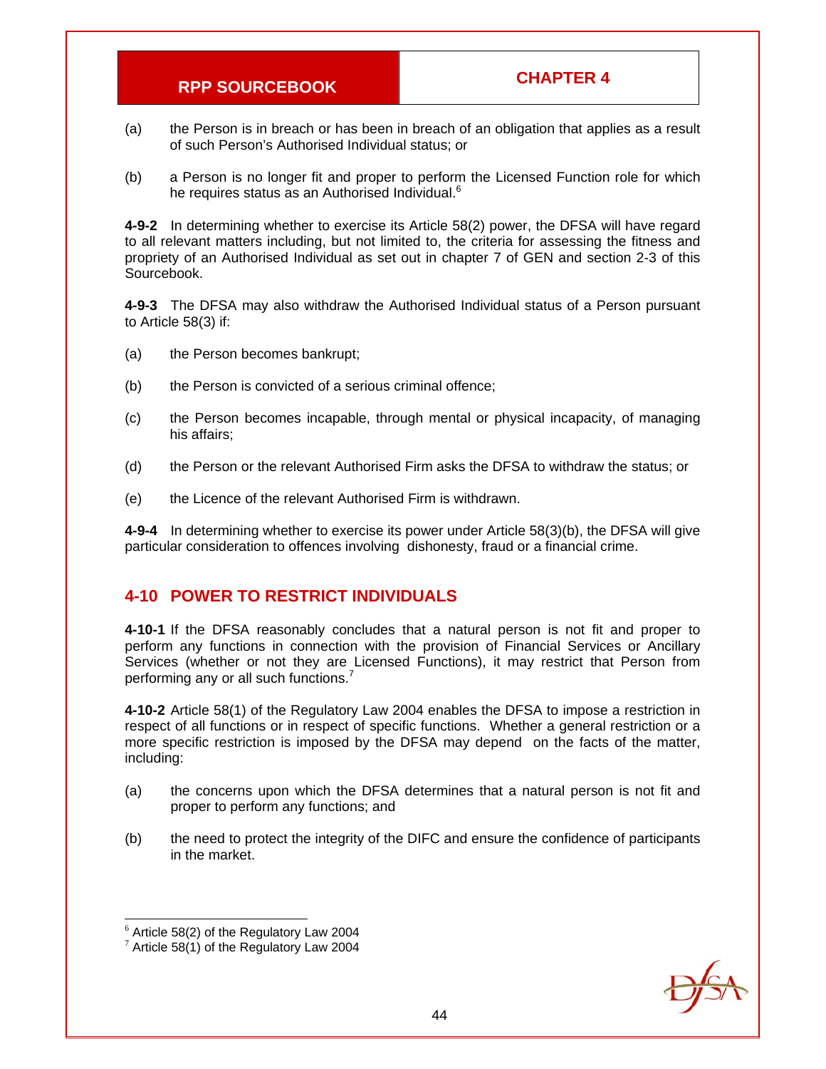(a) the Person is in breach or has been in breach of an obligation that applies as a result of such Person's Authorised Individual status; or

(b) a Person is no longer fit and proper to perform the Licensed Function role for which he requires status as an Authorised Individual.[6]

**4-9-2** In determining whether to exercise its Article 58(2) power, the DFSA will have regard to all relevant matters including, but not limited to, the criteria for assessing the fitness and propriety of an Authorised Individual as set out in chapter 7 of GEN and section 2-3 of this Sourcebook.

**4-9-3** The DFSA may also withdraw the Authorised Individual status of a Person pursuant to Article 58(3) if:

(a) the Person becomes bankrupt;

(b) the Person is convicted of a serious criminal offence;

(c) the Person becomes incapable, through mental or physical incapacity, of managing his affairs;

(d) the Person or the relevant Authorised Firm asks the DFSA to withdraw the status; or

(e) the Licence of the relevant Authorised Firm is withdrawn.

**4-9-4** In determining whether to exercise its power under Article 58(3)(b), the DFSA will give particular consideration to offences involving dishonesty, fraud or a financial crime.

## 4-10 POWER TO RESTRICT INDIVIDUALS

**4-10-1** If the DFSA reasonably concludes that a natural person is not fit and proper to perform any functions in connection with the provision of Financial Services or Ancillary Services (whether or not they are Licensed Functions), it may restrict that Person from performing any or all such functions.[7]

**4-10-2** Article 58(1) of the Regulatory Law 2004 enables the DFSA to impose a restriction in respect of all functions or in respect of specific functions. Whether a general restriction or a more specific restriction is imposed by the DFSA may depend on the facts of the matter, including:

(a) the concerns upon which the DFSA determines that a natural person is not fit and proper to perform any functions; and

(b) the need to protect the integrity of the DIFC and ensure the confidence of participants in the market.

---

[6] Article 58(2) of the Regulatory Law 2004

[7] Article 58(1) of the Regulatory Law 2004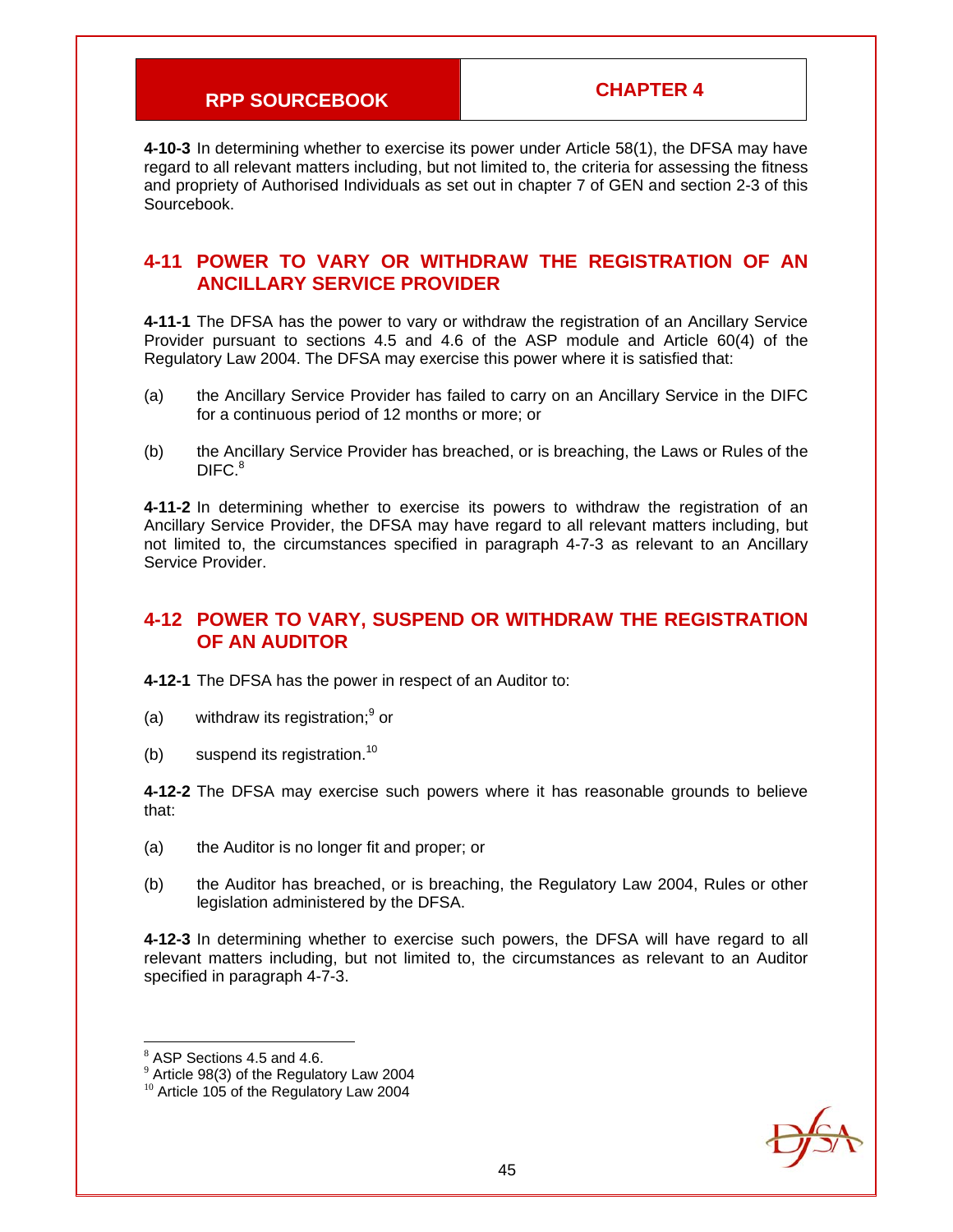**4-10-3** In determining whether to exercise its power under Article 58(1), the DFSA may have regard to all relevant matters including, but not limited to, the criteria for assessing the fitness and propriety of Authorised Individuals as set out in chapter 7 of GEN and section 2-3 of this Sourcebook.

## 4-11 POWER TO VARY OR WITHDRAW THE REGISTRATION OF AN ANCILLARY SERVICE PROVIDER

**4-11-1** The DFSA has the power to vary or withdraw the registration of an Ancillary Service Provider pursuant to sections 4.5 and 4.6 of the ASP module and Article 60(4) of the Regulatory Law 2004. The DFSA may exercise this power where it is satisfied that:

(a) the Ancillary Service Provider has failed to carry on an Ancillary Service in the DIFC for a continuous period of 12 months or more; or

(b) the Ancillary Service Provider has breached, or is breaching, the Laws or Rules of the DIFC.[8]

**4-11-2** In determining whether to exercise its powers to withdraw the registration of an Ancillary Service Provider, the DFSA may have regard to all relevant matters including, but not limited to, the circumstances specified in paragraph 4-7-3 as relevant to an Ancillary Service Provider.

## 4-12 POWER TO VARY, SUSPEND OR WITHDRAW THE REGISTRATION OF AN AUDITOR

**4-12-1** The DFSA has the power in respect of an Auditor to:

(a) withdraw its registration;[9] or

(b) suspend its registration.[10]

**4-12-2** The DFSA may exercise such powers where it has reasonable grounds to believe that:

(a) the Auditor is no longer fit and proper; or

(b) the Auditor has breached, or is breaching, the Regulatory Law 2004, Rules or other legislation administered by the DFSA.

**4-12-3** In determining whether to exercise such powers, the DFSA will have regard to all relevant matters including, but not limited to, the circumstances as relevant to an Auditor specified in paragraph 4-7-3.

---

[8] ASP Sections 4.5 and 4.6.

[9] Article 98(3) of the Regulatory Law 2004

[10] Article 105 of the Regulatory Law 2004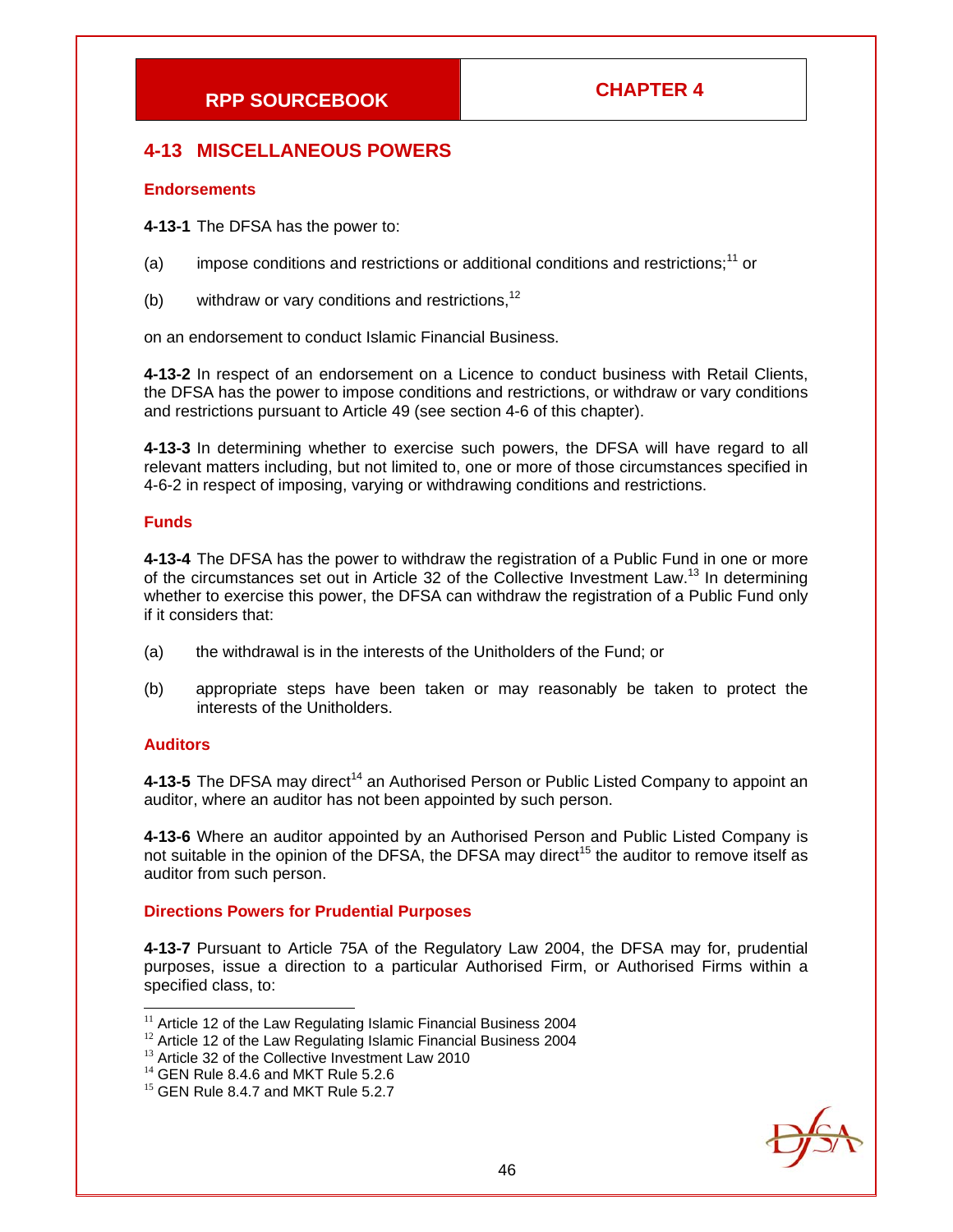## 4-13 MISCELLANEOUS POWERS

### Endorsements

**4-13-1** The DFSA has the power to:

(a) impose conditions and restrictions or additional conditions and restrictions;[11] or

(b) withdraw or vary conditions and restrictions,[12]

on an endorsement to conduct Islamic Financial Business.

**4-13-2** In respect of an endorsement on a Licence to conduct business with Retail Clients, the DFSA has the power to impose conditions and restrictions, or withdraw or vary conditions and restrictions pursuant to Article 49 (see section 4-6 of this chapter).

**4-13-3** In determining whether to exercise such powers, the DFSA will have regard to all relevant matters including, but not limited to, one or more of those circumstances specified in 4-6-2 in respect of imposing, varying or withdrawing conditions and restrictions.

### Funds

**4-13-4** The DFSA has the power to withdraw the registration of a Public Fund in one or more of the circumstances set out in Article 32 of the Collective Investment Law.[13] In determining whether to exercise this power, the DFSA can withdraw the registration of a Public Fund only if it considers that:

(a) the withdrawal is in the interests of the Unitholders of the Fund; or

(b) appropriate steps have been taken or may reasonably be taken to protect the interests of the Unitholders.

### Auditors

**4-13-5** The DFSA may direct[14] an Authorised Person or Public Listed Company to appoint an auditor, where an auditor has not been appointed by such person.

**4-13-6** Where an auditor appointed by an Authorised Person and Public Listed Company is not suitable in the opinion of the DFSA, the DFSA may direct[15] the auditor to remove itself as auditor from such person.

### Directions Powers for Prudential Purposes

**4-13-7** Pursuant to Article 75A of the Regulatory Law 2004, the DFSA may for, prudential purposes, issue a direction to a particular Authorised Firm, or Authorised Firms within a specified class, to:

---

[11] Article 12 of the Law Regulating Islamic Financial Business 2004
[12] Article 12 of the Law Regulating Islamic Financial Business 2004
[13] Article 32 of the Collective Investment Law 2010
[14] GEN Rule 8.4.6 and MKT Rule 5.2.6
[15] GEN Rule 8.4.7 and MKT Rule 5.2.7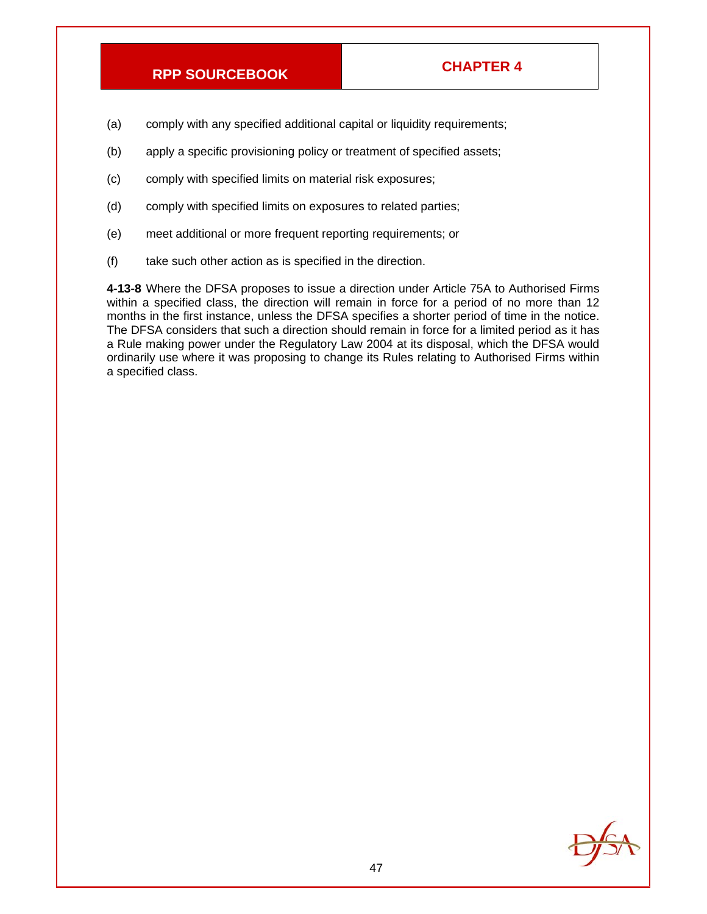(a) comply with any specified additional capital or liquidity requirements;

(b) apply a specific provisioning policy or treatment of specified assets;

(c) comply with specified limits on material risk exposures;

(d) comply with specified limits on exposures to related parties;

(e) meet additional or more frequent reporting requirements; or

(f) take such other action as is specified in the direction.

**4-13-8** Where the DFSA proposes to issue a direction under Article 75A to Authorised Firms within a specified class, the direction will remain in force for a period of no more than 12 months in the first instance, unless the DFSA specifies a shorter period of time in the notice. The DFSA considers that such a direction should remain in force for a limited period as it has a Rule making power under the Regulatory Law 2004 at its disposal, which the DFSA would ordinarily use where it was proposing to change its Rules relating to Authorised Firms within a specified class.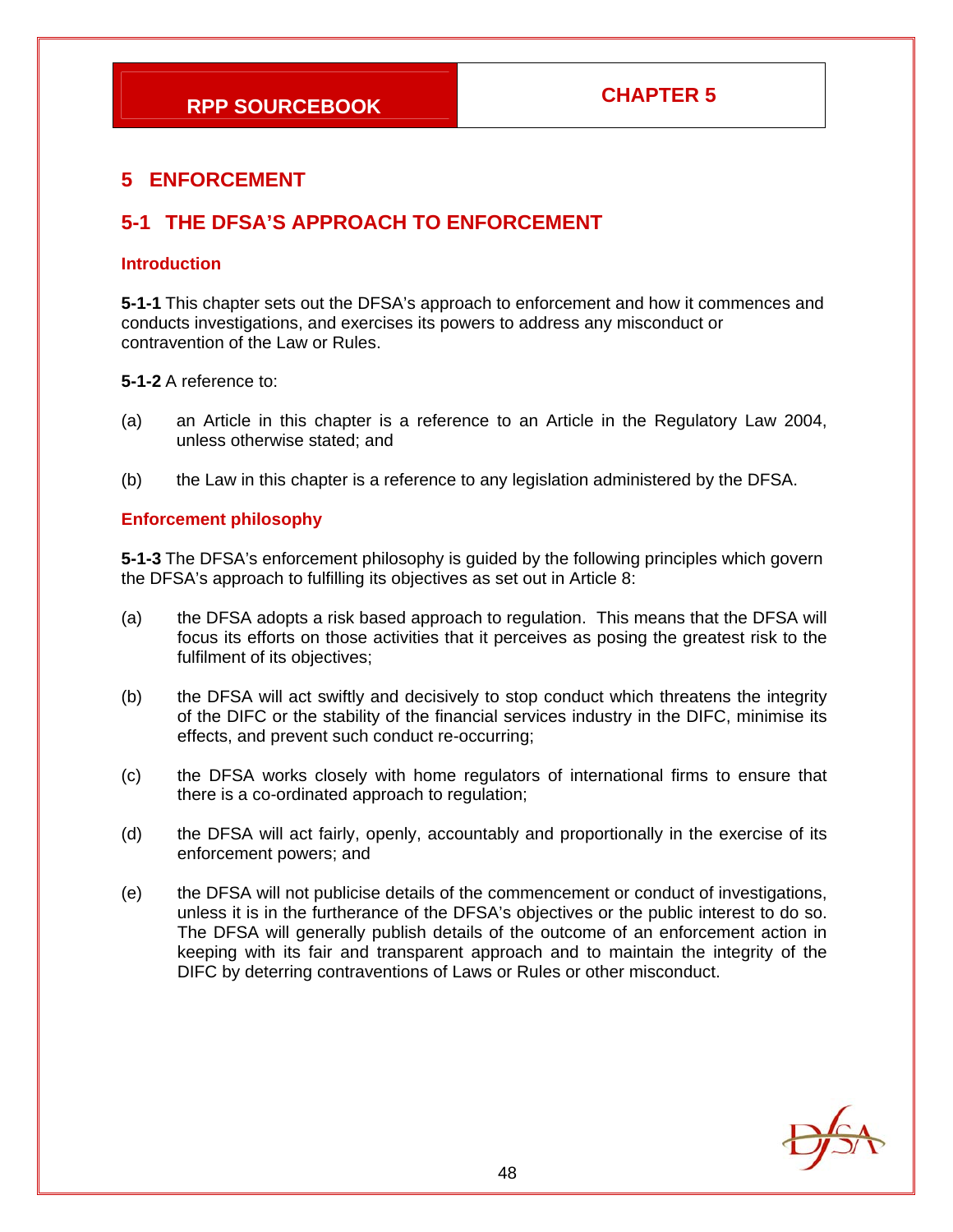# 5 ENFORCEMENT

## 5-1 THE DFSA'S APPROACH TO ENFORCEMENT

### Introduction

**5-1-1** This chapter sets out the DFSA's approach to enforcement and how it commences and conducts investigations, and exercises its powers to address any misconduct or contravention of the Law or Rules.

**5-1-2** A reference to:

(a) an Article in this chapter is a reference to an Article in the Regulatory Law 2004, unless otherwise stated; and

(b) the Law in this chapter is a reference to any legislation administered by the DFSA.

### Enforcement philosophy

**5-1-3** The DFSA's enforcement philosophy is guided by the following principles which govern the DFSA's approach to fulfilling its objectives as set out in Article 8:

(a) the DFSA adopts a risk based approach to regulation. This means that the DFSA will focus its efforts on those activities that it perceives as posing the greatest risk to the fulfilment of its objectives;

(b) the DFSA will act swiftly and decisively to stop conduct which threatens the integrity of the DIFC or the stability of the financial services industry in the DIFC, minimise its effects, and prevent such conduct re-occurring;

(c) the DFSA works closely with home regulators of international firms to ensure that there is a co-ordinated approach to regulation;

(d) the DFSA will act fairly, openly, accountably and proportionally in the exercise of its enforcement powers; and

(e) the DFSA will not publicise details of the commencement or conduct of investigations, unless it is in the furtherance of the DFSA's objectives or the public interest to do so. The DFSA will generally publish details of the outcome of an enforcement action in keeping with its fair and transparent approach and to maintain the integrity of the DIFC by deterring contraventions of Laws or Rules or other misconduct.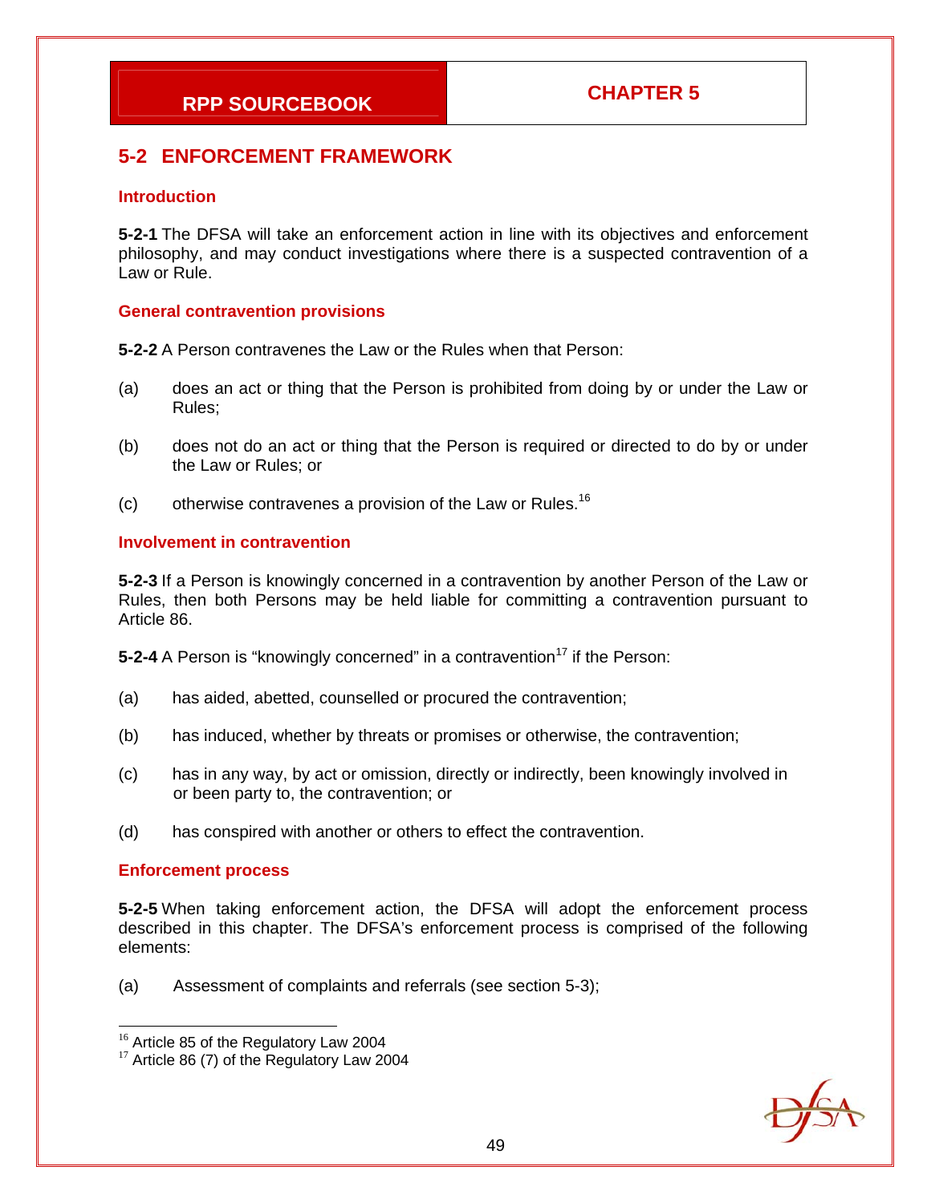## 5-2 ENFORCEMENT FRAMEWORK

### Introduction

**5-2-1** The DFSA will take an enforcement action in line with its objectives and enforcement philosophy, and may conduct investigations where there is a suspected contravention of a Law or Rule.

### General contravention provisions

**5-2-2** A Person contravenes the Law or the Rules when that Person:

(a) does an act or thing that the Person is prohibited from doing by or under the Law or Rules;

(b) does not do an act or thing that the Person is required or directed to do by or under the Law or Rules; or

(c) otherwise contravenes a provision of the Law or Rules.[16]

### Involvement in contravention

**5-2-3** If a Person is knowingly concerned in a contravention by another Person of the Law or Rules, then both Persons may be held liable for committing a contravention pursuant to Article 86.

**5-2-4** A Person is "knowingly concerned" in a contravention[17] if the Person:

(a) has aided, abetted, counselled or procured the contravention;

(b) has induced, whether by threats or promises or otherwise, the contravention;

(c) has in any way, by act or omission, directly or indirectly, been knowingly involved in or been party to, the contravention; or

(d) has conspired with another or others to effect the contravention.

### Enforcement process

**5-2-5** When taking enforcement action, the DFSA will adopt the enforcement process described in this chapter. The DFSA's enforcement process is comprised of the following elements:

(a) Assessment of complaints and referrals (see section 5-3);

---

[16] Article 85 of the Regulatory Law 2004

[17] Article 86 (7) of the Regulatory Law 2004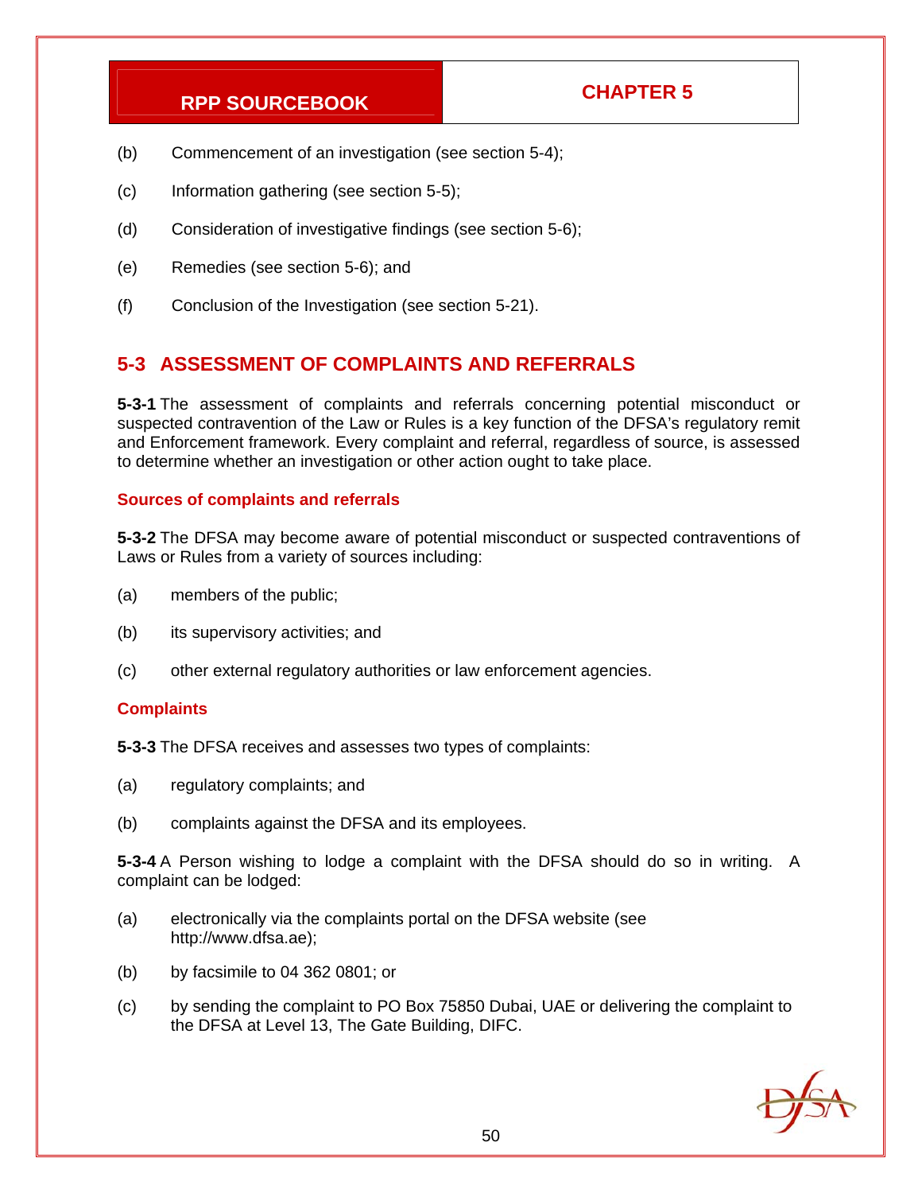(b) Commencement of an investigation (see section 5-4);

(c) Information gathering (see section 5-5);

(d) Consideration of investigative findings (see section 5-6);

(e) Remedies (see section 5-6); and

(f) Conclusion of the Investigation (see section 5-21).

## 5-3 ASSESSMENT OF COMPLAINTS AND REFERRALS

**5-3-1** The assessment of complaints and referrals concerning potential misconduct or suspected contravention of the Law or Rules is a key function of the DFSA's regulatory remit and Enforcement framework. Every complaint and referral, regardless of source, is assessed to determine whether an investigation or other action ought to take place.

### Sources of complaints and referrals

**5-3-2** The DFSA may become aware of potential misconduct or suspected contraventions of Laws or Rules from a variety of sources including:

(a) members of the public;

(b) its supervisory activities; and

(c) other external regulatory authorities or law enforcement agencies.

### Complaints

**5-3-3** The DFSA receives and assesses two types of complaints:

(a) regulatory complaints; and

(b) complaints against the DFSA and its employees.

**5-3-4** A Person wishing to lodge a complaint with the DFSA should do so in writing. A complaint can be lodged:

(a) electronically via the complaints portal on the DFSA website (see http://www.dfsa.ae);

(b) by facsimile to 04 362 0801; or

(c) by sending the complaint to PO Box 75850 Dubai, UAE or delivering the complaint to the DFSA at Level 13, The Gate Building, DIFC.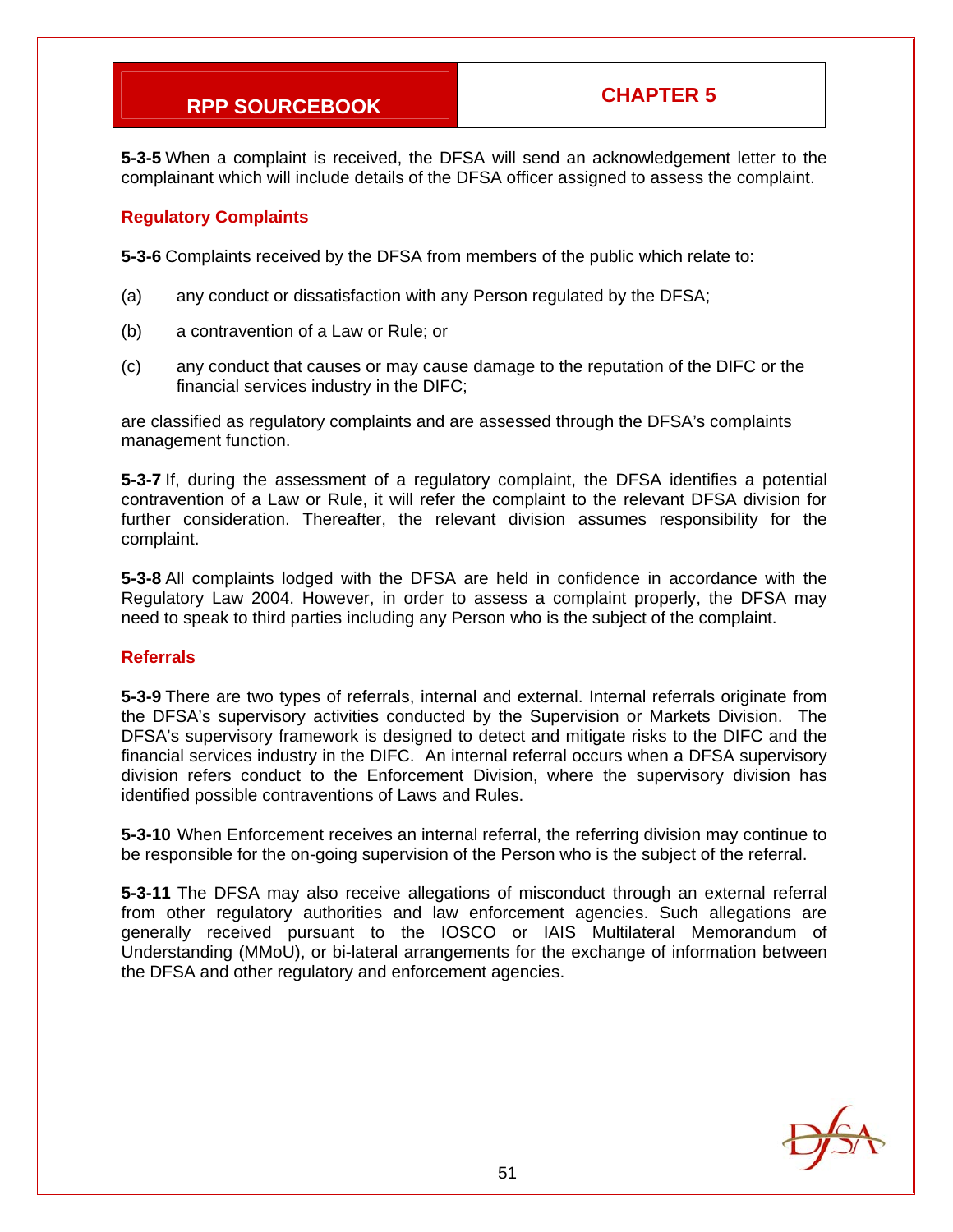**5-3-5** When a complaint is received, the DFSA will send an acknowledgement letter to the complainant which will include details of the DFSA officer assigned to assess the complaint.

### Regulatory Complaints

**5-3-6** Complaints received by the DFSA from members of the public which relate to:

(a) any conduct or dissatisfaction with any Person regulated by the DFSA;

(b) a contravention of a Law or Rule; or

(c) any conduct that causes or may cause damage to the reputation of the DIFC or the financial services industry in the DIFC;

are classified as regulatory complaints and are assessed through the DFSA's complaints management function.

**5-3-7** If, during the assessment of a regulatory complaint, the DFSA identifies a potential contravention of a Law or Rule, it will refer the complaint to the relevant DFSA division for further consideration. Thereafter, the relevant division assumes responsibility for the complaint.

**5-3-8** All complaints lodged with the DFSA are held in confidence in accordance with the Regulatory Law 2004. However, in order to assess a complaint properly, the DFSA may need to speak to third parties including any Person who is the subject of the complaint.

### Referrals

**5-3-9** There are two types of referrals, internal and external. Internal referrals originate from the DFSA's supervisory activities conducted by the Supervision or Markets Division. The DFSA's supervisory framework is designed to detect and mitigate risks to the DIFC and the financial services industry in the DIFC. An internal referral occurs when a DFSA supervisory division refers conduct to the Enforcement Division, where the supervisory division has identified possible contraventions of Laws and Rules.

**5-3-10** When Enforcement receives an internal referral, the referring division may continue to be responsible for the on-going supervision of the Person who is the subject of the referral.

**5-3-11** The DFSA may also receive allegations of misconduct through an external referral from other regulatory authorities and law enforcement agencies. Such allegations are generally received pursuant to the IOSCO or IAIS Multilateral Memorandum of Understanding (MMoU), or bi-lateral arrangements for the exchange of information between the DFSA and other regulatory and enforcement agencies.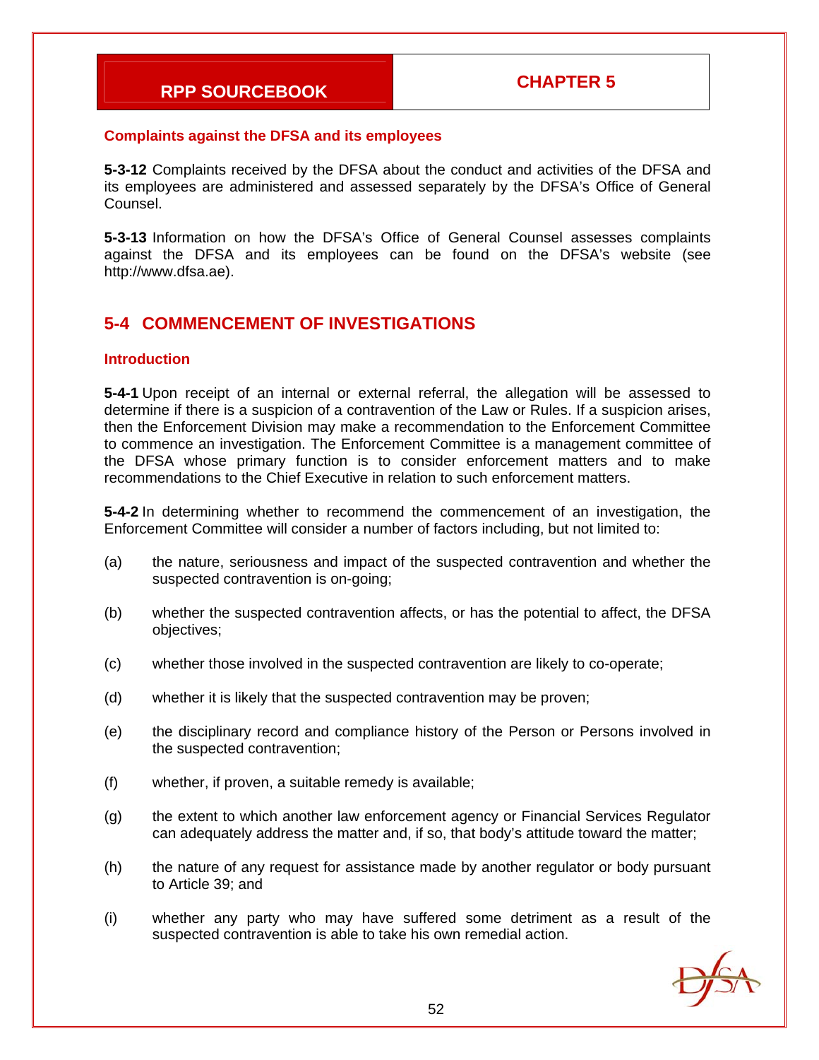### Complaints against the DFSA and its employees

**5-3-12** Complaints received by the DFSA about the conduct and activities of the DFSA and its employees are administered and assessed separately by the DFSA's Office of General Counsel.

**5-3-13** Information on how the DFSA's Office of General Counsel assesses complaints against the DFSA and its employees can be found on the DFSA's website (see http://www.dfsa.ae).

## 5-4 COMMENCEMENT OF INVESTIGATIONS

### Introduction

**5-4-1** Upon receipt of an internal or external referral, the allegation will be assessed to determine if there is a suspicion of a contravention of the Law or Rules. If a suspicion arises, then the Enforcement Division may make a recommendation to the Enforcement Committee to commence an investigation. The Enforcement Committee is a management committee of the DFSA whose primary function is to consider enforcement matters and to make recommendations to the Chief Executive in relation to such enforcement matters.

**5-4-2** In determining whether to recommend the commencement of an investigation, the Enforcement Committee will consider a number of factors including, but not limited to:

(a) the nature, seriousness and impact of the suspected contravention and whether the suspected contravention is on-going;

(b) whether the suspected contravention affects, or has the potential to affect, the DFSA objectives;

(c) whether those involved in the suspected contravention are likely to co-operate;

(d) whether it is likely that the suspected contravention may be proven;

(e) the disciplinary record and compliance history of the Person or Persons involved in the suspected contravention;

(f) whether, if proven, a suitable remedy is available;

(g) the extent to which another law enforcement agency or Financial Services Regulator can adequately address the matter and, if so, that body's attitude toward the matter;

(h) the nature of any request for assistance made by another regulator or body pursuant to Article 39; and

(i) whether any party who may have suffered some detriment as a result of the suspected contravention is able to take his own remedial action.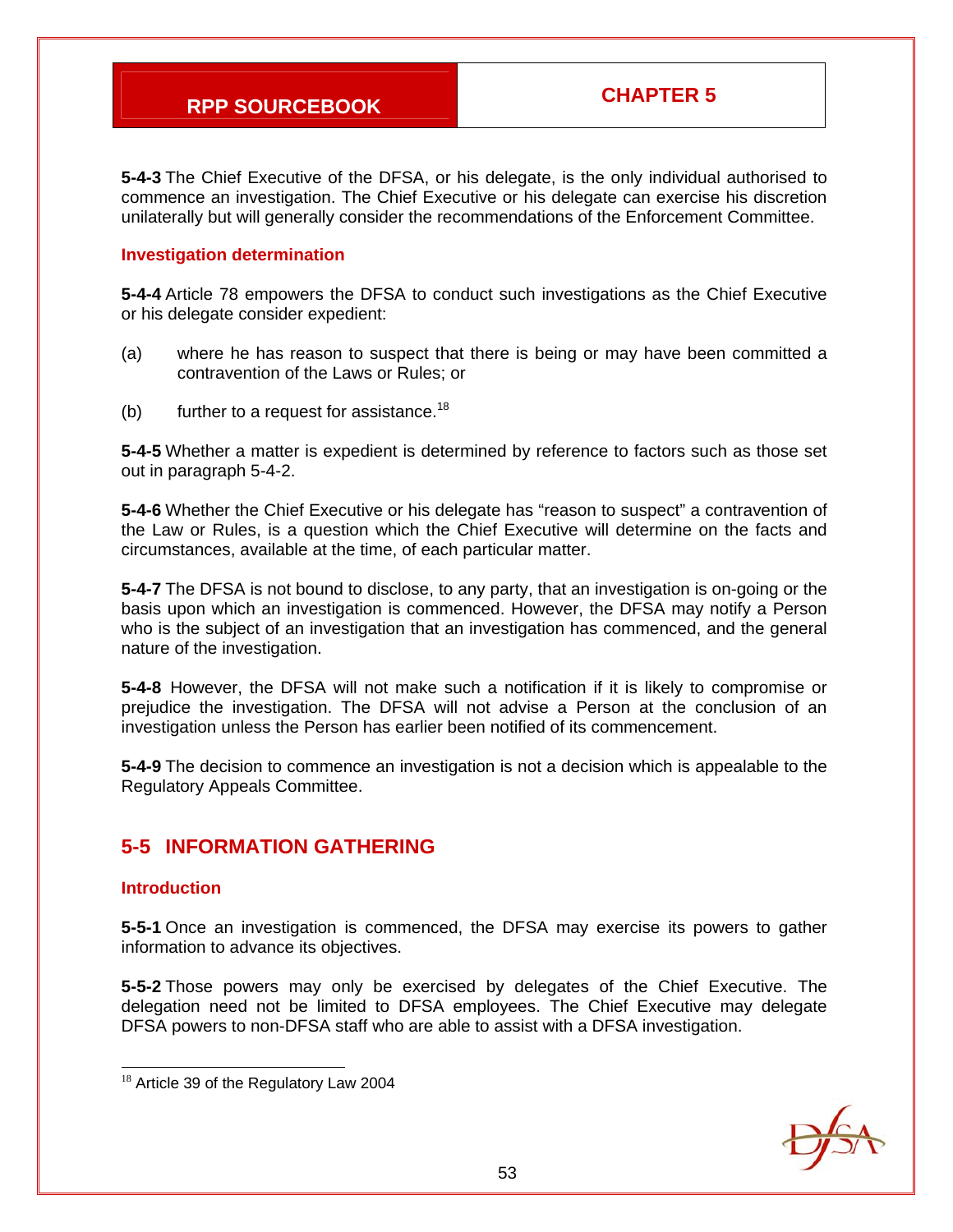**5-4-3** The Chief Executive of the DFSA, or his delegate, is the only individual authorised to commence an investigation. The Chief Executive or his delegate can exercise his discretion unilaterally but will generally consider the recommendations of the Enforcement Committee.

### Investigation determination

**5-4-4** Article 78 empowers the DFSA to conduct such investigations as the Chief Executive or his delegate consider expedient:

(a) where he has reason to suspect that there is being or may have been committed a contravention of the Laws or Rules; or

(b) further to a request for assistance.[18]

**5-4-5** Whether a matter is expedient is determined by reference to factors such as those set out in paragraph 5-4-2.

**5-4-6** Whether the Chief Executive or his delegate has "reason to suspect" a contravention of the Law or Rules, is a question which the Chief Executive will determine on the facts and circumstances, available at the time, of each particular matter.

**5-4-7** The DFSA is not bound to disclose, to any party, that an investigation is on-going or the basis upon which an investigation is commenced. However, the DFSA may notify a Person who is the subject of an investigation that an investigation has commenced, and the general nature of the investigation.

**5-4-8** However, the DFSA will not make such a notification if it is likely to compromise or prejudice the investigation. The DFSA will not advise a Person at the conclusion of an investigation unless the Person has earlier been notified of its commencement.

**5-4-9** The decision to commence an investigation is not a decision which is appealable to the Regulatory Appeals Committee.

## 5-5 INFORMATION GATHERING

### Introduction

**5-5-1** Once an investigation is commenced, the DFSA may exercise its powers to gather information to advance its objectives.

**5-5-2** Those powers may only be exercised by delegates of the Chief Executive. The delegation need not be limited to DFSA employees. The Chief Executive may delegate DFSA powers to non-DFSA staff who are able to assist with a DFSA investigation.

---

[18] Article 39 of the Regulatory Law 2004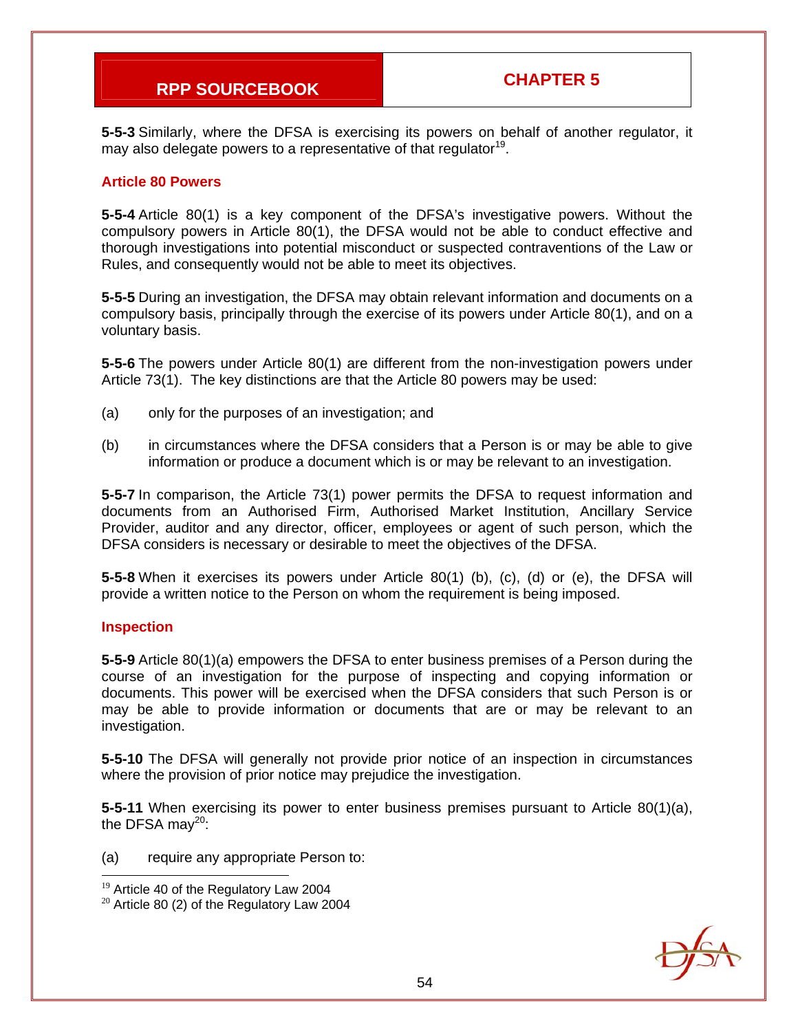**5-5-3** Similarly, where the DFSA is exercising its powers on behalf of another regulator, it may also delegate powers to a representative of that regulator[19].

### Article 80 Powers

**5-5-4** Article 80(1) is a key component of the DFSA's investigative powers. Without the compulsory powers in Article 80(1), the DFSA would not be able to conduct effective and thorough investigations into potential misconduct or suspected contraventions of the Law or Rules, and consequently would not be able to meet its objectives.

**5-5-5** During an investigation, the DFSA may obtain relevant information and documents on a compulsory basis, principally through the exercise of its powers under Article 80(1), and on a voluntary basis.

**5-5-6** The powers under Article 80(1) are different from the non-investigation powers under Article 73(1). The key distinctions are that the Article 80 powers may be used:

(a) only for the purposes of an investigation; and

(b) in circumstances where the DFSA considers that a Person is or may be able to give information or produce a document which is or may be relevant to an investigation.

**5-5-7** In comparison, the Article 73(1) power permits the DFSA to request information and documents from an Authorised Firm, Authorised Market Institution, Ancillary Service Provider, auditor and any director, officer, employees or agent of such person, which the DFSA considers is necessary or desirable to meet the objectives of the DFSA.

**5-5-8** When it exercises its powers under Article 80(1) (b), (c), (d) or (e), the DFSA will provide a written notice to the Person on whom the requirement is being imposed.

### Inspection

**5-5-9** Article 80(1)(a) empowers the DFSA to enter business premises of a Person during the course of an investigation for the purpose of inspecting and copying information or documents. This power will be exercised when the DFSA considers that such Person is or may be able to provide information or documents that are or may be relevant to an investigation.

**5-5-10** The DFSA will generally not provide prior notice of an inspection in circumstances where the provision of prior notice may prejudice the investigation.

**5-5-11** When exercising its power to enter business premises pursuant to Article 80(1)(a), the DFSA may[20]:

(a) require any appropriate Person to:

---

[19] Article 40 of the Regulatory Law 2004

[20] Article 80 (2) of the Regulatory Law 2004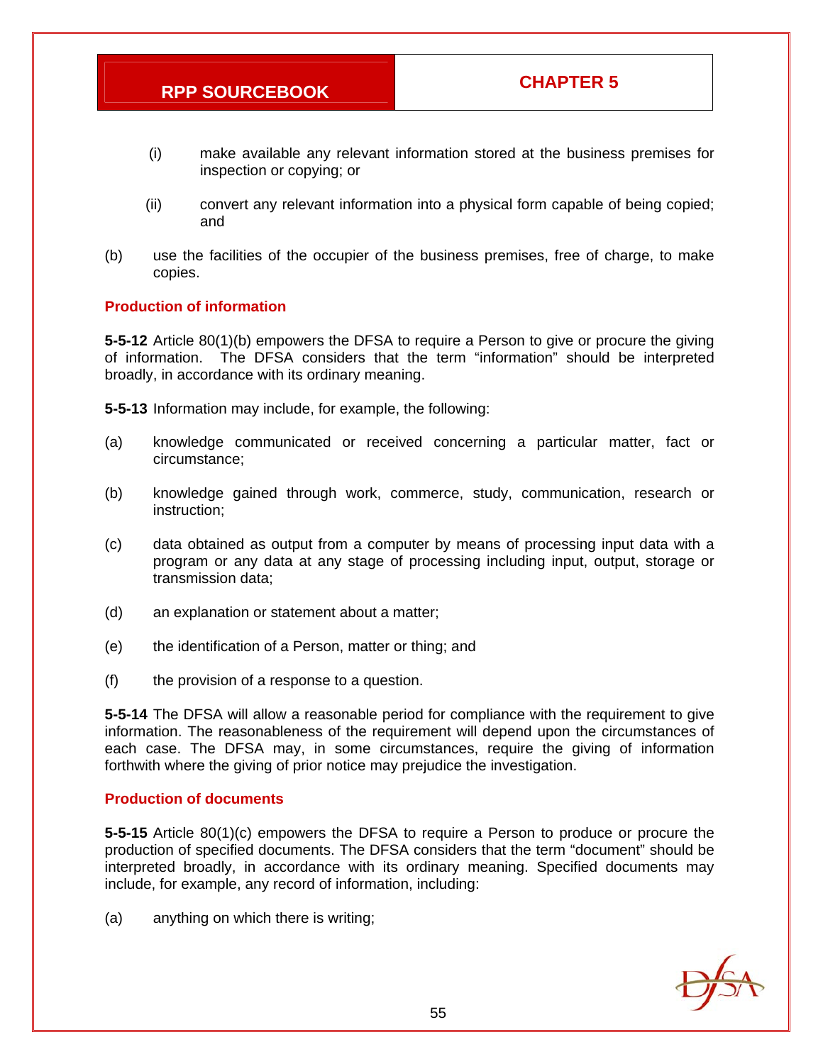(i) make available any relevant information stored at the business premises for inspection or copying; or

(ii) convert any relevant information into a physical form capable of being copied; and

(b) use the facilities of the occupier of the business premises, free of charge, to make copies.

### Production of information

**5-5-12** Article 80(1)(b) empowers the DFSA to require a Person to give or procure the giving of information. The DFSA considers that the term "information" should be interpreted broadly, in accordance with its ordinary meaning.

**5-5-13** Information may include, for example, the following:

(a) knowledge communicated or received concerning a particular matter, fact or circumstance;

(b) knowledge gained through work, commerce, study, communication, research or instruction;

(c) data obtained as output from a computer by means of processing input data with a program or any data at any stage of processing including input, output, storage or transmission data;

(d) an explanation or statement about a matter;

(e) the identification of a Person, matter or thing; and

(f) the provision of a response to a question.

**5-5-14** The DFSA will allow a reasonable period for compliance with the requirement to give information. The reasonableness of the requirement will depend upon the circumstances of each case. The DFSA may, in some circumstances, require the giving of information forthwith where the giving of prior notice may prejudice the investigation.

### Production of documents

**5-5-15** Article 80(1)(c) empowers the DFSA to require a Person to produce or procure the production of specified documents. The DFSA considers that the term "document" should be interpreted broadly, in accordance with its ordinary meaning. Specified documents may include, for example, any record of information, including:

(a) anything on which there is writing;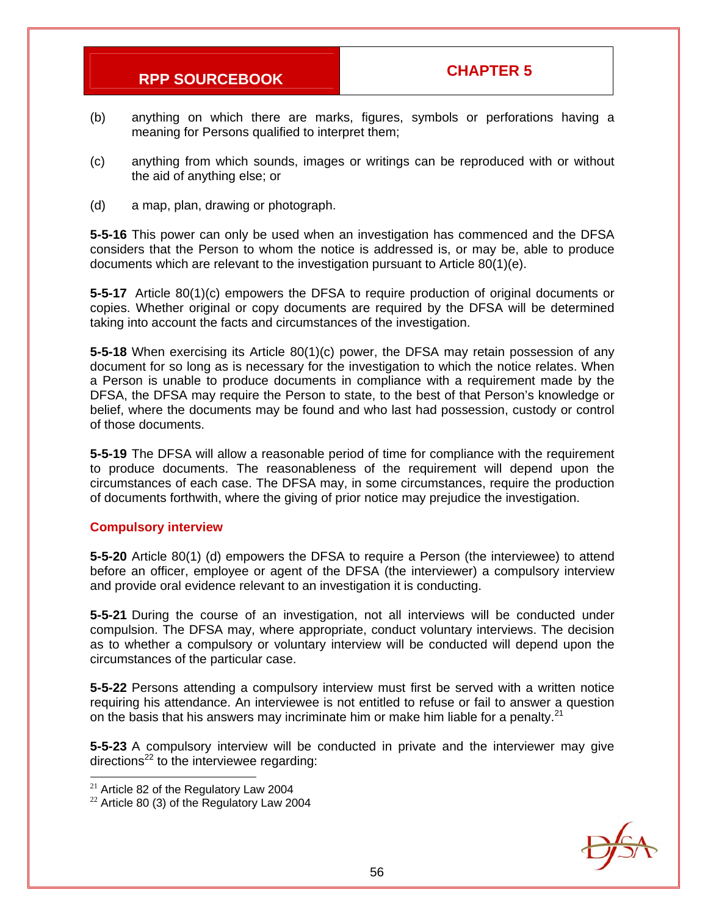(b) anything on which there are marks, figures, symbols or perforations having a meaning for Persons qualified to interpret them;

(c) anything from which sounds, images or writings can be reproduced with or without the aid of anything else; or

(d) a map, plan, drawing or photograph.

**5-5-16** This power can only be used when an investigation has commenced and the DFSA considers that the Person to whom the notice is addressed is, or may be, able to produce documents which are relevant to the investigation pursuant to Article 80(1)(e).

**5-5-17** Article 80(1)(c) empowers the DFSA to require production of original documents or copies. Whether original or copy documents are required by the DFSA will be determined taking into account the facts and circumstances of the investigation.

**5-5-18** When exercising its Article 80(1)(c) power, the DFSA may retain possession of any document for so long as is necessary for the investigation to which the notice relates. When a Person is unable to produce documents in compliance with a requirement made by the DFSA, the DFSA may require the Person to state, to the best of that Person's knowledge or belief, where the documents may be found and who last had possession, custody or control of those documents.

**5-5-19** The DFSA will allow a reasonable period of time for compliance with the requirement to produce documents. The reasonableness of the requirement will depend upon the circumstances of each case. The DFSA may, in some circumstances, require the production of documents forthwith, where the giving of prior notice may prejudice the investigation.

### Compulsory interview

**5-5-20** Article 80(1) (d) empowers the DFSA to require a Person (the interviewee) to attend before an officer, employee or agent of the DFSA (the interviewer) a compulsory interview and provide oral evidence relevant to an investigation it is conducting.

**5-5-21** During the course of an investigation, not all interviews will be conducted under compulsion. The DFSA may, where appropriate, conduct voluntary interviews. The decision as to whether a compulsory or voluntary interview will be conducted will depend upon the circumstances of the particular case.

**5-5-22** Persons attending a compulsory interview must first be served with a written notice requiring his attendance. An interviewee is not entitled to refuse or fail to answer a question on the basis that his answers may incriminate him or make him liable for a penalty.[21]

**5-5-23** A compulsory interview will be conducted in private and the interviewer may give directions[22] to the interviewee regarding:

[21] Article 82 of the Regulatory Law 2004
[22] Article 80 (3) of the Regulatory Law 2004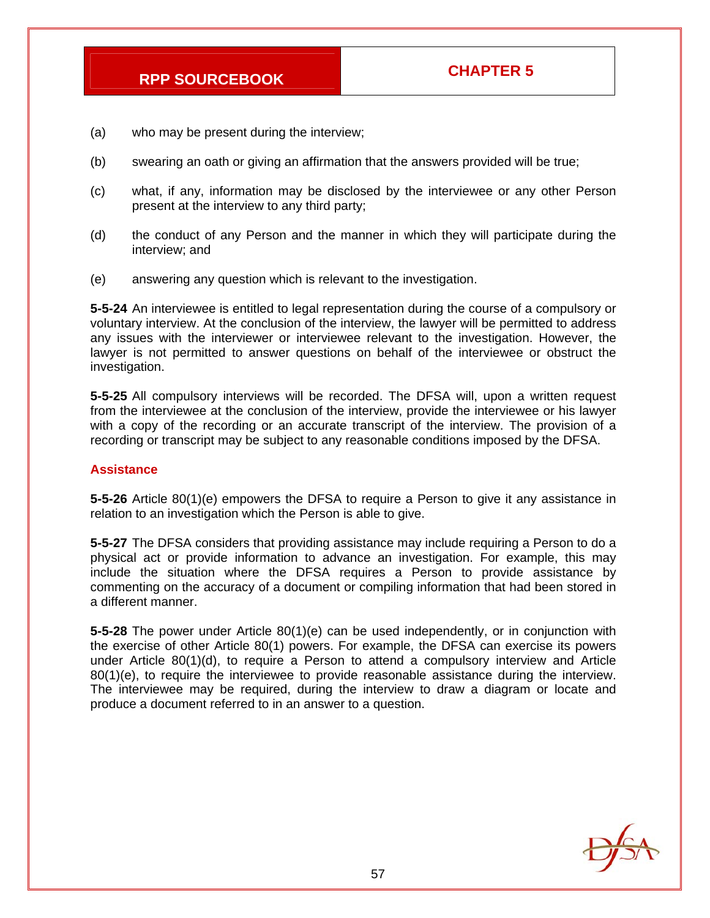(a) who may be present during the interview;

(b) swearing an oath or giving an affirmation that the answers provided will be true;

(c) what, if any, information may be disclosed by the interviewee or any other Person present at the interview to any third party;

(d) the conduct of any Person and the manner in which they will participate during the interview; and

(e) answering any question which is relevant to the investigation.

**5-5-24** An interviewee is entitled to legal representation during the course of a compulsory or voluntary interview. At the conclusion of the interview, the lawyer will be permitted to address any issues with the interviewer or interviewee relevant to the investigation. However, the lawyer is not permitted to answer questions on behalf of the interviewee or obstruct the investigation.

**5-5-25** All compulsory interviews will be recorded. The DFSA will, upon a written request from the interviewee at the conclusion of the interview, provide the interviewee or his lawyer with a copy of the recording or an accurate transcript of the interview. The provision of a recording or transcript may be subject to any reasonable conditions imposed by the DFSA.

### Assistance

**5-5-26** Article 80(1)(e) empowers the DFSA to require a Person to give it any assistance in relation to an investigation which the Person is able to give.

**5-5-27** The DFSA considers that providing assistance may include requiring a Person to do a physical act or provide information to advance an investigation. For example, this may include the situation where the DFSA requires a Person to provide assistance by commenting on the accuracy of a document or compiling information that had been stored in a different manner.

**5-5-28** The power under Article 80(1)(e) can be used independently, or in conjunction with the exercise of other Article 80(1) powers. For example, the DFSA can exercise its powers under Article 80(1)(d), to require a Person to attend a compulsory interview and Article 80(1)(e), to require the interviewee to provide reasonable assistance during the interview. The interviewee may be required, during the interview to draw a diagram or locate and produce a document referred to in an answer to a question.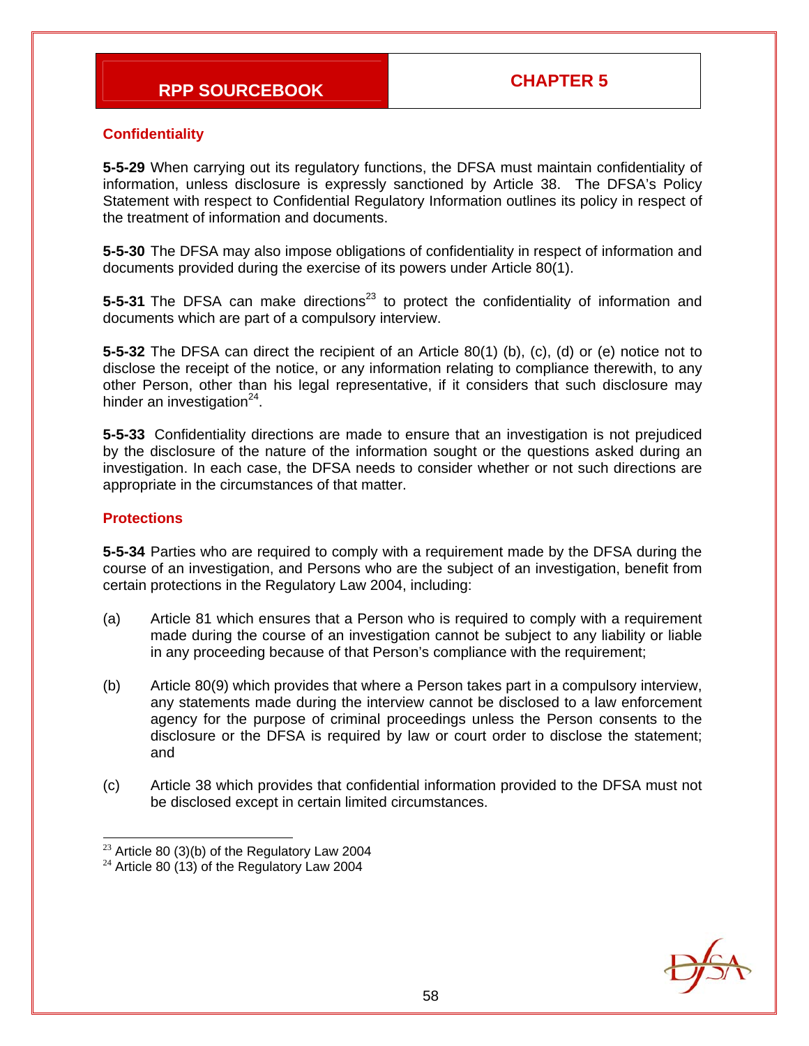## Confidentiality

**5-5-29** When carrying out its regulatory functions, the DFSA must maintain confidentiality of information, unless disclosure is expressly sanctioned by Article 38. The DFSA's Policy Statement with respect to Confidential Regulatory Information outlines its policy in respect of the treatment of information and documents.

**5-5-30** The DFSA may also impose obligations of confidentiality in respect of information and documents provided during the exercise of its powers under Article 80(1).

**5-5-31** The DFSA can make directions[23] to protect the confidentiality of information and documents which are part of a compulsory interview.

**5-5-32** The DFSA can direct the recipient of an Article 80(1) (b), (c), (d) or (e) notice not to disclose the receipt of the notice, or any information relating to compliance therewith, to any other Person, other than his legal representative, if it considers that such disclosure may hinder an investigation[24].

**5-5-33** Confidentiality directions are made to ensure that an investigation is not prejudiced by the disclosure of the nature of the information sought or the questions asked during an investigation. In each case, the DFSA needs to consider whether or not such directions are appropriate in the circumstances of that matter.

## Protections

**5-5-34** Parties who are required to comply with a requirement made by the DFSA during the course of an investigation, and Persons who are the subject of an investigation, benefit from certain protections in the Regulatory Law 2004, including:

(a) Article 81 which ensures that a Person who is required to comply with a requirement made during the course of an investigation cannot be subject to any liability or liable in any proceeding because of that Person's compliance with the requirement;

(b) Article 80(9) which provides that where a Person takes part in a compulsory interview, any statements made during the interview cannot be disclosed to a law enforcement agency for the purpose of criminal proceedings unless the Person consents to the disclosure or the DFSA is required by law or court order to disclose the statement; and

(c) Article 38 which provides that confidential information provided to the DFSA must not be disclosed except in certain limited circumstances.

---

[23] Article 80 (3)(b) of the Regulatory Law 2004

[24] Article 80 (13) of the Regulatory Law 2004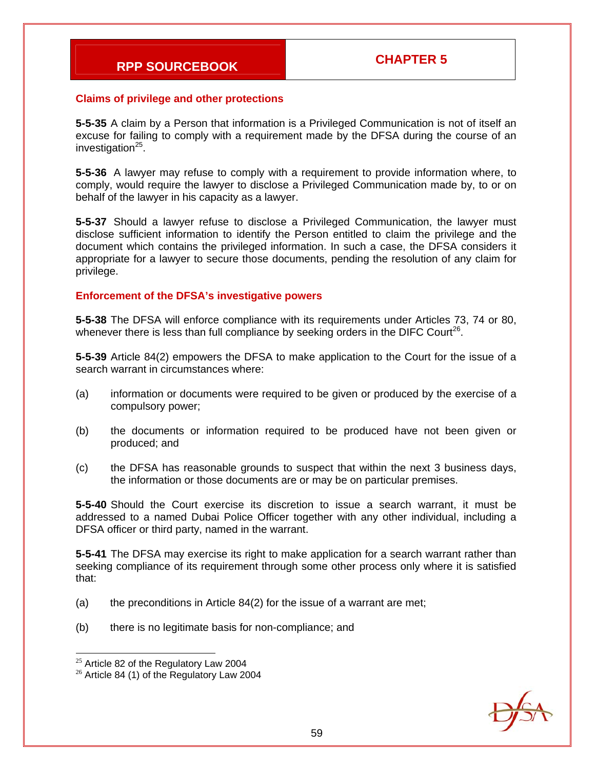### Claims of privilege and other protections

**5-5-35** A claim by a Person that information is a Privileged Communication is not of itself an excuse for failing to comply with a requirement made by the DFSA during the course of an investigation[25].

**5-5-36** A lawyer may refuse to comply with a requirement to provide information where, to comply, would require the lawyer to disclose a Privileged Communication made by, to or on behalf of the lawyer in his capacity as a lawyer.

**5-5-37** Should a lawyer refuse to disclose a Privileged Communication, the lawyer must disclose sufficient information to identify the Person entitled to claim the privilege and the document which contains the privileged information. In such a case, the DFSA considers it appropriate for a lawyer to secure those documents, pending the resolution of any claim for privilege.

### Enforcement of the DFSA's investigative powers

**5-5-38** The DFSA will enforce compliance with its requirements under Articles 73, 74 or 80, whenever there is less than full compliance by seeking orders in the DIFC Court[26].

**5-5-39** Article 84(2) empowers the DFSA to make application to the Court for the issue of a search warrant in circumstances where:

(a) information or documents were required to be given or produced by the exercise of a compulsory power;

(b) the documents or information required to be produced have not been given or produced; and

(c) the DFSA has reasonable grounds to suspect that within the next 3 business days, the information or those documents are or may be on particular premises.

**5-5-40** Should the Court exercise its discretion to issue a search warrant, it must be addressed to a named Dubai Police Officer together with any other individual, including a DFSA officer or third party, named in the warrant.

**5-5-41** The DFSA may exercise its right to make application for a search warrant rather than seeking compliance of its requirement through some other process only where it is satisfied that:

(a) the preconditions in Article 84(2) for the issue of a warrant are met;

(b) there is no legitimate basis for non-compliance; and

---

[25] Article 82 of the Regulatory Law 2004

[26] Article 84 (1) of the Regulatory Law 2004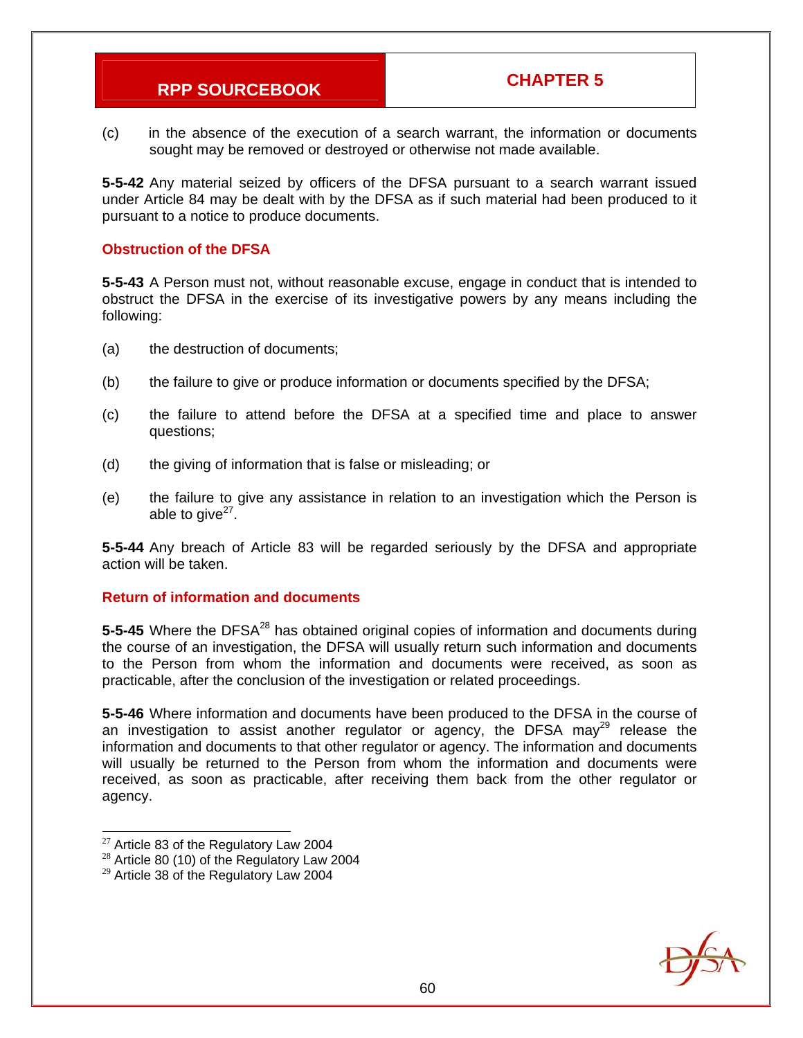(c) in the absence of the execution of a search warrant, the information or documents sought may be removed or destroyed or otherwise not made available.

**5-5-42** Any material seized by officers of the DFSA pursuant to a search warrant issued under Article 84 may be dealt with by the DFSA as if such material had been produced to it pursuant to a notice to produce documents.

### Obstruction of the DFSA

**5-5-43** A Person must not, without reasonable excuse, engage in conduct that is intended to obstruct the DFSA in the exercise of its investigative powers by any means including the following:

(a) the destruction of documents;

(b) the failure to give or produce information or documents specified by the DFSA;

(c) the failure to attend before the DFSA at a specified time and place to answer questions;

(d) the giving of information that is false or misleading; or

(e) the failure to give any assistance in relation to an investigation which the Person is able to give[27].

**5-5-44** Any breach of Article 83 will be regarded seriously by the DFSA and appropriate action will be taken.

### Return of information and documents

**5-5-45** Where the DFSA[28] has obtained original copies of information and documents during the course of an investigation, the DFSA will usually return such information and documents to the Person from whom the information and documents were received, as soon as practicable, after the conclusion of the investigation or related proceedings.

**5-5-46** Where information and documents have been produced to the DFSA in the course of an investigation to assist another regulator or agency, the DFSA may[29] release the information and documents to that other regulator or agency. The information and documents will usually be returned to the Person from whom the information and documents were received, as soon as practicable, after receiving them back from the other regulator or agency.

---

[27] Article 83 of the Regulatory Law 2004
[28] Article 80 (10) of the Regulatory Law 2004
[29] Article 38 of the Regulatory Law 2004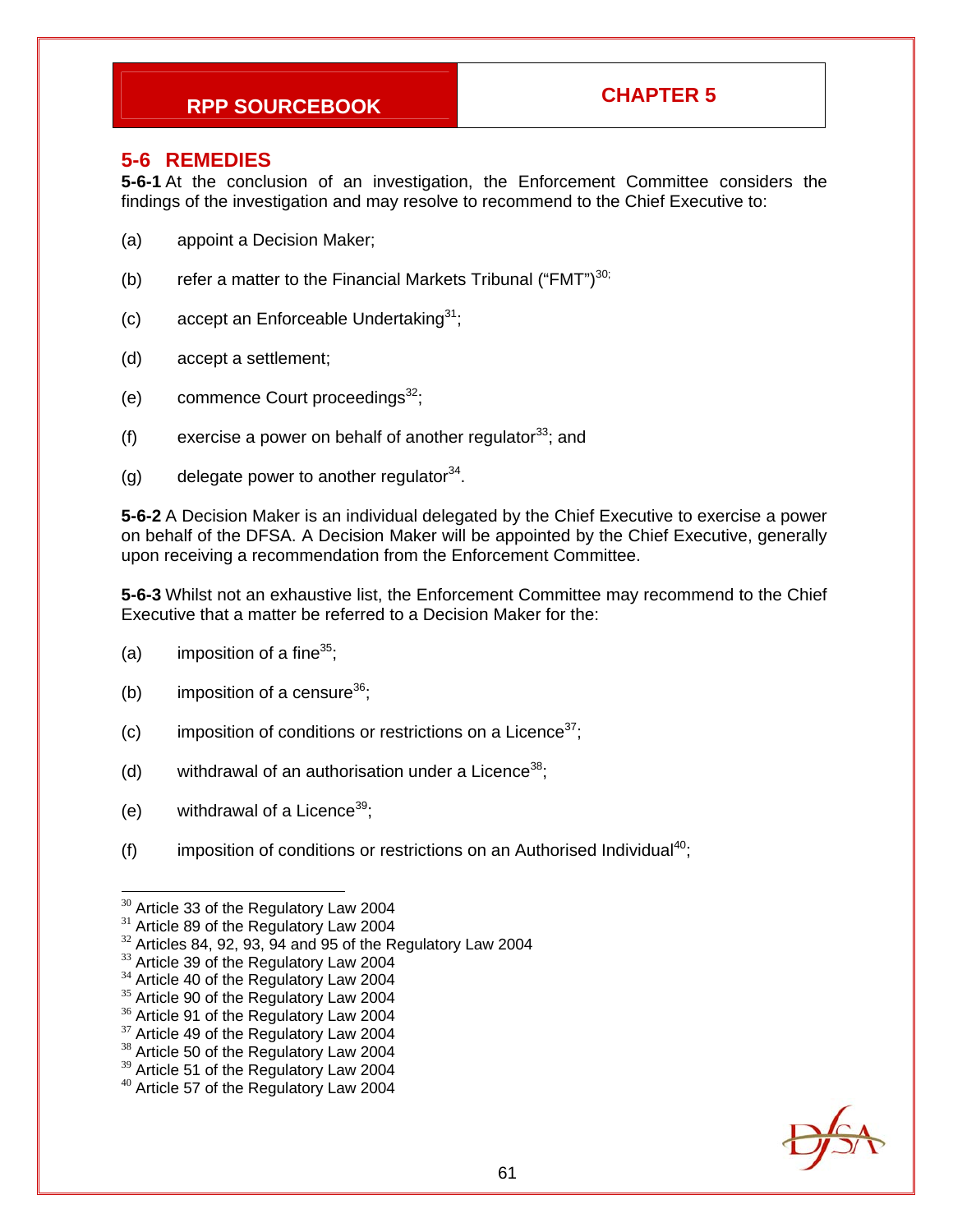## 5-6 REMEDIES

**5-6-1** At the conclusion of an investigation, the Enforcement Committee considers the findings of the investigation and may resolve to recommend to the Chief Executive to:

(a) appoint a Decision Maker;

(b) refer a matter to the Financial Markets Tribunal ("FMT")[30];

(c) accept an Enforceable Undertaking[31];

(d) accept a settlement;

(e) commence Court proceedings[32];

(f) exercise a power on behalf of another regulator[33]; and

(g) delegate power to another regulator[34].

**5-6-2** A Decision Maker is an individual delegated by the Chief Executive to exercise a power on behalf of the DFSA. A Decision Maker will be appointed by the Chief Executive, generally upon receiving a recommendation from the Enforcement Committee.

**5-6-3** Whilst not an exhaustive list, the Enforcement Committee may recommend to the Chief Executive that a matter be referred to a Decision Maker for the:

(a) imposition of a fine[35];

(b) imposition of a censure[36];

(c) imposition of conditions or restrictions on a Licence[37];

(d) withdrawal of an authorisation under a Licence[38];

(e) withdrawal of a Licence[39];

(f) imposition of conditions or restrictions on an Authorised Individual[40];

---

[30] Article 33 of the Regulatory Law 2004
[31] Article 89 of the Regulatory Law 2004
[32] Articles 84, 92, 93, 94 and 95 of the Regulatory Law 2004
[33] Article 39 of the Regulatory Law 2004
[34] Article 40 of the Regulatory Law 2004
[35] Article 90 of the Regulatory Law 2004
[36] Article 91 of the Regulatory Law 2004
[37] Article 49 of the Regulatory Law 2004
[38] Article 50 of the Regulatory Law 2004
[39] Article 51 of the Regulatory Law 2004
[40] Article 57 of the Regulatory Law 2004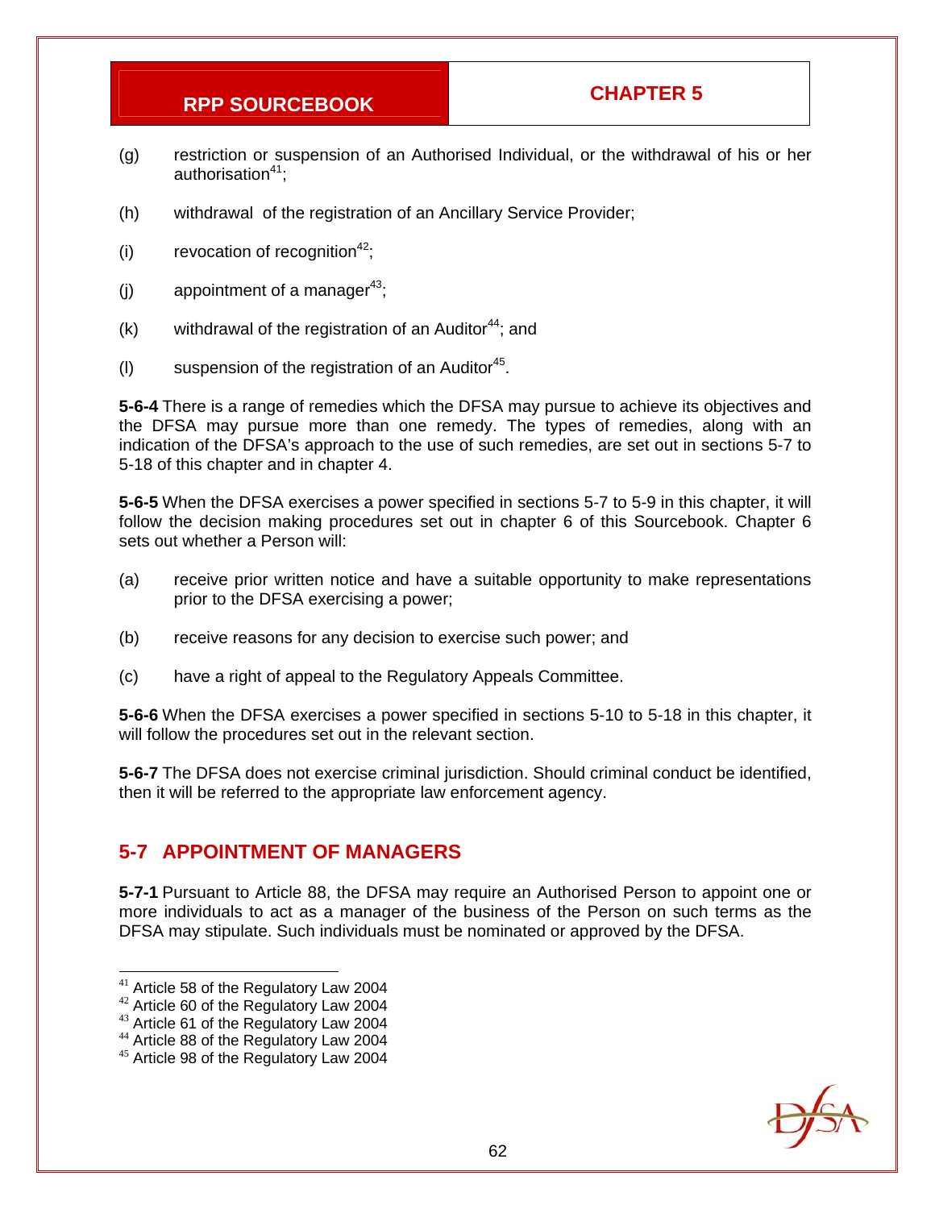(g) restriction or suspension of an Authorised Individual, or the withdrawal of his or her authorisation[41];

(h) withdrawal of the registration of an Ancillary Service Provider;

(i) revocation of recognition[42];

(j) appointment of a manager[43];

(k) withdrawal of the registration of an Auditor[44]; and

(l) suspension of the registration of an Auditor[45].

**5-6-4** There is a range of remedies which the DFSA may pursue to achieve its objectives and the DFSA may pursue more than one remedy. The types of remedies, along with an indication of the DFSA's approach to the use of such remedies, are set out in sections 5-7 to 5-18 of this chapter and in chapter 4.

**5-6-5** When the DFSA exercises a power specified in sections 5-7 to 5-9 in this chapter, it will follow the decision making procedures set out in chapter 6 of this Sourcebook. Chapter 6 sets out whether a Person will:

(a) receive prior written notice and have a suitable opportunity to make representations prior to the DFSA exercising a power;

(b) receive reasons for any decision to exercise such power; and

(c) have a right of appeal to the Regulatory Appeals Committee.

**5-6-6** When the DFSA exercises a power specified in sections 5-10 to 5-18 in this chapter, it will follow the procedures set out in the relevant section.

**5-6-7** The DFSA does not exercise criminal jurisdiction. Should criminal conduct be identified, then it will be referred to the appropriate law enforcement agency.

## 5-7 APPOINTMENT OF MANAGERS

**5-7-1** Pursuant to Article 88, the DFSA may require an Authorised Person to appoint one or more individuals to act as a manager of the business of the Person on such terms as the DFSA may stipulate. Such individuals must be nominated or approved by the DFSA.

---

[41] Article 58 of the Regulatory Law 2004
[42] Article 60 of the Regulatory Law 2004
[43] Article 61 of the Regulatory Law 2004
[44] Article 88 of the Regulatory Law 2004
[45] Article 98 of the Regulatory Law 2004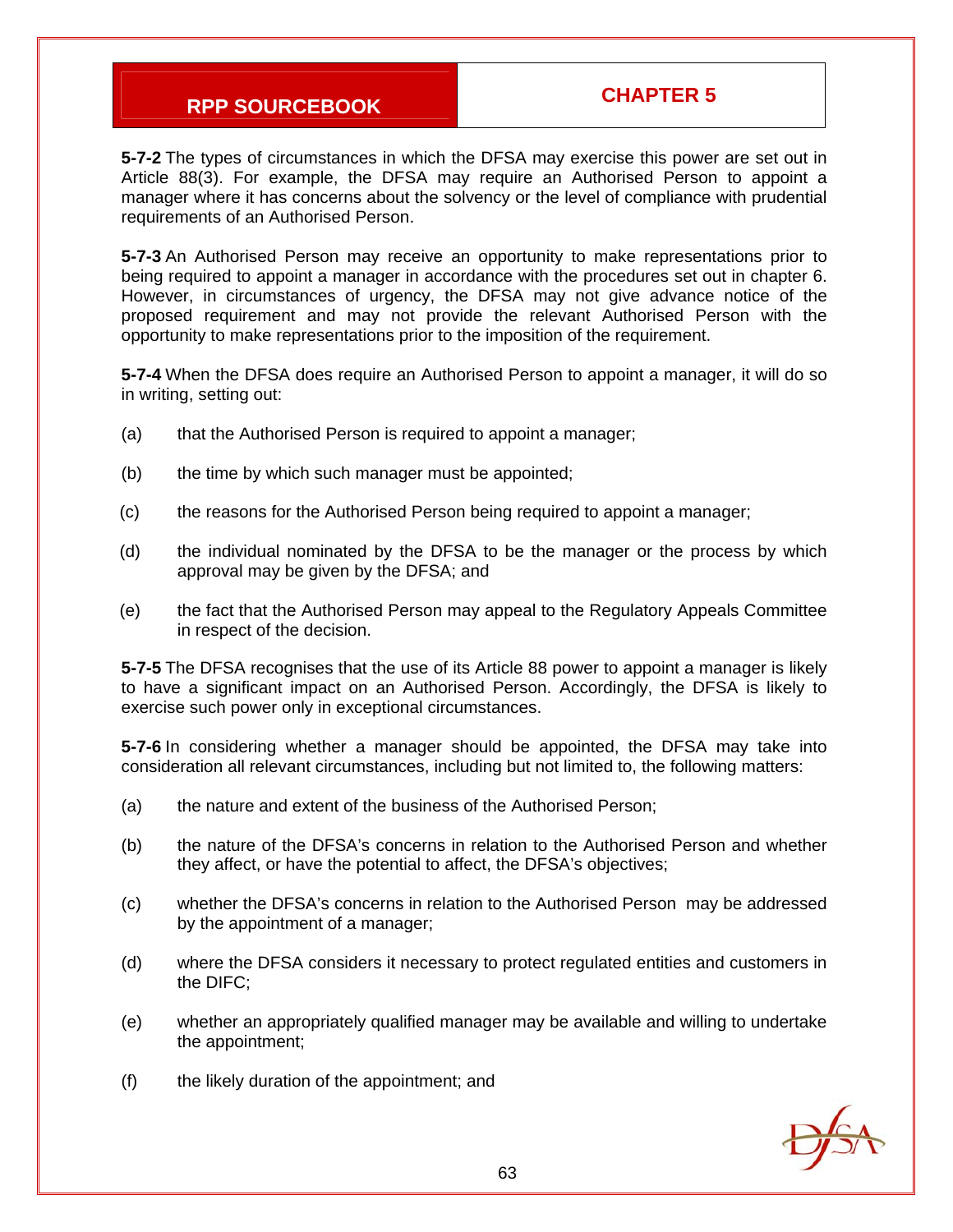**5-7-2** The types of circumstances in which the DFSA may exercise this power are set out in Article 88(3). For example, the DFSA may require an Authorised Person to appoint a manager where it has concerns about the solvency or the level of compliance with prudential requirements of an Authorised Person.

**5-7-3** An Authorised Person may receive an opportunity to make representations prior to being required to appoint a manager in accordance with the procedures set out in chapter 6. However, in circumstances of urgency, the DFSA may not give advance notice of the proposed requirement and may not provide the relevant Authorised Person with the opportunity to make representations prior to the imposition of the requirement.

**5-7-4** When the DFSA does require an Authorised Person to appoint a manager, it will do so in writing, setting out:

(a) that the Authorised Person is required to appoint a manager;

(b) the time by which such manager must be appointed;

(c) the reasons for the Authorised Person being required to appoint a manager;

(d) the individual nominated by the DFSA to be the manager or the process by which approval may be given by the DFSA; and

(e) the fact that the Authorised Person may appeal to the Regulatory Appeals Committee in respect of the decision.

**5-7-5** The DFSA recognises that the use of its Article 88 power to appoint a manager is likely to have a significant impact on an Authorised Person. Accordingly, the DFSA is likely to exercise such power only in exceptional circumstances.

**5-7-6** In considering whether a manager should be appointed, the DFSA may take into consideration all relevant circumstances, including but not limited to, the following matters:

(a) the nature and extent of the business of the Authorised Person;

(b) the nature of the DFSA's concerns in relation to the Authorised Person and whether they affect, or have the potential to affect, the DFSA's objectives;

(c) whether the DFSA's concerns in relation to the Authorised Person may be addressed by the appointment of a manager;

(d) where the DFSA considers it necessary to protect regulated entities and customers in the DIFC;

(e) whether an appropriately qualified manager may be available and willing to undertake the appointment;

(f) the likely duration of the appointment; and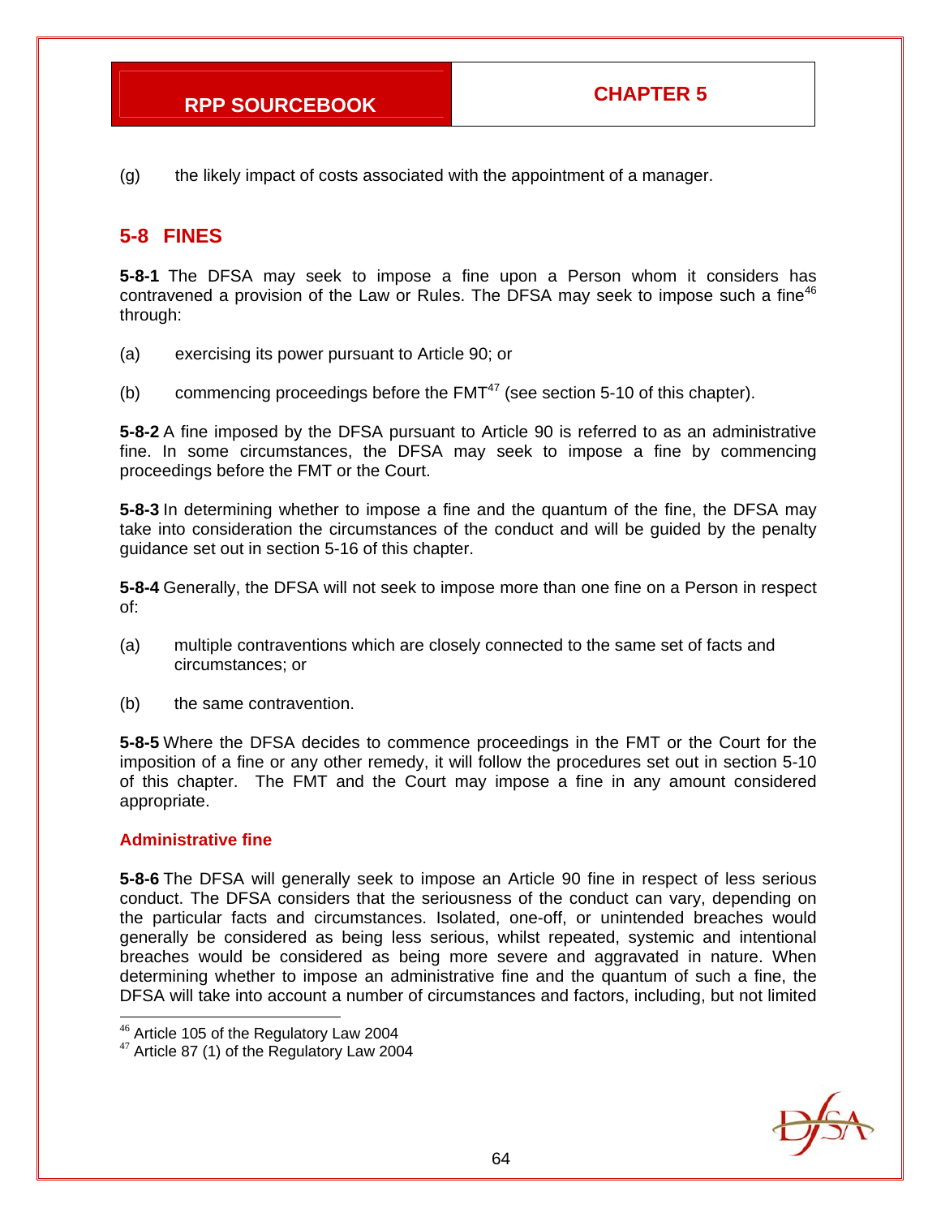(g) the likely impact of costs associated with the appointment of a manager.

## 5-8 FINES

**5-8-1** The DFSA may seek to impose a fine upon a Person whom it considers has contravened a provision of the Law or Rules. The DFSA may seek to impose such a fine[46] through:

(a) exercising its power pursuant to Article 90; or

(b) commencing proceedings before the FMT[47] (see section 5-10 of this chapter).

**5-8-2** A fine imposed by the DFSA pursuant to Article 90 is referred to as an administrative fine. In some circumstances, the DFSA may seek to impose a fine by commencing proceedings before the FMT or the Court.

**5-8-3** In determining whether to impose a fine and the quantum of the fine, the DFSA may take into consideration the circumstances of the conduct and will be guided by the penalty guidance set out in section 5-16 of this chapter.

**5-8-4** Generally, the DFSA will not seek to impose more than one fine on a Person in respect of:

(a) multiple contraventions which are closely connected to the same set of facts and circumstances; or

(b) the same contravention.

**5-8-5** Where the DFSA decides to commence proceedings in the FMT or the Court for the imposition of a fine or any other remedy, it will follow the procedures set out in section 5-10 of this chapter. The FMT and the Court may impose a fine in any amount considered appropriate.

### Administrative fine

**5-8-6** The DFSA will generally seek to impose an Article 90 fine in respect of less serious conduct. The DFSA considers that the seriousness of the conduct can vary, depending on the particular facts and circumstances. Isolated, one-off, or unintended breaches would generally be considered as being less serious, whilst repeated, systemic and intentional breaches would be considered as being more severe and aggravated in nature. When determining whether to impose an administrative fine and the quantum of such a fine, the DFSA will take into account a number of circumstances and factors, including, but not limited

---

[46] Article 105 of the Regulatory Law 2004

[47] Article 87 (1) of the Regulatory Law 2004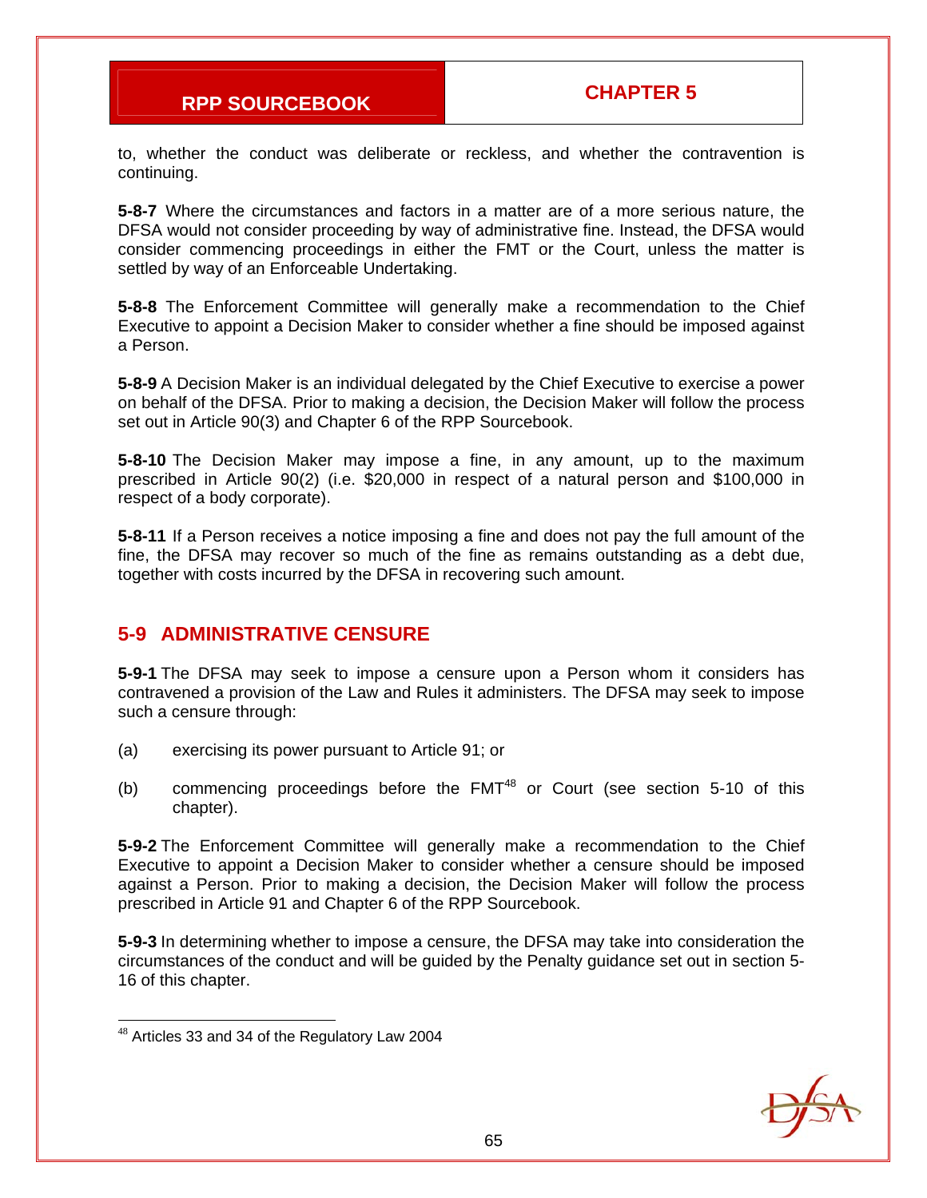to, whether the conduct was deliberate or reckless, and whether the contravention is continuing.

**5-8-7** Where the circumstances and factors in a matter are of a more serious nature, the DFSA would not consider proceeding by way of administrative fine. Instead, the DFSA would consider commencing proceedings in either the FMT or the Court, unless the matter is settled by way of an Enforceable Undertaking.

**5-8-8** The Enforcement Committee will generally make a recommendation to the Chief Executive to appoint a Decision Maker to consider whether a fine should be imposed against a Person.

**5-8-9** A Decision Maker is an individual delegated by the Chief Executive to exercise a power on behalf of the DFSA. Prior to making a decision, the Decision Maker will follow the process set out in Article 90(3) and Chapter 6 of the RPP Sourcebook.

**5-8-10** The Decision Maker may impose a fine, in any amount, up to the maximum prescribed in Article 90(2) (i.e. $20,000 in respect of a natural person and $100,000 in respect of a body corporate).

**5-8-11** If a Person receives a notice imposing a fine and does not pay the full amount of the fine, the DFSA may recover so much of the fine as remains outstanding as a debt due, together with costs incurred by the DFSA in recovering such amount.

## 5-9 ADMINISTRATIVE CENSURE

**5-9-1** The DFSA may seek to impose a censure upon a Person whom it considers has contravened a provision of the Law and Rules it administers. The DFSA may seek to impose such a censure through:

(a) exercising its power pursuant to Article 91; or

(b) commencing proceedings before the FMT[48] or Court (see section 5-10 of this chapter).

**5-9-2** The Enforcement Committee will generally make a recommendation to the Chief Executive to appoint a Decision Maker to consider whether a censure should be imposed against a Person. Prior to making a decision, the Decision Maker will follow the process prescribed in Article 91 and Chapter 6 of the RPP Sourcebook.

**5-9-3** In determining whether to impose a censure, the DFSA may take into consideration the circumstances of the conduct and will be guided by the Penalty guidance set out in section 5-16 of this chapter.

---

[48] Articles 33 and 34 of the Regulatory Law 2004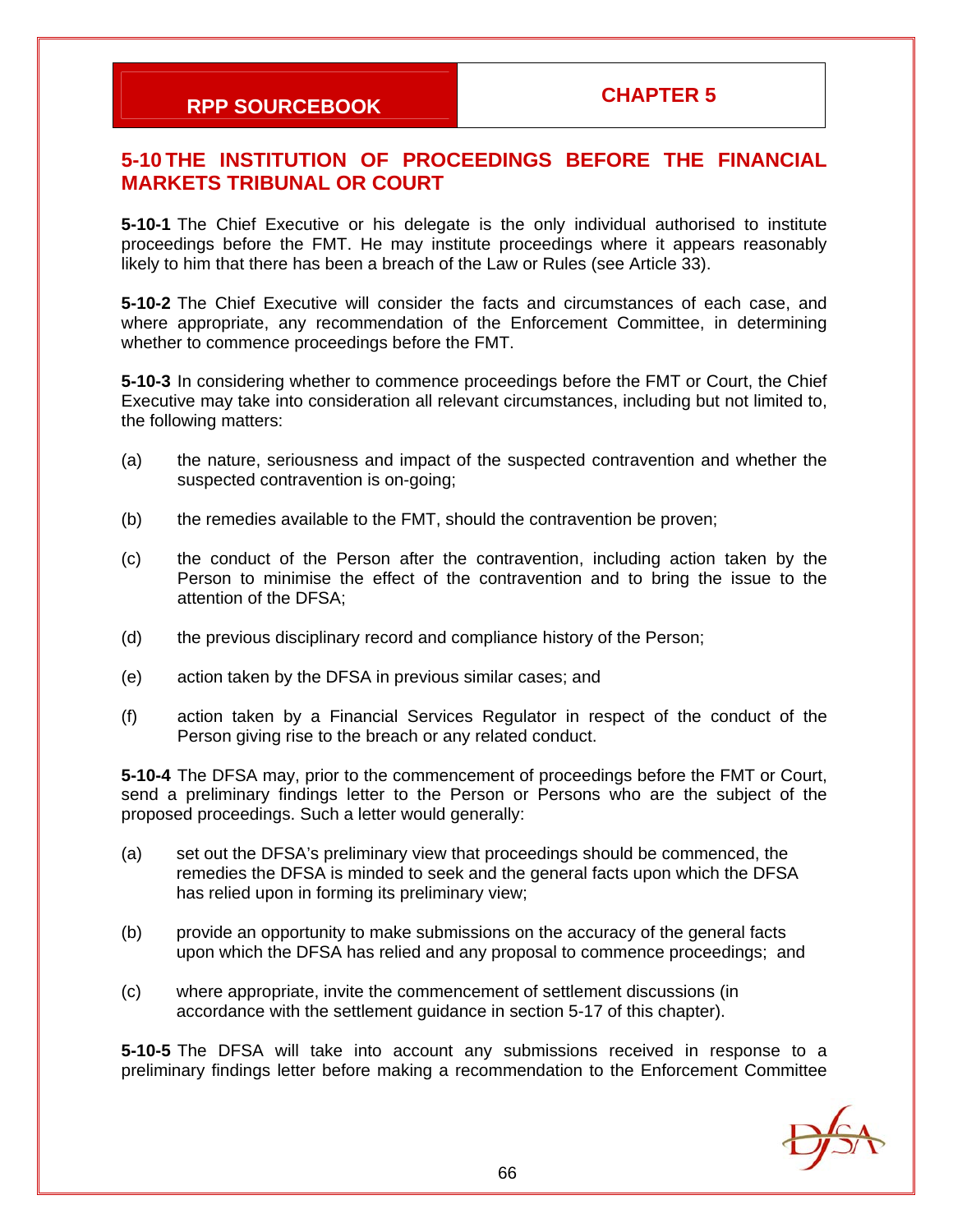## 5-10 THE INSTITUTION OF PROCEEDINGS BEFORE THE FINANCIAL MARKETS TRIBUNAL OR COURT

**5-10-1** The Chief Executive or his delegate is the only individual authorised to institute proceedings before the FMT. He may institute proceedings where it appears reasonably likely to him that there has been a breach of the Law or Rules (see Article 33).

**5-10-2** The Chief Executive will consider the facts and circumstances of each case, and where appropriate, any recommendation of the Enforcement Committee, in determining whether to commence proceedings before the FMT.

**5-10-3** In considering whether to commence proceedings before the FMT or Court, the Chief Executive may take into consideration all relevant circumstances, including but not limited to, the following matters:

(a) the nature, seriousness and impact of the suspected contravention and whether the suspected contravention is on-going;

(b) the remedies available to the FMT, should the contravention be proven;

(c) the conduct of the Person after the contravention, including action taken by the Person to minimise the effect of the contravention and to bring the issue to the attention of the DFSA;

(d) the previous disciplinary record and compliance history of the Person;

(e) action taken by the DFSA in previous similar cases; and

(f) action taken by a Financial Services Regulator in respect of the conduct of the Person giving rise to the breach or any related conduct.

**5-10-4** The DFSA may, prior to the commencement of proceedings before the FMT or Court, send a preliminary findings letter to the Person or Persons who are the subject of the proposed proceedings. Such a letter would generally:

(a) set out the DFSA's preliminary view that proceedings should be commenced, the remedies the DFSA is minded to seek and the general facts upon which the DFSA has relied upon in forming its preliminary view;

(b) provide an opportunity to make submissions on the accuracy of the general facts upon which the DFSA has relied and any proposal to commence proceedings; and

(c) where appropriate, invite the commencement of settlement discussions (in accordance with the settlement guidance in section 5-17 of this chapter).

**5-10-5** The DFSA will take into account any submissions received in response to a preliminary findings letter before making a recommendation to the Enforcement Committee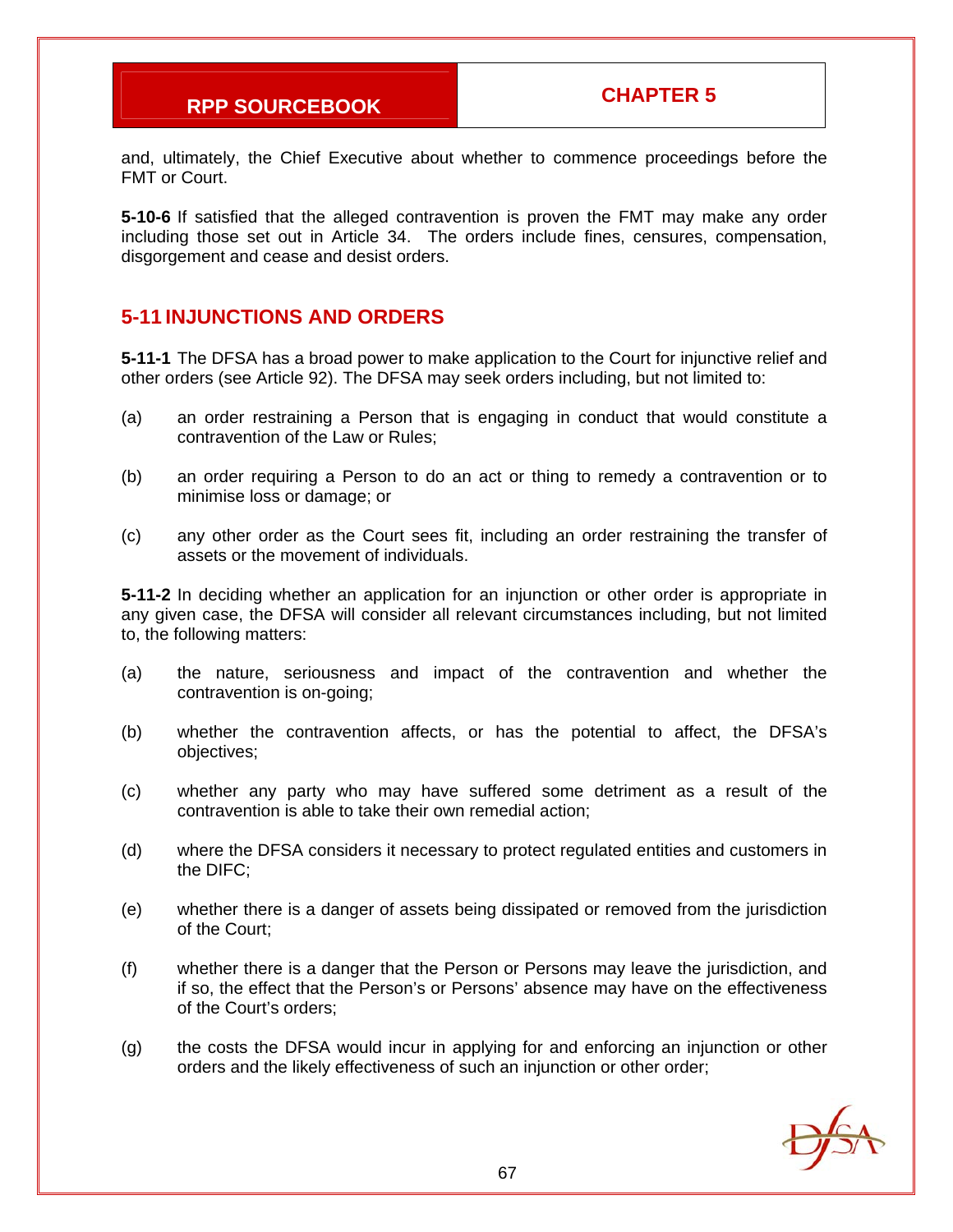and, ultimately, the Chief Executive about whether to commence proceedings before the FMT or Court.

**5-10-6** If satisfied that the alleged contravention is proven the FMT may make any order including those set out in Article 34. The orders include fines, censures, compensation, disgorgement and cease and desist orders.

## 5-11 INJUNCTIONS AND ORDERS

**5-11-1** The DFSA has a broad power to make application to the Court for injunctive relief and other orders (see Article 92). The DFSA may seek orders including, but not limited to:

(a) an order restraining a Person that is engaging in conduct that would constitute a contravention of the Law or Rules;

(b) an order requiring a Person to do an act or thing to remedy a contravention or to minimise loss or damage; or

(c) any other order as the Court sees fit, including an order restraining the transfer of assets or the movement of individuals.

**5-11-2** In deciding whether an application for an injunction or other order is appropriate in any given case, the DFSA will consider all relevant circumstances including, but not limited to, the following matters:

(a) the nature, seriousness and impact of the contravention and whether the contravention is on-going;

(b) whether the contravention affects, or has the potential to affect, the DFSA's objectives;

(c) whether any party who may have suffered some detriment as a result of the contravention is able to take their own remedial action;

(d) where the DFSA considers it necessary to protect regulated entities and customers in the DIFC;

(e) whether there is a danger of assets being dissipated or removed from the jurisdiction of the Court;

(f) whether there is a danger that the Person or Persons may leave the jurisdiction, and if so, the effect that the Person's or Persons' absence may have on the effectiveness of the Court's orders;

(g) the costs the DFSA would incur in applying for and enforcing an injunction or other orders and the likely effectiveness of such an injunction or other order;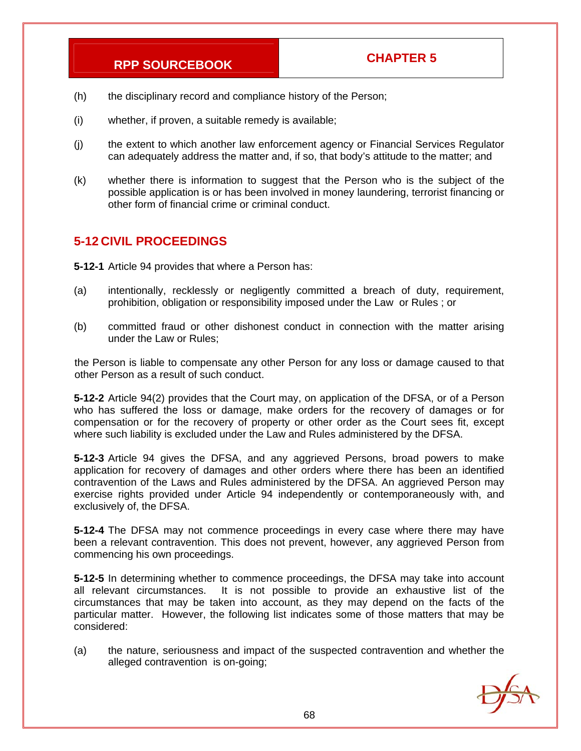(h) the disciplinary record and compliance history of the Person;

(i) whether, if proven, a suitable remedy is available;

(j) the extent to which another law enforcement agency or Financial Services Regulator can adequately address the matter and, if so, that body's attitude to the matter; and

(k) whether there is information to suggest that the Person who is the subject of the possible application is or has been involved in money laundering, terrorist financing or other form of financial crime or criminal conduct.

## 5-12 CIVIL PROCEEDINGS

**5-12-1** Article 94 provides that where a Person has:

(a) intentionally, recklessly or negligently committed a breach of duty, requirement, prohibition, obligation or responsibility imposed under the Law or Rules ; or

(b) committed fraud or other dishonest conduct in connection with the matter arising under the Law or Rules;

the Person is liable to compensate any other Person for any loss or damage caused to that other Person as a result of such conduct.

**5-12-2** Article 94(2) provides that the Court may, on application of the DFSA, or of a Person who has suffered the loss or damage, make orders for the recovery of damages or for compensation or for the recovery of property or other order as the Court sees fit, except where such liability is excluded under the Law and Rules administered by the DFSA.

**5-12-3** Article 94 gives the DFSA, and any aggrieved Persons, broad powers to make application for recovery of damages and other orders where there has been an identified contravention of the Laws and Rules administered by the DFSA. An aggrieved Person may exercise rights provided under Article 94 independently or contemporaneously with, and exclusively of, the DFSA.

**5-12-4** The DFSA may not commence proceedings in every case where there may have been a relevant contravention. This does not prevent, however, any aggrieved Person from commencing his own proceedings.

**5-12-5** In determining whether to commence proceedings, the DFSA may take into account all relevant circumstances. It is not possible to provide an exhaustive list of the circumstances that may be taken into account, as they may depend on the facts of the particular matter. However, the following list indicates some of those matters that may be considered:

(a) the nature, seriousness and impact of the suspected contravention and whether the alleged contravention is on-going;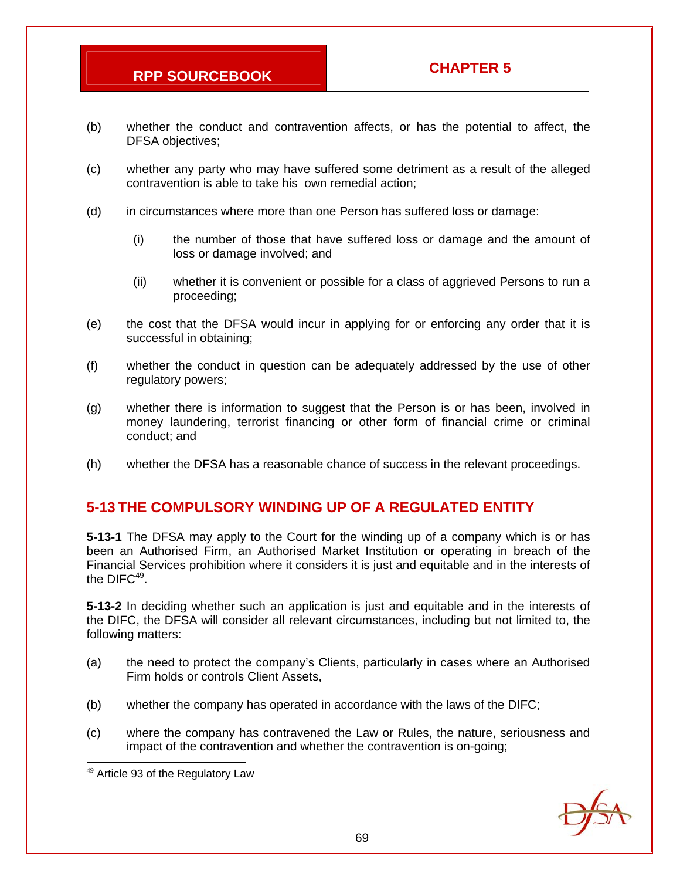(b) whether the conduct and contravention affects, or has the potential to affect, the DFSA objectives;

(c) whether any party who may have suffered some detriment as a result of the alleged contravention is able to take his own remedial action;

(d) in circumstances where more than one Person has suffered loss or damage:

   (i) the number of those that have suffered loss or damage and the amount of loss or damage involved; and

   (ii) whether it is convenient or possible for a class of aggrieved Persons to run a proceeding;

(e) the cost that the DFSA would incur in applying for or enforcing any order that it is successful in obtaining;

(f) whether the conduct in question can be adequately addressed by the use of other regulatory powers;

(g) whether there is information to suggest that the Person is or has been, involved in money laundering, terrorist financing or other form of financial crime or criminal conduct; and

(h) whether the DFSA has a reasonable chance of success in the relevant proceedings.

## 5-13 THE COMPULSORY WINDING UP OF A REGULATED ENTITY

**5-13-1** The DFSA may apply to the Court for the winding up of a company which is or has been an Authorised Firm, an Authorised Market Institution or operating in breach of the Financial Services prohibition where it considers it is just and equitable and in the interests of the DIFC[49].

**5-13-2** In deciding whether such an application is just and equitable and in the interests of the DIFC, the DFSA will consider all relevant circumstances, including but not limited to, the following matters:

(a) the need to protect the company's Clients, particularly in cases where an Authorised Firm holds or controls Client Assets,

(b) whether the company has operated in accordance with the laws of the DIFC;

(c) where the company has contravened the Law or Rules, the nature, seriousness and impact of the contravention and whether the contravention is on-going;

[49] Article 93 of the Regulatory Law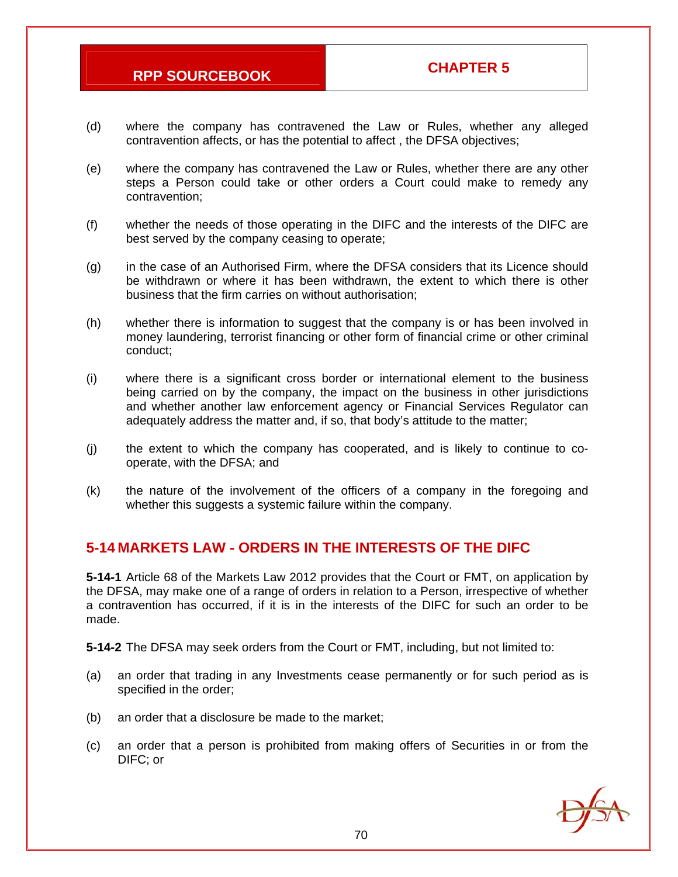(d) where the company has contravened the Law or Rules, whether any alleged contravention affects, or has the potential to affect , the DFSA objectives;

(e) where the company has contravened the Law or Rules, whether there are any other steps a Person could take or other orders a Court could make to remedy any contravention;

(f) whether the needs of those operating in the DIFC and the interests of the DIFC are best served by the company ceasing to operate;

(g) in the case of an Authorised Firm, where the DFSA considers that its Licence should be withdrawn or where it has been withdrawn, the extent to which there is other business that the firm carries on without authorisation;

(h) whether there is information to suggest that the company is or has been involved in money laundering, terrorist financing or other form of financial crime or other criminal conduct;

(i) where there is a significant cross border or international element to the business being carried on by the company, the impact on the business in other jurisdictions and whether another law enforcement agency or Financial Services Regulator can adequately address the matter and, if so, that body's attitude to the matter;

(j) the extent to which the company has cooperated, and is likely to continue to co-operate, with the DFSA; and

(k) the nature of the involvement of the officers of a company in the foregoing and whether this suggests a systemic failure within the company.

## 5-14 MARKETS LAW - ORDERS IN THE INTERESTS OF THE DIFC

**5-14-1** Article 68 of the Markets Law 2012 provides that the Court or FMT, on application by the DFSA, may make one of a range of orders in relation to a Person, irrespective of whether a contravention has occurred, if it is in the interests of the DIFC for such an order to be made.

**5-14-2** The DFSA may seek orders from the Court or FMT, including, but not limited to:

(a) an order that trading in any Investments cease permanently or for such period as is specified in the order;

(b) an order that a disclosure be made to the market;

(c) an order that a person is prohibited from making offers of Securities in or from the DIFC; or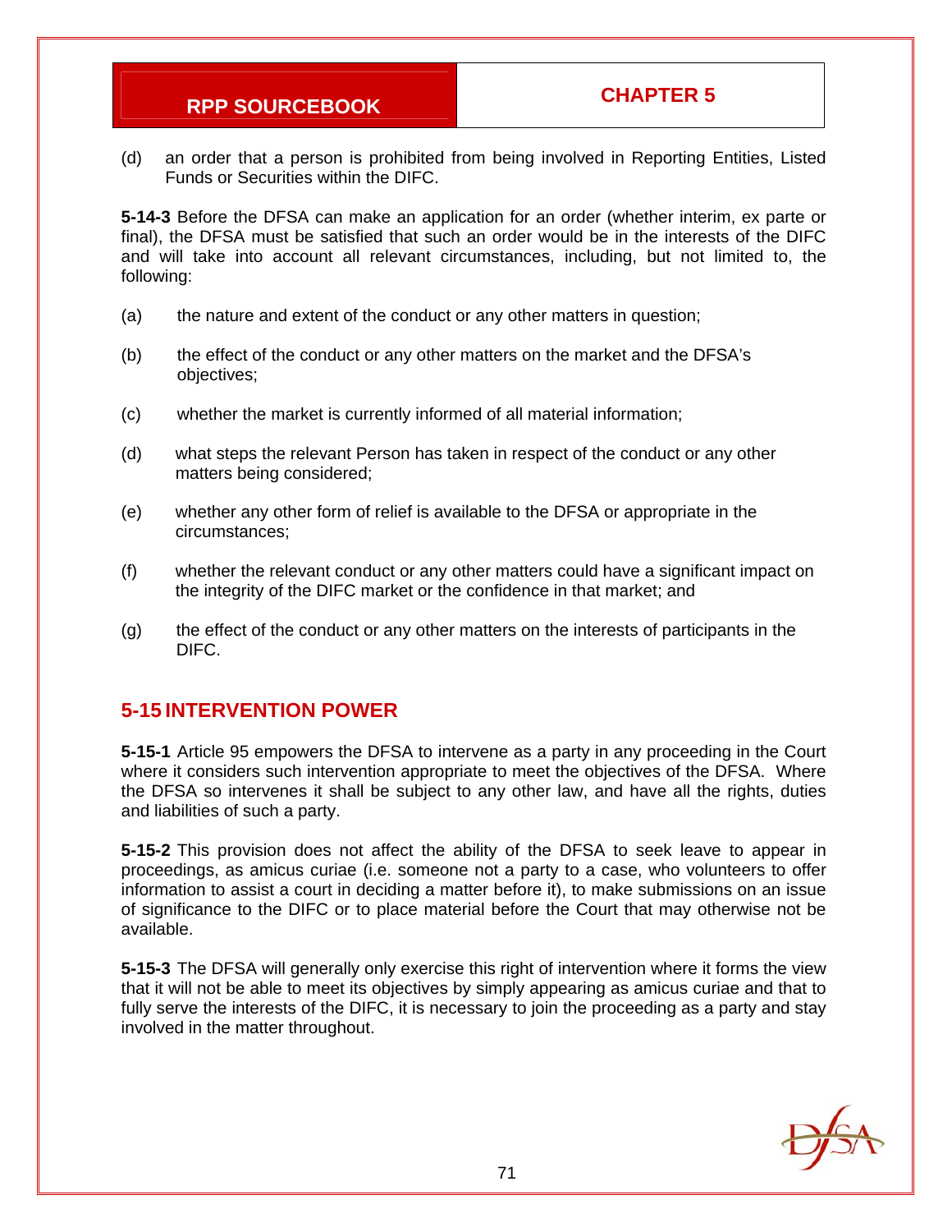(d) an order that a person is prohibited from being involved in Reporting Entities, Listed Funds or Securities within the DIFC.

**5-14-3** Before the DFSA can make an application for an order (whether interim, ex parte or final), the DFSA must be satisfied that such an order would be in the interests of the DIFC and will take into account all relevant circumstances, including, but not limited to, the following:

(a) the nature and extent of the conduct or any other matters in question;

(b) the effect of the conduct or any other matters on the market and the DFSA's objectives;

(c) whether the market is currently informed of all material information;

(d) what steps the relevant Person has taken in respect of the conduct or any other matters being considered;

(e) whether any other form of relief is available to the DFSA or appropriate in the circumstances;

(f) whether the relevant conduct or any other matters could have a significant impact on the integrity of the DIFC market or the confidence in that market; and

(g) the effect of the conduct or any other matters on the interests of participants in the DIFC.

## 5-15 INTERVENTION POWER

**5-15-1** Article 95 empowers the DFSA to intervene as a party in any proceeding in the Court where it considers such intervention appropriate to meet the objectives of the DFSA. Where the DFSA so intervenes it shall be subject to any other law, and have all the rights, duties and liabilities of such a party.

**5-15-2** This provision does not affect the ability of the DFSA to seek leave to appear in proceedings, as amicus curiae (i.e. someone not a party to a case, who volunteers to offer information to assist a court in deciding a matter before it), to make submissions on an issue of significance to the DIFC or to place material before the Court that may otherwise not be available.

**5-15-3** The DFSA will generally only exercise this right of intervention where it forms the view that it will not be able to meet its objectives by simply appearing as amicus curiae and that to fully serve the interests of the DIFC, it is necessary to join the proceeding as a party and stay involved in the matter throughout.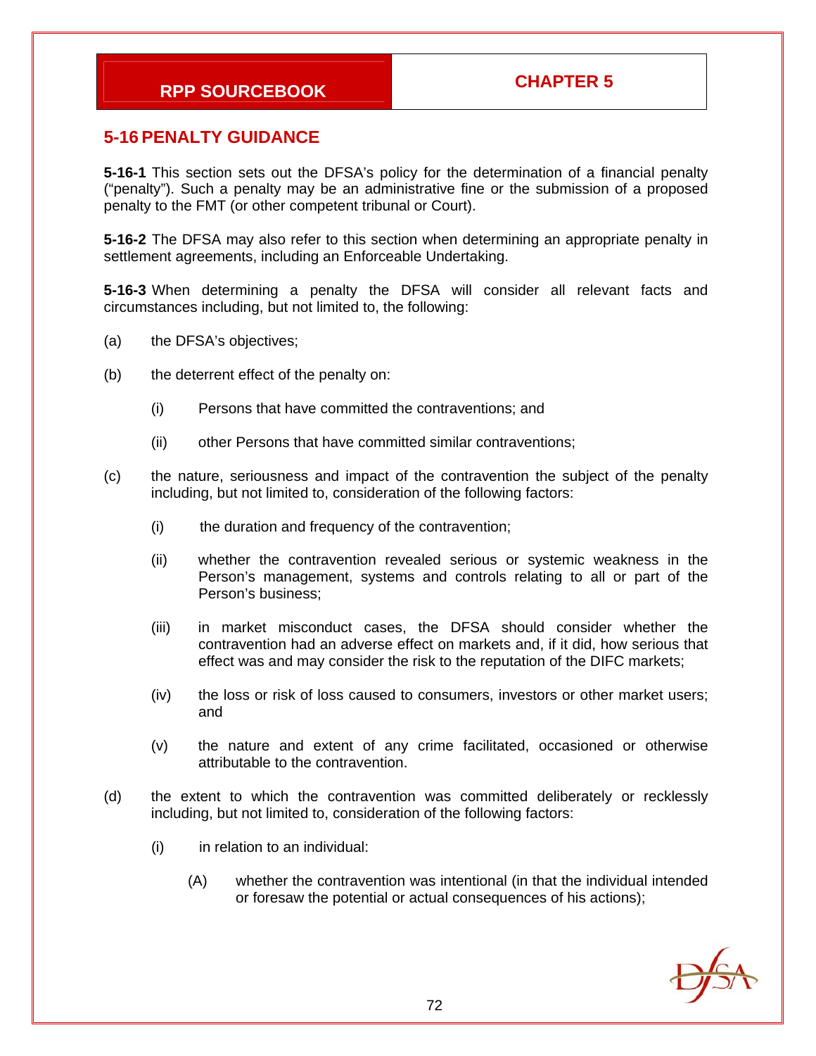## 5-16 PENALTY GUIDANCE

**5-16-1** This section sets out the DFSA's policy for the determination of a financial penalty ("penalty"). Such a penalty may be an administrative fine or the submission of a proposed penalty to the FMT (or other competent tribunal or Court).

**5-16-2** The DFSA may also refer to this section when determining an appropriate penalty in settlement agreements, including an Enforceable Undertaking.

**5-16-3** When determining a penalty the DFSA will consider all relevant facts and circumstances including, but not limited to, the following:

(a) the DFSA's objectives;

(b) the deterrent effect of the penalty on:

- (i) Persons that have committed the contraventions; and
- (ii) other Persons that have committed similar contraventions;

(c) the nature, seriousness and impact of the contravention the subject of the penalty including, but not limited to, consideration of the following factors:

- (i) the duration and frequency of the contravention;
- (ii) whether the contravention revealed serious or systemic weakness in the Person's management, systems and controls relating to all or part of the Person's business;
- (iii) in market misconduct cases, the DFSA should consider whether the contravention had an adverse effect on markets and, if it did, how serious that effect was and may consider the risk to the reputation of the DIFC markets;
- (iv) the loss or risk of loss caused to consumers, investors or other market users; and
- (v) the nature and extent of any crime facilitated, occasioned or otherwise attributable to the contravention.

(d) the extent to which the contravention was committed deliberately or recklessly including, but not limited to, consideration of the following factors:

- (i) in relation to an individual:
  - (A) whether the contravention was intentional (in that the individual intended or foresaw the potential or actual consequences of his actions);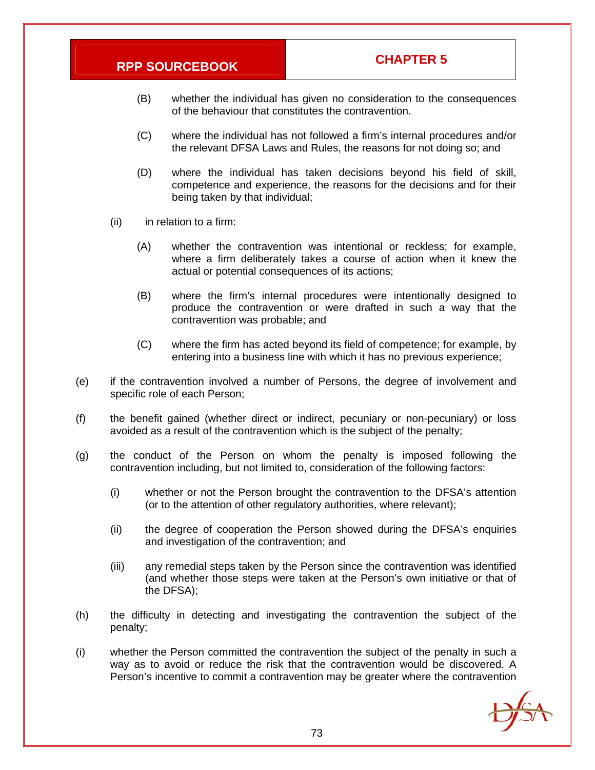(B) whether the individual has given no consideration to the consequences of the behaviour that constitutes the contravention.

(C) where the individual has not followed a firm's internal procedures and/or the relevant DFSA Laws and Rules, the reasons for not doing so; and

(D) where the individual has taken decisions beyond his field of skill, competence and experience, the reasons for the decisions and for their being taken by that individual;

(ii) in relation to a firm:

(A) whether the contravention was intentional or reckless; for example, where a firm deliberately takes a course of action when it knew the actual or potential consequences of its actions;

(B) where the firm's internal procedures were intentionally designed to produce the contravention or were drafted in such a way that the contravention was probable; and

(C) where the firm has acted beyond its field of competence; for example, by entering into a business line with which it has no previous experience;

(e) if the contravention involved a number of Persons, the degree of involvement and specific role of each Person;

(f) the benefit gained (whether direct or indirect, pecuniary or non-pecuniary) or loss avoided as a result of the contravention which is the subject of the penalty;

(g) the conduct of the Person on whom the penalty is imposed following the contravention including, but not limited to, consideration of the following factors:

(i) whether or not the Person brought the contravention to the DFSA's attention (or to the attention of other regulatory authorities, where relevant);

(ii) the degree of cooperation the Person showed during the DFSA's enquiries and investigation of the contravention; and

(iii) any remedial steps taken by the Person since the contravention was identified (and whether those steps were taken at the Person's own initiative or that of the DFSA);

(h) the difficulty in detecting and investigating the contravention the subject of the penalty;

(i) whether the Person committed the contravention the subject of the penalty in such a way as to avoid or reduce the risk that the contravention would be discovered. A Person's incentive to commit a contravention may be greater where the contravention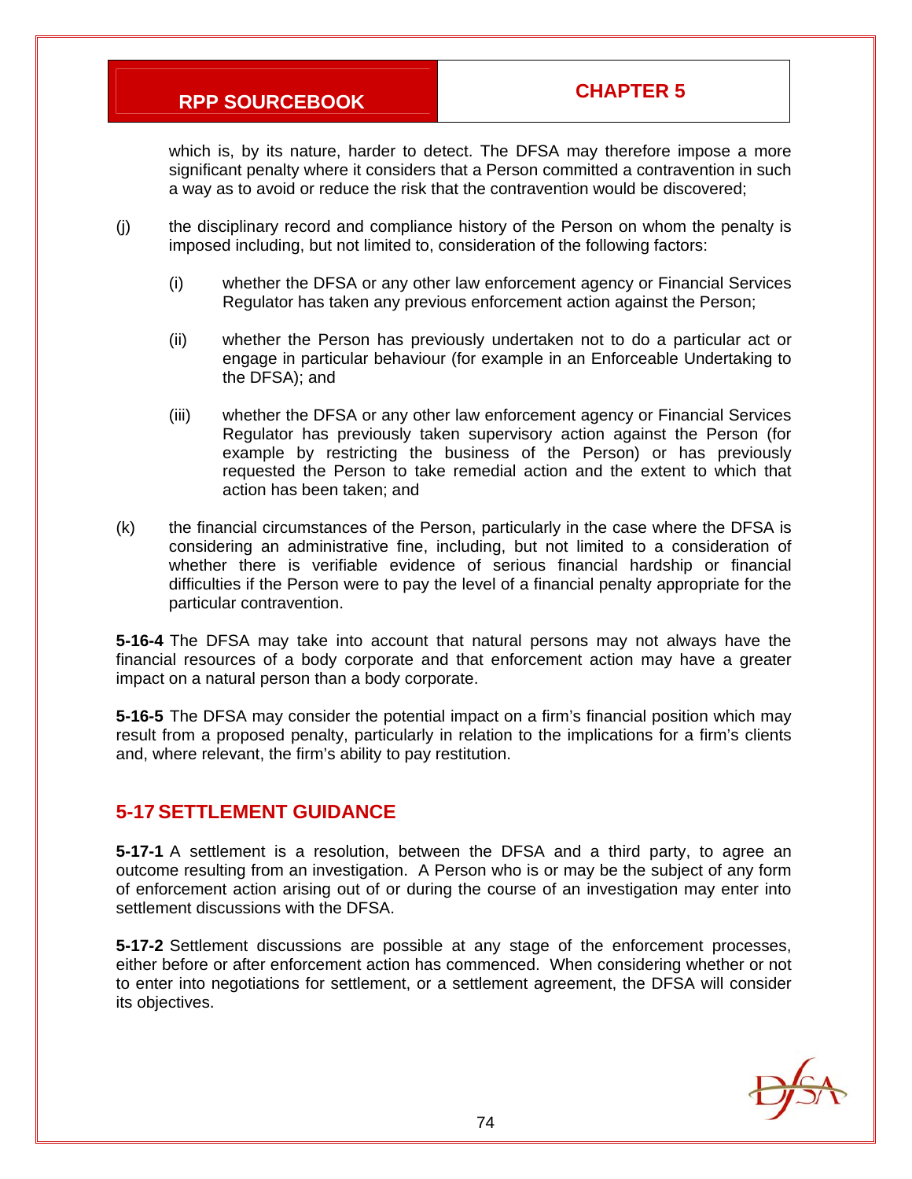which is, by its nature, harder to detect. The DFSA may therefore impose a more significant penalty where it considers that a Person committed a contravention in such a way as to avoid or reduce the risk that the contravention would be discovered;

(j) the disciplinary record and compliance history of the Person on whom the penalty is imposed including, but not limited to, consideration of the following factors:

 (i) whether the DFSA or any other law enforcement agency or Financial Services Regulator has taken any previous enforcement action against the Person;

 (ii) whether the Person has previously undertaken not to do a particular act or engage in particular behaviour (for example in an Enforceable Undertaking to the DFSA); and

 (iii) whether the DFSA or any other law enforcement agency or Financial Services Regulator has previously taken supervisory action against the Person (for example by restricting the business of the Person) or has previously requested the Person to take remedial action and the extent to which that action has been taken; and

(k) the financial circumstances of the Person, particularly in the case where the DFSA is considering an administrative fine, including, but not limited to a consideration of whether there is verifiable evidence of serious financial hardship or financial difficulties if the Person were to pay the level of a financial penalty appropriate for the particular contravention.

**5-16-4** The DFSA may take into account that natural persons may not always have the financial resources of a body corporate and that enforcement action may have a greater impact on a natural person than a body corporate.

**5-16-5** The DFSA may consider the potential impact on a firm's financial position which may result from a proposed penalty, particularly in relation to the implications for a firm's clients and, where relevant, the firm's ability to pay restitution.

## 5-17 SETTLEMENT GUIDANCE

**5-17-1** A settlement is a resolution, between the DFSA and a third party, to agree an outcome resulting from an investigation. A Person who is or may be the subject of any form of enforcement action arising out of or during the course of an investigation may enter into settlement discussions with the DFSA.

**5-17-2** Settlement discussions are possible at any stage of the enforcement processes, either before or after enforcement action has commenced. When considering whether or not to enter into negotiations for settlement, or a settlement agreement, the DFSA will consider its objectives.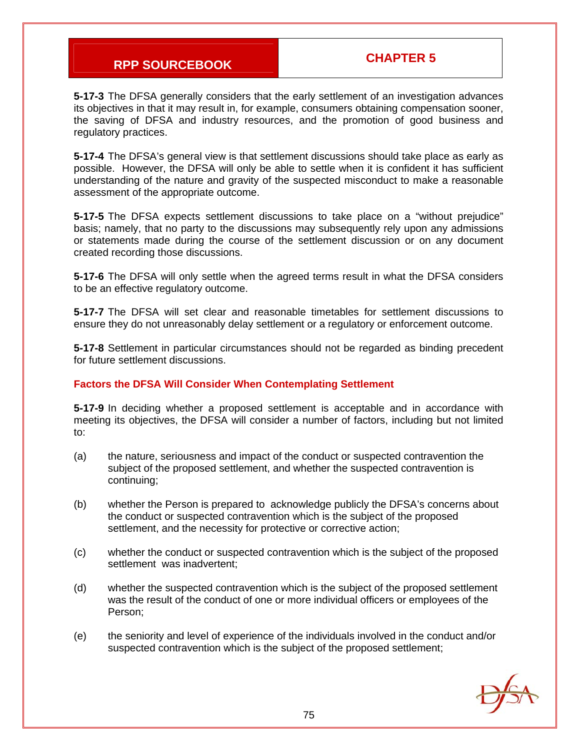**5-17-3** The DFSA generally considers that the early settlement of an investigation advances its objectives in that it may result in, for example, consumers obtaining compensation sooner, the saving of DFSA and industry resources, and the promotion of good business and regulatory practices.

**5-17-4** The DFSA's general view is that settlement discussions should take place as early as possible. However, the DFSA will only be able to settle when it is confident it has sufficient understanding of the nature and gravity of the suspected misconduct to make a reasonable assessment of the appropriate outcome.

**5-17-5** The DFSA expects settlement discussions to take place on a "without prejudice" basis; namely, that no party to the discussions may subsequently rely upon any admissions or statements made during the course of the settlement discussion or on any document created recording those discussions.

**5-17-6** The DFSA will only settle when the agreed terms result in what the DFSA considers to be an effective regulatory outcome.

**5-17-7** The DFSA will set clear and reasonable timetables for settlement discussions to ensure they do not unreasonably delay settlement or a regulatory or enforcement outcome.

**5-17-8** Settlement in particular circumstances should not be regarded as binding precedent for future settlement discussions.

### Factors the DFSA Will Consider When Contemplating Settlement

**5-17-9** In deciding whether a proposed settlement is acceptable and in accordance with meeting its objectives, the DFSA will consider a number of factors, including but not limited to:

(a) the nature, seriousness and impact of the conduct or suspected contravention the subject of the proposed settlement, and whether the suspected contravention is continuing;

(b) whether the Person is prepared to acknowledge publicly the DFSA's concerns about the conduct or suspected contravention which is the subject of the proposed settlement, and the necessity for protective or corrective action;

(c) whether the conduct or suspected contravention which is the subject of the proposed settlement was inadvertent;

(d) whether the suspected contravention which is the subject of the proposed settlement was the result of the conduct of one or more individual officers or employees of the Person;

(e) the seniority and level of experience of the individuals involved in the conduct and/or suspected contravention which is the subject of the proposed settlement;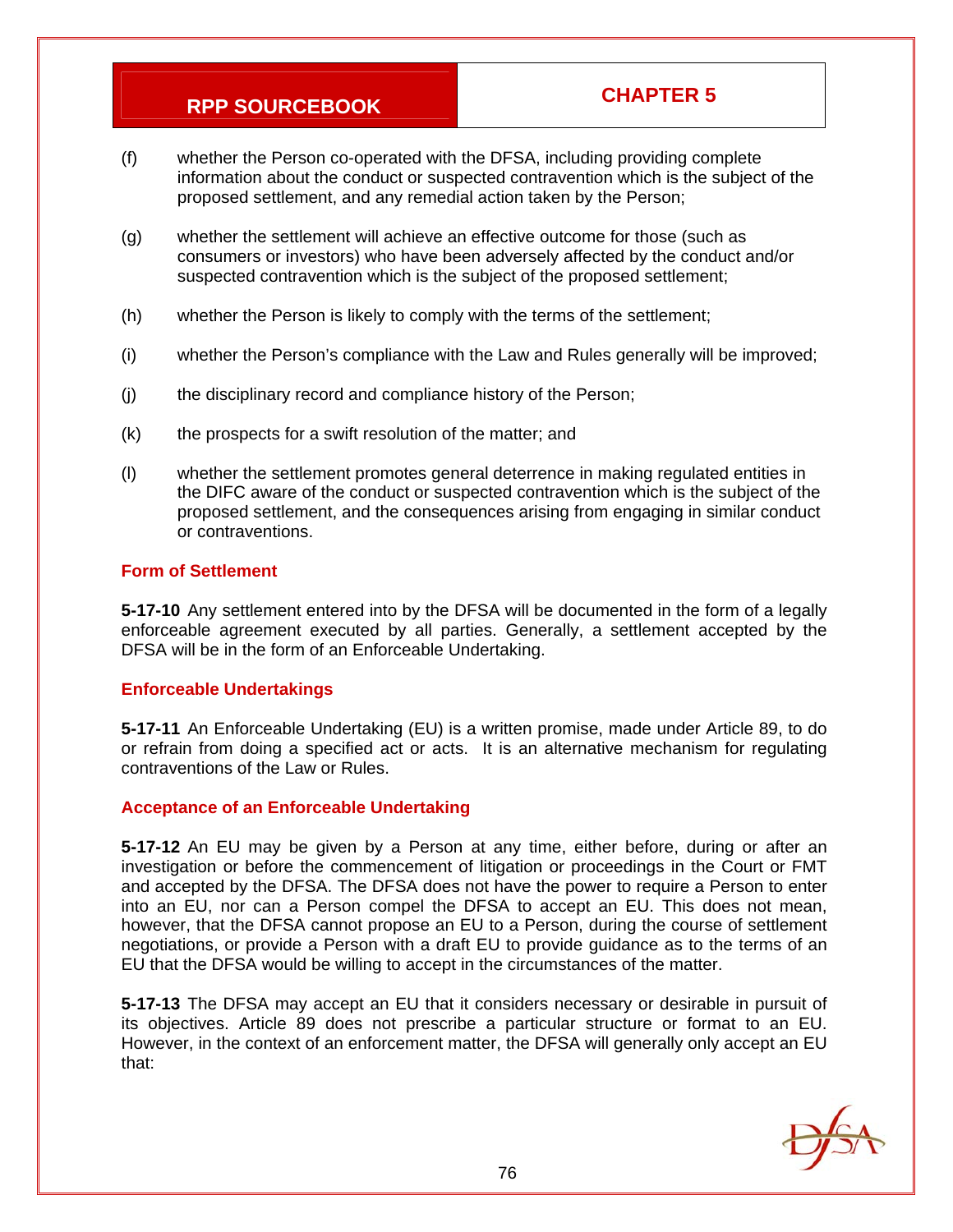(f) whether the Person co-operated with the DFSA, including providing complete information about the conduct or suspected contravention which is the subject of the proposed settlement, and any remedial action taken by the Person;

(g) whether the settlement will achieve an effective outcome for those (such as consumers or investors) who have been adversely affected by the conduct and/or suspected contravention which is the subject of the proposed settlement;

(h) whether the Person is likely to comply with the terms of the settlement;

(i) whether the Person's compliance with the Law and Rules generally will be improved;

(j) the disciplinary record and compliance history of the Person;

(k) the prospects for a swift resolution of the matter; and

(l) whether the settlement promotes general deterrence in making regulated entities in the DIFC aware of the conduct or suspected contravention which is the subject of the proposed settlement, and the consequences arising from engaging in similar conduct or contraventions.

### Form of Settlement

**5-17-10** Any settlement entered into by the DFSA will be documented in the form of a legally enforceable agreement executed by all parties. Generally, a settlement accepted by the DFSA will be in the form of an Enforceable Undertaking.

### Enforceable Undertakings

**5-17-11** An Enforceable Undertaking (EU) is a written promise, made under Article 89, to do or refrain from doing a specified act or acts. It is an alternative mechanism for regulating contraventions of the Law or Rules.

### Acceptance of an Enforceable Undertaking

**5-17-12** An EU may be given by a Person at any time, either before, during or after an investigation or before the commencement of litigation or proceedings in the Court or FMT and accepted by the DFSA. The DFSA does not have the power to require a Person to enter into an EU, nor can a Person compel the DFSA to accept an EU. This does not mean, however, that the DFSA cannot propose an EU to a Person, during the course of settlement negotiations, or provide a Person with a draft EU to provide guidance as to the terms of an EU that the DFSA would be willing to accept in the circumstances of the matter.

**5-17-13** The DFSA may accept an EU that it considers necessary or desirable in pursuit of its objectives. Article 89 does not prescribe a particular structure or format to an EU. However, in the context of an enforcement matter, the DFSA will generally only accept an EU that: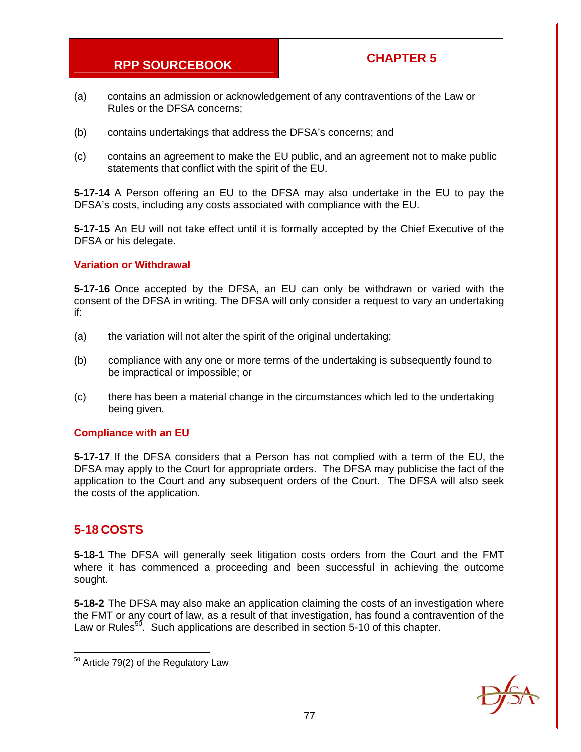(a) contains an admission or acknowledgement of any contraventions of the Law or Rules or the DFSA concerns;

(b) contains undertakings that address the DFSA's concerns; and

(c) contains an agreement to make the EU public, and an agreement not to make public statements that conflict with the spirit of the EU.

**5-17-14** A Person offering an EU to the DFSA may also undertake in the EU to pay the DFSA's costs, including any costs associated with compliance with the EU.

**5-17-15** An EU will not take effect until it is formally accepted by the Chief Executive of the DFSA or his delegate.

### Variation or Withdrawal

**5-17-16** Once accepted by the DFSA, an EU can only be withdrawn or varied with the consent of the DFSA in writing. The DFSA will only consider a request to vary an undertaking if:

(a) the variation will not alter the spirit of the original undertaking;

(b) compliance with any one or more terms of the undertaking is subsequently found to be impractical or impossible; or

(c) there has been a material change in the circumstances which led to the undertaking being given.

### Compliance with an EU

**5-17-17** If the DFSA considers that a Person has not complied with a term of the EU, the DFSA may apply to the Court for appropriate orders. The DFSA may publicise the fact of the application to the Court and any subsequent orders of the Court. The DFSA will also seek the costs of the application.

## 5-18 COSTS

**5-18-1** The DFSA will generally seek litigation costs orders from the Court and the FMT where it has commenced a proceeding and been successful in achieving the outcome sought.

**5-18-2** The DFSA may also make an application claiming the costs of an investigation where the FMT or any court of law, as a result of that investigation, has found a contravention of the Law or Rules[50]. Such applications are described in section 5-10 of this chapter.

---

[50] Article 79(2) of the Regulatory Law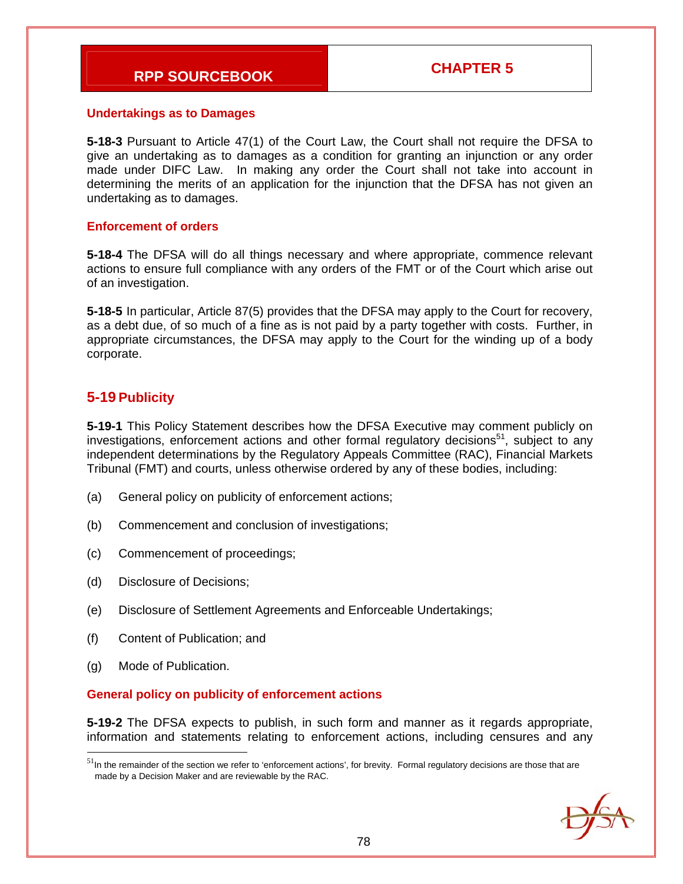### Undertakings as to Damages

**5-18-3** Pursuant to Article 47(1) of the Court Law, the Court shall not require the DFSA to give an undertaking as to damages as a condition for granting an injunction or any order made under DIFC Law. In making any order the Court shall not take into account in determining the merits of an application for the injunction that the DFSA has not given an undertaking as to damages.

### Enforcement of orders

**5-18-4** The DFSA will do all things necessary and where appropriate, commence relevant actions to ensure full compliance with any orders of the FMT or of the Court which arise out of an investigation.

**5-18-5** In particular, Article 87(5) provides that the DFSA may apply to the Court for recovery, as a debt due, of so much of a fine as is not paid by a party together with costs. Further, in appropriate circumstances, the DFSA may apply to the Court for the winding up of a body corporate.

## 5-19 Publicity

**5-19-1** This Policy Statement describes how the DFSA Executive may comment publicly on investigations, enforcement actions and other formal regulatory decisions[51], subject to any independent determinations by the Regulatory Appeals Committee (RAC), Financial Markets Tribunal (FMT) and courts, unless otherwise ordered by any of these bodies, including:

(a) General policy on publicity of enforcement actions;

(b) Commencement and conclusion of investigations;

(c) Commencement of proceedings;

(d) Disclosure of Decisions;

(e) Disclosure of Settlement Agreements and Enforceable Undertakings;

(f) Content of Publication; and

(g) Mode of Publication.

### General policy on publicity of enforcement actions

**5-19-2** The DFSA expects to publish, in such form and manner as it regards appropriate, information and statements relating to enforcement actions, including censures and any

[51] In the remainder of the section we refer to 'enforcement actions', for brevity. Formal regulatory decisions are those that are made by a Decision Maker and are reviewable by the RAC.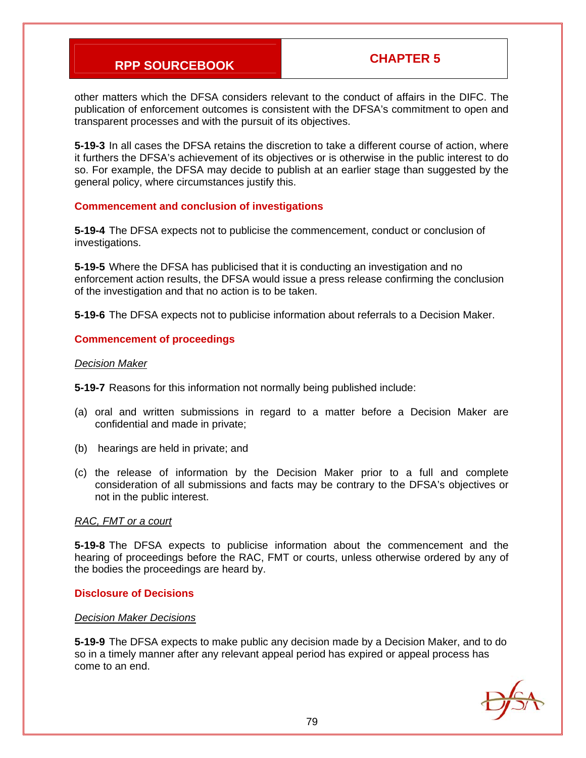other matters which the DFSA considers relevant to the conduct of affairs in the DIFC. The publication of enforcement outcomes is consistent with the DFSA's commitment to open and transparent processes and with the pursuit of its objectives.

**5-19-3** In all cases the DFSA retains the discretion to take a different course of action, where it furthers the DFSA's achievement of its objectives or is otherwise in the public interest to do so. For example, the DFSA may decide to publish at an earlier stage than suggested by the general policy, where circumstances justify this.

### Commencement and conclusion of investigations

**5-19-4** The DFSA expects not to publicise the commencement, conduct or conclusion of investigations.

**5-19-5** Where the DFSA has publicised that it is conducting an investigation and no enforcement action results, the DFSA would issue a press release confirming the conclusion of the investigation and that no action is to be taken.

**5-19-6** The DFSA expects not to publicise information about referrals to a Decision Maker.

### Commencement of proceedings

*Decision Maker*

**5-19-7** Reasons for this information not normally being published include:

(a) oral and written submissions in regard to a matter before a Decision Maker are confidential and made in private;

(b) hearings are held in private; and

(c) the release of information by the Decision Maker prior to a full and complete consideration of all submissions and facts may be contrary to the DFSA's objectives or not in the public interest.

*RAC, FMT or a court*

**5-19-8** The DFSA expects to publicise information about the commencement and the hearing of proceedings before the RAC, FMT or courts, unless otherwise ordered by any of the bodies the proceedings are heard by.

### Disclosure of Decisions

*Decision Maker Decisions*

**5-19-9** The DFSA expects to make public any decision made by a Decision Maker, and to do so in a timely manner after any relevant appeal period has expired or appeal process has come to an end.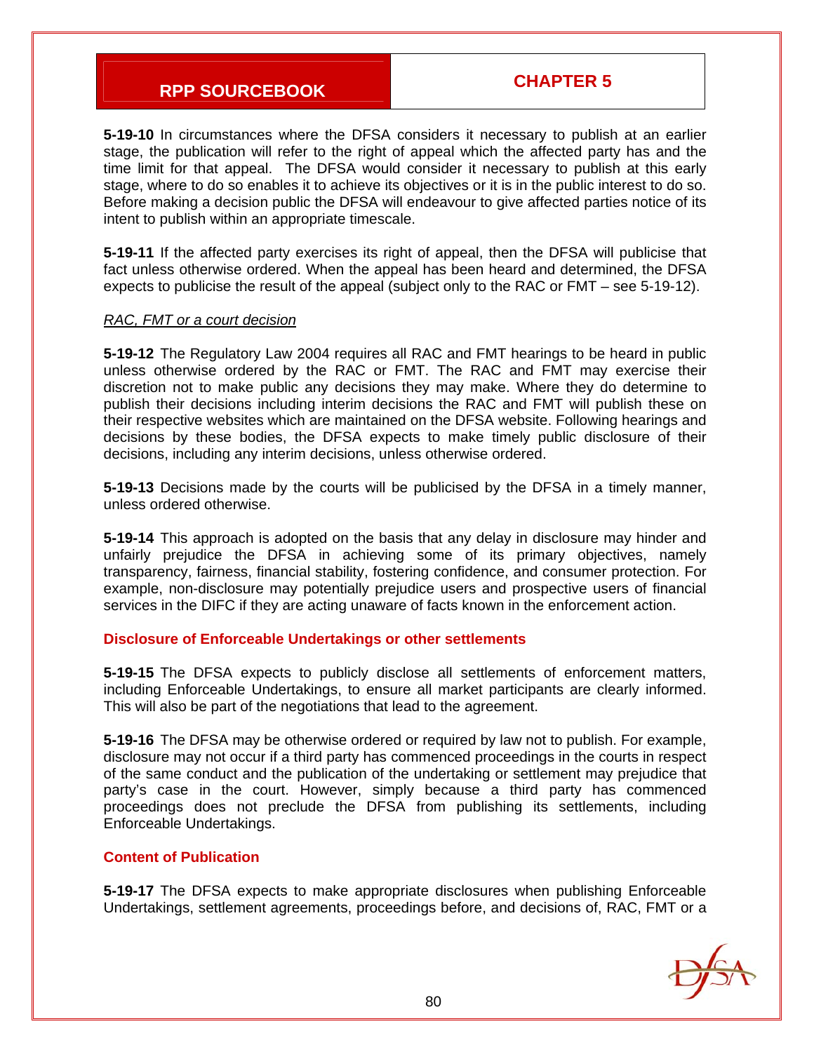**5-19-10** In circumstances where the DFSA considers it necessary to publish at an earlier stage, the publication will refer to the right of appeal which the affected party has and the time limit for that appeal. The DFSA would consider it necessary to publish at this early stage, where to do so enables it to achieve its objectives or it is in the public interest to do so. Before making a decision public the DFSA will endeavour to give affected parties notice of its intent to publish within an appropriate timescale.

**5-19-11** If the affected party exercises its right of appeal, then the DFSA will publicise that fact unless otherwise ordered. When the appeal has been heard and determined, the DFSA expects to publicise the result of the appeal (subject only to the RAC or FMT – see 5-19-12).

*RAC, FMT or a court decision*

**5-19-12** The Regulatory Law 2004 requires all RAC and FMT hearings to be heard in public unless otherwise ordered by the RAC or FMT. The RAC and FMT may exercise their discretion not to make public any decisions they may make. Where they do determine to publish their decisions including interim decisions the RAC and FMT will publish these on their respective websites which are maintained on the DFSA website. Following hearings and decisions by these bodies, the DFSA expects to make timely public disclosure of their decisions, including any interim decisions, unless otherwise ordered.

**5-19-13** Decisions made by the courts will be publicised by the DFSA in a timely manner, unless ordered otherwise.

**5-19-14** This approach is adopted on the basis that any delay in disclosure may hinder and unfairly prejudice the DFSA in achieving some of its primary objectives, namely transparency, fairness, financial stability, fostering confidence, and consumer protection. For example, non-disclosure may potentially prejudice users and prospective users of financial services in the DIFC if they are acting unaware of facts known in the enforcement action.

### Disclosure of Enforceable Undertakings or other settlements

**5-19-15** The DFSA expects to publicly disclose all settlements of enforcement matters, including Enforceable Undertakings, to ensure all market participants are clearly informed. This will also be part of the negotiations that lead to the agreement.

**5-19-16** The DFSA may be otherwise ordered or required by law not to publish. For example, disclosure may not occur if a third party has commenced proceedings in the courts in respect of the same conduct and the publication of the undertaking or settlement may prejudice that party's case in the court. However, simply because a third party has commenced proceedings does not preclude the DFSA from publishing its settlements, including Enforceable Undertakings.

### Content of Publication

**5-19-17** The DFSA expects to make appropriate disclosures when publishing Enforceable Undertakings, settlement agreements, proceedings before, and decisions of, RAC, FMT or a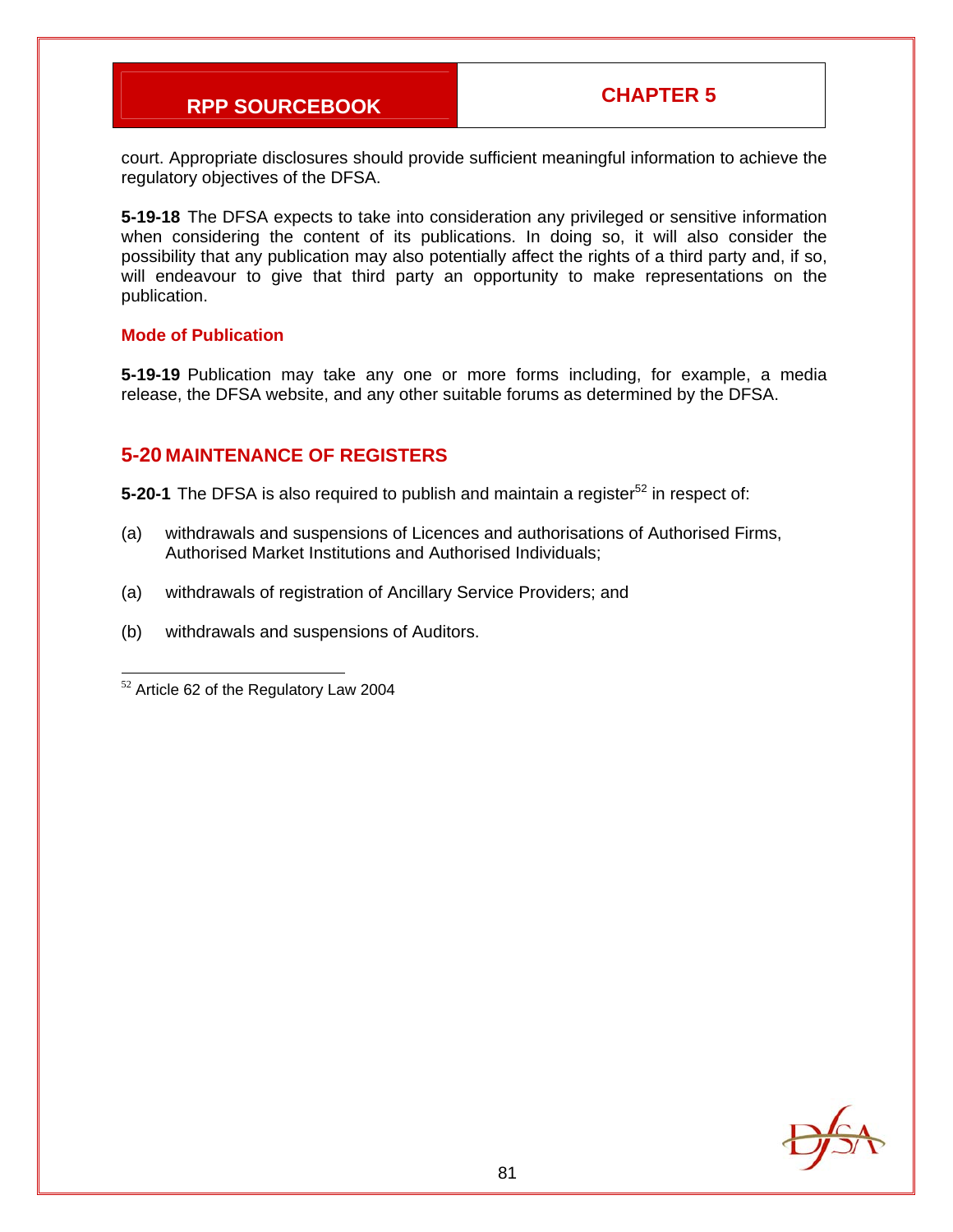court. Appropriate disclosures should provide sufficient meaningful information to achieve the regulatory objectives of the DFSA.

**5-19-18** The DFSA expects to take into consideration any privileged or sensitive information when considering the content of its publications. In doing so, it will also consider the possibility that any publication may also potentially affect the rights of a third party and, if so, will endeavour to give that third party an opportunity to make representations on the publication.

### Mode of Publication

**5-19-19** Publication may take any one or more forms including, for example, a media release, the DFSA website, and any other suitable forums as determined by the DFSA.

## 5-20 MAINTENANCE OF REGISTERS

**5-20-1** The DFSA is also required to publish and maintain a register[52] in respect of:

(a) withdrawals and suspensions of Licences and authorisations of Authorised Firms, Authorised Market Institutions and Authorised Individuals;

(a) withdrawals of registration of Ancillary Service Providers; and

(b) withdrawals and suspensions of Auditors.

---

[52] Article 62 of the Regulatory Law 2004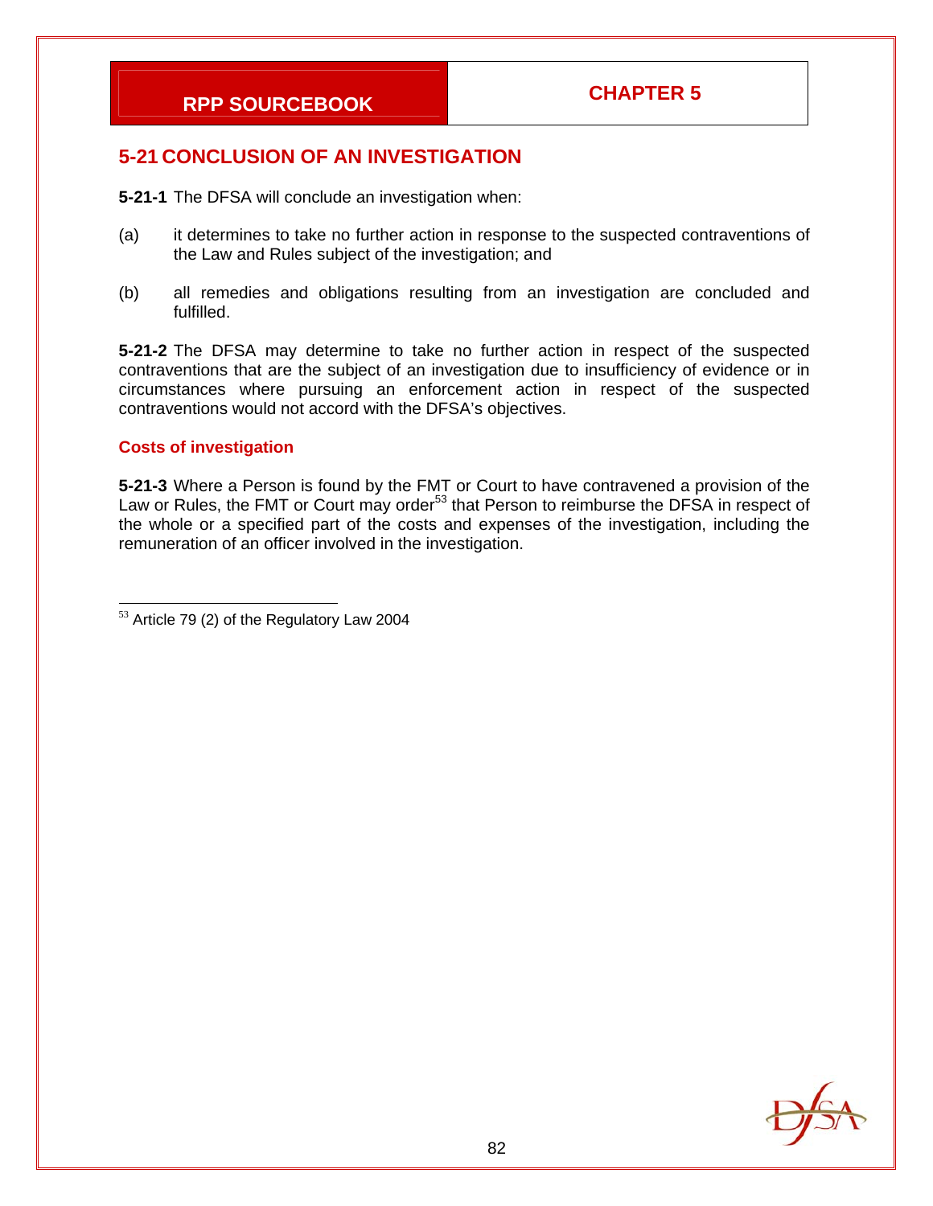## 5-21 CONCLUSION OF AN INVESTIGATION

**5-21-1** The DFSA will conclude an investigation when:

(a) it determines to take no further action in response to the suspected contraventions of the Law and Rules subject of the investigation; and

(b) all remedies and obligations resulting from an investigation are concluded and fulfilled.

**5-21-2** The DFSA may determine to take no further action in respect of the suspected contraventions that are the subject of an investigation due to insufficiency of evidence or in circumstances where pursuing an enforcement action in respect of the suspected contraventions would not accord with the DFSA's objectives.

### Costs of investigation

**5-21-3** Where a Person is found by the FMT or Court to have contravened a provision of the Law or Rules, the FMT or Court may order[53] that Person to reimburse the DFSA in respect of the whole or a specified part of the costs and expenses of the investigation, including the remuneration of an officer involved in the investigation.

---

[53] Article 79 (2) of the Regulatory Law 2004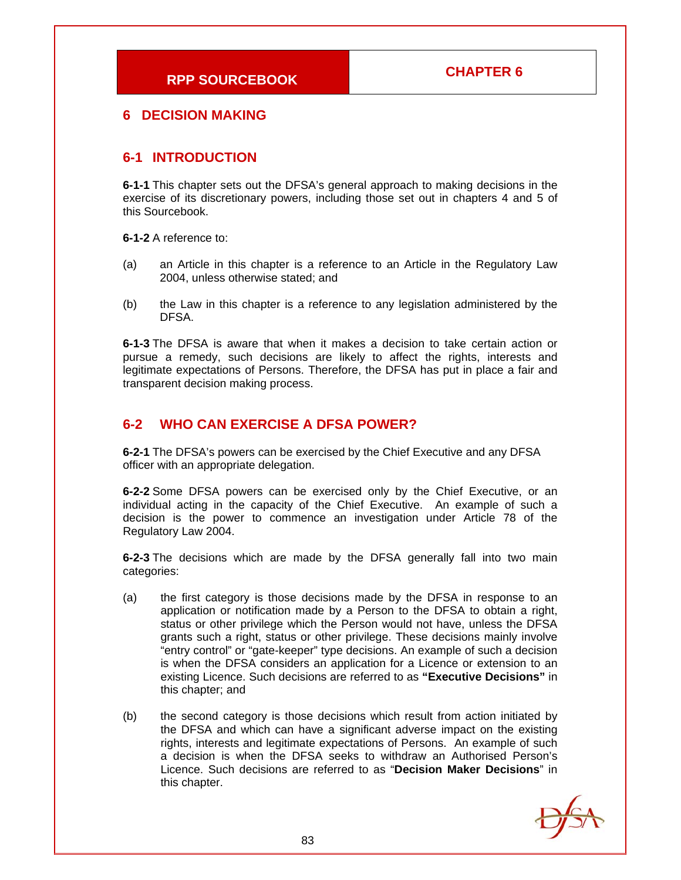# 6 DECISION MAKING

## 6-1 INTRODUCTION

**6-1-1** This chapter sets out the DFSA's general approach to making decisions in the exercise of its discretionary powers, including those set out in chapters 4 and 5 of this Sourcebook.

**6-1-2** A reference to:

(a) an Article in this chapter is a reference to an Article in the Regulatory Law 2004, unless otherwise stated; and

(b) the Law in this chapter is a reference to any legislation administered by the DFSA.

**6-1-3** The DFSA is aware that when it makes a decision to take certain action or pursue a remedy, such decisions are likely to affect the rights, interests and legitimate expectations of Persons. Therefore, the DFSA has put in place a fair and transparent decision making process.

## 6-2 WHO CAN EXERCISE A DFSA POWER?

**6-2-1** The DFSA's powers can be exercised by the Chief Executive and any DFSA officer with an appropriate delegation.

**6-2-2** Some DFSA powers can be exercised only by the Chief Executive, or an individual acting in the capacity of the Chief Executive. An example of such a decision is the power to commence an investigation under Article 78 of the Regulatory Law 2004.

**6-2-3** The decisions which are made by the DFSA generally fall into two main categories:

(a) the first category is those decisions made by the DFSA in response to an application or notification made by a Person to the DFSA to obtain a right, status or other privilege which the Person would not have, unless the DFSA grants such a right, status or other privilege. These decisions mainly involve "entry control" or "gate-keeper" type decisions. An example of such a decision is when the DFSA considers an application for a Licence or extension to an existing Licence. Such decisions are referred to as **"Executive Decisions"** in this chapter; and

(b) the second category is those decisions which result from action initiated by the DFSA and which can have a significant adverse impact on the existing rights, interests and legitimate expectations of Persons. An example of such a decision is when the DFSA seeks to withdraw an Authorised Person's Licence. Such decisions are referred to as "**Decision Maker Decisions**" in this chapter.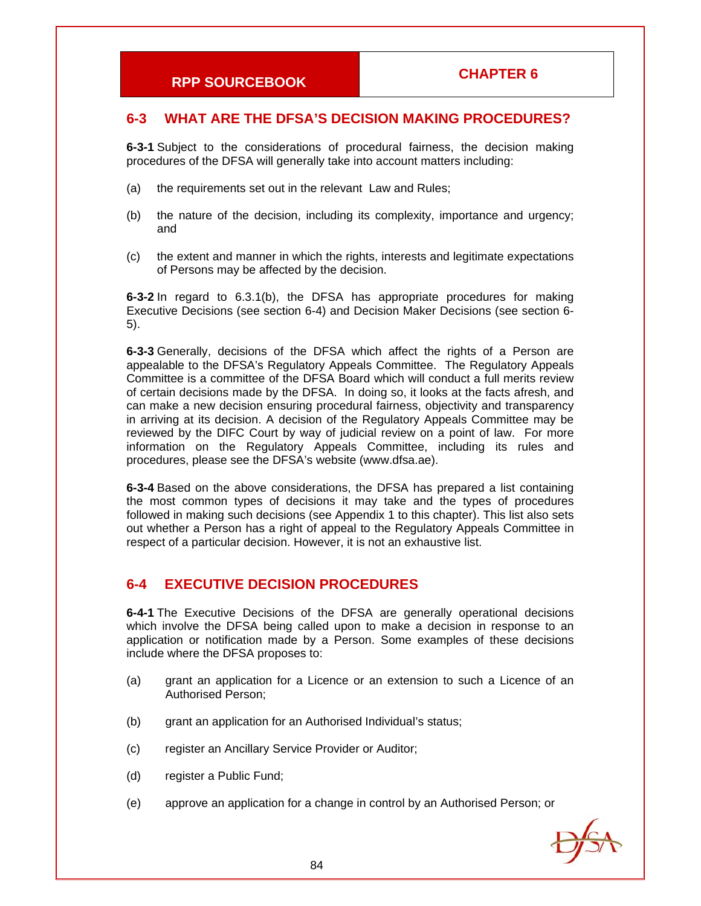## 6-3 WHAT ARE THE DFSA'S DECISION MAKING PROCEDURES?

**6-3-1** Subject to the considerations of procedural fairness, the decision making procedures of the DFSA will generally take into account matters including:

(a) the requirements set out in the relevant Law and Rules;

(b) the nature of the decision, including its complexity, importance and urgency; and

(c) the extent and manner in which the rights, interests and legitimate expectations of Persons may be affected by the decision.

**6-3-2** In regard to 6.3.1(b), the DFSA has appropriate procedures for making Executive Decisions (see section 6-4) and Decision Maker Decisions (see section 6-5).

**6-3-3** Generally, decisions of the DFSA which affect the rights of a Person are appealable to the DFSA's Regulatory Appeals Committee. The Regulatory Appeals Committee is a committee of the DFSA Board which will conduct a full merits review of certain decisions made by the DFSA. In doing so, it looks at the facts afresh, and can make a new decision ensuring procedural fairness, objectivity and transparency in arriving at its decision. A decision of the Regulatory Appeals Committee may be reviewed by the DIFC Court by way of judicial review on a point of law. For more information on the Regulatory Appeals Committee, including its rules and procedures, please see the DFSA's website (www.dfsa.ae).

**6-3-4** Based on the above considerations, the DFSA has prepared a list containing the most common types of decisions it may take and the types of procedures followed in making such decisions (see Appendix 1 to this chapter). This list also sets out whether a Person has a right of appeal to the Regulatory Appeals Committee in respect of a particular decision. However, it is not an exhaustive list.

## 6-4 EXECUTIVE DECISION PROCEDURES

**6-4-1** The Executive Decisions of the DFSA are generally operational decisions which involve the DFSA being called upon to make a decision in response to an application or notification made by a Person. Some examples of these decisions include where the DFSA proposes to:

(a) grant an application for a Licence or an extension to such a Licence of an Authorised Person;

(b) grant an application for an Authorised Individual's status;

(c) register an Ancillary Service Provider or Auditor;

(d) register a Public Fund;

(e) approve an application for a change in control by an Authorised Person; or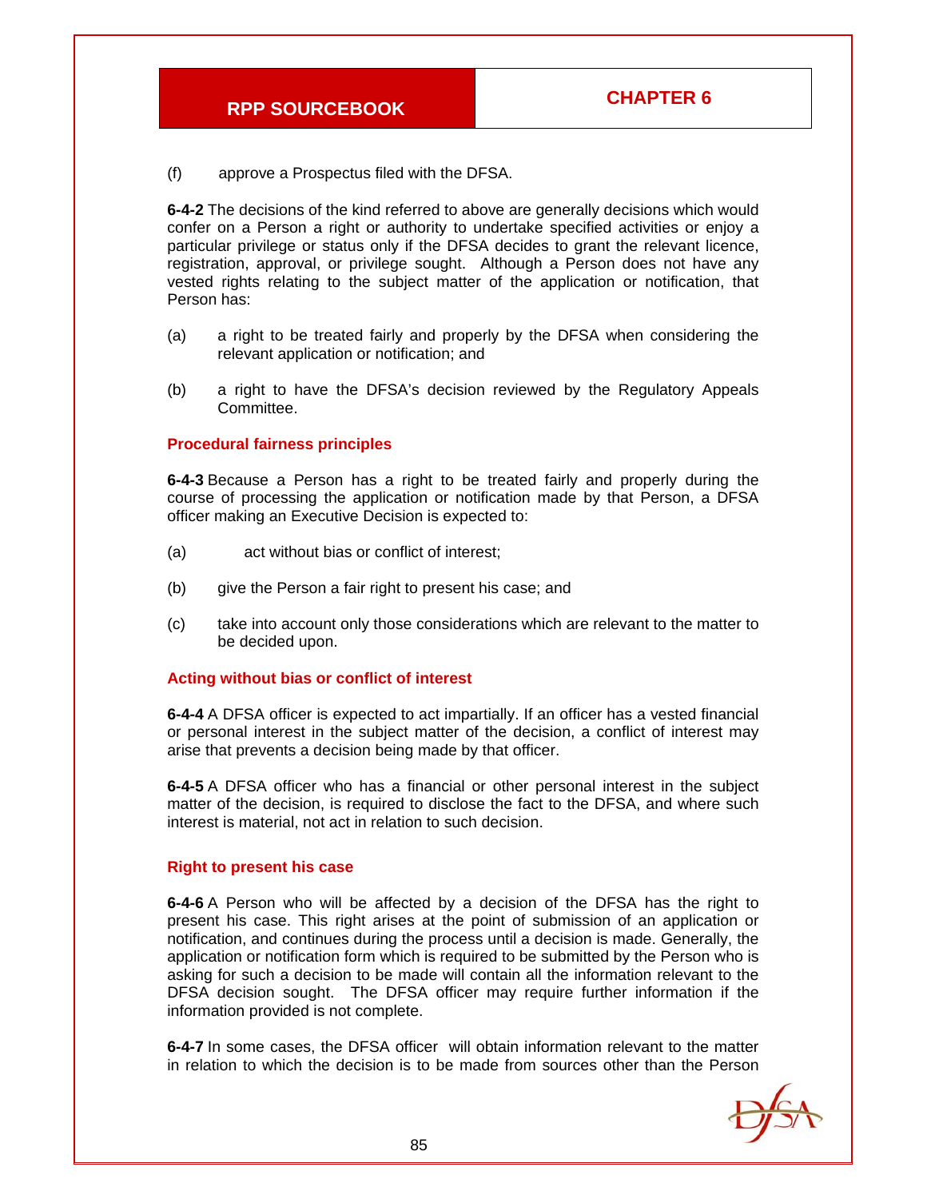(f) approve a Prospectus filed with the DFSA.

**6-4-2** The decisions of the kind referred to above are generally decisions which would confer on a Person a right or authority to undertake specified activities or enjoy a particular privilege or status only if the DFSA decides to grant the relevant licence, registration, approval, or privilege sought. Although a Person does not have any vested rights relating to the subject matter of the application or notification, that Person has:

(a) a right to be treated fairly and properly by the DFSA when considering the relevant application or notification; and

(b) a right to have the DFSA's decision reviewed by the Regulatory Appeals Committee.

### Procedural fairness principles

**6-4-3** Because a Person has a right to be treated fairly and properly during the course of processing the application or notification made by that Person, a DFSA officer making an Executive Decision is expected to:

(a) act without bias or conflict of interest;

(b) give the Person a fair right to present his case; and

(c) take into account only those considerations which are relevant to the matter to be decided upon.

### Acting without bias or conflict of interest

**6-4-4** A DFSA officer is expected to act impartially. If an officer has a vested financial or personal interest in the subject matter of the decision, a conflict of interest may arise that prevents a decision being made by that officer.

**6-4-5** A DFSA officer who has a financial or other personal interest in the subject matter of the decision, is required to disclose the fact to the DFSA, and where such interest is material, not act in relation to such decision.

### Right to present his case

**6-4-6** A Person who will be affected by a decision of the DFSA has the right to present his case. This right arises at the point of submission of an application or notification, and continues during the process until a decision is made. Generally, the application or notification form which is required to be submitted by the Person who is asking for such a decision to be made will contain all the information relevant to the DFSA decision sought. The DFSA officer may require further information if the information provided is not complete.

**6-4-7** In some cases, the DFSA officer will obtain information relevant to the matter in relation to which the decision is to be made from sources other than the Person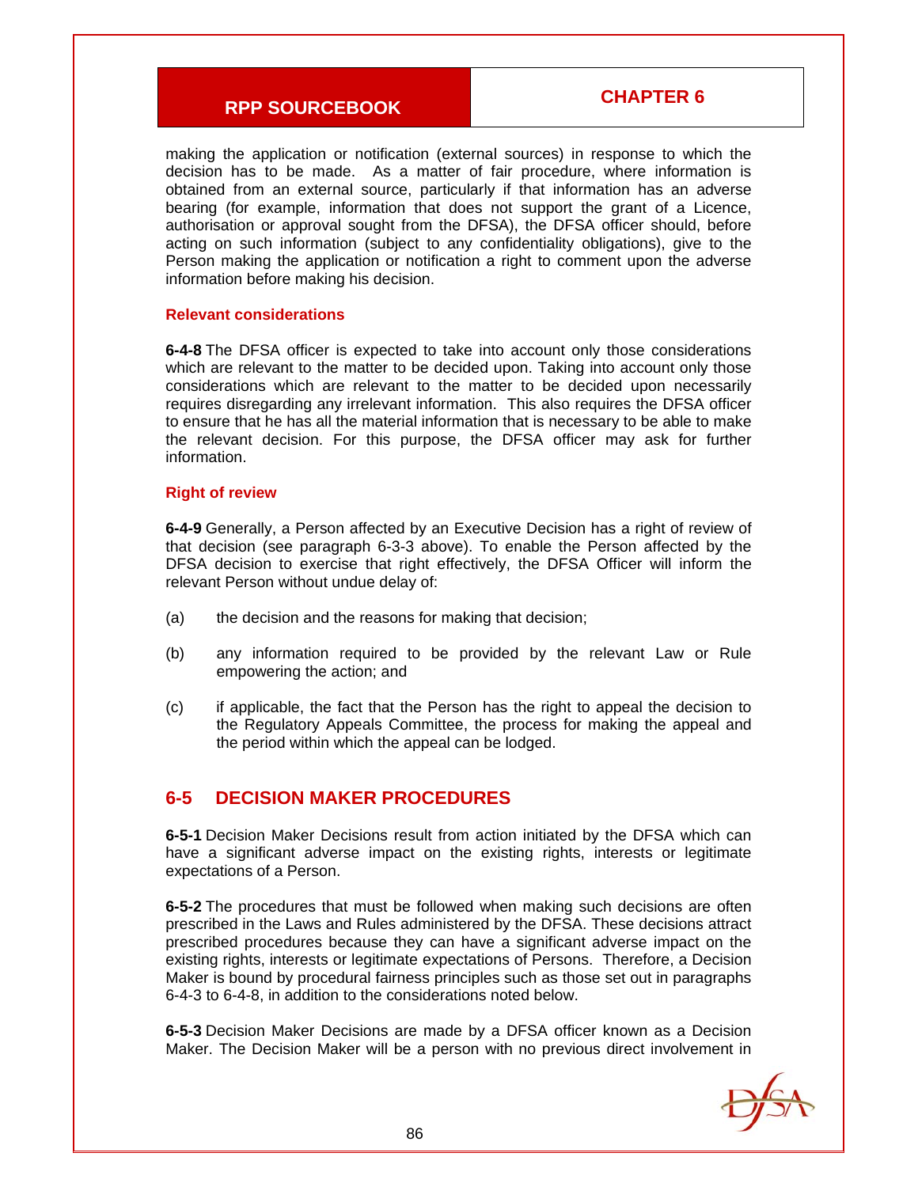making the application or notification (external sources) in response to which the decision has to be made. As a matter of fair procedure, where information is obtained from an external source, particularly if that information has an adverse bearing (for example, information that does not support the grant of a Licence, authorisation or approval sought from the DFSA), the DFSA officer should, before acting on such information (subject to any confidentiality obligations), give to the Person making the application or notification a right to comment upon the adverse information before making his decision.

### Relevant considerations

**6-4-8** The DFSA officer is expected to take into account only those considerations which are relevant to the matter to be decided upon. Taking into account only those considerations which are relevant to the matter to be decided upon necessarily requires disregarding any irrelevant information. This also requires the DFSA officer to ensure that he has all the material information that is necessary to be able to make the relevant decision. For this purpose, the DFSA officer may ask for further information.

### Right of review

**6-4-9** Generally, a Person affected by an Executive Decision has a right of review of that decision (see paragraph 6-3-3 above). To enable the Person affected by the DFSA decision to exercise that right effectively, the DFSA Officer will inform the relevant Person without undue delay of:

(a) the decision and the reasons for making that decision;

(b) any information required to be provided by the relevant Law or Rule empowering the action; and

(c) if applicable, the fact that the Person has the right to appeal the decision to the Regulatory Appeals Committee, the process for making the appeal and the period within which the appeal can be lodged.

## 6-5 DECISION MAKER PROCEDURES

**6-5-1** Decision Maker Decisions result from action initiated by the DFSA which can have a significant adverse impact on the existing rights, interests or legitimate expectations of a Person.

**6-5-2** The procedures that must be followed when making such decisions are often prescribed in the Laws and Rules administered by the DFSA. These decisions attract prescribed procedures because they can have a significant adverse impact on the existing rights, interests or legitimate expectations of Persons. Therefore, a Decision Maker is bound by procedural fairness principles such as those set out in paragraphs 6-4-3 to 6-4-8, in addition to the considerations noted below.

**6-5-3** Decision Maker Decisions are made by a DFSA officer known as a Decision Maker. The Decision Maker will be a person with no previous direct involvement in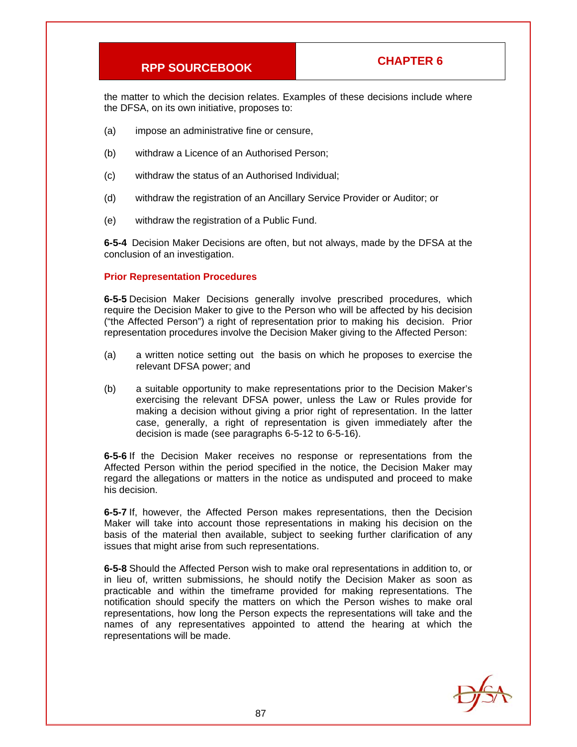the matter to which the decision relates. Examples of these decisions include where the DFSA, on its own initiative, proposes to:

(a) impose an administrative fine or censure,

(b) withdraw a Licence of an Authorised Person;

(c) withdraw the status of an Authorised Individual;

(d) withdraw the registration of an Ancillary Service Provider or Auditor; or

(e) withdraw the registration of a Public Fund.

**6-5-4** Decision Maker Decisions are often, but not always, made by the DFSA at the conclusion of an investigation.

### Prior Representation Procedures

**6-5-5** Decision Maker Decisions generally involve prescribed procedures, which require the Decision Maker to give to the Person who will be affected by his decision ("the Affected Person") a right of representation prior to making his decision. Prior representation procedures involve the Decision Maker giving to the Affected Person:

(a) a written notice setting out the basis on which he proposes to exercise the relevant DFSA power; and

(b) a suitable opportunity to make representations prior to the Decision Maker's exercising the relevant DFSA power, unless the Law or Rules provide for making a decision without giving a prior right of representation. In the latter case, generally, a right of representation is given immediately after the decision is made (see paragraphs 6-5-12 to 6-5-16).

**6-5-6** If the Decision Maker receives no response or representations from the Affected Person within the period specified in the notice, the Decision Maker may regard the allegations or matters in the notice as undisputed and proceed to make his decision.

**6-5-7** If, however, the Affected Person makes representations, then the Decision Maker will take into account those representations in making his decision on the basis of the material then available, subject to seeking further clarification of any issues that might arise from such representations.

**6-5-8** Should the Affected Person wish to make oral representations in addition to, or in lieu of, written submissions, he should notify the Decision Maker as soon as practicable and within the timeframe provided for making representations. The notification should specify the matters on which the Person wishes to make oral representations, how long the Person expects the representations will take and the names of any representatives appointed to attend the hearing at which the representations will be made.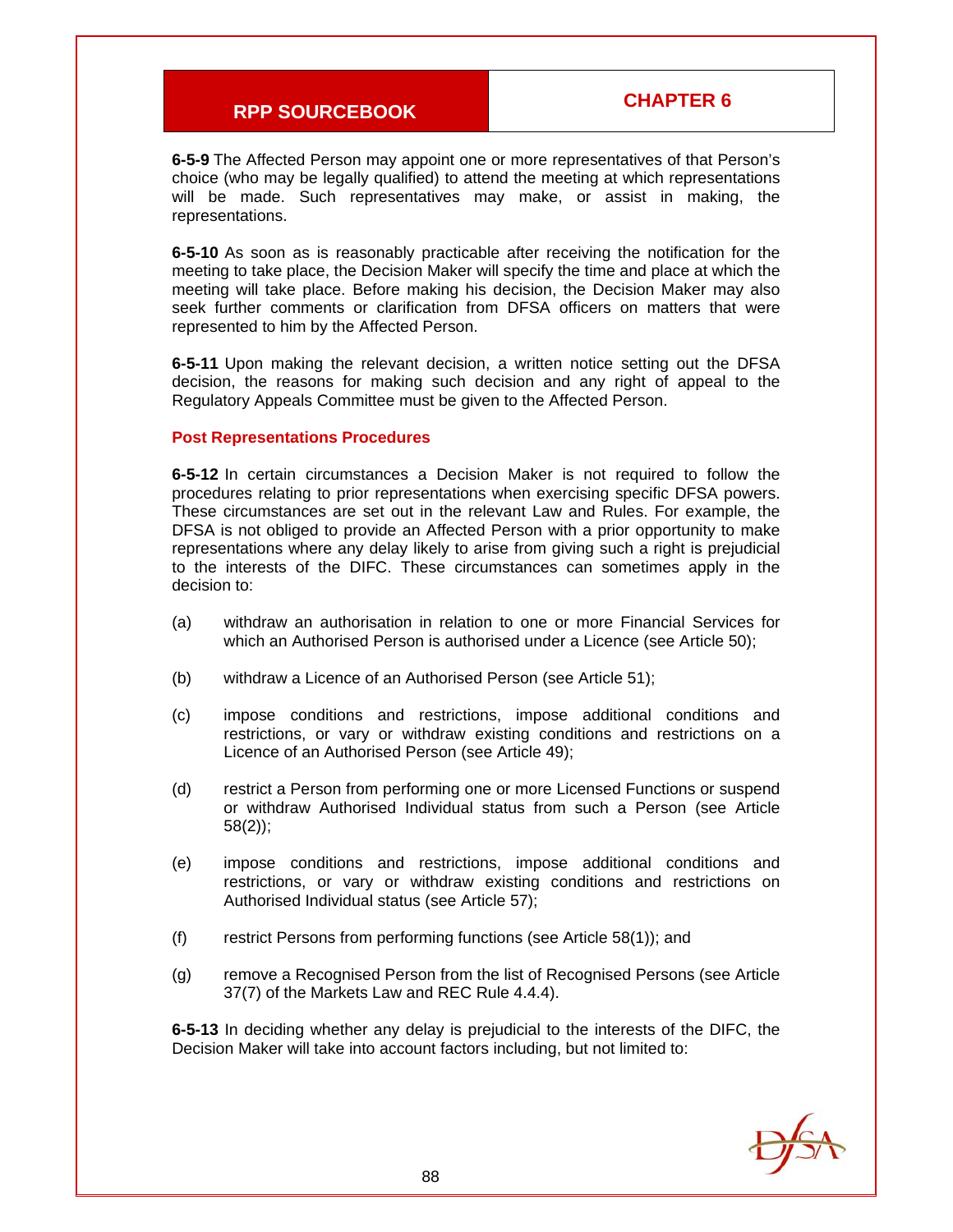**6-5-9** The Affected Person may appoint one or more representatives of that Person's choice (who may be legally qualified) to attend the meeting at which representations will be made. Such representatives may make, or assist in making, the representations.

**6-5-10** As soon as is reasonably practicable after receiving the notification for the meeting to take place, the Decision Maker will specify the time and place at which the meeting will take place. Before making his decision, the Decision Maker may also seek further comments or clarification from DFSA officers on matters that were represented to him by the Affected Person.

**6-5-11** Upon making the relevant decision, a written notice setting out the DFSA decision, the reasons for making such decision and any right of appeal to the Regulatory Appeals Committee must be given to the Affected Person.

### Post Representations Procedures

**6-5-12** In certain circumstances a Decision Maker is not required to follow the procedures relating to prior representations when exercising specific DFSA powers. These circumstances are set out in the relevant Law and Rules. For example, the DFSA is not obliged to provide an Affected Person with a prior opportunity to make representations where any delay likely to arise from giving such a right is prejudicial to the interests of the DIFC. These circumstances can sometimes apply in the decision to:

(a) withdraw an authorisation in relation to one or more Financial Services for which an Authorised Person is authorised under a Licence (see Article 50);

(b) withdraw a Licence of an Authorised Person (see Article 51);

(c) impose conditions and restrictions, impose additional conditions and restrictions, or vary or withdraw existing conditions and restrictions on a Licence of an Authorised Person (see Article 49);

(d) restrict a Person from performing one or more Licensed Functions or suspend or withdraw Authorised Individual status from such a Person (see Article 58(2));

(e) impose conditions and restrictions, impose additional conditions and restrictions, or vary or withdraw existing conditions and restrictions on Authorised Individual status (see Article 57);

(f) restrict Persons from performing functions (see Article 58(1)); and

(g) remove a Recognised Person from the list of Recognised Persons (see Article 37(7) of the Markets Law and REC Rule 4.4.4).

**6-5-13** In deciding whether any delay is prejudicial to the interests of the DIFC, the Decision Maker will take into account factors including, but not limited to: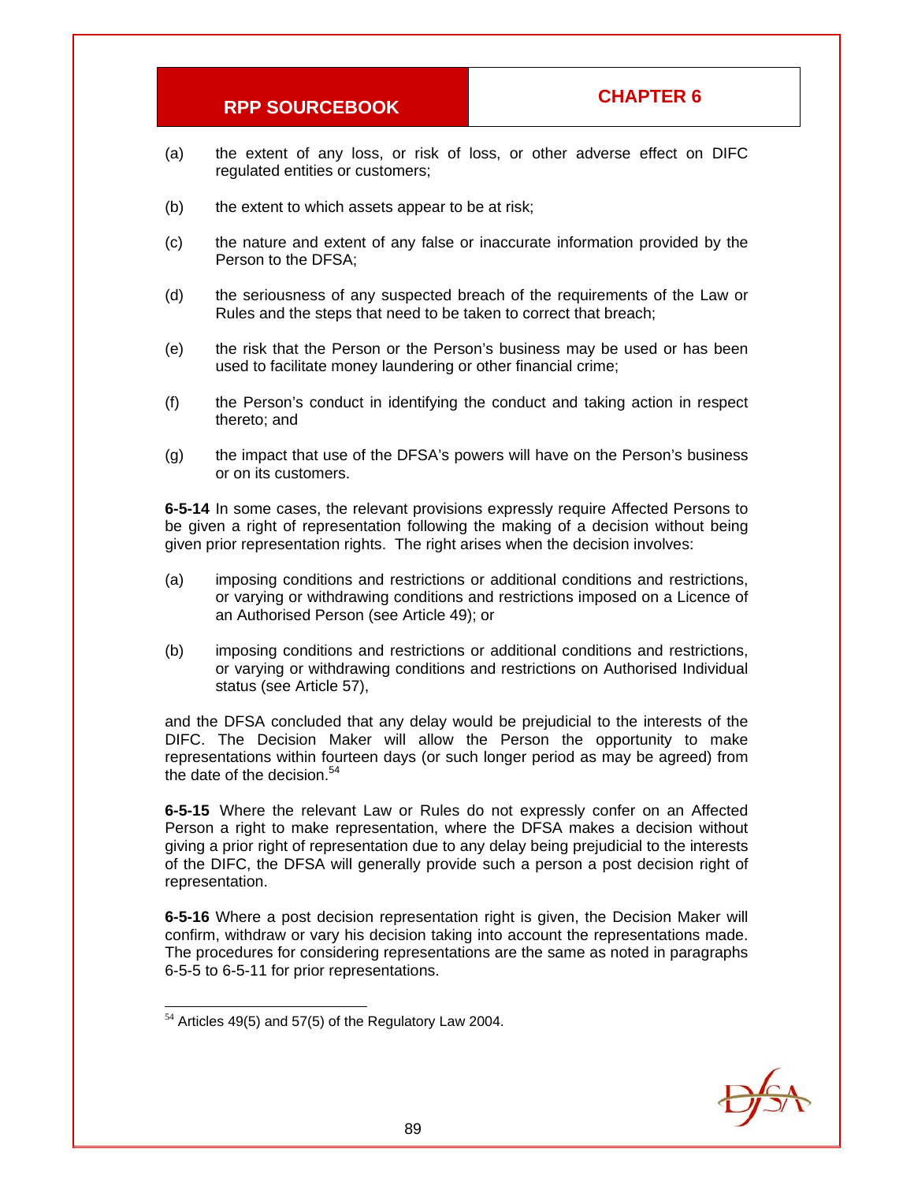(a) the extent of any loss, or risk of loss, or other adverse effect on DIFC regulated entities or customers;

(b) the extent to which assets appear to be at risk;

(c) the nature and extent of any false or inaccurate information provided by the Person to the DFSA;

(d) the seriousness of any suspected breach of the requirements of the Law or Rules and the steps that need to be taken to correct that breach;

(e) the risk that the Person or the Person's business may be used or has been used to facilitate money laundering or other financial crime;

(f) the Person's conduct in identifying the conduct and taking action in respect thereto; and

(g) the impact that use of the DFSA's powers will have on the Person's business or on its customers.

**6-5-14** In some cases, the relevant provisions expressly require Affected Persons to be given a right of representation following the making of a decision without being given prior representation rights. The right arises when the decision involves:

(a) imposing conditions and restrictions or additional conditions and restrictions, or varying or withdrawing conditions and restrictions imposed on a Licence of an Authorised Person (see Article 49); or

(b) imposing conditions and restrictions or additional conditions and restrictions, or varying or withdrawing conditions and restrictions on Authorised Individual status (see Article 57),

and the DFSA concluded that any delay would be prejudicial to the interests of the DIFC. The Decision Maker will allow the Person the opportunity to make representations within fourteen days (or such longer period as may be agreed) from the date of the decision.[54]

**6-5-15** Where the relevant Law or Rules do not expressly confer on an Affected Person a right to make representation, where the DFSA makes a decision without giving a prior right of representation due to any delay being prejudicial to the interests of the DIFC, the DFSA will generally provide such a person a post decision right of representation.

**6-5-16** Where a post decision representation right is given, the Decision Maker will confirm, withdraw or vary his decision taking into account the representations made. The procedures for considering representations are the same as noted in paragraphs 6-5-5 to 6-5-11 for prior representations.

---

[54] Articles 49(5) and 57(5) of the Regulatory Law 2004.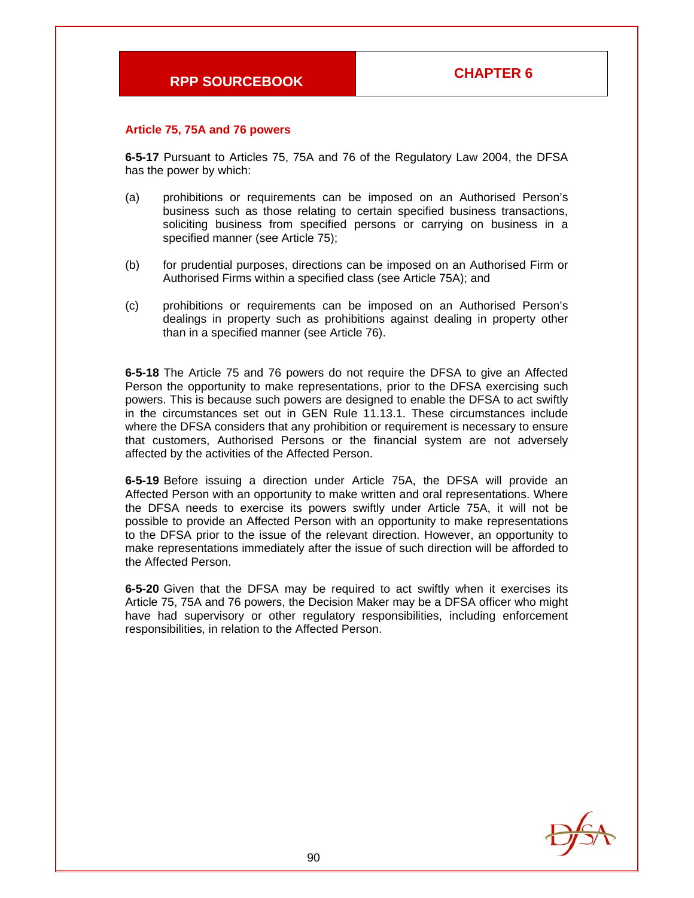### Article 75, 75A and 76 powers

**6-5-17** Pursuant to Articles 75, 75A and 76 of the Regulatory Law 2004, the DFSA has the power by which:

(a) prohibitions or requirements can be imposed on an Authorised Person's business such as those relating to certain specified business transactions, soliciting business from specified persons or carrying on business in a specified manner (see Article 75);

(b) for prudential purposes, directions can be imposed on an Authorised Firm or Authorised Firms within a specified class (see Article 75A); and

(c) prohibitions or requirements can be imposed on an Authorised Person's dealings in property such as prohibitions against dealing in property other than in a specified manner (see Article 76).

**6-5-18** The Article 75 and 76 powers do not require the DFSA to give an Affected Person the opportunity to make representations, prior to the DFSA exercising such powers. This is because such powers are designed to enable the DFSA to act swiftly in the circumstances set out in GEN Rule 11.13.1. These circumstances include where the DFSA considers that any prohibition or requirement is necessary to ensure that customers, Authorised Persons or the financial system are not adversely affected by the activities of the Affected Person.

**6-5-19** Before issuing a direction under Article 75A, the DFSA will provide an Affected Person with an opportunity to make written and oral representations. Where the DFSA needs to exercise its powers swiftly under Article 75A, it will not be possible to provide an Affected Person with an opportunity to make representations to the DFSA prior to the issue of the relevant direction. However, an opportunity to make representations immediately after the issue of such direction will be afforded to the Affected Person.

**6-5-20** Given that the DFSA may be required to act swiftly when it exercises its Article 75, 75A and 76 powers, the Decision Maker may be a DFSA officer who might have had supervisory or other regulatory responsibilities, including enforcement responsibilities, in relation to the Affected Person.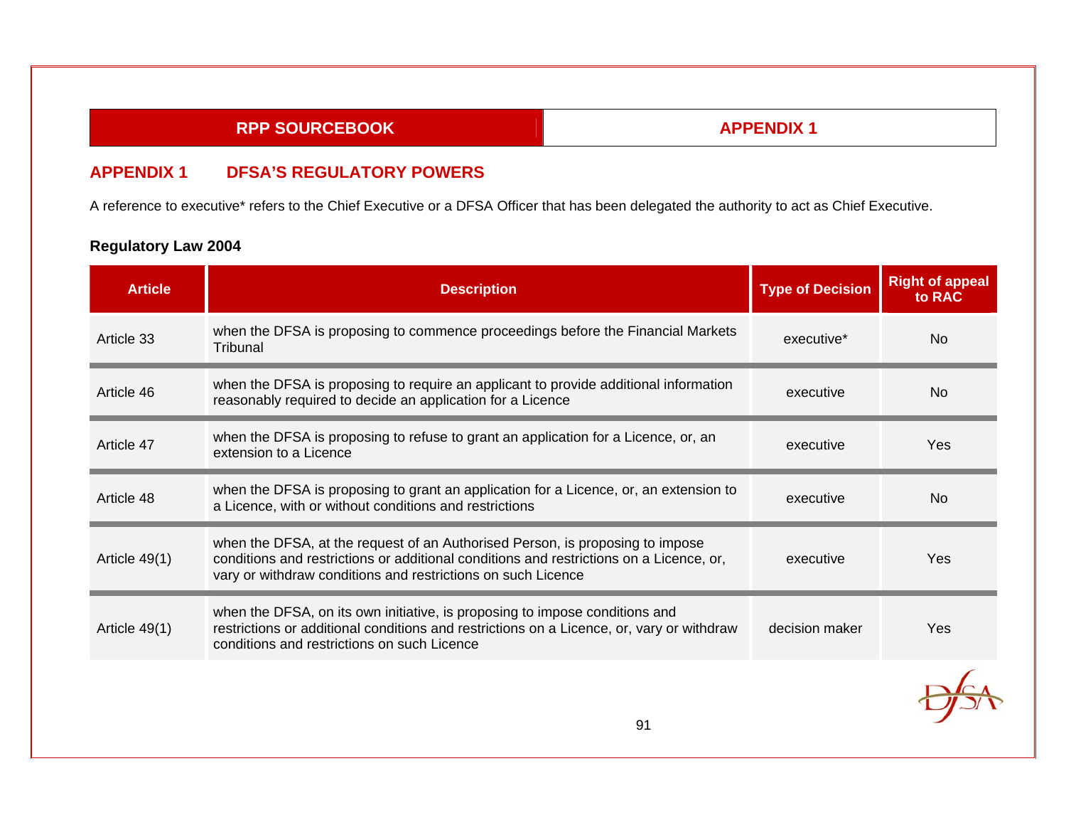## APPENDIX 1 DFSA'S REGULATORY POWERS

A reference to executive* refers to the Chief Executive or a DFSA Officer that has been delegated the authority to act as Chief Executive.

### Regulatory Law 2004

| Article | Description | Type of Decision | Right of appeal to RAC |
|---|---|---|---|
| Article 33 | when the DFSA is proposing to commence proceedings before the Financial Markets Tribunal | executive* | No |
| Article 46 | when the DFSA is proposing to require an applicant to provide additional information reasonably required to decide an application for a Licence | executive | No |
| Article 47 | when the DFSA is proposing to refuse to grant an application for a Licence, or, an extension to a Licence | executive | Yes |
| Article 48 | when the DFSA is proposing to grant an application for a Licence, or, an extension to a Licence, with or without conditions and restrictions | executive | No |
| Article 49(1) | when the DFSA, at the request of an Authorised Person, is proposing to impose conditions and restrictions or additional conditions and restrictions on a Licence, or, vary or withdraw conditions and restrictions on such Licence | executive | Yes |
| Article 49(1) | when the DFSA, on its own initiative, is proposing to impose conditions and restrictions or additional conditions and restrictions on a Licence, or, vary or withdraw conditions and restrictions on such Licence | decision maker | Yes |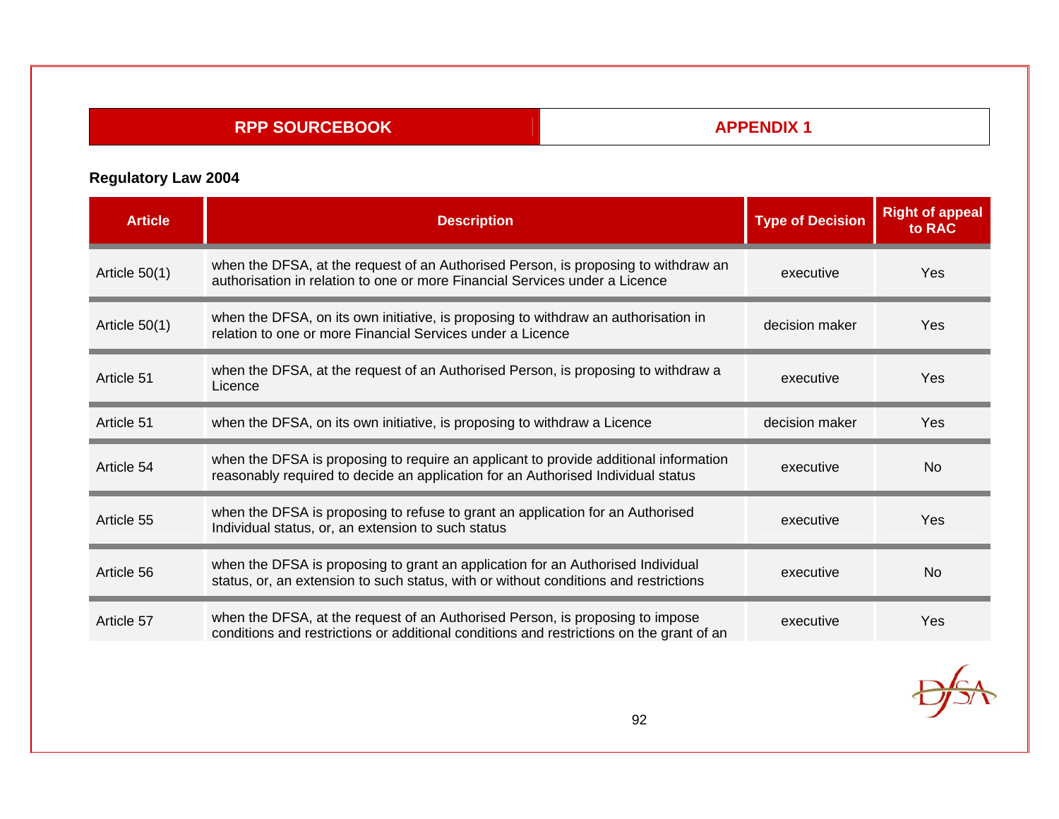## Regulatory Law 2004

| Article | Description | Type of Decision | Right of appeal to RAC |
|---|---|---|---|
| Article 50(1) | when the DFSA, at the request of an Authorised Person, is proposing to withdraw an authorisation in relation to one or more Financial Services under a Licence | executive | Yes |
| Article 50(1) | when the DFSA, on its own initiative, is proposing to withdraw an authorisation in relation to one or more Financial Services under a Licence | decision maker | Yes |
| Article 51 | when the DFSA, at the request of an Authorised Person, is proposing to withdraw a Licence | executive | Yes |
| Article 51 | when the DFSA, on its own initiative, is proposing to withdraw a Licence | decision maker | Yes |
| Article 54 | when the DFSA is proposing to require an applicant to provide additional information reasonably required to decide an application for an Authorised Individual status | executive | No |
| Article 55 | when the DFSA is proposing to refuse to grant an application for an Authorised Individual status, or, an extension to such status | executive | Yes |
| Article 56 | when the DFSA is proposing to grant an application for an Authorised Individual status, or, an extension to such status, with or without conditions and restrictions | executive | No |
| Article 57 | when the DFSA, at the request of an Authorised Person, is proposing to impose conditions and restrictions or additional conditions and restrictions on the grant of an | executive | Yes |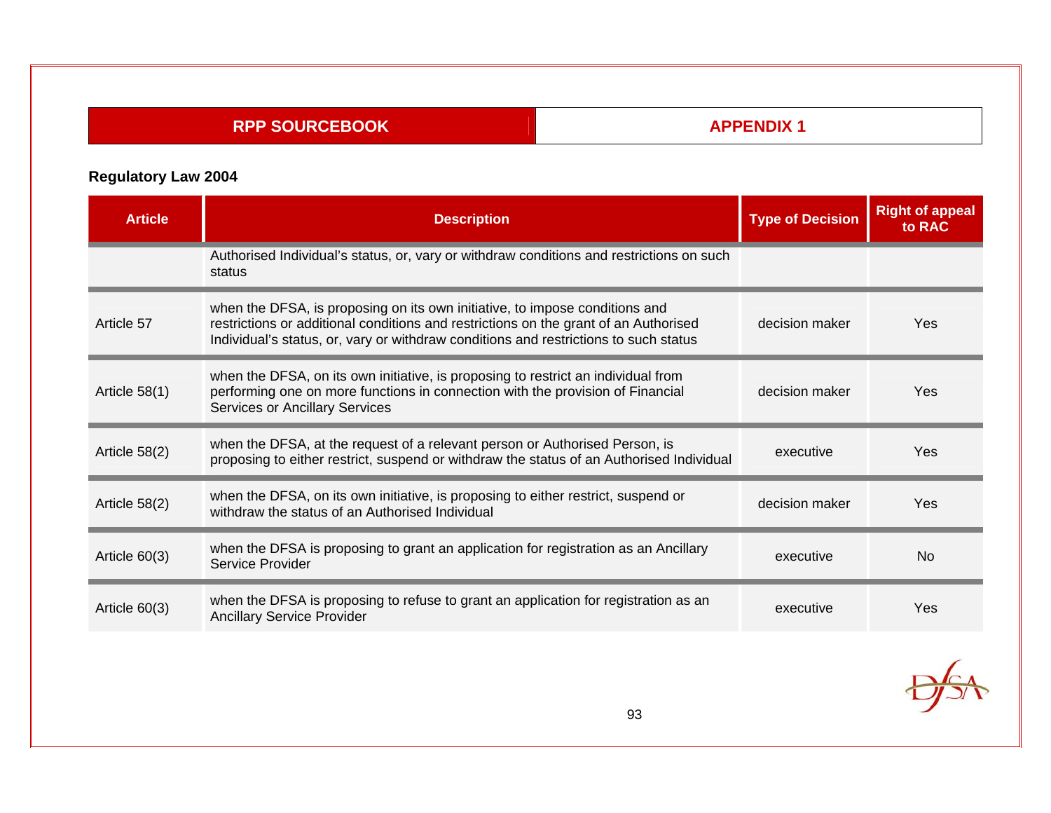## Regulatory Law 2004

| Article | Description | Type of Decision | Right of appeal to RAC |
|---|---|---|---|
| | Authorised Individual's status, or, vary or withdraw conditions and restrictions on such status | | |
| Article 57 | when the DFSA, is proposing on its own initiative, to impose conditions and restrictions or additional conditions and restrictions on the grant of an Authorised Individual's status, or, vary or withdraw conditions and restrictions to such status | decision maker | Yes |
| Article 58(1) | when the DFSA, on its own initiative, is proposing to restrict an individual from performing one on more functions in connection with the provision of Financial Services or Ancillary Services | decision maker | Yes |
| Article 58(2) | when the DFSA, at the request of a relevant person or Authorised Person, is proposing to either restrict, suspend or withdraw the status of an Authorised Individual | executive | Yes |
| Article 58(2) | when the DFSA, on its own initiative, is proposing to either restrict, suspend or withdraw the status of an Authorised Individual | decision maker | Yes |
| Article 60(3) | when the DFSA is proposing to grant an application for registration as an Ancillary Service Provider | executive | No |
| Article 60(3) | when the DFSA is proposing to refuse to grant an application for registration as an Ancillary Service Provider | executive | Yes |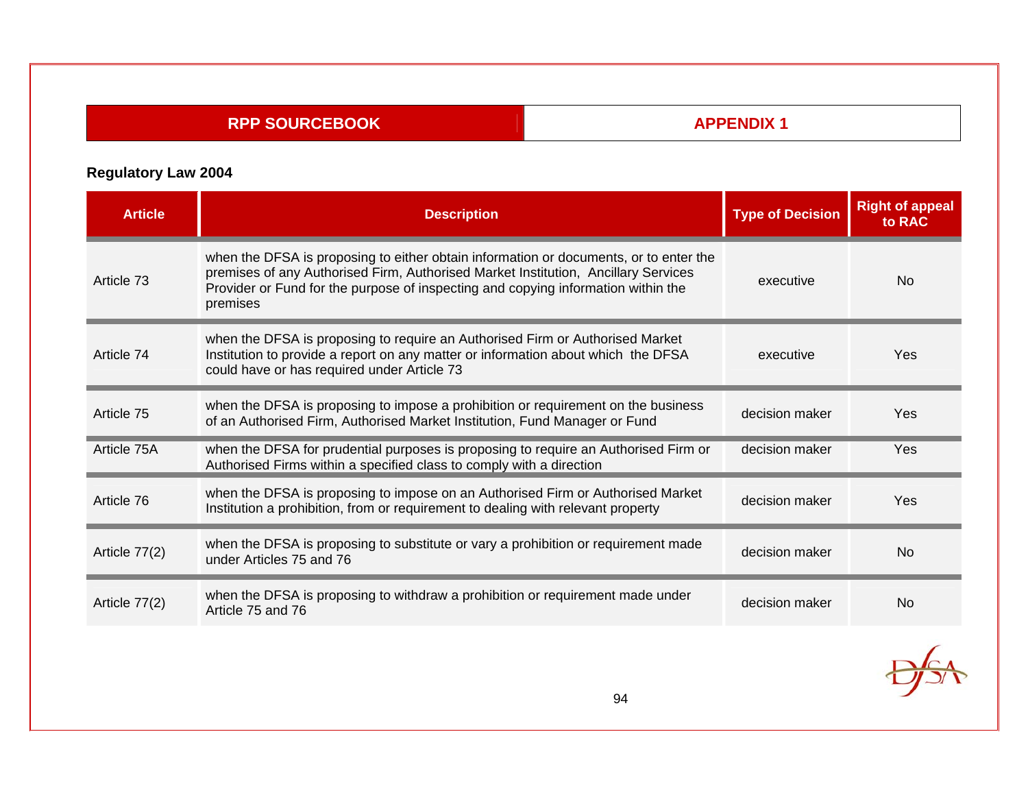## Regulatory Law 2004

| Article | Description | Type of Decision | Right of appeal to RAC |
|---|---|---|---|
| Article 73 | when the DFSA is proposing to either obtain information or documents, or to enter the premises of any Authorised Firm, Authorised Market Institution, Ancillary Services Provider or Fund for the purpose of inspecting and copying information within the premises | executive | No |
| Article 74 | when the DFSA is proposing to require an Authorised Firm or Authorised Market Institution to provide a report on any matter or information about which the DFSA could have or has required under Article 73 | executive | Yes |
| Article 75 | when the DFSA is proposing to impose a prohibition or requirement on the business of an Authorised Firm, Authorised Market Institution, Fund Manager or Fund | decision maker | Yes |
| Article 75A | when the DFSA for prudential purposes is proposing to require an Authorised Firm or Authorised Firms within a specified class to comply with a direction | decision maker | Yes |
| Article 76 | when the DFSA is proposing to impose on an Authorised Firm or Authorised Market Institution a prohibition, from or requirement to dealing with relevant property | decision maker | Yes |
| Article 77(2) | when the DFSA is proposing to substitute or vary a prohibition or requirement made under Articles 75 and 76 | decision maker | No |
| Article 77(2) | when the DFSA is proposing to withdraw a prohibition or requirement made under Article 75 and 76 | decision maker | No |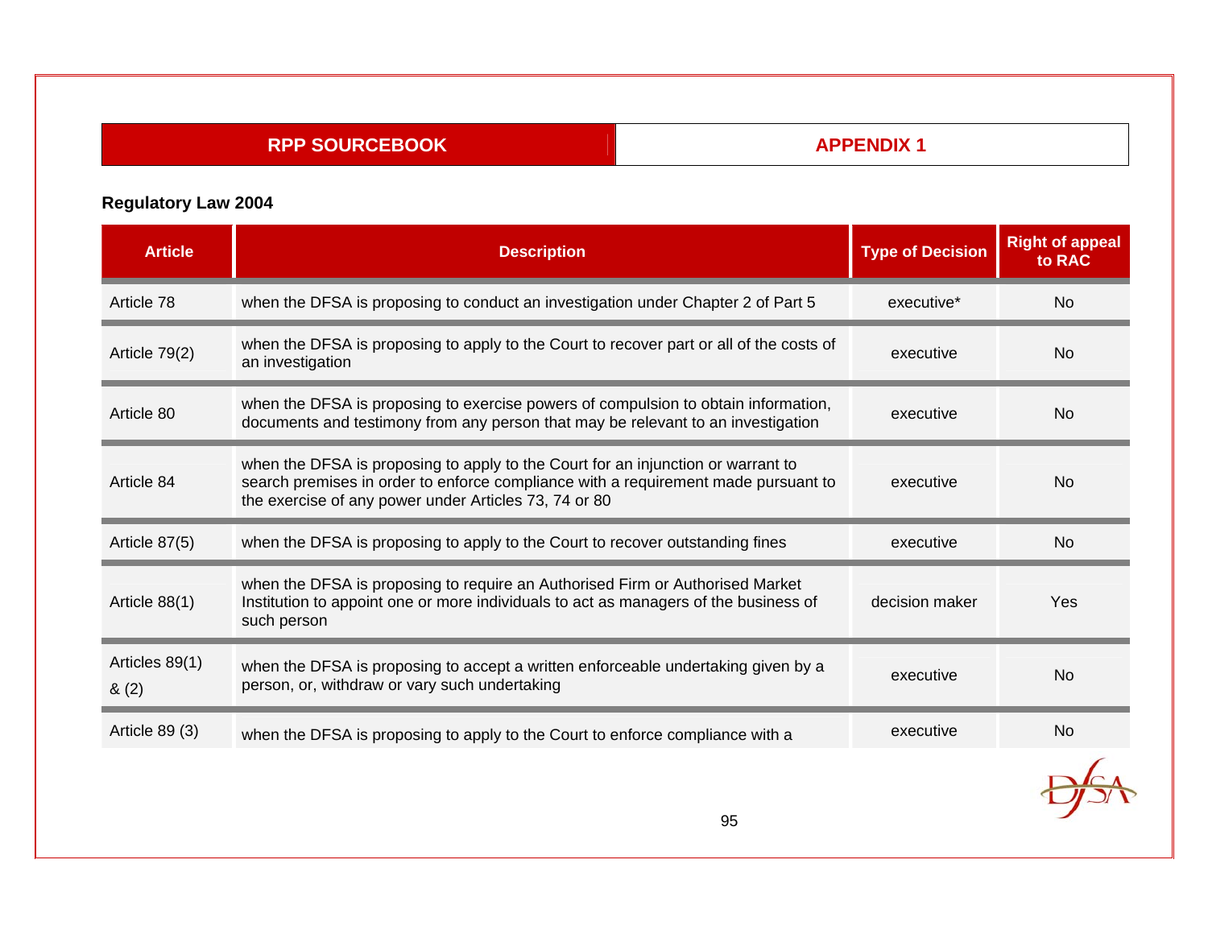## Regulatory Law 2004

| Article | Description | Type of Decision | Right of appeal to RAC |
|---|---|---|---|
| Article 78 | when the DFSA is proposing to conduct an investigation under Chapter 2 of Part 5 | executive* | No |
| Article 79(2) | when the DFSA is proposing to apply to the Court to recover part or all of the costs of an investigation | executive | No |
| Article 80 | when the DFSA is proposing to exercise powers of compulsion to obtain information, documents and testimony from any person that may be relevant to an investigation | executive | No |
| Article 84 | when the DFSA is proposing to apply to the Court for an injunction or warrant to search premises in order to enforce compliance with a requirement made pursuant to the exercise of any power under Articles 73, 74 or 80 | executive | No |
| Article 87(5) | when the DFSA is proposing to apply to the Court to recover outstanding fines | executive | No |
| Article 88(1) | when the DFSA is proposing to require an Authorised Firm or Authorised Market Institution to appoint one or more individuals to act as managers of the business of such person | decision maker | Yes |
| Articles 89(1) & (2) | when the DFSA is proposing to accept a written enforceable undertaking given by a person, or, withdraw or vary such undertaking | executive | No |
| Article 89 (3) | when the DFSA is proposing to apply to the Court to enforce compliance with a | executive | No |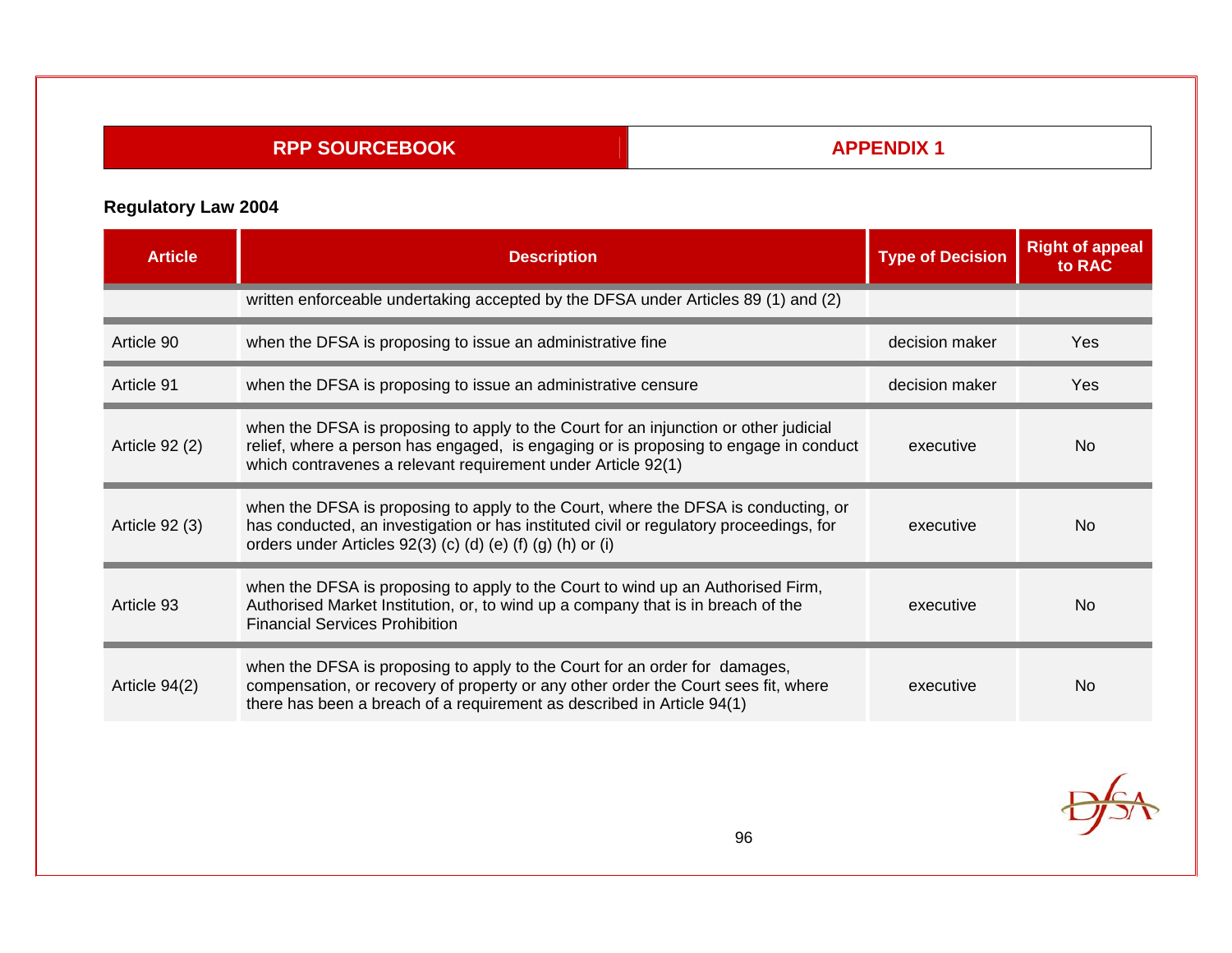## Regulatory Law 2004

| Article | Description | Type of Decision | Right of appeal to RAC |
|---|---|---|---|
| | written enforceable undertaking accepted by the DFSA under Articles 89 (1) and (2) | | |
| Article 90 | when the DFSA is proposing to issue an administrative fine | decision maker | Yes |
| Article 91 | when the DFSA is proposing to issue an administrative censure | decision maker | Yes |
| Article 92 (2) | when the DFSA is proposing to apply to the Court for an injunction or other judicial relief, where a person has engaged, is engaging or is proposing to engage in conduct which contravenes a relevant requirement under Article 92(1) | executive | No |
| Article 92 (3) | when the DFSA is proposing to apply to the Court, where the DFSA is conducting, or has conducted, an investigation or has instituted civil or regulatory proceedings, for orders under Articles 92(3) (c) (d) (e) (f) (g) (h) or (i) | executive | No |
| Article 93 | when the DFSA is proposing to apply to the Court to wind up an Authorised Firm, Authorised Market Institution, or, to wind up a company that is in breach of the Financial Services Prohibition | executive | No |
| Article 94(2) | when the DFSA is proposing to apply to the Court for an order for damages, compensation, or recovery of property or any other order the Court sees fit, where there has been a breach of a requirement as described in Article 94(1) | executive | No |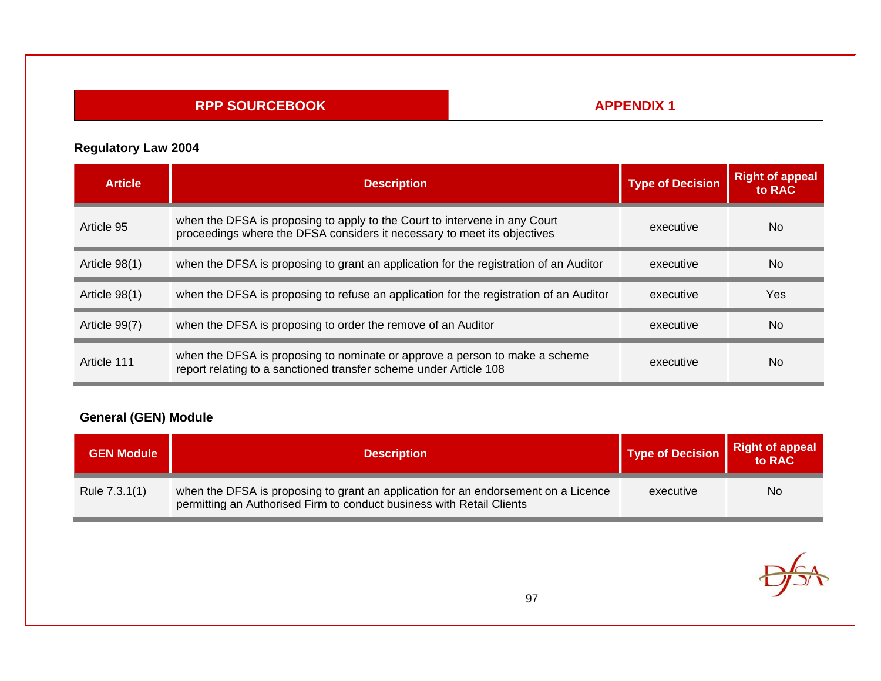## Regulatory Law 2004

| Article | Description | Type of Decision | Right of appeal to RAC |
|---|---|---|---|
| Article 95 | when the DFSA is proposing to apply to the Court to intervene in any Court proceedings where the DFSA considers it necessary to meet its objectives | executive | No |
| Article 98(1) | when the DFSA is proposing to grant an application for the registration of an Auditor | executive | No |
| Article 98(1) | when the DFSA is proposing to refuse an application for the registration of an Auditor | executive | Yes |
| Article 99(7) | when the DFSA is proposing to order the remove of an Auditor | executive | No |
| Article 111 | when the DFSA is proposing to nominate or approve a person to make a scheme report relating to a sanctioned transfer scheme under Article 108 | executive | No |

## General (GEN) Module

| GEN Module | Description | Type of Decision | Right of appeal to RAC |
|---|---|---|---|
| Rule 7.3.1(1) | when the DFSA is proposing to grant an application for an endorsement on a Licence permitting an Authorised Firm to conduct business with Retail Clients | executive | No |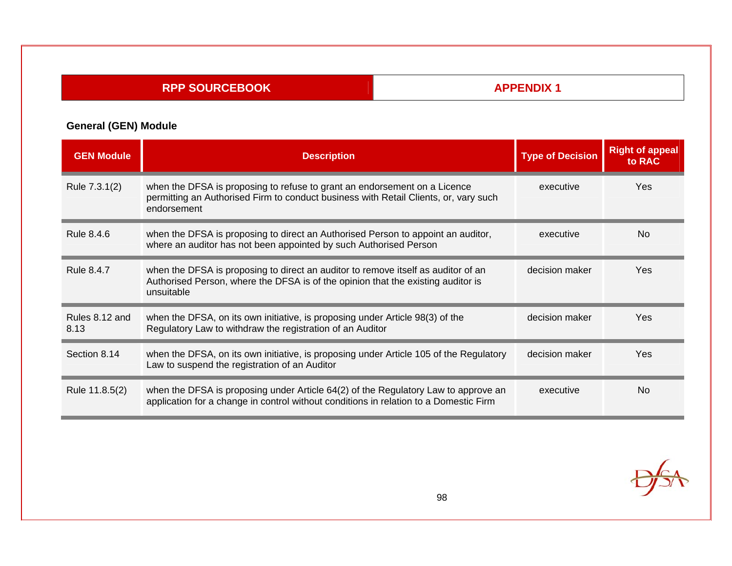### General (GEN) Module

| GEN Module | Description | Type of Decision | Right of appeal to RAC |
|---|---|---|---|
| Rule 7.3.1(2) | when the DFSA is proposing to refuse to grant an endorsement on a Licence permitting an Authorised Firm to conduct business with Retail Clients, or, vary such endorsement | executive | Yes |
| Rule 8.4.6 | when the DFSA is proposing to direct an Authorised Person to appoint an auditor, where an auditor has not been appointed by such Authorised Person | executive | No |
| Rule 8.4.7 | when the DFSA is proposing to direct an auditor to remove itself as auditor of an Authorised Person, where the DFSA is of the opinion that the existing auditor is unsuitable | decision maker | Yes |
| Rules 8.12 and 8.13 | when the DFSA, on its own initiative, is proposing under Article 98(3) of the Regulatory Law to withdraw the registration of an Auditor | decision maker | Yes |
| Section 8.14 | when the DFSA, on its own initiative, is proposing under Article 105 of the Regulatory Law to suspend the registration of an Auditor | decision maker | Yes |
| Rule 11.8.5(2) | when the DFSA is proposing under Article 64(2) of the Regulatory Law to approve an application for a change in control without conditions in relation to a Domestic Firm | executive | No |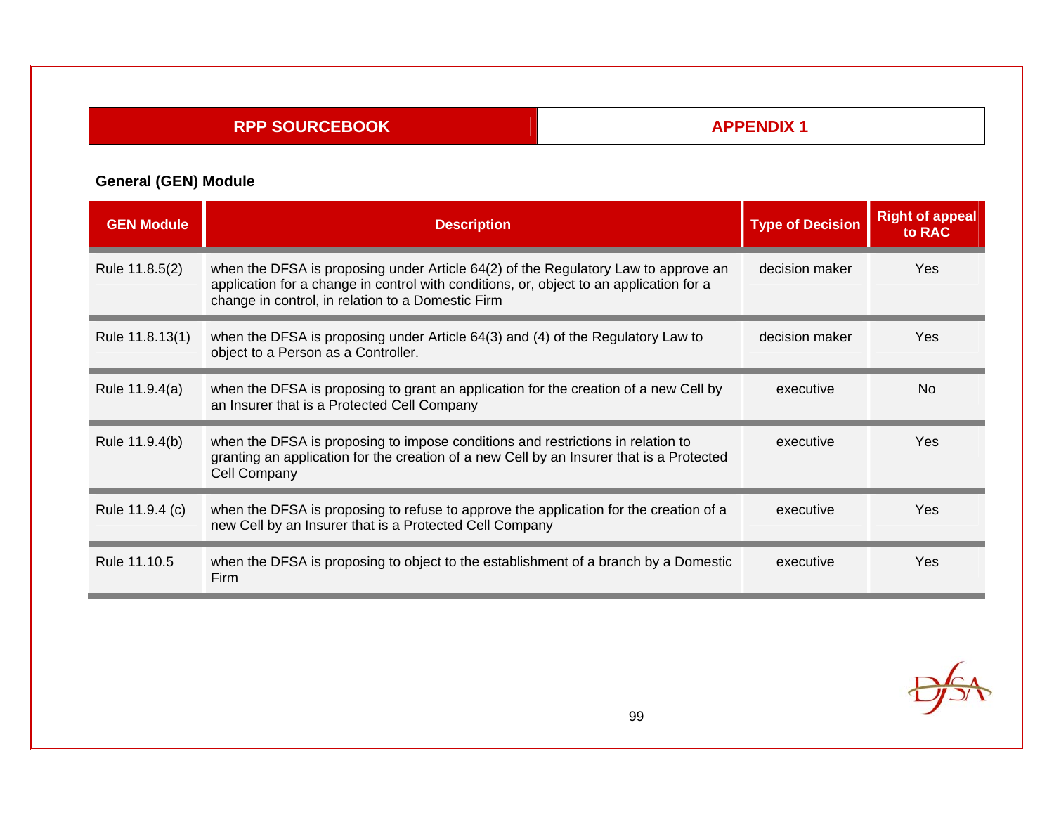## General (GEN) Module

| GEN Module | Description | Type of Decision | Right of appeal to RAC |
|---|---|---|---|
| Rule 11.8.5(2) | when the DFSA is proposing under Article 64(2) of the Regulatory Law to approve an application for a change in control with conditions, or, object to an application for a change in control, in relation to a Domestic Firm | decision maker | Yes |
| Rule 11.8.13(1) | when the DFSA is proposing under Article 64(3) and (4) of the Regulatory Law to object to a Person as a Controller. | decision maker | Yes |
| Rule 11.9.4(a) | when the DFSA is proposing to grant an application for the creation of a new Cell by an Insurer that is a Protected Cell Company | executive | No |
| Rule 11.9.4(b) | when the DFSA is proposing to impose conditions and restrictions in relation to granting an application for the creation of a new Cell by an Insurer that is a Protected Cell Company | executive | Yes |
| Rule 11.9.4 (c) | when the DFSA is proposing to refuse to approve the application for the creation of a new Cell by an Insurer that is a Protected Cell Company | executive | Yes |
| Rule 11.10.5 | when the DFSA is proposing to object to the establishment of a branch by a Domestic Firm | executive | Yes |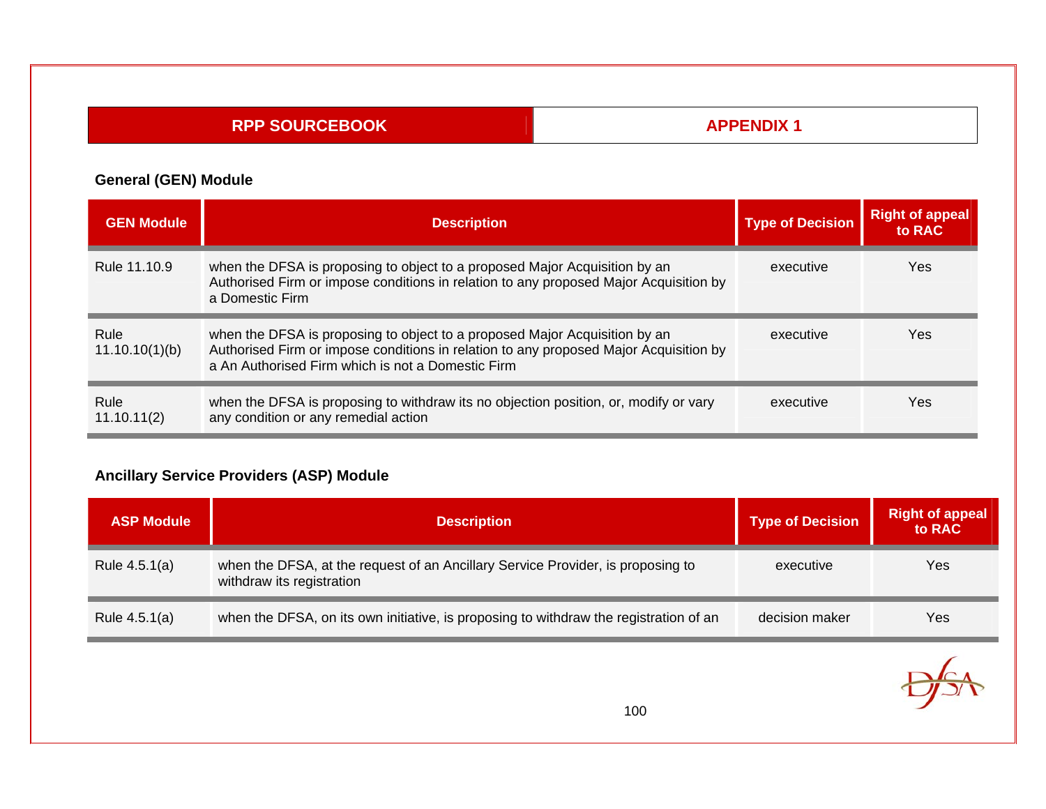## General (GEN) Module

| GEN Module | Description | Type of Decision | Right of appeal to RAC |
|---|---|---|---|
| Rule 11.10.9 | when the DFSA is proposing to object to a proposed Major Acquisition by an Authorised Firm or impose conditions in relation to any proposed Major Acquisition by a Domestic Firm | executive | Yes |
| Rule 11.10.10(1)(b) | when the DFSA is proposing to object to a proposed Major Acquisition by an Authorised Firm or impose conditions in relation to any proposed Major Acquisition by a An Authorised Firm which is not a Domestic Firm | executive | Yes |
| Rule 11.10.11(2) | when the DFSA is proposing to withdraw its no objection position, or, modify or vary any condition or any remedial action | executive | Yes |

## Ancillary Service Providers (ASP) Module

| ASP Module | Description | Type of Decision | Right of appeal to RAC |
|---|---|---|---|
| Rule 4.5.1(a) | when the DFSA, at the request of an Ancillary Service Provider, is proposing to withdraw its registration | executive | Yes |
| Rule 4.5.1(a) | when the DFSA, on its own initiative, is proposing to withdraw the registration of an | decision maker | Yes |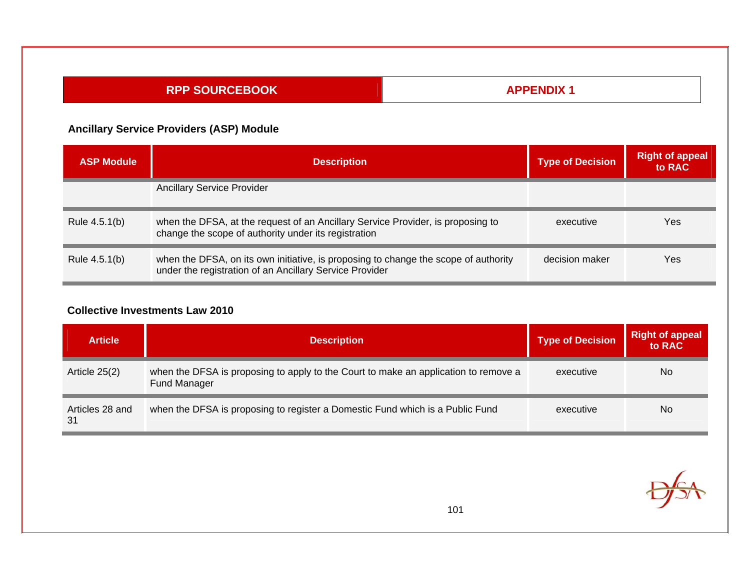### Ancillary Service Providers (ASP) Module

| ASP Module | Description | Type of Decision | Right of appeal to RAC |
|---|---|---|---|
| | Ancillary Service Provider | | |
| Rule 4.5.1(b) | when the DFSA, at the request of an Ancillary Service Provider, is proposing to change the scope of authority under its registration | executive | Yes |
| Rule 4.5.1(b) | when the DFSA, on its own initiative, is proposing to change the scope of authority under the registration of an Ancillary Service Provider | decision maker | Yes |

### Collective Investments Law 2010

| Article | Description | Type of Decision | Right of appeal to RAC |
|---|---|---|---|
| Article 25(2) | when the DFSA is proposing to apply to the Court to make an application to remove a Fund Manager | executive | No |
| Articles 28 and 31 | when the DFSA is proposing to register a Domestic Fund which is a Public Fund | executive | No |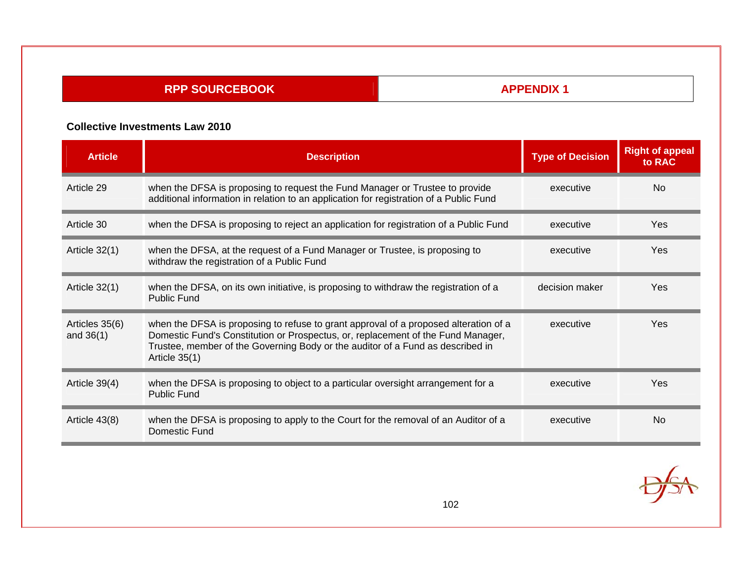**Collective Investments Law 2010**

| Article | Description | Type of Decision | Right of appeal to RAC |
|---|---|---|---|
| Article 29 | when the DFSA is proposing to request the Fund Manager or Trustee to provide additional information in relation to an application for registration of a Public Fund | executive | No |
| Article 30 | when the DFSA is proposing to reject an application for registration of a Public Fund | executive | Yes |
| Article 32(1) | when the DFSA, at the request of a Fund Manager or Trustee, is proposing to withdraw the registration of a Public Fund | executive | Yes |
| Article 32(1) | when the DFSA, on its own initiative, is proposing to withdraw the registration of a Public Fund | decision maker | Yes |
| Articles 35(6) and 36(1) | when the DFSA is proposing to refuse to grant approval of a proposed alteration of a Domestic Fund's Constitution or Prospectus, or, replacement of the Fund Manager, Trustee, member of the Governing Body or the auditor of a Fund as described in Article 35(1) | executive | Yes |
| Article 39(4) | when the DFSA is proposing to object to a particular oversight arrangement for a Public Fund | executive | Yes |
| Article 43(8) | when the DFSA is proposing to apply to the Court for the removal of an Auditor of a Domestic Fund | executive | No |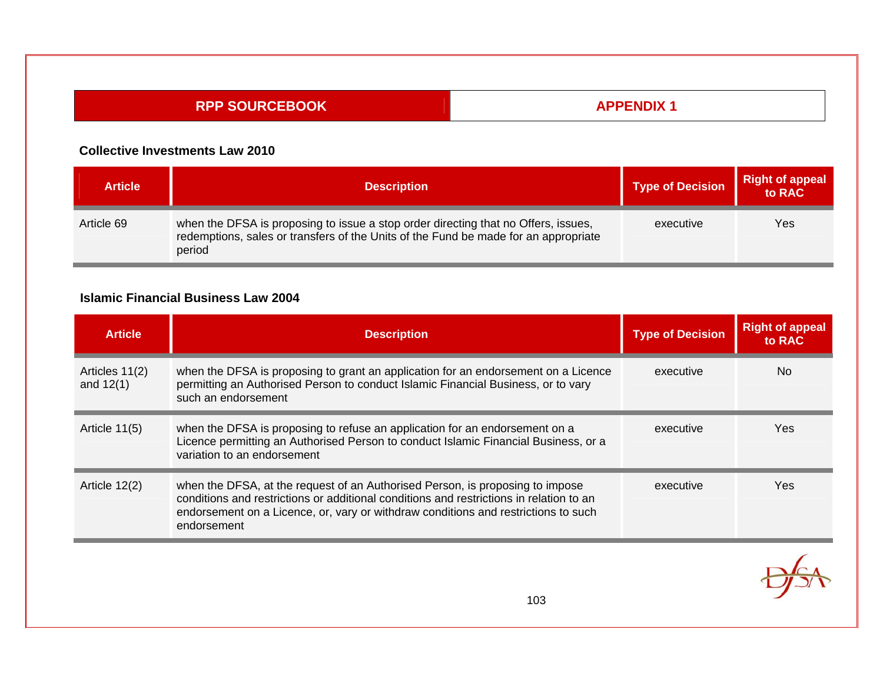### Collective Investments Law 2010

| Article | Description | Type of Decision | Right of appeal to RAC |
|---|---|---|---|
| Article 69 | when the DFSA is proposing to issue a stop order directing that no Offers, issues, redemptions, sales or transfers of the Units of the Fund be made for an appropriate period | executive | Yes |

### Islamic Financial Business Law 2004

| Article | Description | Type of Decision | Right of appeal to RAC |
|---|---|---|---|
| Articles 11(2) and 12(1) | when the DFSA is proposing to grant an application for an endorsement on a Licence permitting an Authorised Person to conduct Islamic Financial Business, or to vary such an endorsement | executive | No |
| Article 11(5) | when the DFSA is proposing to refuse an application for an endorsement on a Licence permitting an Authorised Person to conduct Islamic Financial Business, or a variation to an endorsement | executive | Yes |
| Article 12(2) | when the DFSA, at the request of an Authorised Person, is proposing to impose conditions and restrictions or additional conditions and restrictions in relation to an endorsement on a Licence, or, vary or withdraw conditions and restrictions to such endorsement | executive | Yes |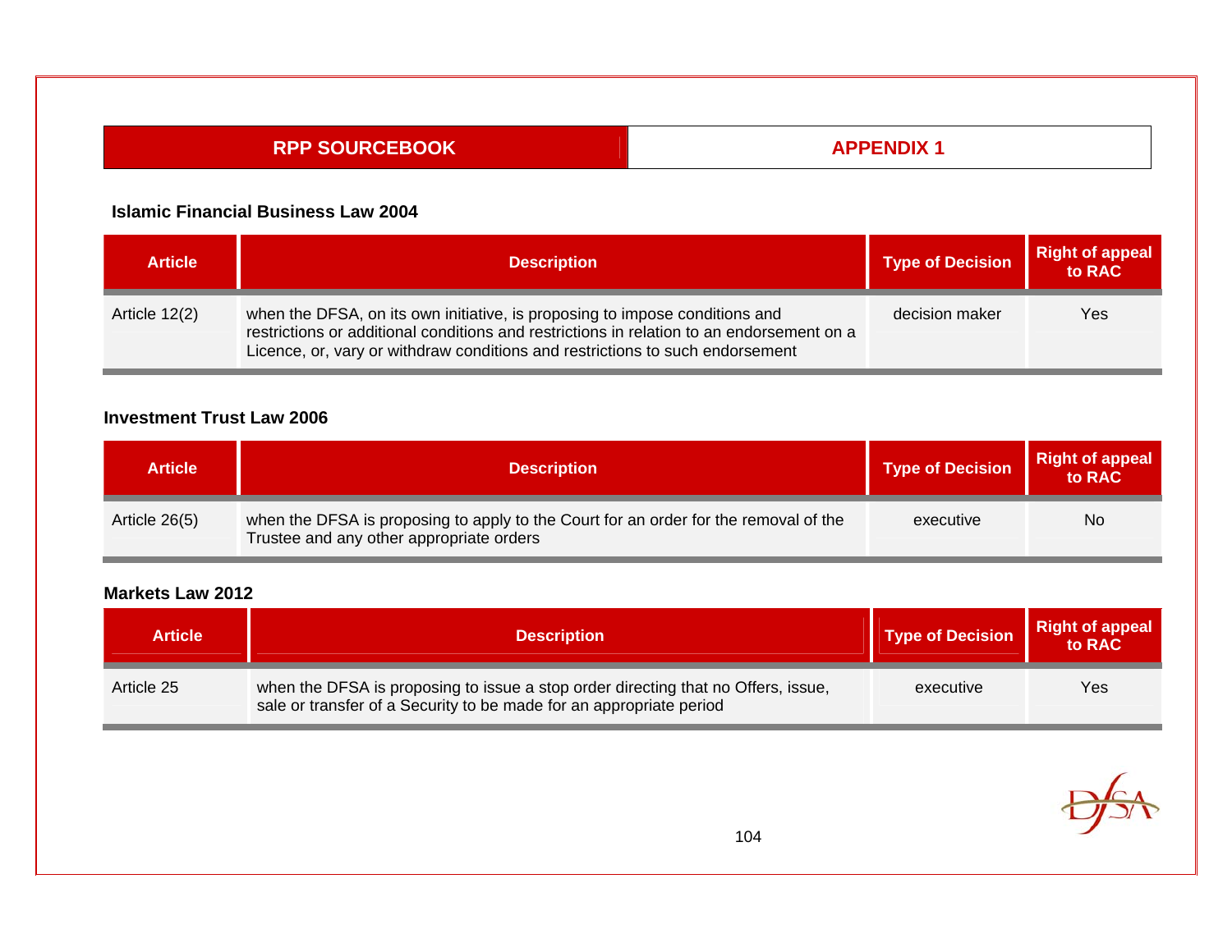### Islamic Financial Business Law 2004

| Article | Description | Type of Decision | Right of appeal to RAC |
|---|---|---|---|
| Article 12(2) | when the DFSA, on its own initiative, is proposing to impose conditions and restrictions or additional conditions and restrictions in relation to an endorsement on a Licence, or, vary or withdraw conditions and restrictions to such endorsement | decision maker | Yes |

### Investment Trust Law 2006

| Article | Description | Type of Decision | Right of appeal to RAC |
|---|---|---|---|
| Article 26(5) | when the DFSA is proposing to apply to the Court for an order for the removal of the Trustee and any other appropriate orders | executive | No |

### Markets Law 2012

| Article | Description | Type of Decision | Right of appeal to RAC |
|---|---|---|---|
| Article 25 | when the DFSA is proposing to issue a stop order directing that no Offers, issue, sale or transfer of a Security to be made for an appropriate period | executive | Yes |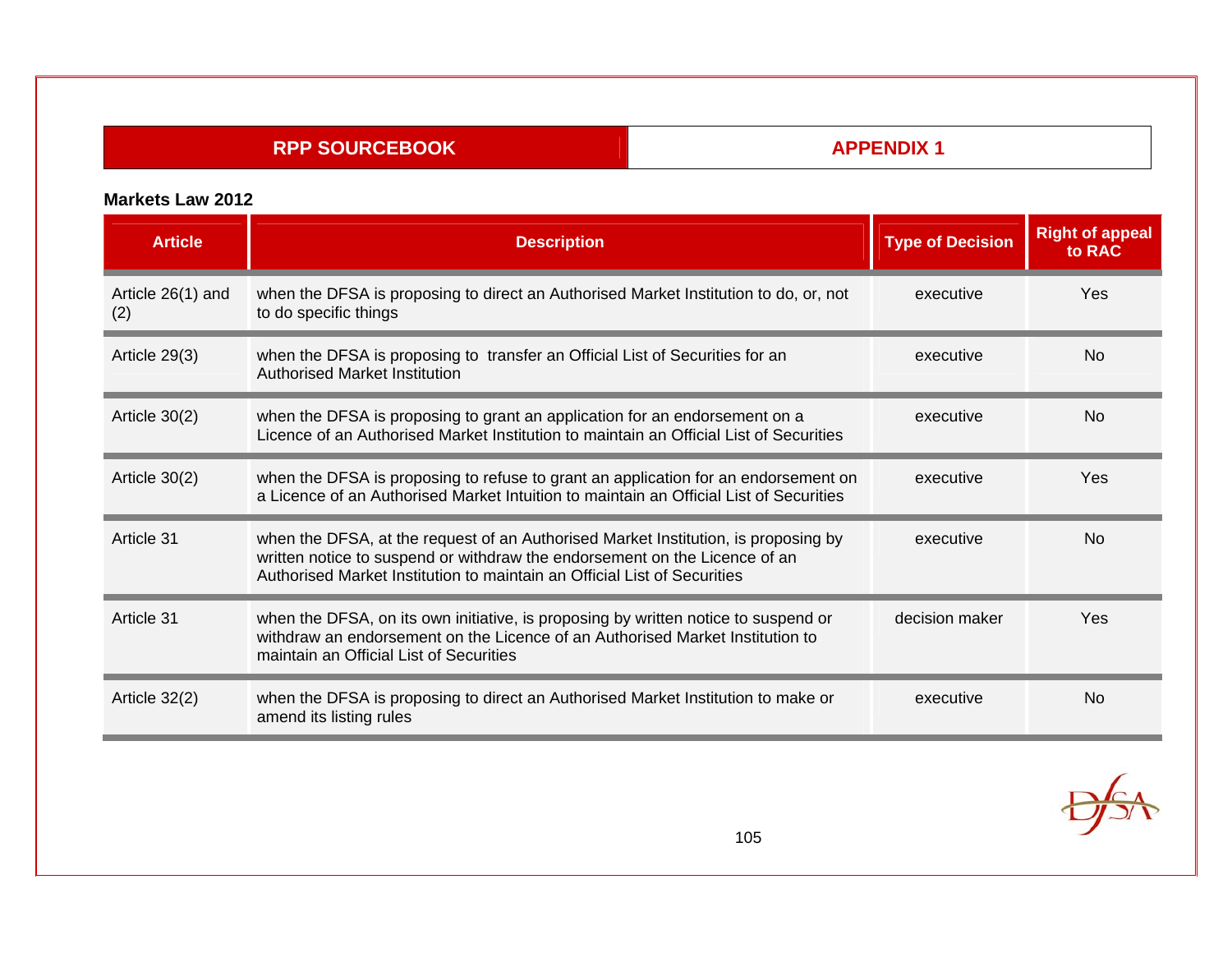**Markets Law 2012**

| Article | Description | Type of Decision | Right of appeal to RAC |
|---|---|---|---|
| Article 26(1) and (2) | when the DFSA is proposing to direct an Authorised Market Institution to do, or, not to do specific things | executive | Yes |
| Article 29(3) | when the DFSA is proposing to  transfer an Official List of Securities for an Authorised Market Institution | executive | No |
| Article 30(2) | when the DFSA is proposing to grant an application for an endorsement on a Licence of an Authorised Market Institution to maintain an Official List of Securities | executive | No |
| Article 30(2) | when the DFSA is proposing to refuse to grant an application for an endorsement on a Licence of an Authorised Market Intuition to maintain an Official List of Securities | executive | Yes |
| Article 31 | when the DFSA, at the request of an Authorised Market Institution, is proposing by written notice to suspend or withdraw the endorsement on the Licence of an Authorised Market Institution to maintain an Official List of Securities | executive | No |
| Article 31 | when the DFSA, on its own initiative, is proposing by written notice to suspend or withdraw an endorsement on the Licence of an Authorised Market Institution to maintain an Official List of Securities | decision maker | Yes |
| Article 32(2) | when the DFSA is proposing to direct an Authorised Market Institution to make or amend its listing rules | executive | No |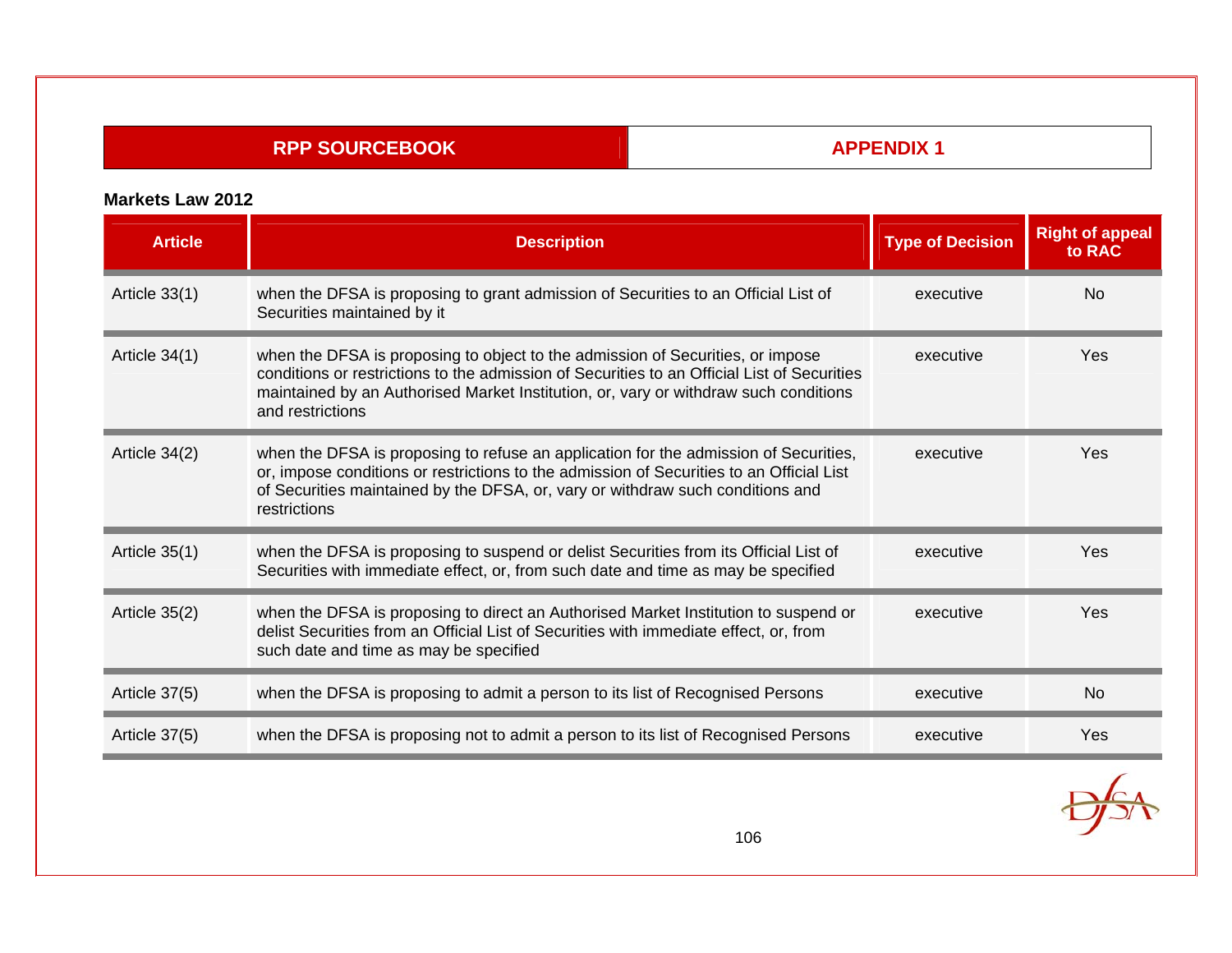**Markets Law 2012**

| Article | Description | Type of Decision | Right of appeal to RAC |
|---|---|---|---|
| Article 33(1) | when the DFSA is proposing to grant admission of Securities to an Official List of Securities maintained by it | executive | No |
| Article 34(1) | when the DFSA is proposing to object to the admission of Securities, or impose conditions or restrictions to the admission of Securities to an Official List of Securities maintained by an Authorised Market Institution, or, vary or withdraw such conditions and restrictions | executive | Yes |
| Article 34(2) | when the DFSA is proposing to refuse an application for the admission of Securities, or, impose conditions or restrictions to the admission of Securities to an Official List of Securities maintained by the DFSA, or, vary or withdraw such conditions and restrictions | executive | Yes |
| Article 35(1) | when the DFSA is proposing to suspend or delist Securities from its Official List of Securities with immediate effect, or, from such date and time as may be specified | executive | Yes |
| Article 35(2) | when the DFSA is proposing to direct an Authorised Market Institution to suspend or delist Securities from an Official List of Securities with immediate effect, or, from such date and time as may be specified | executive | Yes |
| Article 37(5) | when the DFSA is proposing to admit a person to its list of Recognised Persons | executive | No |
| Article 37(5) | when the DFSA is proposing not to admit a person to its list of Recognised Persons | executive | Yes |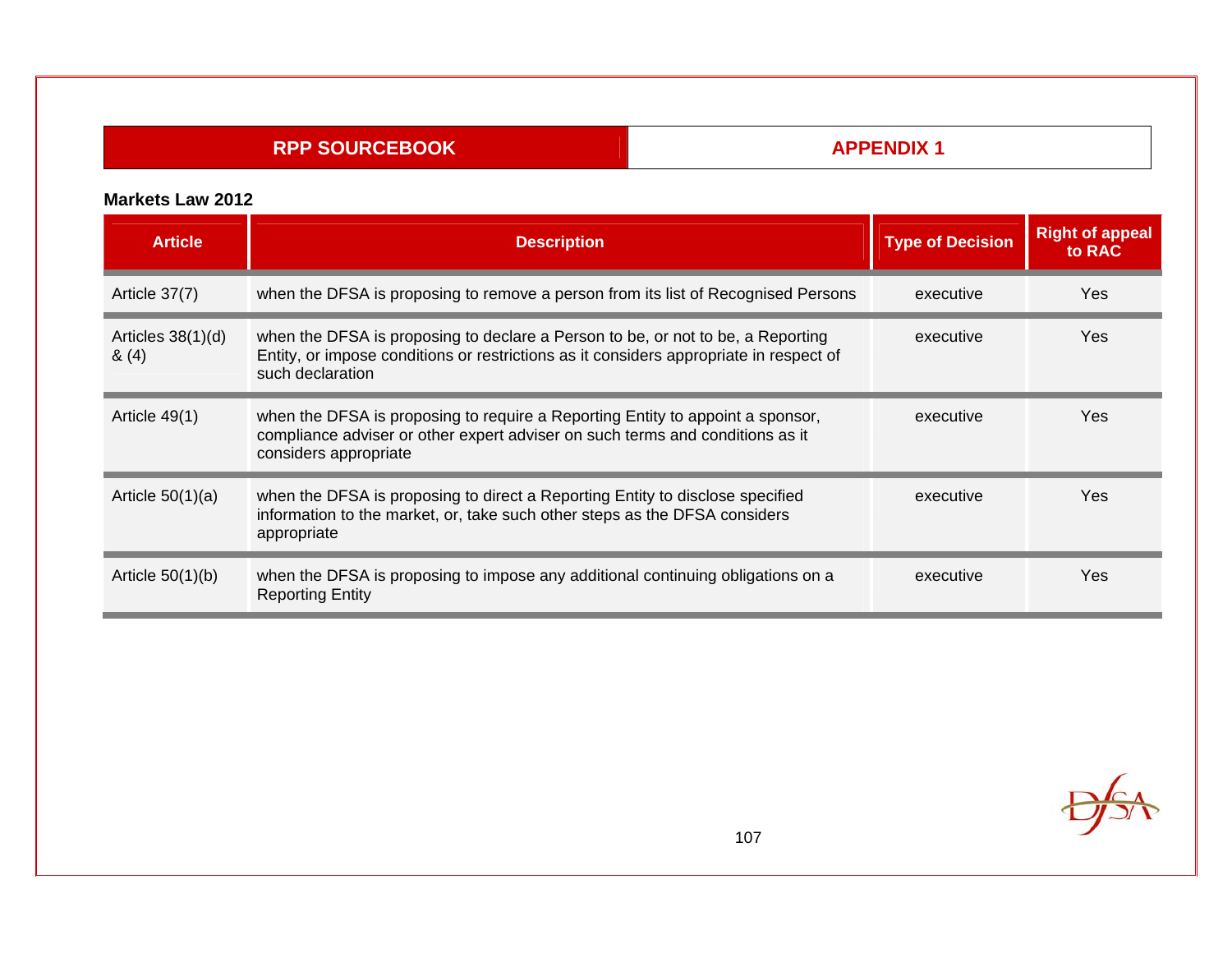**Markets Law 2012**

| Article | Description | Type of Decision | Right of appeal to RAC |
|---|---|---|---|
| Article 37(7) | when the DFSA is proposing to remove a person from its list of Recognised Persons | executive | Yes |
| Articles 38(1)(d) & (4) | when the DFSA is proposing to declare a Person to be, or not to be, a Reporting Entity, or impose conditions or restrictions as it considers appropriate in respect of such declaration | executive | Yes |
| Article 49(1) | when the DFSA is proposing to require a Reporting Entity to appoint a sponsor, compliance adviser or other expert adviser on such terms and conditions as it considers appropriate | executive | Yes |
| Article 50(1)(a) | when the DFSA is proposing to direct a Reporting Entity to disclose specified information to the market, or, take such other steps as the DFSA considers appropriate | executive | Yes |
| Article 50(1)(b) | when the DFSA is proposing to impose any additional continuing obligations on a Reporting Entity | executive | Yes |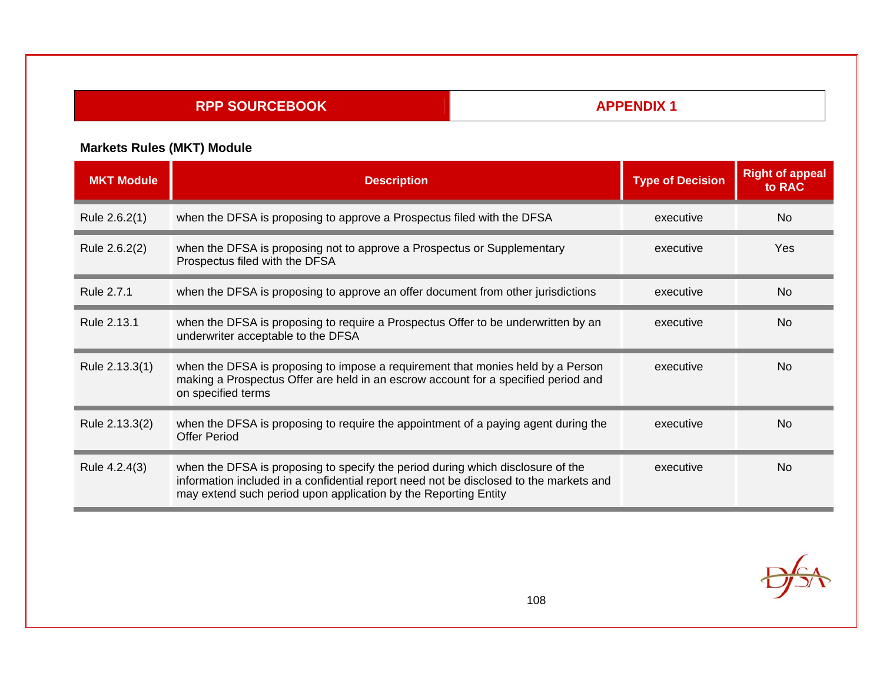## Markets Rules (MKT) Module

| MKT Module | Description | Type of Decision | Right of appeal to RAC |
|---|---|---|---|
| Rule 2.6.2(1) | when the DFSA is proposing to approve a Prospectus filed with the DFSA | executive | No |
| Rule 2.6.2(2) | when the DFSA is proposing not to approve a Prospectus or Supplementary Prospectus filed with the DFSA | executive | Yes |
| Rule 2.7.1 | when the DFSA is proposing to approve an offer document from other jurisdictions | executive | No |
| Rule 2.13.1 | when the DFSA is proposing to require a Prospectus Offer to be underwritten by an underwriter acceptable to the DFSA | executive | No |
| Rule 2.13.3(1) | when the DFSA is proposing to impose a requirement that monies held by a Person making a Prospectus Offer are held in an escrow account for a specified period and on specified terms | executive | No |
| Rule 2.13.3(2) | when the DFSA is proposing to require the appointment of a paying agent during the Offer Period | executive | No |
| Rule 4.2.4(3) | when the DFSA is proposing to specify the period during which disclosure of the information included in a confidential report need not be disclosed to the markets and may extend such period upon application by the Reporting Entity | executive | No |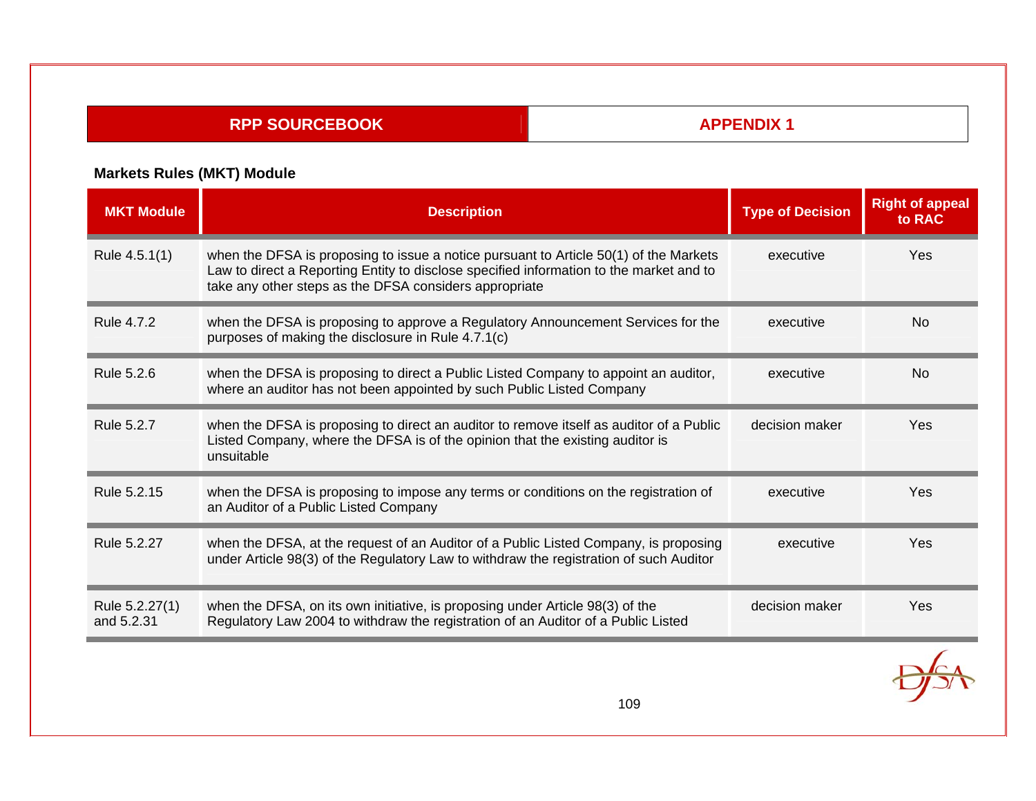## Markets Rules (MKT) Module

| MKT Module | Description | Type of Decision | Right of appeal to RAC |
|---|---|---|---|
| Rule 4.5.1(1) | when the DFSA is proposing to issue a notice pursuant to Article 50(1) of the Markets Law to direct a Reporting Entity to disclose specified information to the market and to take any other steps as the DFSA considers appropriate | executive | Yes |
| Rule 4.7.2 | when the DFSA is proposing to approve a Regulatory Announcement Services for the purposes of making the disclosure in Rule 4.7.1(c) | executive | No |
| Rule 5.2.6 | when the DFSA is proposing to direct a Public Listed Company to appoint an auditor, where an auditor has not been appointed by such Public Listed Company | executive | No |
| Rule 5.2.7 | when the DFSA is proposing to direct an auditor to remove itself as auditor of a Public Listed Company, where the DFSA is of the opinion that the existing auditor is unsuitable | decision maker | Yes |
| Rule 5.2.15 | when the DFSA is proposing to impose any terms or conditions on the registration of an Auditor of a Public Listed Company | executive | Yes |
| Rule 5.2.27 | when the DFSA, at the request of an Auditor of a Public Listed Company, is proposing under Article 98(3) of the Regulatory Law to withdraw the registration of such Auditor | executive | Yes |
| Rule 5.2.27(1) and 5.2.31 | when the DFSA, on its own initiative, is proposing under Article 98(3) of the Regulatory Law 2004 to withdraw the registration of an Auditor of a Public Listed | decision maker | Yes |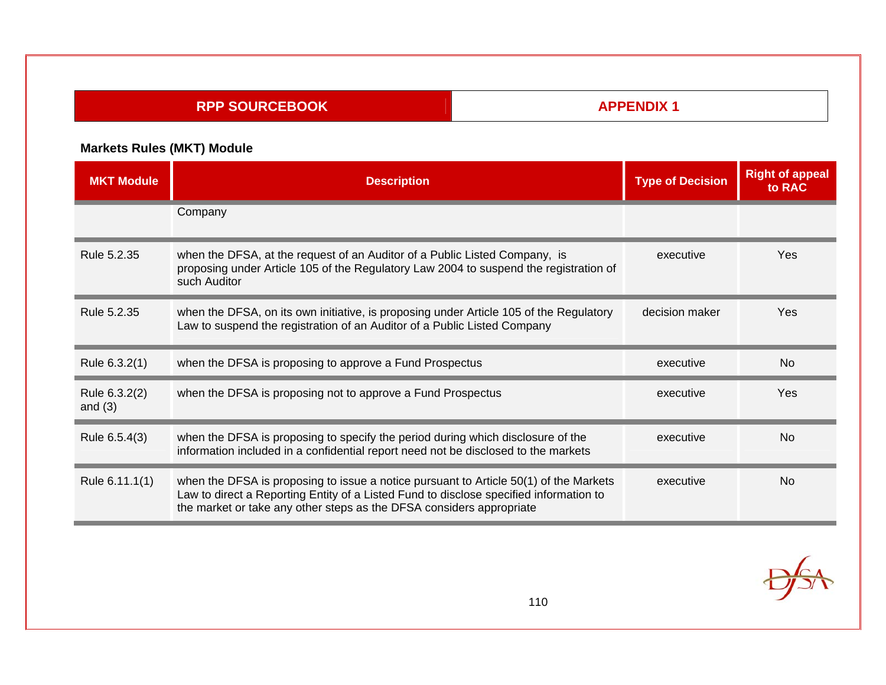### Markets Rules (MKT) Module

| MKT Module | Description | Type of Decision | Right of appeal to RAC |
|---|---|---|---|
| | Company | | |
| Rule 5.2.35 | when the DFSA, at the request of an Auditor of a Public Listed Company, is proposing under Article 105 of the Regulatory Law 2004 to suspend the registration of such Auditor | executive | Yes |
| Rule 5.2.35 | when the DFSA, on its own initiative, is proposing under Article 105 of the Regulatory Law to suspend the registration of an Auditor of a Public Listed Company | decision maker | Yes |
| Rule 6.3.2(1) | when the DFSA is proposing to approve a Fund Prospectus | executive | No |
| Rule 6.3.2(2) and (3) | when the DFSA is proposing not to approve a Fund Prospectus | executive | Yes |
| Rule 6.5.4(3) | when the DFSA is proposing to specify the period during which disclosure of the information included in a confidential report need not be disclosed to the markets | executive | No |
| Rule 6.11.1(1) | when the DFSA is proposing to issue a notice pursuant to Article 50(1) of the Markets Law to direct a Reporting Entity of a Listed Fund to disclose specified information to the market or take any other steps as the DFSA considers appropriate | executive | No |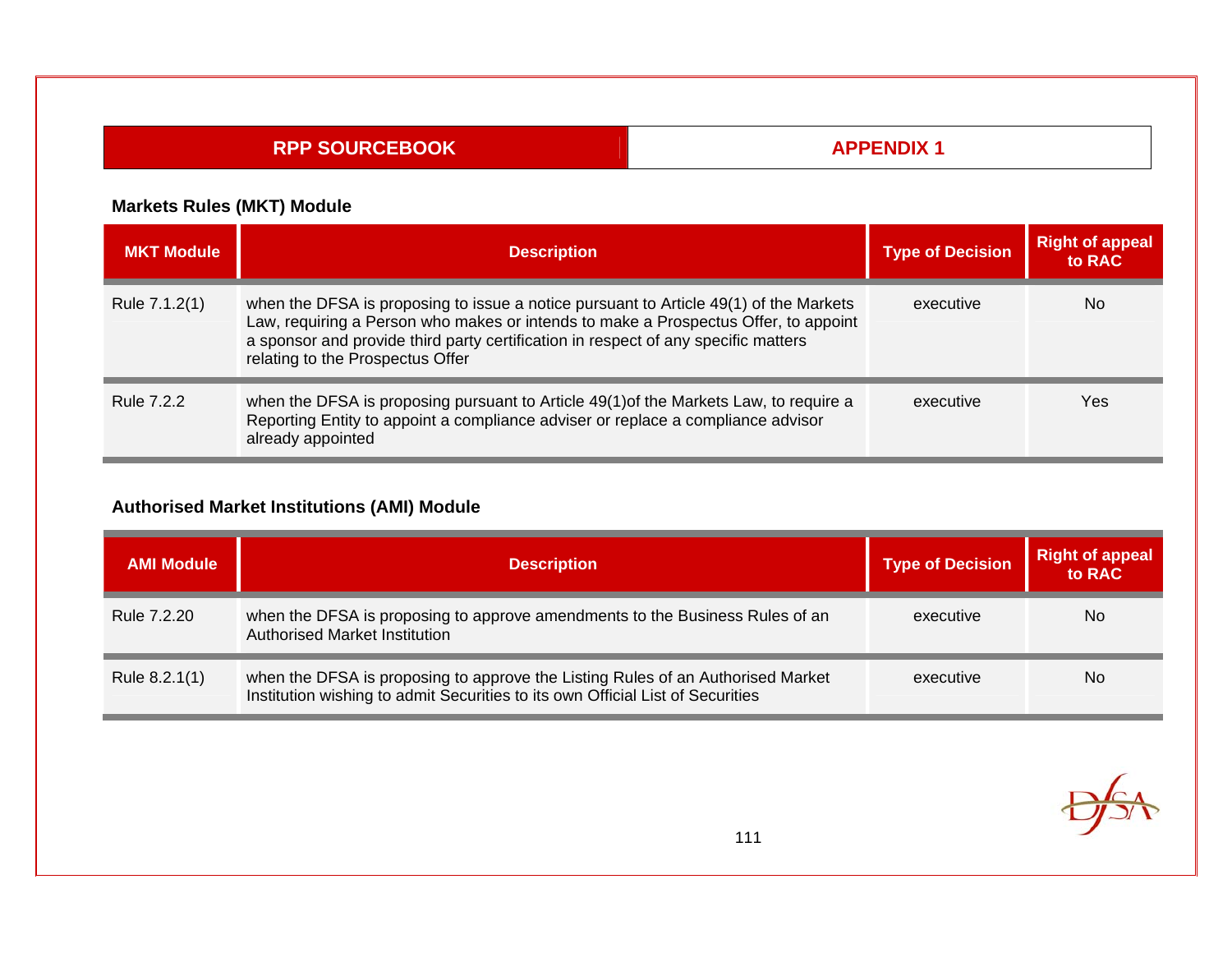### Markets Rules (MKT) Module

| MKT Module | Description | Type of Decision | Right of appeal to RAC |
|---|---|---|---|
| Rule 7.1.2(1) | when the DFSA is proposing to issue a notice pursuant to Article 49(1) of the Markets Law, requiring a Person who makes or intends to make a Prospectus Offer, to appoint a sponsor and provide third party certification in respect of any specific matters relating to the Prospectus Offer | executive | No |
| Rule 7.2.2 | when the DFSA is proposing pursuant to Article 49(1)of the Markets Law, to require a Reporting Entity to appoint a compliance adviser or replace a compliance advisor already appointed | executive | Yes |

### Authorised Market Institutions (AMI) Module

| AMI Module | Description | Type of Decision | Right of appeal to RAC |
|---|---|---|---|
| Rule 7.2.20 | when the DFSA is proposing to approve amendments to the Business Rules of an Authorised Market Institution | executive | No |
| Rule 8.2.1(1) | when the DFSA is proposing to approve the Listing Rules of an Authorised Market Institution wishing to admit Securities to its own Official List of Securities | executive | No |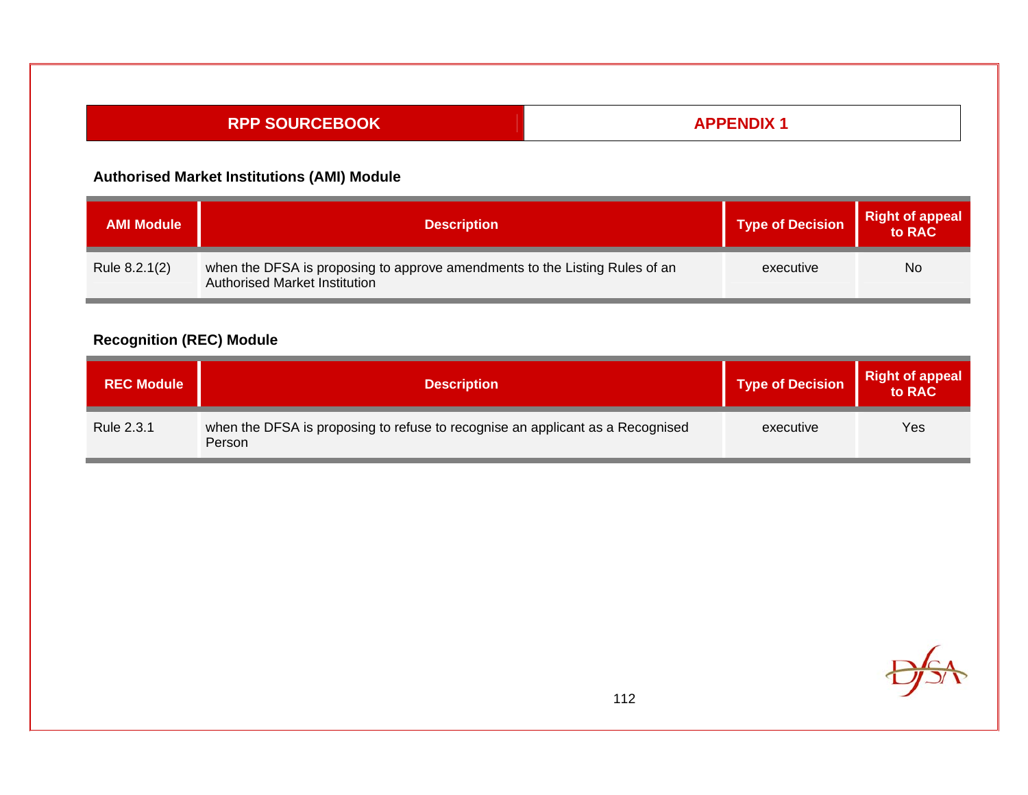### Authorised Market Institutions (AMI) Module

| AMI Module | Description | Type of Decision | Right of appeal to RAC |
|---|---|---|---|
| Rule 8.2.1(2) | when the DFSA is proposing to approve amendments to the Listing Rules of an Authorised Market Institution | executive | No |

### Recognition (REC) Module

| REC Module | Description | Type of Decision | Right of appeal to RAC |
|---|---|---|---|
| Rule 2.3.1 | when the DFSA is proposing to refuse to recognise an applicant as a Recognised Person | executive | Yes |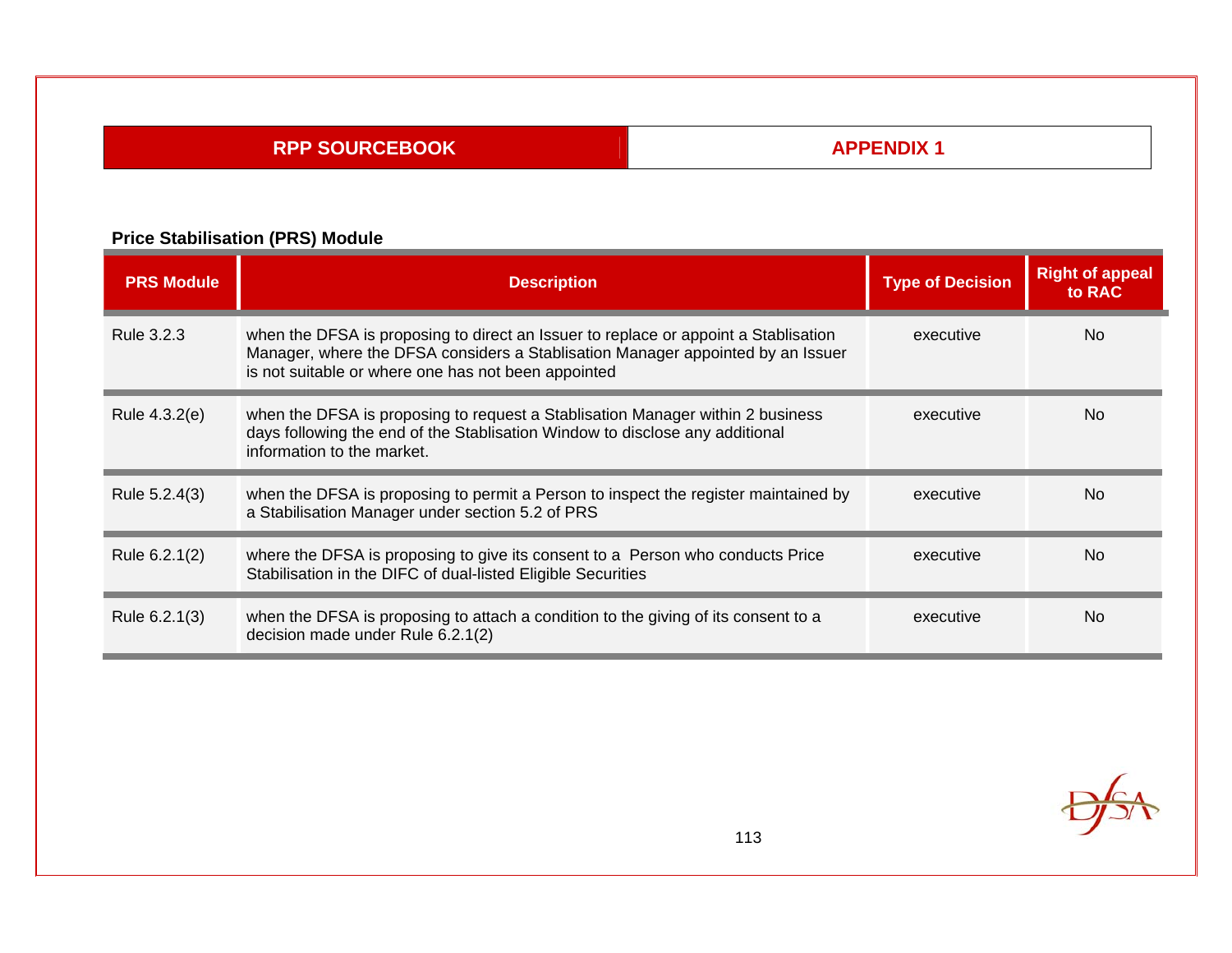**Price Stabilisation (PRS) Module**

| PRS Module | Description | Type of Decision | Right of appeal to RAC |
|---|---|---|---|
| Rule 3.2.3 | when the DFSA is proposing to direct an Issuer to replace or appoint a Stablisation Manager, where the DFSA considers a Stablisation Manager appointed by an Issuer is not suitable or where one has not been appointed | executive | No |
| Rule 4.3.2(e) | when the DFSA is proposing to request a Stablisation Manager within 2 business days following the end of the Stablisation Window to disclose any additional information to the market. | executive | No |
| Rule 5.2.4(3) | when the DFSA is proposing to permit a Person to inspect the register maintained by a Stabilisation Manager under section 5.2 of PRS | executive | No |
| Rule 6.2.1(2) | where the DFSA is proposing to give its consent to a Person who conducts Price Stabilisation in the DIFC of dual-listed Eligible Securities | executive | No |
| Rule 6.2.1(3) | when the DFSA is proposing to attach a condition to the giving of its consent to a decision made under Rule 6.2.1(2) | executive | No |